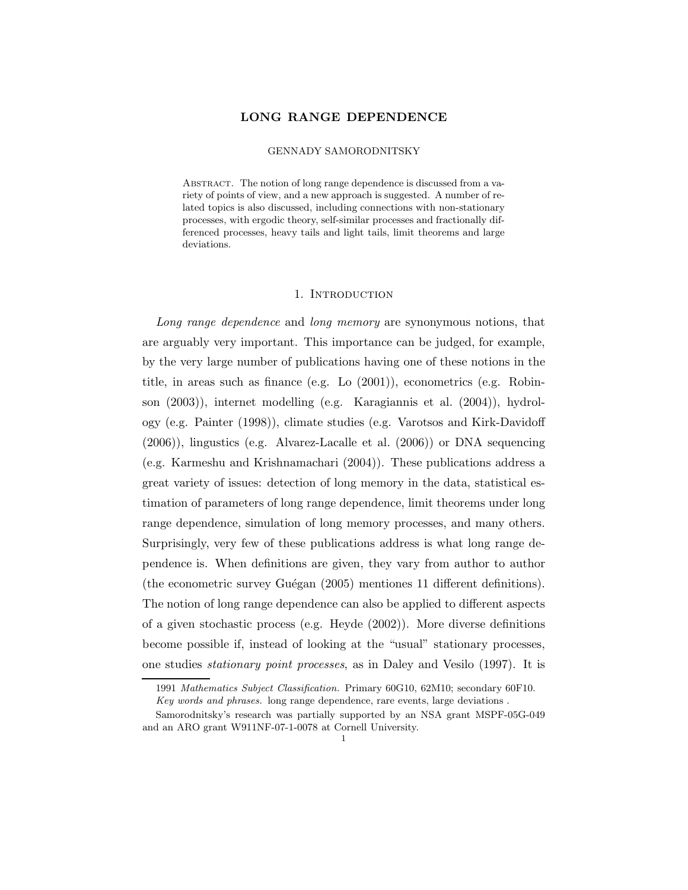# LONG RANGE DEPENDENCE

GENNADY SAMORODNITSKY

ABSTRACT. The notion of long range dependence is discussed from a variety of points of view, and a new approach is suggested. A number of related topics is also discussed, including connections with non-stationary processes, with ergodic theory, self-similar processes and fractionally differenced processes, heavy tails and light tails, limit theorems and large deviations.

## 1. INTRODUCTION

*Long range dependence* and *long memory* are synonymous notions, that are arguably very important. This importance can be judged, for example, by the very large number of publications having one of these notions in the title, in areas such as finance (e.g. Lo (2001)), econometrics (e.g. Robinson (2003)), internet modelling (e.g. Karagiannis et al. (2004)), hydrology (e.g. Painter (1998)), climate studies (e.g. Varotsos and Kirk-Davidoff (2006)), lingustics (e.g. Alvarez-Lacalle et al. (2006)) or DNA sequencing (e.g. Karmeshu and Krishnamachari (2004)). These publications address a great variety of issues: detection of long memory in the data, statistical estimation of parameters of long range dependence, limit theorems under long range dependence, simulation of long memory processes, and many others. Surprisingly, very few of these publications address is what long range dependence is. When definitions are given, they vary from author to author (the econometric survey Guégan (2005) mentiones 11 different definitions). The notion of long range dependence can also be applied to different aspects of a given stochastic process (e.g. Heyde (2002)). More diverse definitions become possible if, instead of looking at the "usual" stationary processes, one studies *stationary point processes*, as in Daley and Vesilo (1997). It is

1991 *Mathematics Subject Classification.* Primary 60G10, 62M10; secondary 60F10.

*Key words and phrases.* long range dependence, rare events, large deviations .

Samorodnitsky's research was partially supported by an NSA grant MSPF-05G-049 and an ARO grant W911NF-07-1-0078 at Cornell University.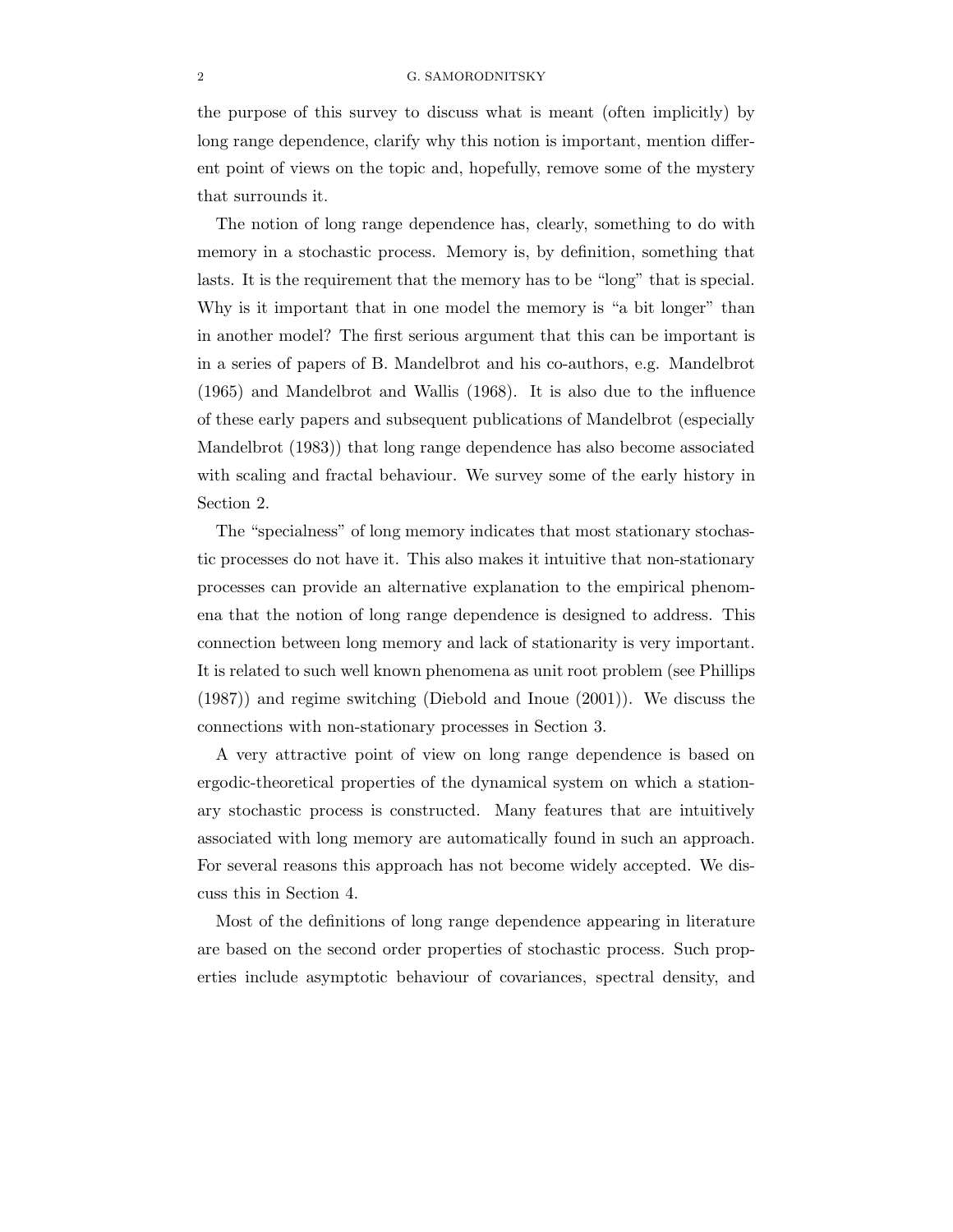the purpose of this survey to discuss what is meant (often implicitly) by long range dependence, clarify why this notion is important, mention different point of views on the topic and, hopefully, remove some of the mystery that surrounds it.

The notion of long range dependence has, clearly, something to do with memory in a stochastic process. Memory is, by definition, something that lasts. It is the requirement that the memory has to be "long" that is special. Why is it important that in one model the memory is "a bit longer" than in another model? The first serious argument that this can be important is in a series of papers of B. Mandelbrot and his co-authors, e.g. Mandelbrot (1965) and Mandelbrot and Wallis (1968). It is also due to the influence of these early papers and subsequent publications of Mandelbrot (especially Mandelbrot (1983)) that long range dependence has also become associated with scaling and fractal behaviour. We survey some of the early history in Section 2.

The "specialness" of long memory indicates that most stationary stochastic processes do not have it. This also makes it intuitive that non-stationary processes can provide an alternative explanation to the empirical phenomena that the notion of long range dependence is designed to address. This connection between long memory and lack of stationarity is very important. It is related to such well known phenomena as unit root problem (see Phillips (1987)) and regime switching (Diebold and Inoue (2001)). We discuss the connections with non-stationary processes in Section 3.

A very attractive point of view on long range dependence is based on ergodic-theoretical properties of the dynamical system on which a stationary stochastic process is constructed. Many features that are intuitively associated with long memory are automatically found in such an approach. For several reasons this approach has not become widely accepted. We discuss this in Section 4.

Most of the definitions of long range dependence appearing in literature are based on the second order properties of stochastic process. Such properties include asymptotic behaviour of covariances, spectral density, and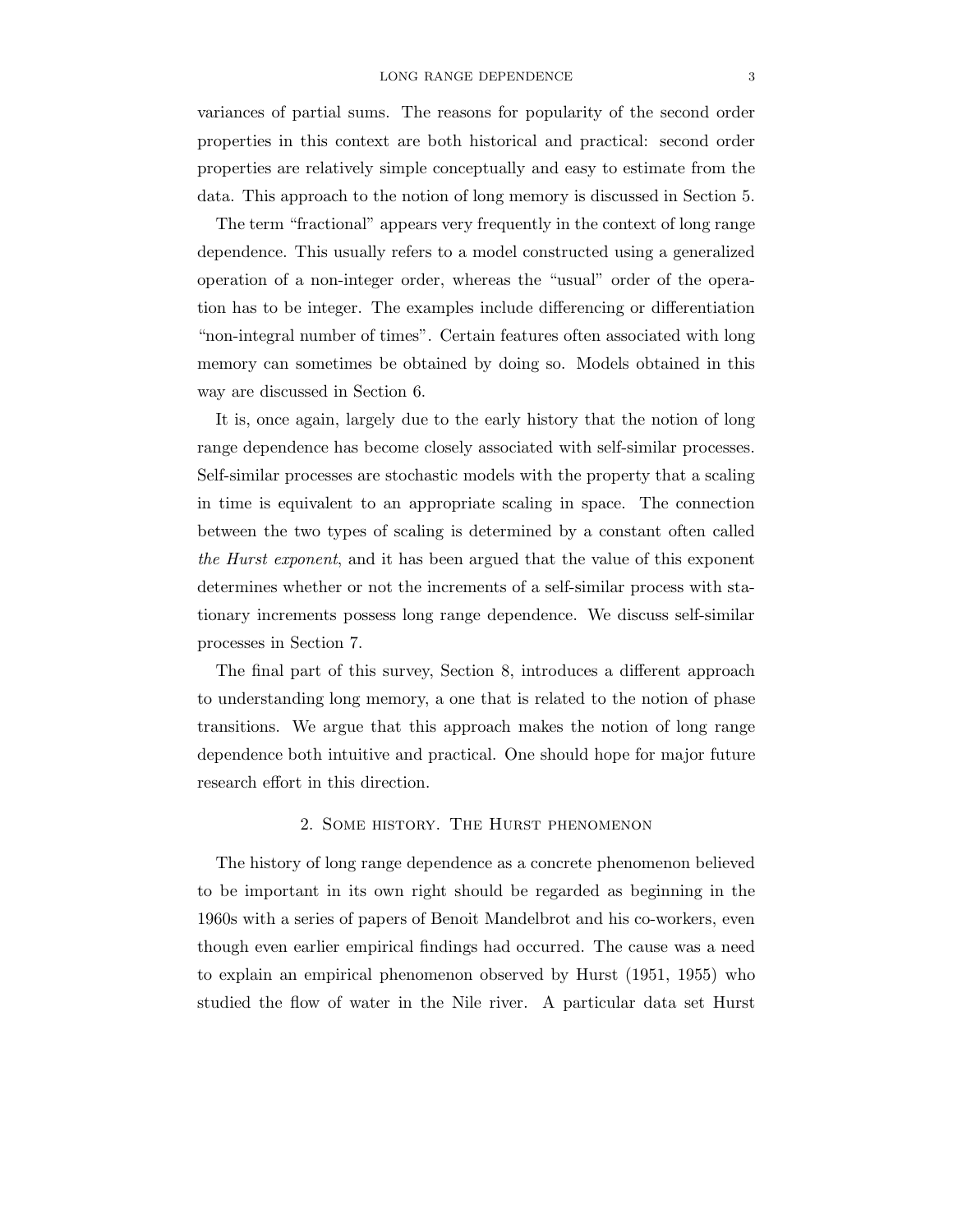variances of partial sums. The reasons for popularity of the second order properties in this context are both historical and practical: second order properties are relatively simple conceptually and easy to estimate from the data. This approach to the notion of long memory is discussed in Section 5.

The term "fractional" appears very frequently in the context of long range dependence. This usually refers to a model constructed using a generalized operation of a non-integer order, whereas the "usual" order of the operation has to be integer. The examples include differencing or differentiation "non-integral number of times". Certain features often associated with long memory can sometimes be obtained by doing so. Models obtained in this way are discussed in Section 6.

It is, once again, largely due to the early history that the notion of long range dependence has become closely associated with self-similar processes. Self-similar processes are stochastic models with the property that a scaling in time is equivalent to an appropriate scaling in space. The connection between the two types of scaling is determined by a constant often called *the Hurst exponent*, and it has been argued that the value of this exponent determines whether or not the increments of a self-similar process with stationary increments possess long range dependence. We discuss self-similar processes in Section 7.

The final part of this survey, Section 8, introduces a different approach to understanding long memory, a one that is related to the notion of phase transitions. We argue that this approach makes the notion of long range dependence both intuitive and practical. One should hope for major future research effort in this direction.

## 2. Some history. The Hurst phenomenon

The history of long range dependence as a concrete phenomenon believed to be important in its own right should be regarded as beginning in the 1960s with a series of papers of Benoit Mandelbrot and his co-workers, even though even earlier empirical findings had occurred. The cause was a need to explain an empirical phenomenon observed by Hurst (1951, 1955) who studied the flow of water in the Nile river. A particular data set Hurst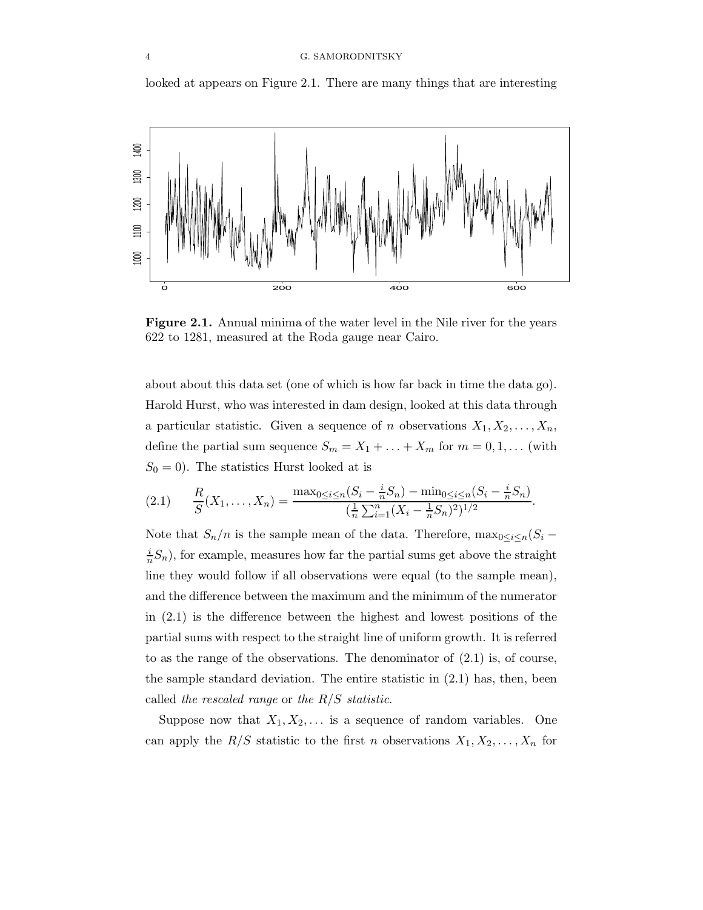looked at appears on Figure 2.1. There are many things that are interesting

**Figure 2.1.** Annual minima of the water level in the Nile river for the years 622 to 1281, measured at the Roda gauge near Cairo.

about about this data set (one of which is how far back in time the data go). Harold Hurst, who was interested in dam design, looked at this data through a particular statistic. Given a sequence of $n$ observations $X_1, X_2, \ldots, X_n$, define the partial sum sequence $S_m = X_1 + \ldots + X_m$ for $m = 0, 1, \ldots$ (with $S_0 = 0$). The statistics Hurst looked at is

$$\frac{R}{S}(X_1, \ldots, X_n) = \frac{\max_{0 \le i \le n}(S_i - \frac{i}{n}S_n) - \min_{0 \le i \le n}(S_i - \frac{i}{n}S_n)}{(\frac{1}{n}\sum_{i=1}^{n}(X_i - \frac{1}{n}S_n)^2)^{1/2}}. \tag{2.1}$$

Note that $S_n/n$ is the sample mean of the data. Therefore, $\max_{0 \le i \le n}(S_i - \frac{i}{n}S_n)$, for example, measures how far the partial sums get above the straight line they would follow if all observations were equal (to the sample mean), and the difference between the maximum and the minimum of the numerator in (2.1) is the difference between the highest and lowest positions of the partial sums with respect to the straight line of uniform growth. It is referred to as the range of the observations. The denominator of (2.1) is, of course, the sample standard deviation. The entire statistic in (2.1) has, then, been called *the rescaled range* or *the R/S statistic*.

Suppose now that $X_1, X_2, \ldots$ is a sequence of random variables. One can apply the $R/S$ statistic to the first $n$ observations $X_1, X_2, \ldots, X_n$ for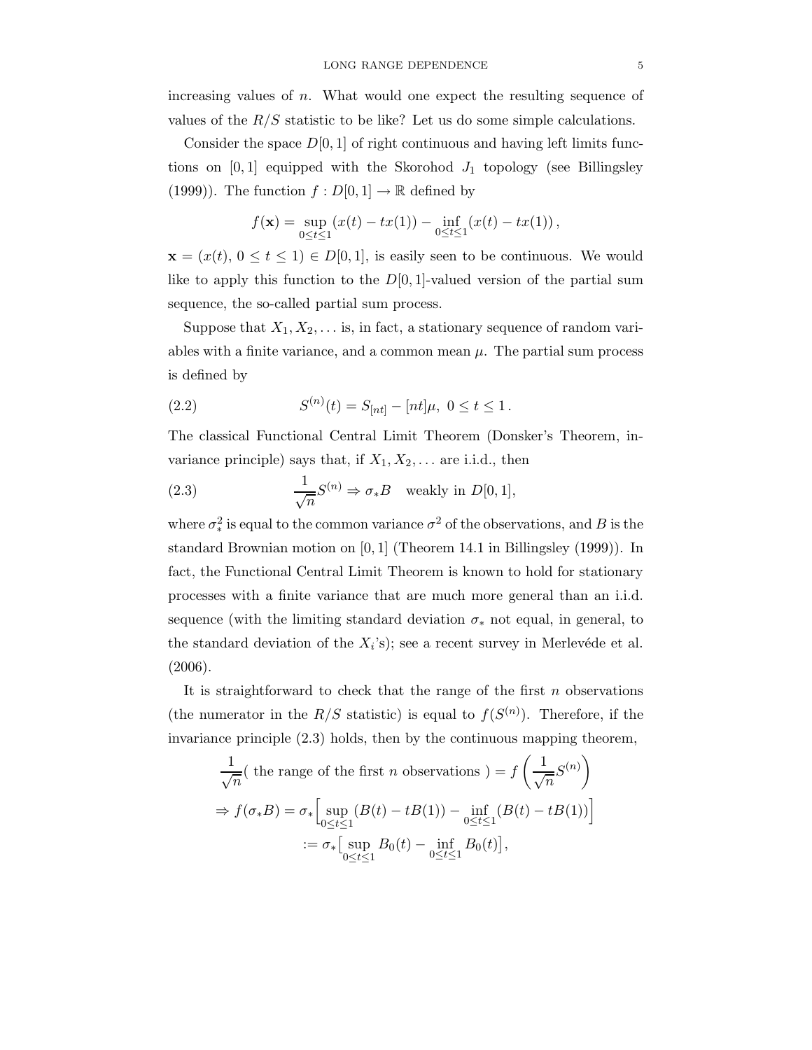increasing values of $n$. What would one expect the resulting sequence of values of the $R/S$ statistic to be like? Let us do some simple calculations.

Consider the space $D[0,1]$ of right continuous and having left limits functions on $[0,1]$ equipped with the Skorohod $J_1$ topology (see Billingsley (1999)). The function $f : D[0,1] \to \mathbb{R}$ defined by

$$f(\mathbf{x}) = \sup_{0 \le t \le 1} (x(t) - tx(1)) - \inf_{0 \le t \le 1} (x(t) - tx(1)) ,$$

$\mathbf{x} = (x(t),\, 0 \le t \le 1) \in D[0,1]$, is easily seen to be continuous. We would like to apply this function to the $D[0,1]$-valued version of the partial sum sequence, the so-called partial sum process.

Suppose that $X_1, X_2, \ldots$ is, in fact, a stationary sequence of random variables with a finite variance, and a common mean $\mu$. The partial sum process is defined by

$$S^{(n)}(t) = S_{[nt]} - [nt]\mu,\ 0 \le t \le 1 . \tag{2.2}$$

The classical Functional Central Limit Theorem (Donsker's Theorem, invariance principle) says that, if $X_1, X_2, \ldots$ are i.i.d., then

$$\frac{1}{\sqrt{n}} S^{(n)} \Rightarrow \sigma_* B \quad \text{weakly in } D[0,1], \tag{2.3}$$

where $\sigma_*^2$ is equal to the common variance $\sigma^2$ of the observations, and $B$ is the standard Brownian motion on $[0,1]$ (Theorem 14.1 in Billingsley (1999)). In fact, the Functional Central Limit Theorem is known to hold for stationary processes with a finite variance that are much more general than an i.i.d. sequence (with the limiting standard deviation $\sigma_*$ not equal, in general, to the standard deviation of the $X_i$'s); see a recent survey in Merlevéde et al. (2006).

It is straightforward to check that the range of the first $n$ observations (the numerator in the $R/S$ statistic) is equal to $f(S^{(n)})$. Therefore, if the invariance principle (2.3) holds, then by the continuous mapping theorem,

$$\begin{aligned}
&\frac{1}{\sqrt{n}}(\text{ the range of the first } n \text{ observations }) = f\left(\frac{1}{\sqrt{n}} S^{(n)}\right) \\
&\Rightarrow f(\sigma_* B) = \sigma_* \Big[\sup_{0 \le t \le 1} (B(t) - tB(1)) - \inf_{0 \le t \le 1} (B(t) - tB(1))\Big] \\
&\qquad := \sigma_* \big[\sup_{0 \le t \le 1} B_0(t) - \inf_{0 \le t \le 1} B_0(t)\big],
\end{aligned}$$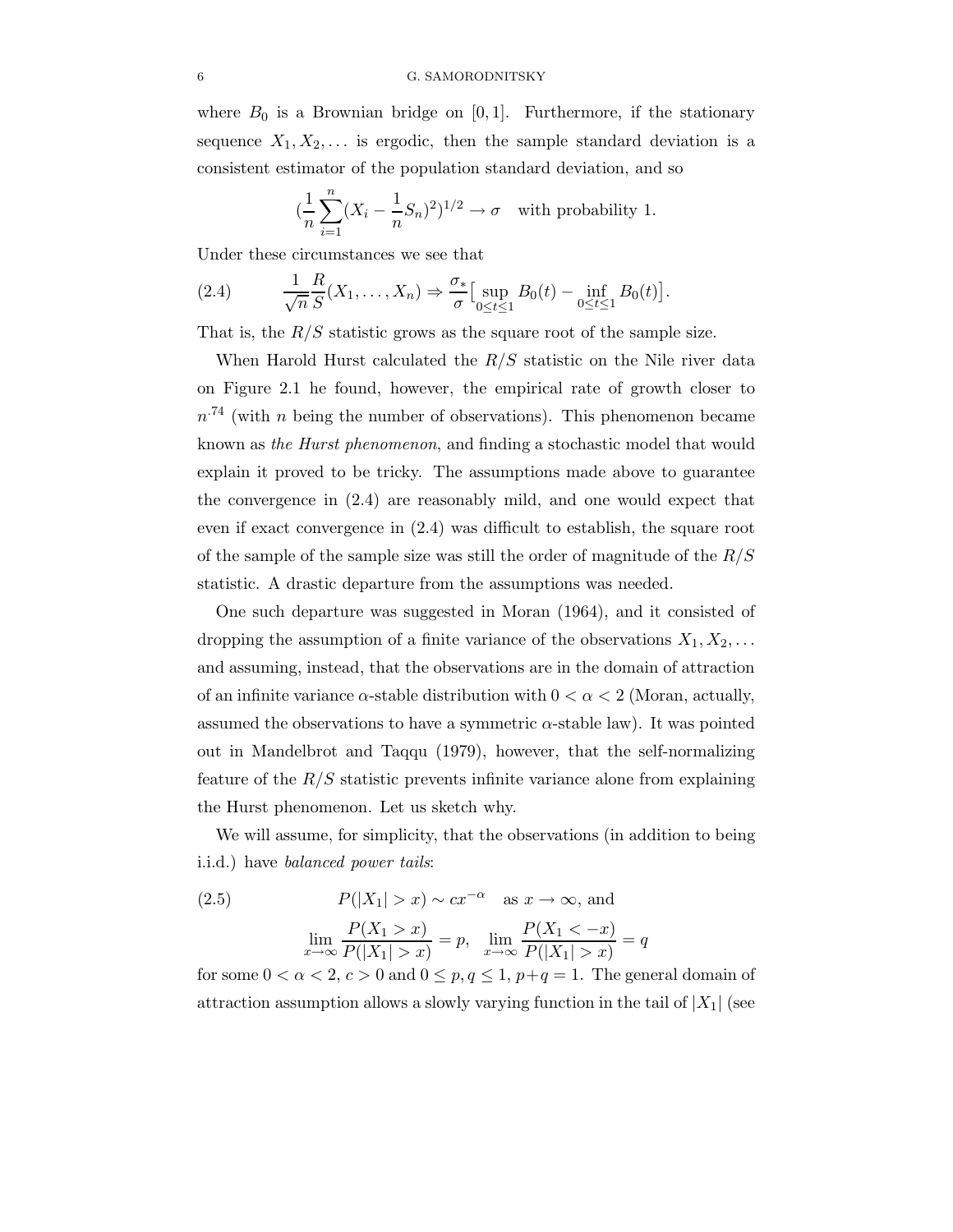where $B_0$ is a Brownian bridge on $[0,1]$. Furthermore, if the stationary sequence $X_1, X_2, \ldots$ is ergodic, then the sample standard deviation is a consistent estimator of the population standard deviation, and so

$$(\frac{1}{n}\sum_{i=1}^{n}(X_i - \frac{1}{n}S_n)^2)^{1/2} \to \sigma \quad \text{with probability 1.}$$

Under these circumstances we see that

$$\frac{1}{\sqrt{n}}\frac{R}{S}(X_1, \ldots, X_n) \Rightarrow \frac{\sigma_*}{\sigma}\big[\sup_{0\le t\le 1} B_0(t) - \inf_{0\le t\le 1} B_0(t)\big]. \tag{2.4}$$

That is, the $R/S$ statistic grows as the square root of the sample size.

When Harold Hurst calculated the $R/S$ statistic on the Nile river data on Figure 2.1 he found, however, the empirical rate of growth closer to $n^{.74}$ (with $n$ being the number of observations). This phenomenon became known as *the Hurst phenomenon*, and finding a stochastic model that would explain it proved to be tricky. The assumptions made above to guarantee the convergence in (2.4) are reasonably mild, and one would expect that even if exact convergence in (2.4) was difficult to establish, the square root of the sample of the sample size was still the order of magnitude of the $R/S$ statistic. A drastic departure from the assumptions was needed.

One such departure was suggested in Moran (1964), and it consisted of dropping the assumption of a finite variance of the observations $X_1, X_2, \ldots$ and assuming, instead, that the observations are in the domain of attraction of an infinite variance $\alpha$-stable distribution with $0 < \alpha < 2$ (Moran, actually, assumed the observations to have a symmetric $\alpha$-stable law). It was pointed out in Mandelbrot and Taqqu (1979), however, that the self-normalizing feature of the $R/S$ statistic prevents infinite variance alone from explaining the Hurst phenomenon. Let us sketch why.

We will assume, for simplicity, that the observations (in addition to being i.i.d.) have *balanced power tails*:

$$P(|X_1| > x) \sim cx^{-\alpha} \quad \text{as } x \to \infty, \text{ and} \tag{2.5}$$

$$\lim_{x\to\infty}\frac{P(X_1 > x)}{P(|X_1| > x)} = p, \quad \lim_{x\to\infty}\frac{P(X_1 < -x)}{P(|X_1| > x)} = q$$

for some $0 < \alpha < 2$, $c > 0$ and $0 \le p, q \le 1$, $p+q = 1$. The general domain of attraction assumption allows a slowly varying function in the tail of $|X_1|$ (see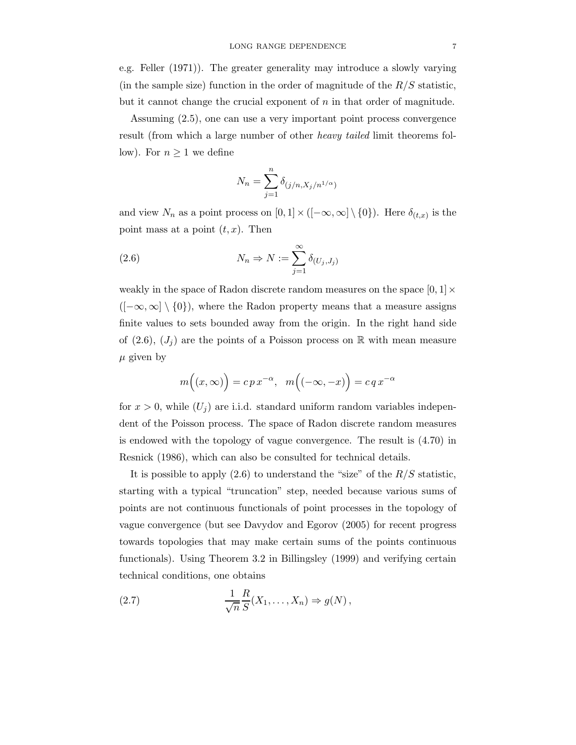e.g. Feller (1971)). The greater generality may introduce a slowly varying (in the sample size) function in the order of magnitude of the $R/S$ statistic, but it cannot change the crucial exponent of $n$ in that order of magnitude.

Assuming (2.5), one can use a very important point process convergence result (from which a large number of other *heavy tailed* limit theorems follow). For $n \geq 1$ we define

$$N_n = \sum_{j=1}^{n} \delta_{(j/n, X_j/n^{1/\alpha})}$$

and view $N_n$ as a point process on $[0,1] \times ([-\infty,\infty] \setminus \{0\})$. Here $\delta_{(t,x)}$ is the point mass at a point $(t,x)$. Then

$$N_n \Rightarrow N := \sum_{j=1}^{\infty} \delta_{(U_j, J_j)} \tag{2.6}$$

weakly in the space of Radon discrete random measures on the space $[0,1] \times ([-\infty,\infty] \setminus \{0\})$, where the Radon property means that a measure assigns finite values to sets bounded away from the origin. In the right hand side of (2.6), $(J_j)$ are the points of a Poisson process on $\mathbb{R}$ with mean measure $\mu$ given by

$$m\Big((x,\infty)\Big) = c\,p\,x^{-\alpha}, \quad m\Big((-\infty,-x)\Big) = c\,q\,x^{-\alpha}$$

for $x > 0$, while $(U_j)$ are i.i.d. standard uniform random variables independent of the Poisson process. The space of Radon discrete random measures is endowed with the topology of vague convergence. The result is (4.70) in Resnick (1986), which can also be consulted for technical details.

It is possible to apply (2.6) to understand the "size" of the $R/S$ statistic, starting with a typical "truncation" step, needed because various sums of points are not continuous functionals of point processes in the topology of vague convergence (but see Davydov and Egorov (2005) for recent progress towards topologies that may make certain sums of the points continuous functionals). Using Theorem 3.2 in Billingsley (1999) and verifying certain technical conditions, one obtains

$$\frac{1}{\sqrt{n}} \frac{R}{S}(X_1, \ldots, X_n) \Rightarrow g(N)\,, \tag{2.7}$$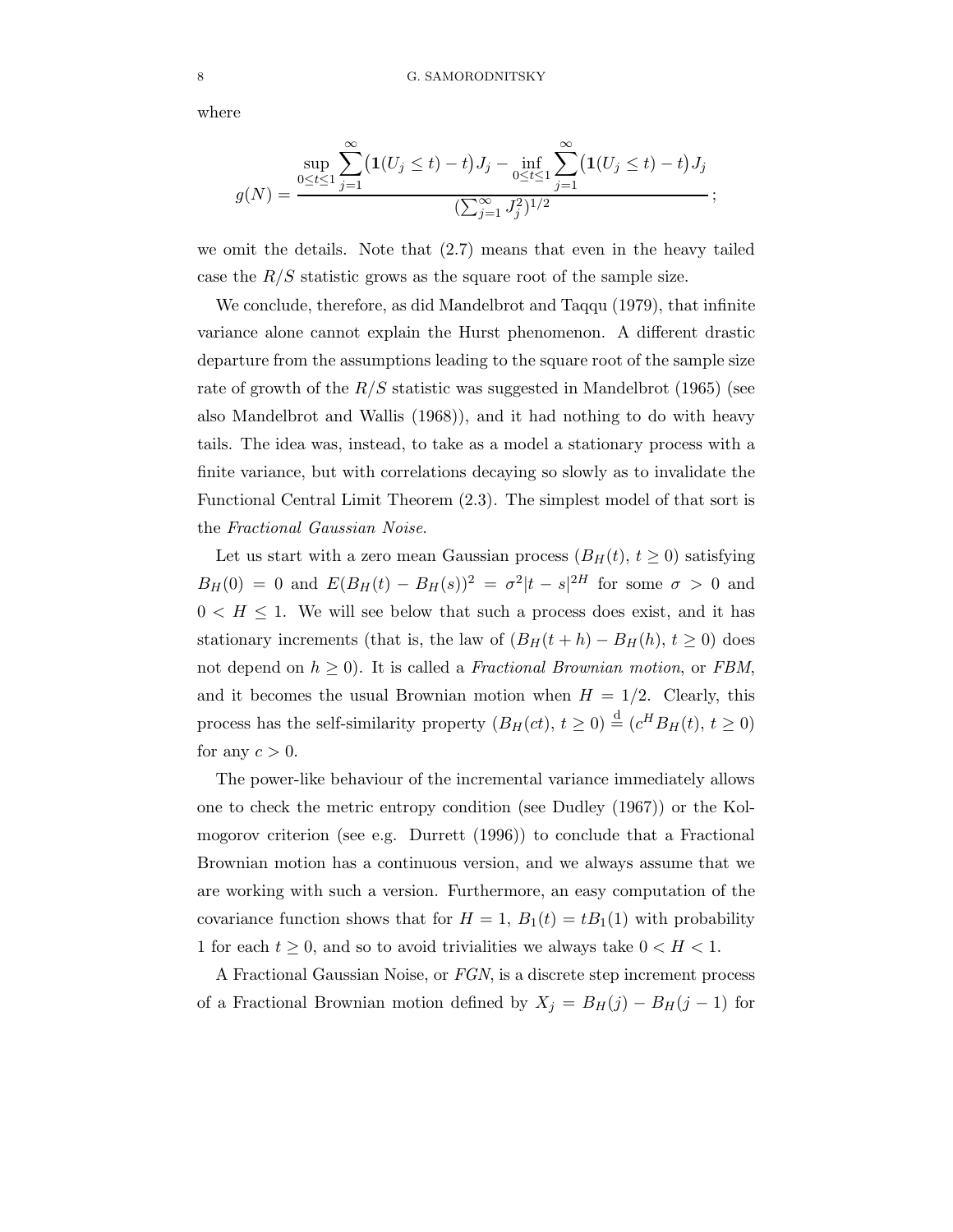where

$$g(N) = \frac{\sup_{0 \le t \le 1} \sum_{j=1}^{\infty} \big(\mathbf{1}(U_j \le t) - t\big) J_j - \inf_{0 \le t \le 1} \sum_{j=1}^{\infty} \big(\mathbf{1}(U_j \le t) - t\big) J_j}{(\sum_{j=1}^{\infty} J_j^2)^{1/2}};$$

we omit the details. Note that (2.7) means that even in the heavy tailed case the $R/S$ statistic grows as the square root of the sample size.

We conclude, therefore, as did Mandelbrot and Taqqu (1979), that infinite variance alone cannot explain the Hurst phenomenon. A different drastic departure from the assumptions leading to the square root of the sample size rate of growth of the $R/S$ statistic was suggested in Mandelbrot (1965) (see also Mandelbrot and Wallis (1968)), and it had nothing to do with heavy tails. The idea was, instead, to take as a model a stationary process with a finite variance, but with correlations decaying so slowly as to invalidate the Functional Central Limit Theorem (2.3). The simplest model of that sort is the *Fractional Gaussian Noise*.

Let us start with a zero mean Gaussian process $(B_H(t),\, t \ge 0)$ satisfying $B_H(0) = 0$ and $E(B_H(t) - B_H(s))^2 = \sigma^2 |t-s|^{2H}$ for some $\sigma > 0$ and $0 < H \le 1$. We will see below that such a process does exist, and it has stationary increments (that is, the law of $(B_H(t+h) - B_H(h),\, t \ge 0)$ does not depend on $h \ge 0$). It is called a *Fractional Brownian motion*, or *FBM*, and it becomes the usual Brownian motion when $H = 1/2$. Clearly, this process has the self-similarity property $(B_H(ct),\, t \ge 0) \stackrel{\text{d}}{=} (c^H B_H(t),\, t \ge 0)$ for any $c > 0$.

The power-like behaviour of the incremental variance immediately allows one to check the metric entropy condition (see Dudley (1967)) or the Kolmogorov criterion (see e.g. Durrett (1996)) to conclude that a Fractional Brownian motion has a continuous version, and we always assume that we are working with such a version. Furthermore, an easy computation of the covariance function shows that for $H = 1$, $B_1(t) = tB_1(1)$ with probability 1 for each $t \ge 0$, and so to avoid trivialities we always take $0 < H < 1$.

A Fractional Gaussian Noise, or *FGN*, is a discrete step increment process of a Fractional Brownian motion defined by $X_j = B_H(j) - B_H(j-1)$ for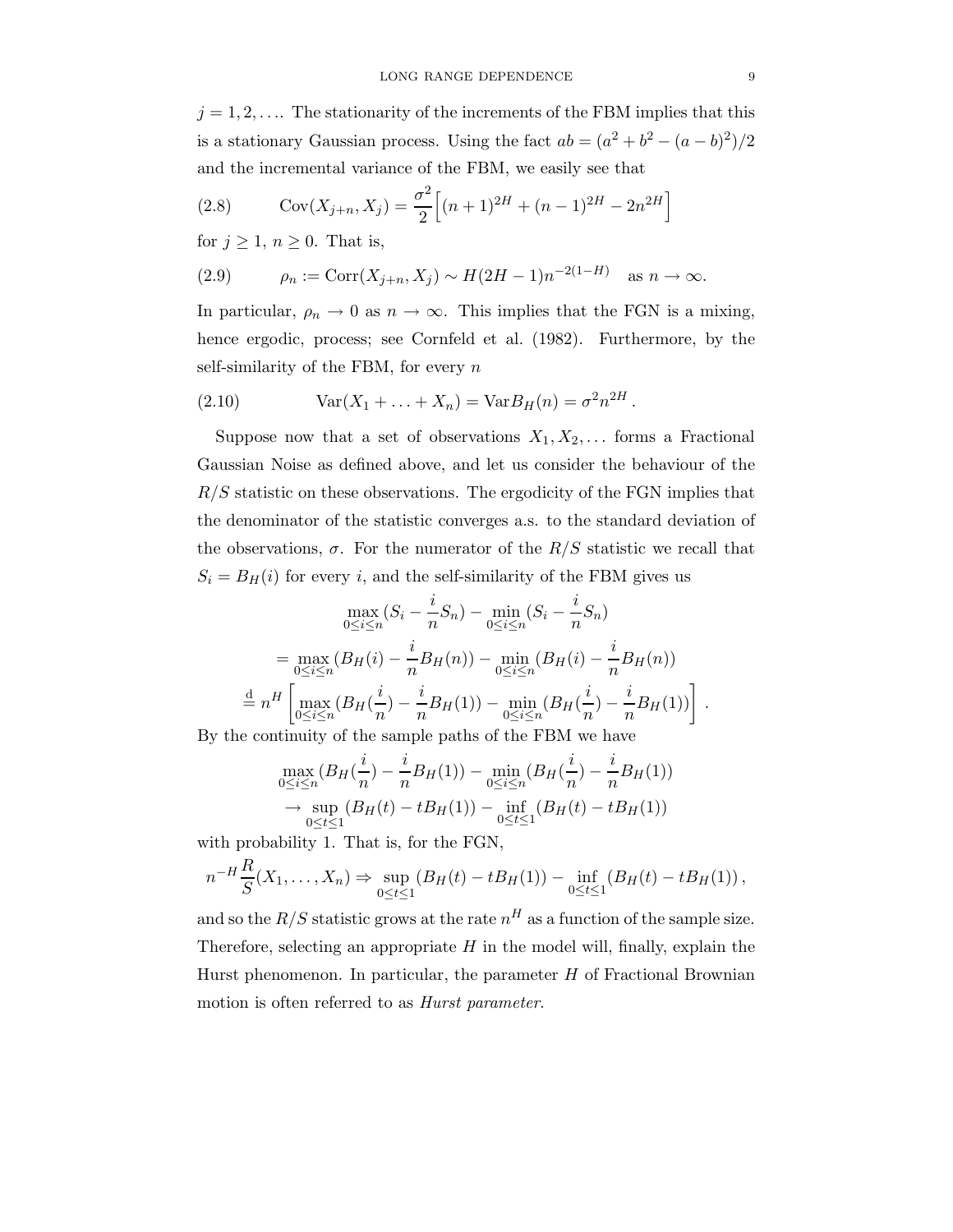$j = 1, 2, \ldots$. The stationarity of the increments of the FBM implies that this is a stationary Gaussian process. Using the fact $ab = (a^2 + b^2 - (a-b)^2)/2$ and the incremental variance of the FBM, we easily see that

$$\text{Cov}(X_{j+n}, X_j) = \frac{\sigma^2}{2}\Big[(n+1)^{2H} + (n-1)^{2H} - 2n^{2H}\Big] \tag{2.8}$$

for $j \geq 1$, $n \geq 0$. That is,

$$\rho_n := \text{Corr}(X_{j+n}, X_j) \sim H(2H-1)n^{-2(1-H)} \quad \text{as } n \to \infty. \tag{2.9}$$

In particular, $\rho_n \to 0$ as $n \to \infty$. This implies that the FGN is a mixing, hence ergodic, process; see Cornfeld et al. (1982). Furthermore, by the self-similarity of the FBM, for every $n$

$$\text{Var}(X_1 + \ldots + X_n) = \text{Var} B_H(n) = \sigma^2 n^{2H}\,. \tag{2.10}$$

Suppose now that a set of observations $X_1, X_2, \ldots$ forms a Fractional Gaussian Noise as defined above, and let us consider the behaviour of the $R/S$ statistic on these observations. The ergodicity of the FGN implies that the denominator of the statistic converges a.s. to the standard deviation of the observations, $\sigma$. For the numerator of the $R/S$ statistic we recall that $S_i = B_H(i)$ for every $i$, and the self-similarity of the FBM gives us

$$\begin{aligned}
&\max_{0\leq i\leq n}(S_i - \frac{i}{n}S_n) - \min_{0\leq i\leq n}(S_i - \frac{i}{n}S_n) \\
&= \max_{0\leq i\leq n}(B_H(i) - \frac{i}{n}B_H(n)) - \min_{0\leq i\leq n}(B_H(i) - \frac{i}{n}B_H(n)) \\
&\stackrel{\text{d}}{=} n^H\left[\max_{0\leq i\leq n}(B_H(\frac{i}{n}) - \frac{i}{n}B_H(1)) - \min_{0\leq i\leq n}(B_H(\frac{i}{n}) - \frac{i}{n}B_H(1))\right].
\end{aligned}$$

By the continuity of the sample paths of the FBM we have

$$\begin{aligned}
&\max_{0\leq i\leq n}(B_H(\frac{i}{n}) - \frac{i}{n}B_H(1)) - \min_{0\leq i\leq n}(B_H(\frac{i}{n}) - \frac{i}{n}B_H(1)) \\
&\to \sup_{0\leq t\leq 1}(B_H(t) - tB_H(1)) - \inf_{0\leq t\leq 1}(B_H(t) - tB_H(1))
\end{aligned}$$

with probability 1. That is, for the FGN,

$$n^{-H}\frac{R}{S}(X_1, \ldots, X_n) \Rightarrow \sup_{0\leq t\leq 1}(B_H(t) - tB_H(1)) - \inf_{0\leq t\leq 1}(B_H(t) - tB_H(1))\,,$$

and so the $R/S$ statistic grows at the rate $n^H$ as a function of the sample size. Therefore, selecting an appropriate $H$ in the model will, finally, explain the Hurst phenomenon. In particular, the parameter $H$ of Fractional Brownian motion is often referred to as *Hurst parameter*.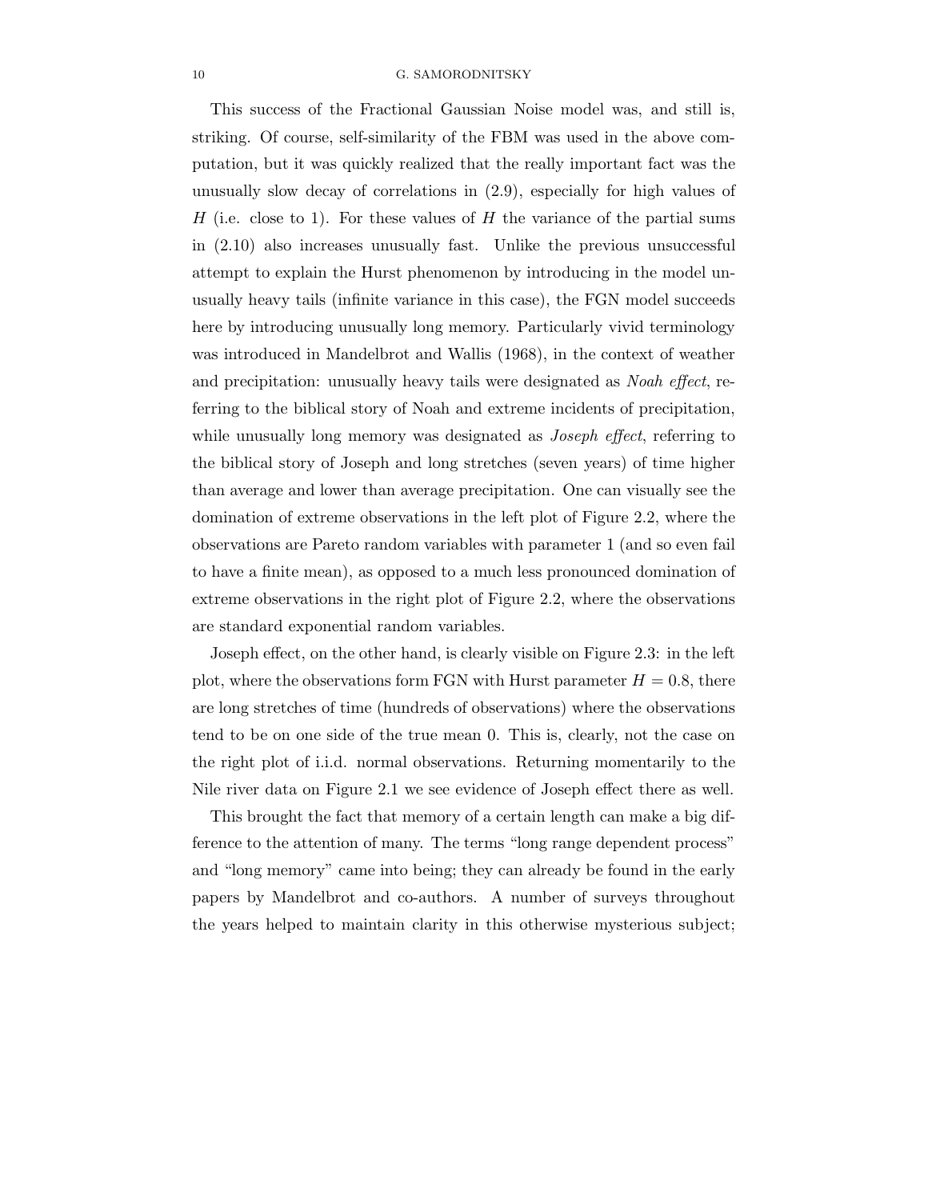This success of the Fractional Gaussian Noise model was, and still is, striking. Of course, self-similarity of the FBM was used in the above computation, but it was quickly realized that the really important fact was the unusually slow decay of correlations in (2.9), especially for high values of $H$ (i.e. close to 1). For these values of $H$ the variance of the partial sums in (2.10) also increases unusually fast. Unlike the previous unsuccessful attempt to explain the Hurst phenomenon by introducing in the model unusually heavy tails (infinite variance in this case), the FGN model succeeds here by introducing unusually long memory. Particularly vivid terminology was introduced in Mandelbrot and Wallis (1968), in the context of weather and precipitation: unusually heavy tails were designated as *Noah effect*, referring to the biblical story of Noah and extreme incidents of precipitation, while unusually long memory was designated as *Joseph effect*, referring to the biblical story of Joseph and long stretches (seven years) of time higher than average and lower than average precipitation. One can visually see the domination of extreme observations in the left plot of Figure 2.2, where the observations are Pareto random variables with parameter 1 (and so even fail to have a finite mean), as opposed to a much less pronounced domination of extreme observations in the right plot of Figure 2.2, where the observations are standard exponential random variables.

Joseph effect, on the other hand, is clearly visible on Figure 2.3: in the left plot, where the observations form FGN with Hurst parameter $H = 0.8$, there are long stretches of time (hundreds of observations) where the observations tend to be on one side of the true mean 0. This is, clearly, not the case on the right plot of i.i.d. normal observations. Returning momentarily to the Nile river data on Figure 2.1 we see evidence of Joseph effect there as well.

This brought the fact that memory of a certain length can make a big difference to the attention of many. The terms "long range dependent process" and "long memory" came into being; they can already be found in the early papers by Mandelbrot and co-authors. A number of surveys throughout the years helped to maintain clarity in this otherwise mysterious subject;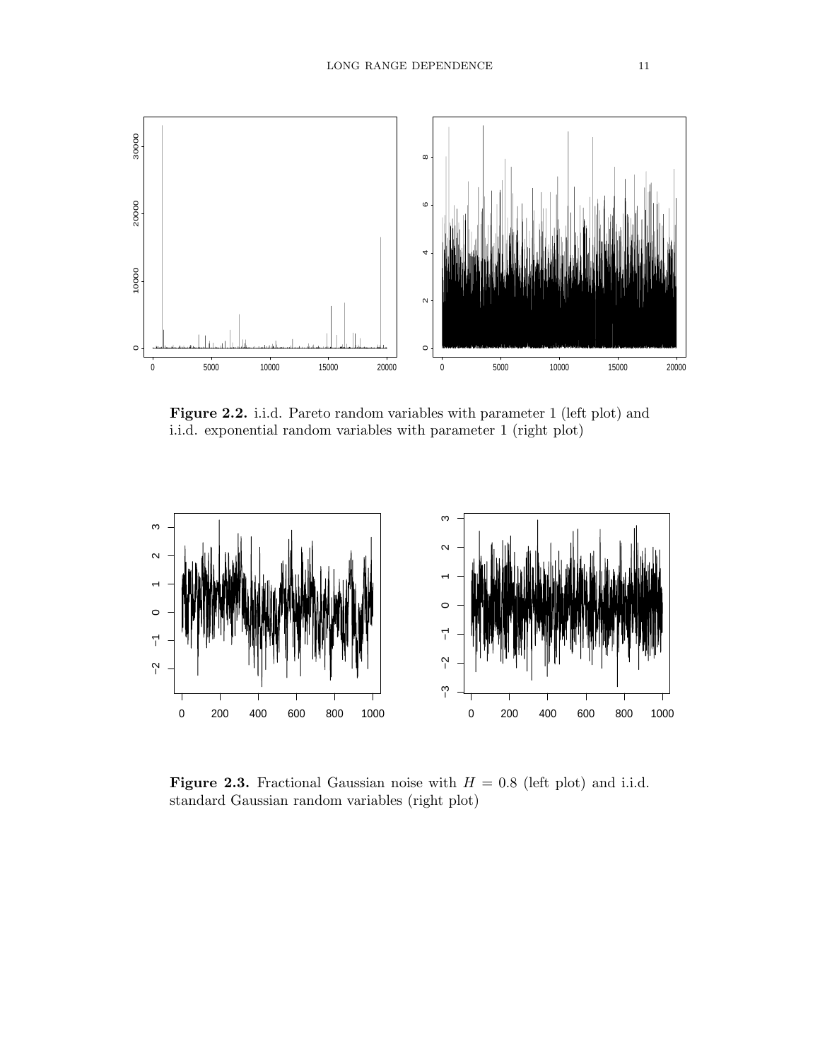**Figure 2.2.** i.i.d. Pareto random variables with parameter 1 (left plot) and i.i.d. exponential random variables with parameter 1 (right plot)

**Figure 2.3.** Fractional Gaussian noise with $H = 0.8$ (left plot) and i.i.d. standard Gaussian random variables (right plot)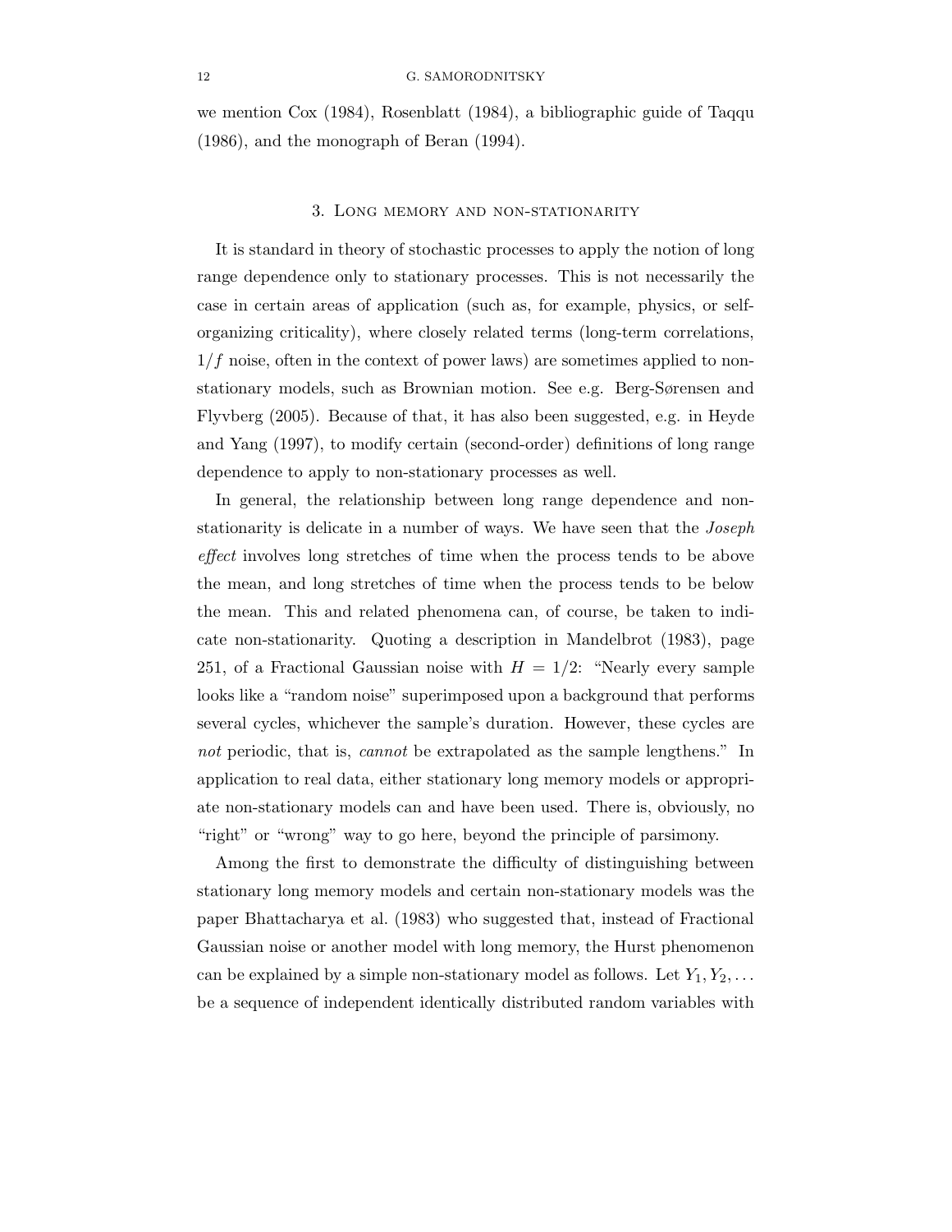we mention Cox (1984), Rosenblatt (1984), a bibliographic guide of Taqqu (1986), and the monograph of Beran (1994).

## 3. Long memory and non-stationarity

It is standard in theory of stochastic processes to apply the notion of long range dependence only to stationary processes. This is not necessarily the case in certain areas of application (such as, for example, physics, or self-organizing criticality), where closely related terms (long-term correlations, $1/f$ noise, often in the context of power laws) are sometimes applied to non-stationary models, such as Brownian motion. See e.g. Berg-Sørensen and Flyvberg (2005). Because of that, it has also been suggested, e.g. in Heyde and Yang (1997), to modify certain (second-order) definitions of long range dependence to apply to non-stationary processes as well.

In general, the relationship between long range dependence and non-stationarity is delicate in a number of ways. We have seen that the *Joseph effect* involves long stretches of time when the process tends to be above the mean, and long stretches of time when the process tends to be below the mean. This and related phenomena can, of course, be taken to indicate non-stationarity. Quoting a description in Mandelbrot (1983), page 251, of a Fractional Gaussian noise with $H = 1/2$: "Nearly every sample looks like a "random noise" superimposed upon a background that performs several cycles, whichever the sample's duration. However, these cycles are *not* periodic, that is, *cannot* be extrapolated as the sample lengthens." In application to real data, either stationary long memory models or appropriate non-stationary models can and have been used. There is, obviously, no "right" or "wrong" way to go here, beyond the principle of parsimony.

Among the first to demonstrate the difficulty of distinguishing between stationary long memory models and certain non-stationary models was the paper Bhattacharya et al. (1983) who suggested that, instead of Fractional Gaussian noise or another model with long memory, the Hurst phenomenon can be explained by a simple non-stationary model as follows. Let $Y_1, Y_2, \ldots$ be a sequence of independent identically distributed random variables with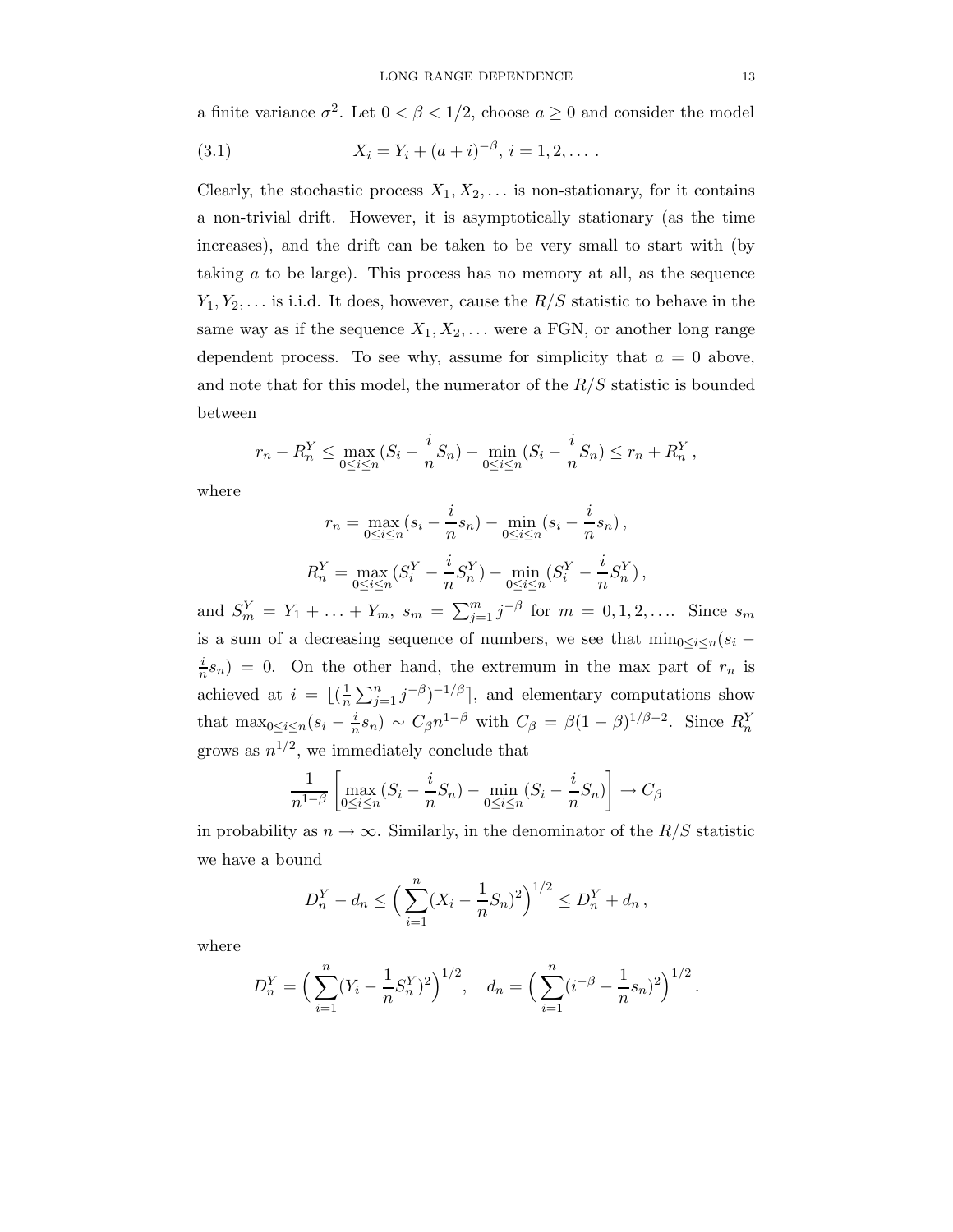a finite variance $\sigma^2$. Let $0 < \beta < 1/2$, choose $a \geq 0$ and consider the model

$$X_i = Y_i + (a + i)^{-\beta},\ i = 1, 2, \ldots . \tag{3.1}$$

Clearly, the stochastic process $X_1, X_2, \ldots$ is non-stationary, for it contains a non-trivial drift. However, it is asymptotically stationary (as the time increases), and the drift can be taken to be very small to start with (by taking $a$ to be large). This process has no memory at all, as the sequence $Y_1, Y_2, \ldots$ is i.i.d. It does, however, cause the $R/S$ statistic to behave in the same way as if the sequence $X_1, X_2, \ldots$ were a FGN, or another long range dependent process. To see why, assume for simplicity that $a = 0$ above, and note that for this model, the numerator of the $R/S$ statistic is bounded between

$$r_n - R_n^Y \leq \max_{0 \leq i \leq n} (S_i - \frac{i}{n} S_n) - \min_{0 \leq i \leq n} (S_i - \frac{i}{n} S_n) \leq r_n + R_n^Y\,,$$

where

$$r_n = \max_{0 \leq i \leq n} (s_i - \frac{i}{n} s_n) - \min_{0 \leq i \leq n} (s_i - \frac{i}{n} s_n)\,,$$

$$R_n^Y = \max_{0 \leq i \leq n} (S_i^Y - \frac{i}{n} S_n^Y) - \min_{0 \leq i \leq n} (S_i^Y - \frac{i}{n} S_n^Y)\,,$$

and $S_m^Y = Y_1 + \ldots + Y_m$, $s_m = \sum_{j=1}^m j^{-\beta}$ for $m = 0, 1, 2, \ldots$. Since $s_m$ is a sum of a decreasing sequence of numbers, we see that $\min_{0 \leq i \leq n} (s_i - \frac{i}{n} s_n) = 0$. On the other hand, the extremum in the max part of $r_n$ is achieved at $i = \lfloor (\frac{1}{n} \sum_{j=1}^n j^{-\beta})^{-1/\beta} \rceil$, and elementary computations show that $\max_{0 \leq i \leq n} (s_i - \frac{i}{n} s_n) \sim C_\beta n^{1-\beta}$ with $C_\beta = \beta(1-\beta)^{1/\beta - 2}$. Since $R_n^Y$ grows as $n^{1/2}$, we immediately conclude that

$$\frac{1}{n^{1-\beta}} \left[ \max_{0 \leq i \leq n} (S_i - \frac{i}{n} S_n) - \min_{0 \leq i \leq n} (S_i - \frac{i}{n} S_n) \right] \to C_\beta$$

in probability as $n \to \infty$. Similarly, in the denominator of the $R/S$ statistic we have a bound

$$D_n^Y - d_n \leq \Big( \sum_{i=1}^n (X_i - \frac{1}{n} S_n)^2 \Big)^{1/2} \leq D_n^Y + d_n\,,$$

where

$$D_n^Y = \Big( \sum_{i=1}^n (Y_i - \frac{1}{n} S_n^Y)^2 \Big)^{1/2}, \quad d_n = \Big( \sum_{i=1}^n (i^{-\beta} - \frac{1}{n} s_n)^2 \Big)^{1/2}.$$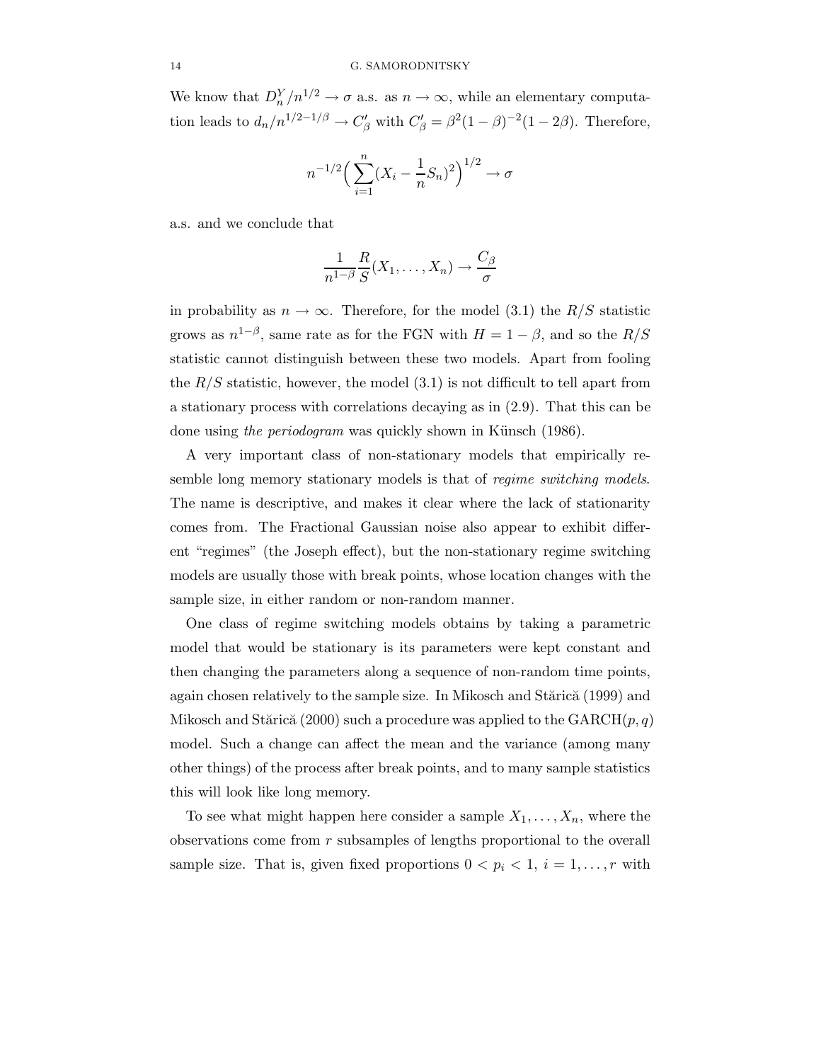We know that $D_n^Y/n^{1/2} \to \sigma$ a.s. as $n \to \infty$, while an elementary computation leads to $d_n/n^{1/2-1/\beta} \to C'_\beta$ with $C'_\beta = \beta^2(1-\beta)^{-2}(1-2\beta)$. Therefore,

$$n^{-1/2}\Big(\sum_{i=1}^n (X_i - \frac{1}{n}S_n)^2\Big)^{1/2} \to \sigma$$

a.s. and we conclude that

$$\frac{1}{n^{1-\beta}} \frac{R}{S}(X_1, \ldots, X_n) \to \frac{C_\beta}{\sigma}$$

in probability as $n \to \infty$. Therefore, for the model (3.1) the $R/S$ statistic grows as $n^{1-\beta}$, same rate as for the FGN with $H = 1-\beta$, and so the $R/S$ statistic cannot distinguish between these two models. Apart from fooling the $R/S$ statistic, however, the model (3.1) is not difficult to tell apart from a stationary process with correlations decaying as in (2.9). That this can be done using *the periodogram* was quickly shown in Künsch (1986).

A very important class of non-stationary models that empirically resemble long memory stationary models is that of *regime switching models*. The name is descriptive, and makes it clear where the lack of stationarity comes from. The Fractional Gaussian noise also appear to exhibit different "regimes" (the Joseph effect), but the non-stationary regime switching models are usually those with break points, whose location changes with the sample size, in either random or non-random manner.

One class of regime switching models obtains by taking a parametric model that would be stationary is its parameters were kept constant and then changing the parameters along a sequence of non-random time points, again chosen relatively to the sample size. In Mikosch and Stărică (1999) and Mikosch and Stărică (2000) such a procedure was applied to the GARCH$(p, q)$ model. Such a change can affect the mean and the variance (among many other things) of the process after break points, and to many sample statistics this will look like long memory.

To see what might happen here consider a sample $X_1, \ldots, X_n$, where the observations come from $r$ subsamples of lengths proportional to the overall sample size. That is, given fixed proportions $0 < p_i < 1$, $i = 1, \ldots, r$ with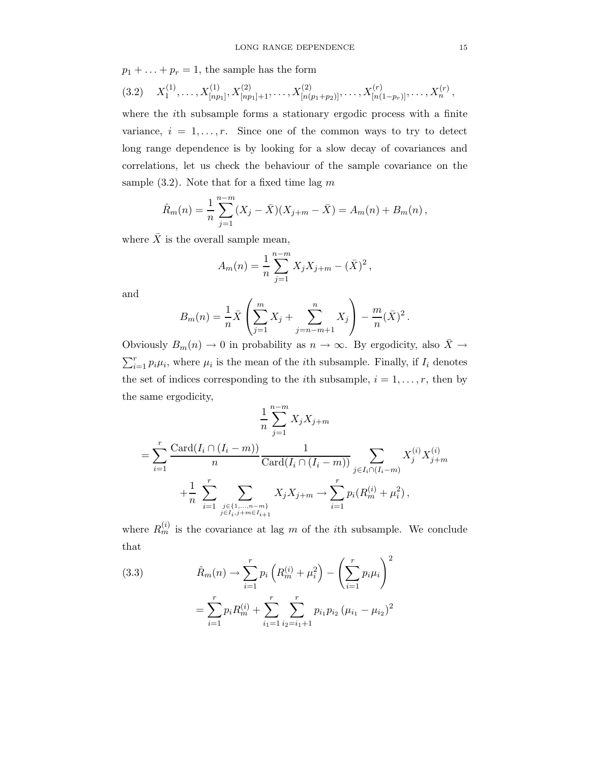$p_1 + \ldots + p_r = 1$, the sample has the form

$$
X_1^{(1)}, \ldots, X_{[np_1]}^{(1)}, X_{[np_1]+1}^{(2)}, \ldots, X_{[n(p_1+p_2)]}^{(2)}, \ldots, X_{[n(1-p_r)]}^{(r)}, \ldots, X_n^{(r)}, \tag{3.2}
$$

where the $i$th subsample forms a stationary ergodic process with a finite variance, $i = 1, \ldots, r$. Since one of the common ways to try to detect long range dependence is by looking for a slow decay of covariances and correlations, let us check the behaviour of the sample covariance on the sample (3.2). Note that for a fixed time lag $m$

$$
\hat{R}_m(n) = \frac{1}{n} \sum_{j=1}^{n-m} (X_j - \bar{X})(X_{j+m} - \bar{X}) = A_m(n) + B_m(n),
$$

where $\bar{X}$ is the overall sample mean,

$$
A_m(n) = \frac{1}{n} \sum_{j=1}^{n-m} X_j X_{j+m} - (\bar{X})^2,
$$

and

$$
B_m(n) = \frac{1}{n} \bar{X} \left( \sum_{j=1}^{m} X_j + \sum_{j=n-m+1}^{n} X_j \right) - \frac{m}{n} (\bar{X})^2.
$$

Obviously $B_m(n) \to 0$ in probability as $n \to \infty$. By ergodicity, also $\bar{X} \to \sum_{i=1}^r p_i \mu_i$, where $\mu_i$ is the mean of the $i$th subsample. Finally, if $I_i$ denotes the set of indices corresponding to the $i$th subsample, $i = 1, \ldots, r$, then by the same ergodicity,

$$
\begin{aligned}
&\frac{1}{n} \sum_{j=1}^{n-m} X_j X_{j+m} \\
&= \sum_{i=1}^{r} \frac{\operatorname{Card}(I_i \cap (I_i - m))}{n} \frac{1}{\operatorname{Card}(I_i \cap (I_i - m))} \sum_{j \in I_i \cap (I_i - m)} X_j^{(i)} X_{j+m}^{(i)} \\
&\quad + \frac{1}{n} \sum_{i=1}^{r} \sum_{\substack{j \in \{1, \ldots, n-m\} \\ j \in I_i, j+m \in I_{i+1}}} X_j X_{j+m} \to \sum_{i=1}^{r} p_i (R_m^{(i)} + \mu_i^2),
\end{aligned}
$$

where $R_m^{(i)}$ is the covariance at lag $m$ of the $i$th subsample. We conclude that

$$
\begin{aligned}
\hat{R}_m(n) &\to \sum_{i=1}^{r} p_i \left( R_m^{(i)} + \mu_i^2 \right) - \left( \sum_{i=1}^{r} p_i \mu_i \right)^2 \\
&= \sum_{i=1}^{r} p_i R_m^{(i)} + \sum_{i_1=1}^{r} \sum_{i_2=i_1+1}^{r} p_{i_1} p_{i_2} \left( \mu_{i_1} - \mu_{i_2} \right)^2
\end{aligned} \tag{3.3}
$$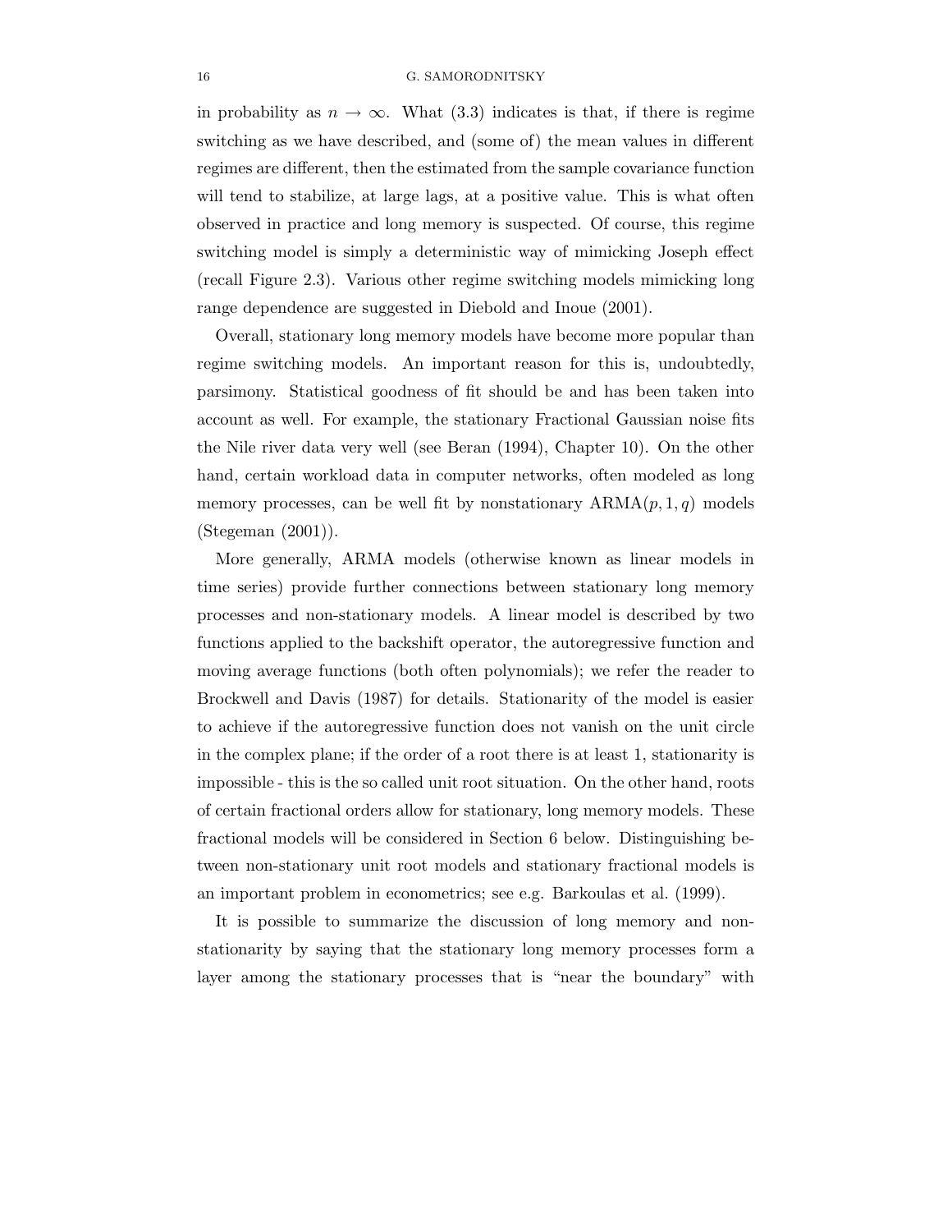in probability as $n \to \infty$. What (3.3) indicates is that, if there is regime switching as we have described, and (some of) the mean values in different regimes are different, then the estimated from the sample covariance function will tend to stabilize, at large lags, at a positive value. This is what often observed in practice and long memory is suspected. Of course, this regime switching model is simply a deterministic way of mimicking Joseph effect (recall Figure 2.3). Various other regime switching models mimicking long range dependence are suggested in Diebold and Inoue (2001).

Overall, stationary long memory models have become more popular than regime switching models. An important reason for this is, undoubtedly, parsimony. Statistical goodness of fit should be and has been taken into account as well. For example, the stationary Fractional Gaussian noise fits the Nile river data very well (see Beran (1994), Chapter 10). On the other hand, certain workload data in computer networks, often modeled as long memory processes, can be well fit by nonstationary ARMA$(p, 1, q)$ models (Stegeman (2001)).

More generally, ARMA models (otherwise known as linear models in time series) provide further connections between stationary long memory processes and non-stationary models. A linear model is described by two functions applied to the backshift operator, the autoregressive function and moving average functions (both often polynomials); we refer the reader to Brockwell and Davis (1987) for details. Stationarity of the model is easier to achieve if the autoregressive function does not vanish on the unit circle in the complex plane; if the order of a root there is at least 1, stationarity is impossible - this is the so called unit root situation. On the other hand, roots of certain fractional orders allow for stationary, long memory models. These fractional models will be considered in Section 6 below. Distinguishing between non-stationary unit root models and stationary fractional models is an important problem in econometrics; see e.g. Barkoulas et al. (1999).

It is possible to summarize the discussion of long memory and non-stationarity by saying that the stationary long memory processes form a layer among the stationary processes that is "near the boundary" with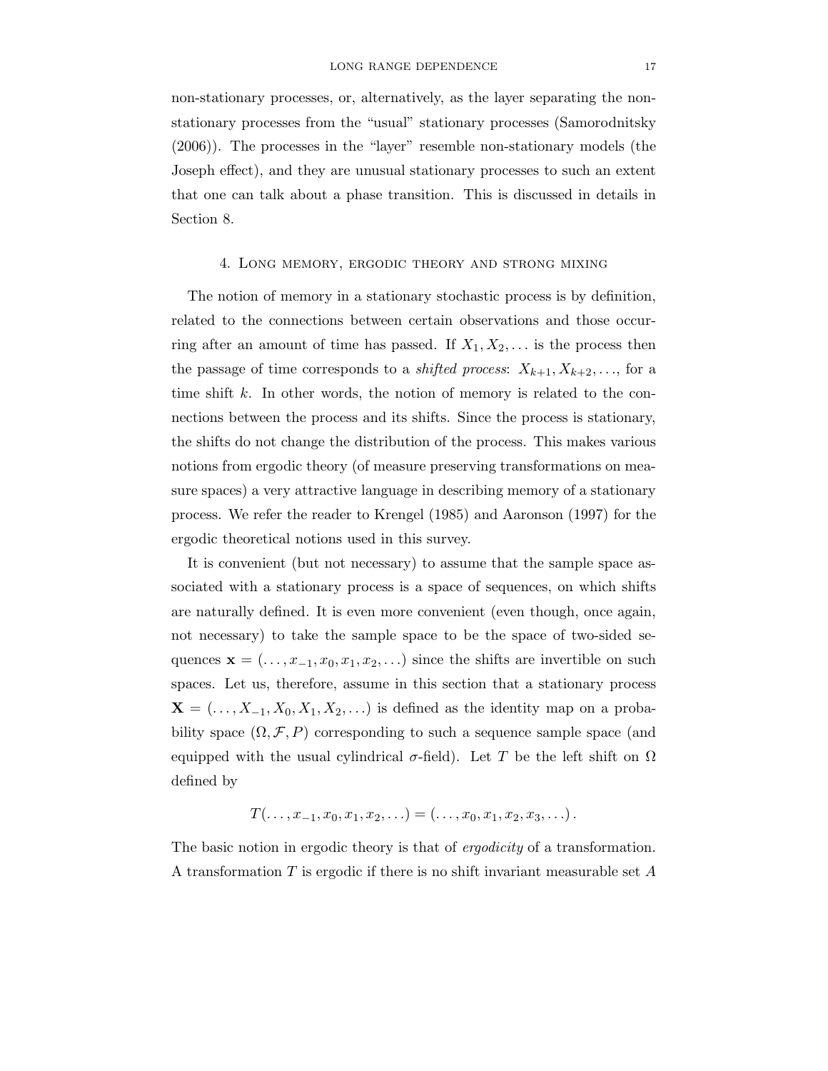non-stationary processes, or, alternatively, as the layer separating the non-stationary processes from the "usual" stationary processes (Samorodnitsky (2006)). The processes in the "layer" resemble non-stationary models (the Joseph effect), and they are unusual stationary processes to such an extent that one can talk about a phase transition. This is discussed in details in Section 8.

## 4. Long memory, ergodic theory and strong mixing

The notion of memory in a stationary stochastic process is by definition, related to the connections between certain observations and those occurring after an amount of time has passed. If $X_1, X_2, \ldots$ is the process then the passage of time corresponds to a *shifted process*: $X_{k+1}, X_{k+2}, \ldots$, for a time shift $k$. In other words, the notion of memory is related to the connections between the process and its shifts. Since the process is stationary, the shifts do not change the distribution of the process. This makes various notions from ergodic theory (of measure preserving transformations on measure spaces) a very attractive language in describing memory of a stationary process. We refer the reader to Krengel (1985) and Aaronson (1997) for the ergodic theoretical notions used in this survey.

It is convenient (but not necessary) to assume that the sample space associated with a stationary process is a space of sequences, on which shifts are naturally defined. It is even more convenient (even though, once again, not necessary) to take the sample space to be the space of two-sided sequences $\mathbf{x} = (\ldots, x_{-1}, x_0, x_1, x_2, \ldots)$ since the shifts are invertible on such spaces. Let us, therefore, assume in this section that a stationary process $\mathbf{X} = (\ldots, X_{-1}, X_0, X_1, X_2, \ldots)$ is defined as the identity map on a probability space $(\Omega, \mathcal{F}, P)$ corresponding to such a sequence sample space (and equipped with the usual cylindrical $\sigma$-field). Let $T$ be the left shift on $\Omega$ defined by

$$T(\ldots, x_{-1}, x_0, x_1, x_2, \ldots) = (\ldots, x_0, x_1, x_2, x_3, \ldots).$$

The basic notion in ergodic theory is that of *ergodicity* of a transformation. A transformation $T$ is ergodic if there is no shift invariant measurable set $A$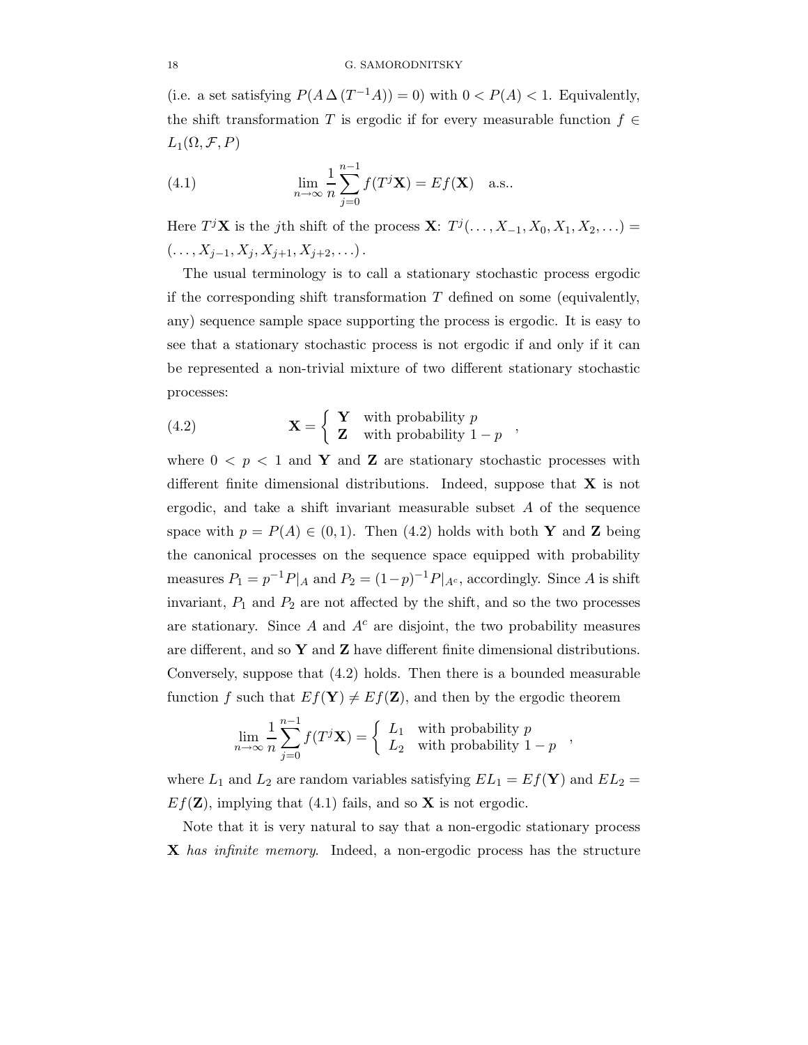(i.e. a set satisfying $P(A \,\Delta\, (T^{-1}A)) = 0$) with $0 < P(A) < 1$. Equivalently, the shift transformation $T$ is ergodic if for every measurable function $f \in L_1(\Omega, \mathcal{F}, P)$

$$\lim_{n\to\infty} \frac{1}{n} \sum_{j=0}^{n-1} f(T^j \mathbf{X}) = Ef(\mathbf{X}) \quad \text{a.s..} \tag{4.1}$$

Here $T^j\mathbf{X}$ is the $j$th shift of the process $\mathbf{X}$: $T^j(\ldots, X_{-1}, X_0, X_1, X_2, \ldots) = (\ldots, X_{j-1}, X_j, X_{j+1}, X_{j+2}, \ldots)$.

The usual terminology is to call a stationary stochastic process ergodic if the corresponding shift transformation $T$ defined on some (equivalently, any) sequence sample space supporting the process is ergodic. It is easy to see that a stationary stochastic process is not ergodic if and only if it can be represented a non-trivial mixture of two different stationary stochastic processes:

$$\mathbf{X} = \begin{cases} \mathbf{Y} & \text{with probability } p \\ \mathbf{Z} & \text{with probability } 1-p \end{cases}, \tag{4.2}$$

where $0 < p < 1$ and $\mathbf{Y}$ and $\mathbf{Z}$ are stationary stochastic processes with different finite dimensional distributions. Indeed, suppose that $\mathbf{X}$ is not ergodic, and take a shift invariant measurable subset $A$ of the sequence space with $p = P(A) \in (0,1)$. Then (4.2) holds with both $\mathbf{Y}$ and $\mathbf{Z}$ being the canonical processes on the sequence space equipped with probability measures $P_1 = p^{-1}P|_A$ and $P_2 = (1-p)^{-1}P|_{A^c}$, accordingly. Since $A$ is shift invariant, $P_1$ and $P_2$ are not affected by the shift, and so the two processes are stationary. Since $A$ and $A^c$ are disjoint, the two probability measures are different, and so $\mathbf{Y}$ and $\mathbf{Z}$ have different finite dimensional distributions. Conversely, suppose that (4.2) holds. Then there is a bounded measurable function $f$ such that $Ef(\mathbf{Y}) \neq Ef(\mathbf{Z})$, and then by the ergodic theorem

$$\lim_{n\to\infty} \frac{1}{n} \sum_{j=0}^{n-1} f(T^j \mathbf{X}) = \begin{cases} L_1 & \text{with probability } p \\ L_2 & \text{with probability } 1-p \end{cases},$$

where $L_1$ and $L_2$ are random variables satisfying $EL_1 = Ef(\mathbf{Y})$ and $EL_2 = Ef(\mathbf{Z})$, implying that (4.1) fails, and so $\mathbf{X}$ is not ergodic.

Note that it is very natural to say that a non-ergodic stationary process $\mathbf{X}$ *has infinite memory*. Indeed, a non-ergodic process has the structure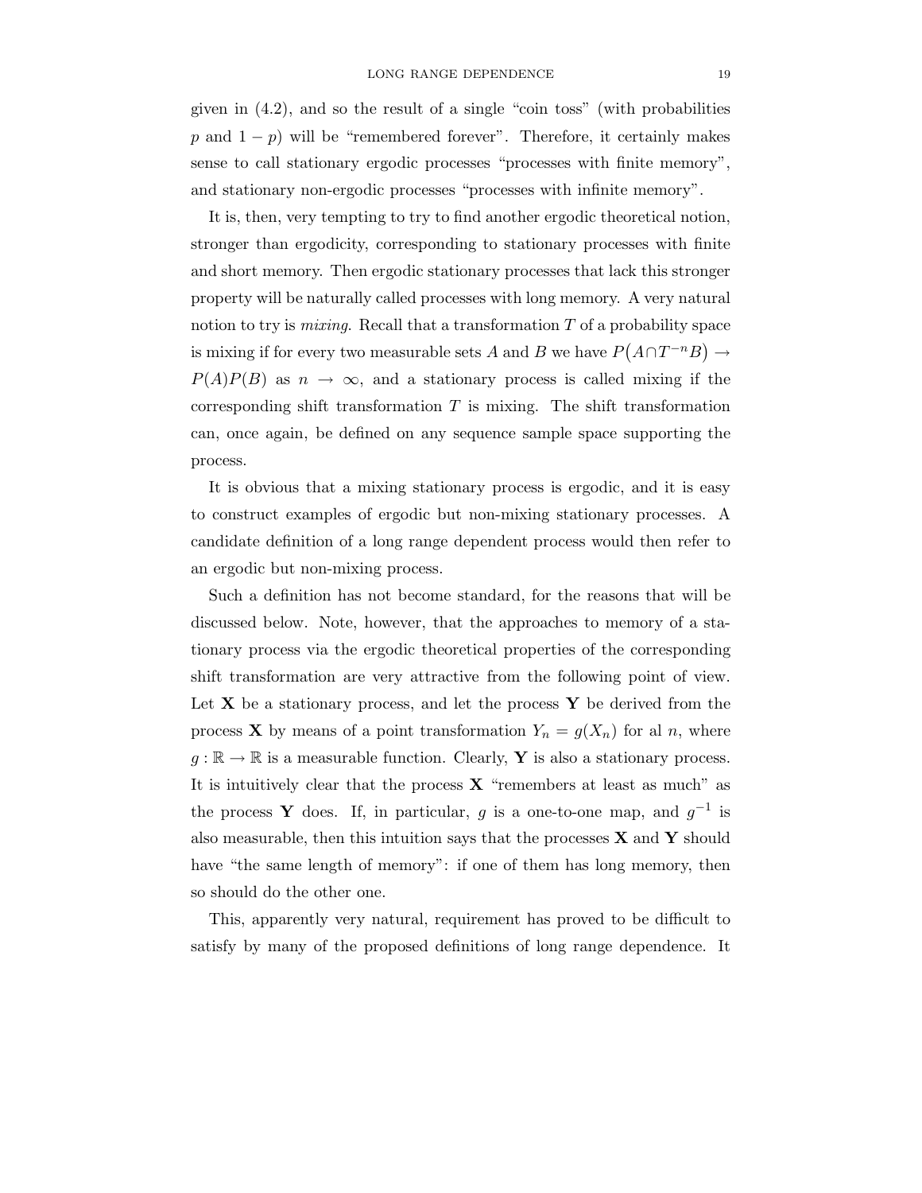given in (4.2), and so the result of a single "coin toss" (with probabilities $p$ and $1-p$) will be "remembered forever". Therefore, it certainly makes sense to call stationary ergodic processes "processes with finite memory", and stationary non-ergodic processes "processes with infinite memory".

It is, then, very tempting to try to find another ergodic theoretical notion, stronger than ergodicity, corresponding to stationary processes with finite and short memory. Then ergodic stationary processes that lack this stronger property will be naturally called processes with long memory. A very natural notion to try is *mixing*. Recall that a transformation $T$ of a probability space is mixing if for every two measurable sets $A$ and $B$ we have $P\big(A \cap T^{-n}B\big) \to P(A)P(B)$ as $n \to \infty$, and a stationary process is called mixing if the corresponding shift transformation $T$ is mixing. The shift transformation can, once again, be defined on any sequence sample space supporting the process.

It is obvious that a mixing stationary process is ergodic, and it is easy to construct examples of ergodic but non-mixing stationary processes. A candidate definition of a long range dependent process would then refer to an ergodic but non-mixing process.

Such a definition has not become standard, for the reasons that will be discussed below. Note, however, that the approaches to memory of a stationary process via the ergodic theoretical properties of the corresponding shift transformation are very attractive from the following point of view. Let $\mathbf{X}$ be a stationary process, and let the process $\mathbf{Y}$ be derived from the process $\mathbf{X}$ by means of a point transformation $Y_n = g(X_n)$ for al $n$, where $g : \mathbb{R} \to \mathbb{R}$ is a measurable function. Clearly, $\mathbf{Y}$ is also a stationary process. It is intuitively clear that the process $\mathbf{X}$ "remembers at least as much" as the process $\mathbf{Y}$ does. If, in particular, $g$ is a one-to-one map, and $g^{-1}$ is also measurable, then this intuition says that the processes $\mathbf{X}$ and $\mathbf{Y}$ should have "the same length of memory": if one of them has long memory, then so should do the other one.

This, apparently very natural, requirement has proved to be difficult to satisfy by many of the proposed definitions of long range dependence. It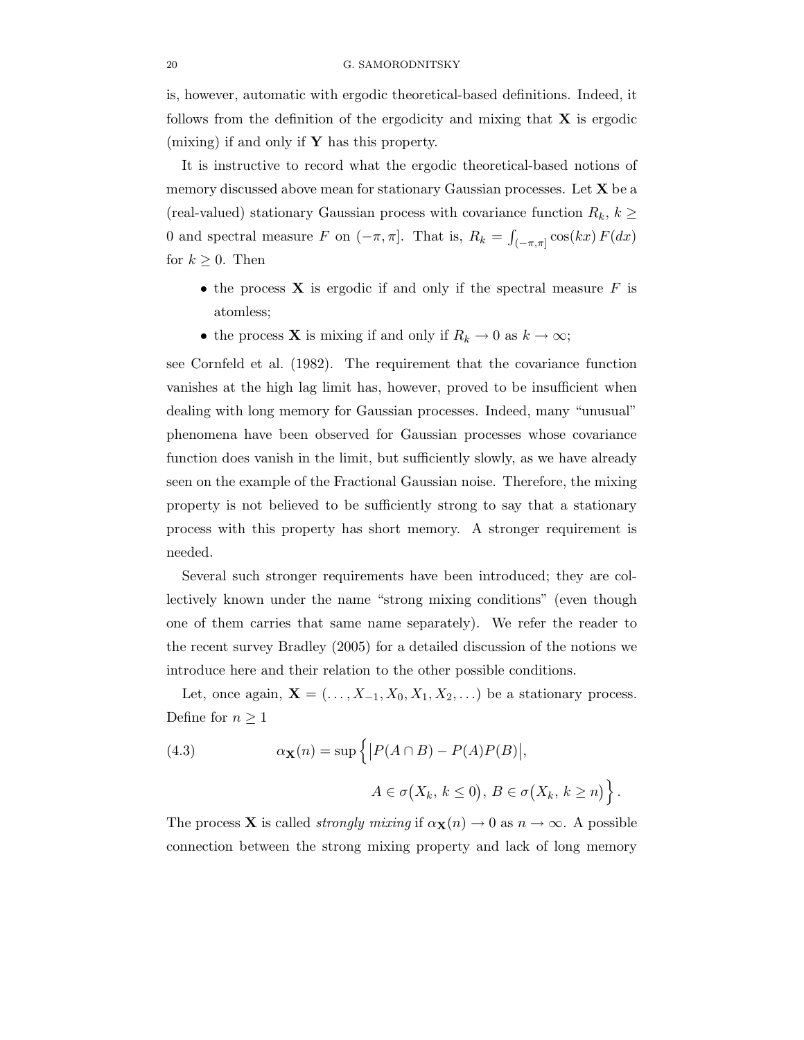is, however, automatic with ergodic theoretical-based definitions. Indeed, it follows from the definition of the ergodicity and mixing that $\mathbf{X}$ is ergodic (mixing) if and only if $\mathbf{Y}$ has this property.

It is instructive to record what the ergodic theoretical-based notions of memory discussed above mean for stationary Gaussian processes. Let $\mathbf{X}$ be a (real-valued) stationary Gaussian process with covariance function $R_k$, $k \geq 0$ and spectral measure $F$ on $(-\pi, \pi]$. That is, $R_k = \int_{(-\pi,\pi]} \cos(kx)\, F(dx)$ for $k \geq 0$. Then

- the process $\mathbf{X}$ is ergodic if and only if the spectral measure $F$ is atomless;
- the process $\mathbf{X}$ is mixing if and only if $R_k \to 0$ as $k \to \infty$;

see Cornfeld et al. (1982). The requirement that the covariance function vanishes at the high lag limit has, however, proved to be insufficient when dealing with long memory for Gaussian processes. Indeed, many "unusual" phenomena have been observed for Gaussian processes whose covariance function does vanish in the limit, but sufficiently slowly, as we have already seen on the example of the Fractional Gaussian noise. Therefore, the mixing property is not believed to be sufficiently strong to say that a stationary process with this property has short memory. A stronger requirement is needed.

Several such stronger requirements have been introduced; they are collectively known under the name "strong mixing conditions" (even though one of them carries that same name separately). We refer the reader to the recent survey Bradley (2005) for a detailed discussion of the notions we introduce here and their relation to the other possible conditions.

Let, once again, $\mathbf{X} = (\ldots, X_{-1}, X_0, X_1, X_2, \ldots)$ be a stationary process. Define for $n \geq 1$

$$\alpha_{\mathbf{X}}(n) = \sup \Big\{ \big| P(A \cap B) - P(A)P(B) \big|, \quad A \in \sigma\big(X_k,\, k \leq 0\big),\, B \in \sigma\big(X_k,\, k \geq n\big) \Big\}. \tag{4.3}$$

The process $\mathbf{X}$ is called *strongly mixing* if $\alpha_{\mathbf{X}}(n) \to 0$ as $n \to \infty$. A possible connection between the strong mixing property and lack of long memory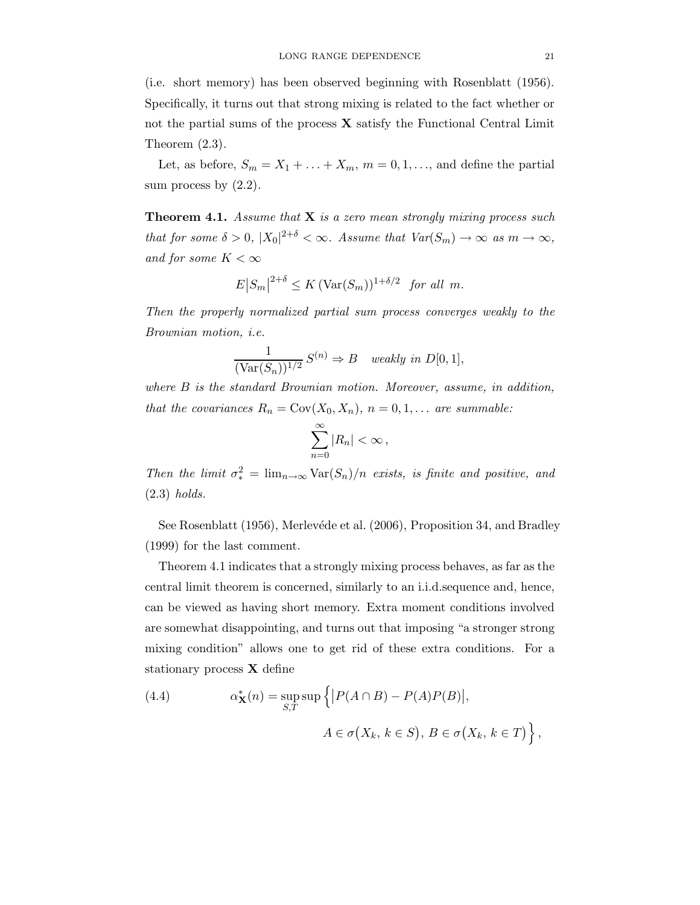(i.e. short memory) has been observed beginning with Rosenblatt (1956). Specifically, it turns out that strong mixing is related to the fact whether or not the partial sums of the process $\mathbf{X}$ satisfy the Functional Central Limit Theorem (2.3).

Let, as before, $S_m = X_1 + \ldots + X_m$, $m = 0, 1, \ldots$, and define the partial sum process by (2.2).

**Theorem 4.1.** *Assume that $\mathbf{X}$ is a zero mean strongly mixing process such that for some $\delta > 0$, $|X_0|^{2+\delta} < \infty$. Assume that $Var(S_m) \to \infty$ as $m \to \infty$, and for some $K < \infty$*

$$E\big|S_m\big|^{2+\delta} \leq K\,(\mathrm{Var}(S_m))^{1+\delta/2} \quad \textit{for all } m.$$

*Then the properly normalized partial sum process converges weakly to the Brownian motion, i.e.*

$$\frac{1}{(\mathrm{Var}(S_n))^{1/2}}\, S^{(n)} \Rightarrow B \quad \textit{weakly in } D[0,1],$$

*where $B$ is the standard Brownian motion. Moreover, assume, in addition, that the covariances $R_n = \mathrm{Cov}(X_0, X_n)$, $n = 0, 1, \ldots$ are summable:*

$$\sum_{n=0}^{\infty} |R_n| < \infty\,,$$

*Then the limit $\sigma_*^2 = \lim_{n\to\infty} \mathrm{Var}(S_n)/n$ exists, is finite and positive, and (2.3) holds.*

See Rosenblatt (1956), Merlevéde et al. (2006), Proposition 34, and Bradley (1999) for the last comment.

Theorem 4.1 indicates that a strongly mixing process behaves, as far as the central limit theorem is concerned, similarly to an i.i.d.sequence and, hence, can be viewed as having short memory. Extra moment conditions involved are somewhat disappointing, and turns out that imposing "a stronger strong mixing condition" allows one to get rid of these extra conditions. For a stationary process $\mathbf{X}$ define

$$\alpha^*_{\mathbf{X}}(n) = \sup_{S,T} \sup \Big\{ \big|P(A \cap B) - P(A)P(B)\big|, \quad A \in \sigma\big(X_k,\, k \in S\big),\, B \in \sigma\big(X_k,\, k \in T\big) \Big\}\,, \tag{4.4}$$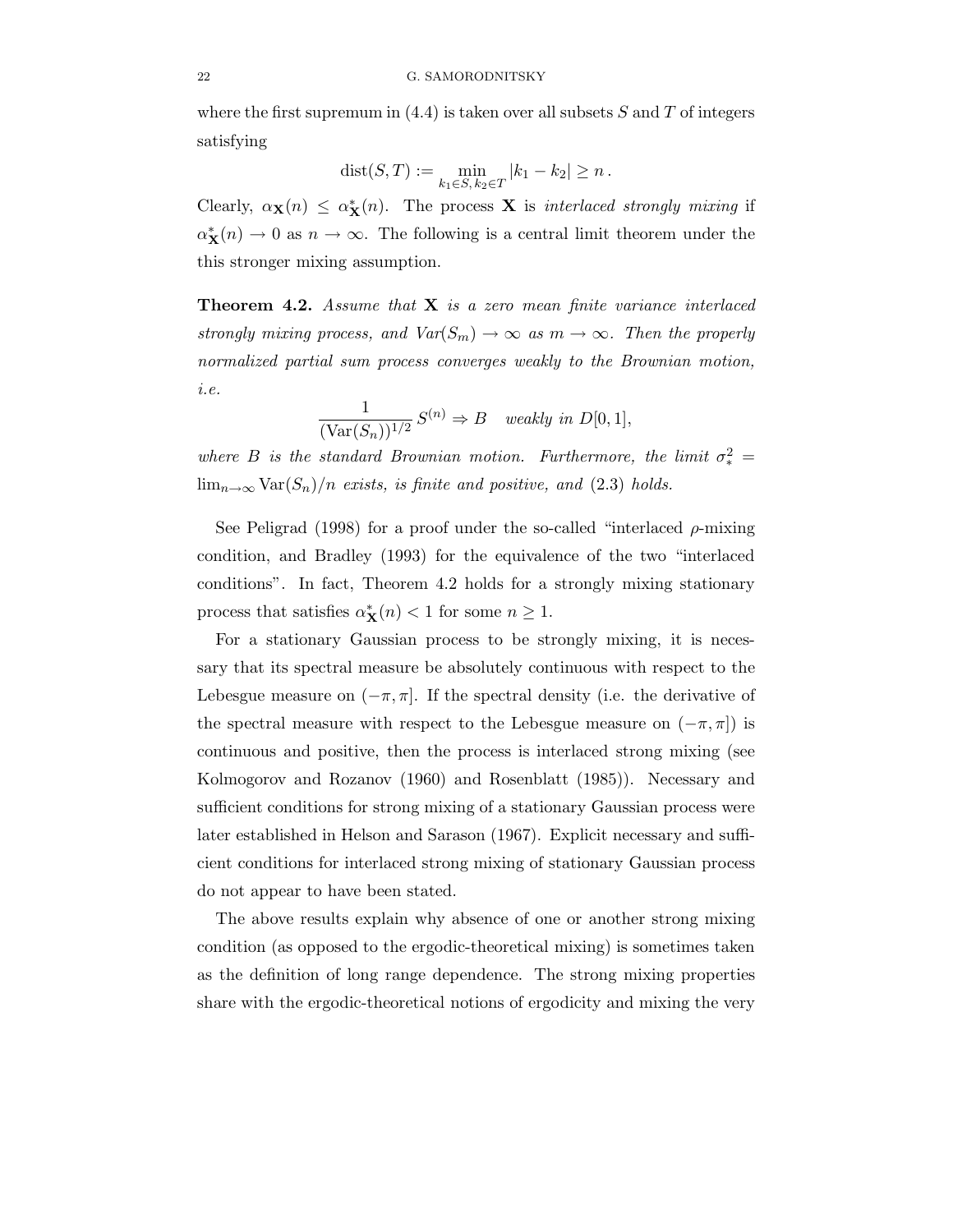where the first supremum in (4.4) is taken over all subsets $S$ and $T$ of integers satisfying

$$\text{dist}(S,T) := \min_{k_1 \in S,\, k_2 \in T} |k_1 - k_2| \geq n\,.$$

Clearly, $\alpha_{\mathbf{X}}(n) \leq \alpha^*_{\mathbf{X}}(n)$. The process $\mathbf{X}$ is *interlaced strongly mixing* if $\alpha^*_{\mathbf{X}}(n) \to 0$ as $n \to \infty$. The following is a central limit theorem under the this stronger mixing assumption.

**Theorem 4.2.** *Assume that $\mathbf{X}$ is a zero mean finite variance interlaced strongly mixing process, and $Var(S_m) \to \infty$ as $m \to \infty$. Then the properly normalized partial sum process converges weakly to the Brownian motion, i.e.*

$$\frac{1}{(\text{Var}(S_n))^{1/2}}\, S^{(n)} \Rightarrow B \quad \textit{weakly in } D[0,1],$$

*where $B$ is the standard Brownian motion. Furthermore, the limit $\sigma_*^2 = \lim_{n\to\infty} \text{Var}(S_n)/n$ exists, is finite and positive, and* (2.3) *holds.*

See Peligrad (1998) for a proof under the so-called "interlaced $\rho$-mixing condition, and Bradley (1993) for the equivalence of the two "interlaced conditions". In fact, Theorem 4.2 holds for a strongly mixing stationary process that satisfies $\alpha^*_{\mathbf{X}}(n) < 1$ for some $n \geq 1$.

For a stationary Gaussian process to be strongly mixing, it is necessary that its spectral measure be absolutely continuous with respect to the Lebesgue measure on $(-\pi, \pi]$. If the spectral density (i.e. the derivative of the spectral measure with respect to the Lebesgue measure on $(-\pi, \pi]$) is continuous and positive, then the process is interlaced strong mixing (see Kolmogorov and Rozanov (1960) and Rosenblatt (1985)). Necessary and sufficient conditions for strong mixing of a stationary Gaussian process were later established in Helson and Sarason (1967). Explicit necessary and sufficient conditions for interlaced strong mixing of stationary Gaussian process do not appear to have been stated.

The above results explain why absence of one or another strong mixing condition (as opposed to the ergodic-theoretical mixing) is sometimes taken as the definition of long range dependence. The strong mixing properties share with the ergodic-theoretical notions of ergodicity and mixing the very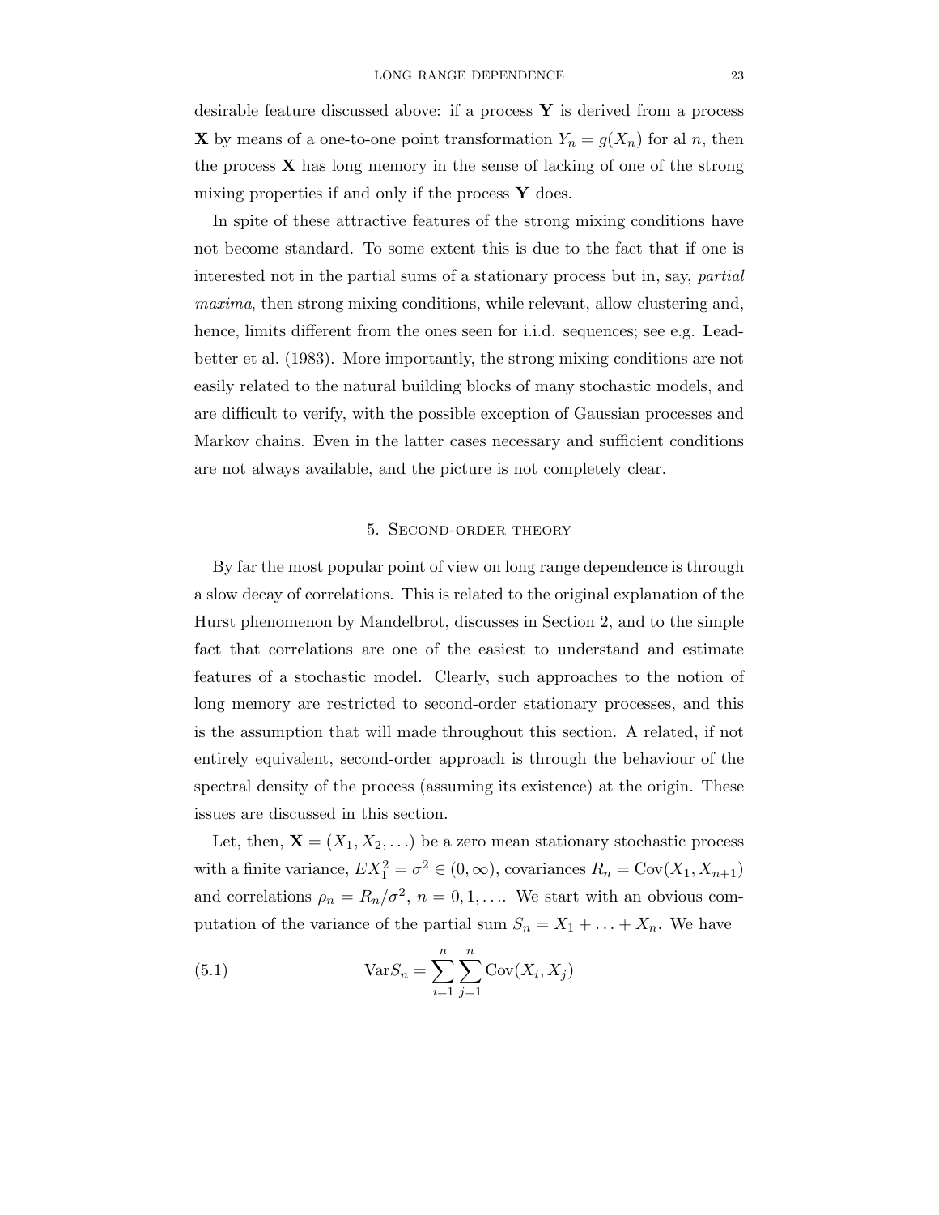desirable feature discussed above: if a process $\mathbf{Y}$ is derived from a process $\mathbf{X}$ by means of a one-to-one point transformation $Y_n = g(X_n)$ for al $n$, then the process $\mathbf{X}$ has long memory in the sense of lacking of one of the strong mixing properties if and only if the process $\mathbf{Y}$ does.

In spite of these attractive features of the strong mixing conditions have not become standard. To some extent this is due to the fact that if one is interested not in the partial sums of a stationary process but in, say, *partial maxima*, then strong mixing conditions, while relevant, allow clustering and, hence, limits different from the ones seen for i.i.d. sequences; see e.g. Leadbetter et al. (1983). More importantly, the strong mixing conditions are not easily related to the natural building blocks of many stochastic models, and are difficult to verify, with the possible exception of Gaussian processes and Markov chains. Even in the latter cases necessary and sufficient conditions are not always available, and the picture is not completely clear.

## 5. Second-order theory

By far the most popular point of view on long range dependence is through a slow decay of correlations. This is related to the original explanation of the Hurst phenomenon by Mandelbrot, discusses in Section 2, and to the simple fact that correlations are one of the easiest to understand and estimate features of a stochastic model. Clearly, such approaches to the notion of long memory are restricted to second-order stationary processes, and this is the assumption that will made throughout this section. A related, if not entirely equivalent, second-order approach is through the behaviour of the spectral density of the process (assuming its existence) at the origin. These issues are discussed in this section.

Let, then, $\mathbf{X} = (X_1, X_2, \ldots)$ be a zero mean stationary stochastic process with a finite variance, $EX_1^2 = \sigma^2 \in (0, \infty)$, covariances $R_n = \text{Cov}(X_1, X_{n+1})$ and correlations $\rho_n = R_n/\sigma^2$, $n = 0, 1, \ldots$. We start with an obvious computation of the variance of the partial sum $S_n = X_1 + \ldots + X_n$. We have

$$\text{Var}S_n = \sum_{i=1}^{n} \sum_{j=1}^{n} \text{Cov}(X_i, X_j) \tag{5.1}$$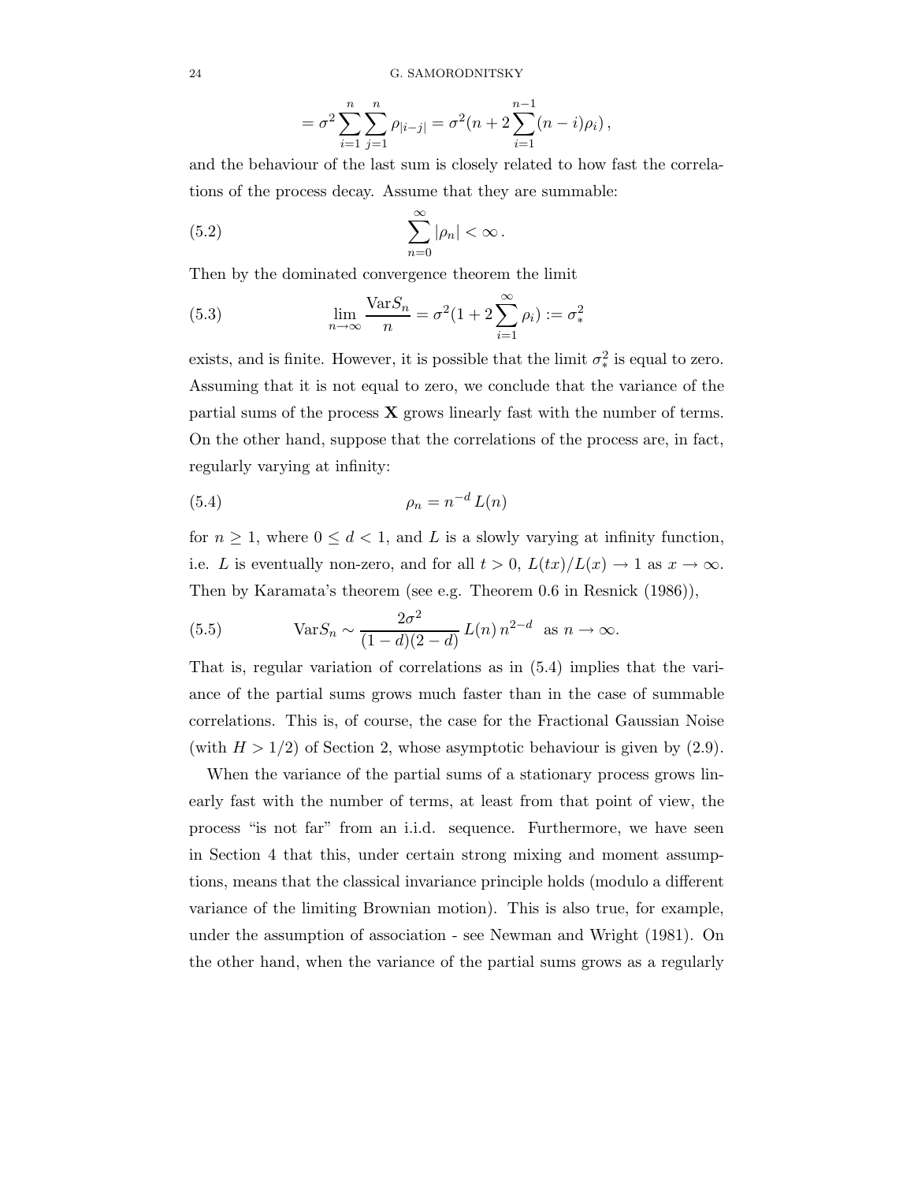$$= \sigma^2 \sum_{i=1}^{n} \sum_{j=1}^{n} \rho_{|i-j|} = \sigma^2 (n + 2 \sum_{i=1}^{n-1} (n-i) \rho_i) \,,$$

and the behaviour of the last sum is closely related to how fast the correlations of the process decay. Assume that they are summable:

$$\sum_{n=0}^{\infty} |\rho_n| < \infty \,. \tag{5.2}$$

Then by the dominated convergence theorem the limit

$$\lim_{n \to \infty} \frac{\mathrm{Var} S_n}{n} = \sigma^2 (1 + 2 \sum_{i=1}^{\infty} \rho_i) := \sigma_*^2 \tag{5.3}$$

exists, and is finite. However, it is possible that the limit $\sigma_*^2$ is equal to zero. Assuming that it is not equal to zero, we conclude that the variance of the partial sums of the process $\mathbf{X}$ grows linearly fast with the number of terms. On the other hand, suppose that the correlations of the process are, in fact, regularly varying at infinity:

$$\rho_n = n^{-d} L(n) \tag{5.4}$$

for $n \geq 1$, where $0 \leq d < 1$, and $L$ is a slowly varying at infinity function, i.e. $L$ is eventually non-zero, and for all $t > 0$, $L(tx)/L(x) \to 1$ as $x \to \infty$. Then by Karamata's theorem (see e.g. Theorem 0.6 in Resnick (1986)),

$$\mathrm{Var} S_n \sim \frac{2\sigma^2}{(1-d)(2-d)} L(n) \, n^{2-d} \ \text{ as } n \to \infty. \tag{5.5}$$

That is, regular variation of correlations as in (5.4) implies that the variance of the partial sums grows much faster than in the case of summable correlations. This is, of course, the case for the Fractional Gaussian Noise (with $H > 1/2$) of Section 2, whose asymptotic behaviour is given by (2.9).

When the variance of the partial sums of a stationary process grows linearly fast with the number of terms, at least from that point of view, the process "is not far" from an i.i.d. sequence. Furthermore, we have seen in Section 4 that this, under certain strong mixing and moment assumptions, means that the classical invariance principle holds (modulo a different variance of the limiting Brownian motion). This is also true, for example, under the assumption of association - see Newman and Wright (1981). On the other hand, when the variance of the partial sums grows as a regularly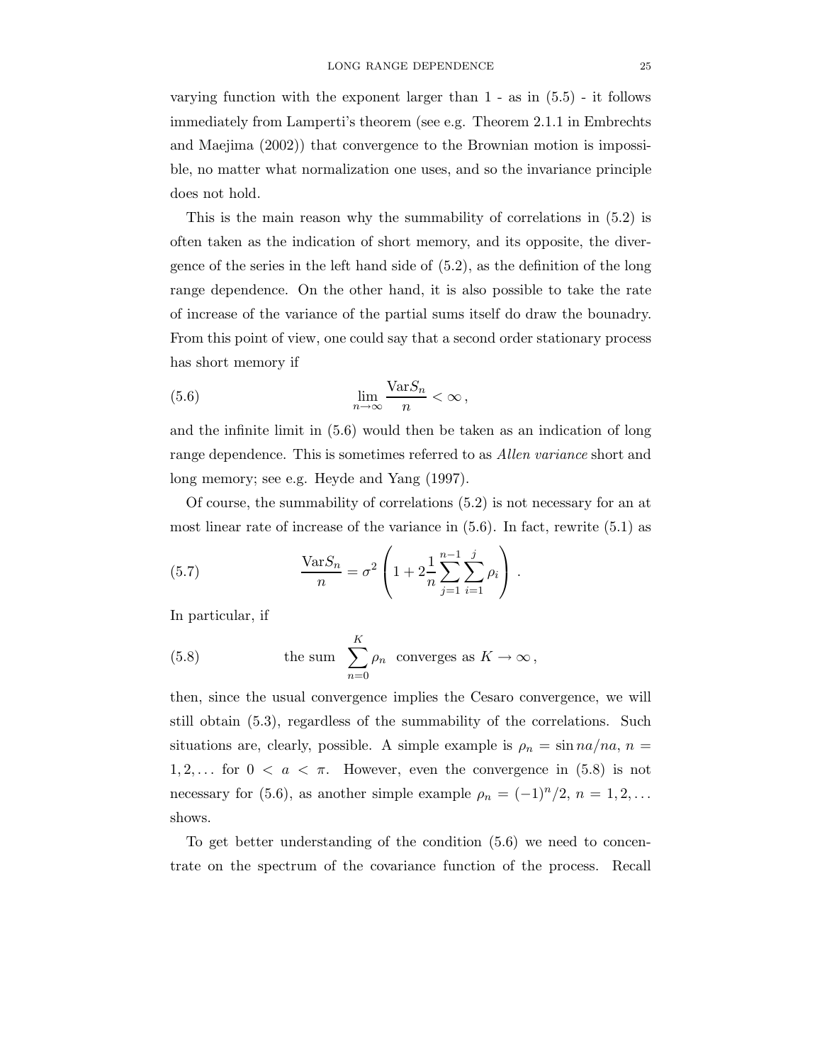varying function with the exponent larger than 1 - as in (5.5) - it follows immediately from Lamperti's theorem (see e.g. Theorem 2.1.1 in Embrechts and Maejima (2002)) that convergence to the Brownian motion is impossible, no matter what normalization one uses, and so the invariance principle does not hold.

This is the main reason why the summability of correlations in (5.2) is often taken as the indication of short memory, and its opposite, the divergence of the series in the left hand side of (5.2), as the definition of the long range dependence. On the other hand, it is also possible to take the rate of increase of the variance of the partial sums itself do draw the bounadry. From this point of view, one could say that a second order stationary process has short memory if

$$
\lim_{n\to\infty} \frac{\mathrm{Var} S_n}{n} < \infty \,, \tag{5.6}
$$

and the infinite limit in (5.6) would then be taken as an indication of long range dependence. This is sometimes referred to as *Allen variance* short and long memory; see e.g. Heyde and Yang (1997).

Of course, the summability of correlations (5.2) is not necessary for an at most linear rate of increase of the variance in (5.6). In fact, rewrite (5.1) as

$$
\frac{\mathrm{Var} S_n}{n} = \sigma^2 \left( 1 + 2 \frac{1}{n} \sum_{j=1}^{n-1} \sum_{i=1}^{j} \rho_i \right) . \tag{5.7}
$$

In particular, if

$$
\text{the sum } \sum_{n=0}^{K} \rho_n \text{ converges as } K \to \infty \,, \tag{5.8}
$$

then, since the usual convergence implies the Cesaro convergence, we will still obtain (5.3), regardless of the summability of the correlations. Such situations are, clearly, possible. A simple example is $\rho_n = \sin na/na$, $n = 1, 2, \ldots$ for $0 < a < \pi$. However, even the convergence in (5.8) is not necessary for (5.6), as another simple example $\rho_n = (-1)^n/2$, $n = 1, 2, \ldots$ shows.

To get better understanding of the condition (5.6) we need to concentrate on the spectrum of the covariance function of the process. Recall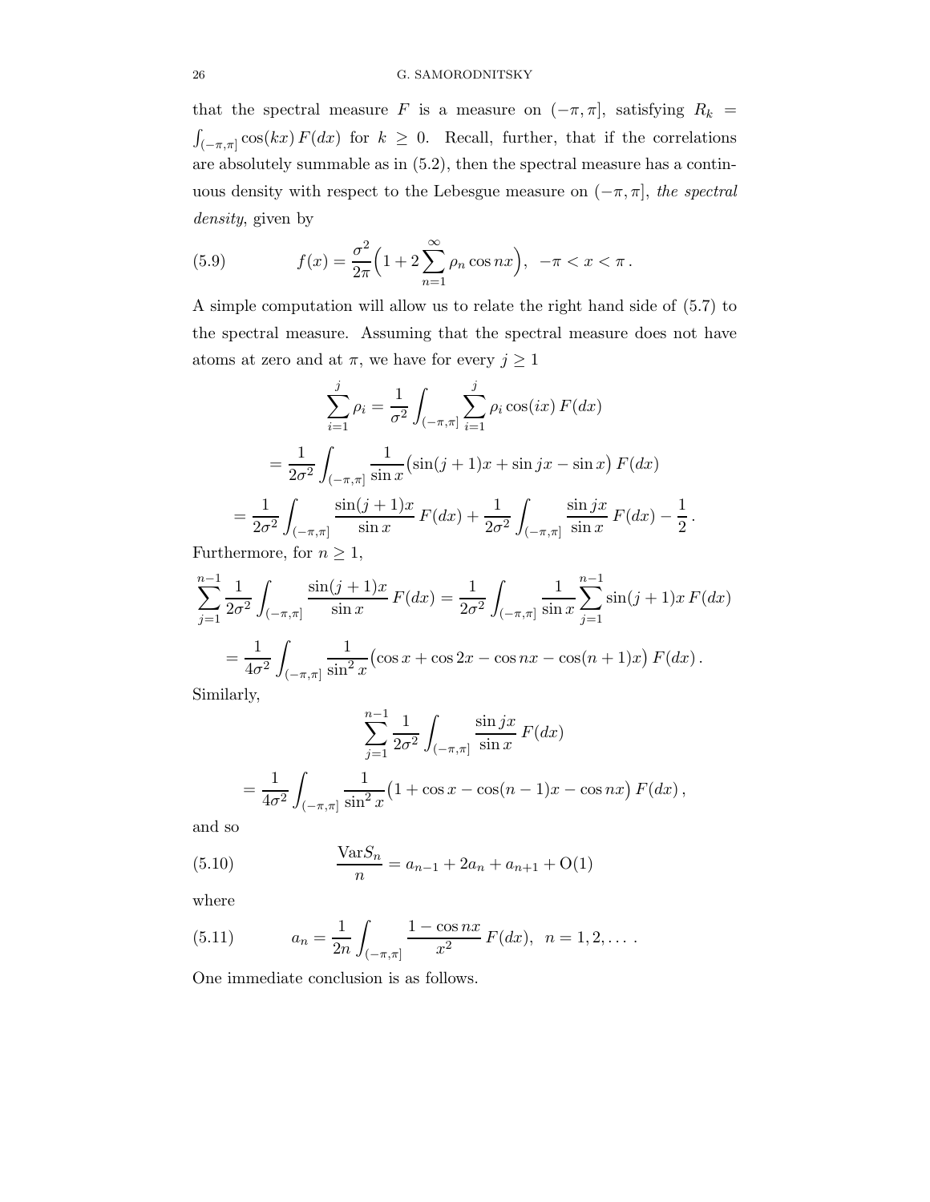that the spectral measure $F$ is a measure on $(-\pi, \pi]$, satisfying $R_k = \int_{(-\pi,\pi]} \cos(kx)\, F(dx)$ for $k \geq 0$. Recall, further, that if the correlations are absolutely summable as in (5.2), then the spectral measure has a continuous density with respect to the Lebesgue measure on $(-\pi, \pi]$, *the spectral density*, given by

$$f(x) = \frac{\sigma^2}{2\pi}\Big(1 + 2\sum_{n=1}^{\infty} \rho_n \cos nx\Big), \ \ -\pi < x < \pi\,. \tag{5.9}$$

A simple computation will allow us to relate the right hand side of (5.7) to the spectral measure. Assuming that the spectral measure does not have atoms at zero and at $\pi$, we have for every $j \geq 1$

$$\sum_{i=1}^{j} \rho_i = \frac{1}{\sigma^2}\int_{(-\pi,\pi]} \sum_{i=1}^{j} \rho_i \cos(ix)\, F(dx)$$

$$= \frac{1}{2\sigma^2}\int_{(-\pi,\pi]} \frac{1}{\sin x}\big(\sin(j+1)x + \sin jx - \sin x\big)\, F(dx)$$

$$= \frac{1}{2\sigma^2}\int_{(-\pi,\pi]} \frac{\sin(j+1)x}{\sin x}\, F(dx) + \frac{1}{2\sigma^2}\int_{(-\pi,\pi]} \frac{\sin jx}{\sin x}\, F(dx) - \frac{1}{2}\,.$$

Furthermore, for $n \geq 1$,

$$\sum_{j=1}^{n-1} \frac{1}{2\sigma^2}\int_{(-\pi,\pi]} \frac{\sin(j+1)x}{\sin x}\, F(dx) = \frac{1}{2\sigma^2}\int_{(-\pi,\pi]} \frac{1}{\sin x}\sum_{j=1}^{n-1} \sin(j+1)x\, F(dx)$$

$$= \frac{1}{4\sigma^2}\int_{(-\pi,\pi]} \frac{1}{\sin^2 x}\big(\cos x + \cos 2x - \cos nx - \cos(n+1)x\big)\, F(dx)\,.$$

Similarly,

$$\sum_{j=1}^{n-1} \frac{1}{2\sigma^2}\int_{(-\pi,\pi]} \frac{\sin jx}{\sin x}\, F(dx)$$

$$= \frac{1}{4\sigma^2}\int_{(-\pi,\pi]} \frac{1}{\sin^2 x}\big(1 + \cos x - \cos(n-1)x - \cos nx\big)\, F(dx)\,,$$

and so

$$\frac{\mathrm{Var} S_n}{n} = a_{n-1} + 2a_n + a_{n+1} + \mathrm{O}(1) \tag{5.10}$$

where

$$a_n = \frac{1}{2n}\int_{(-\pi,\pi]} \frac{1 - \cos nx}{x^2}\, F(dx), \ \ n = 1, 2, \ldots\,. \tag{5.11}$$

One immediate conclusion is as follows.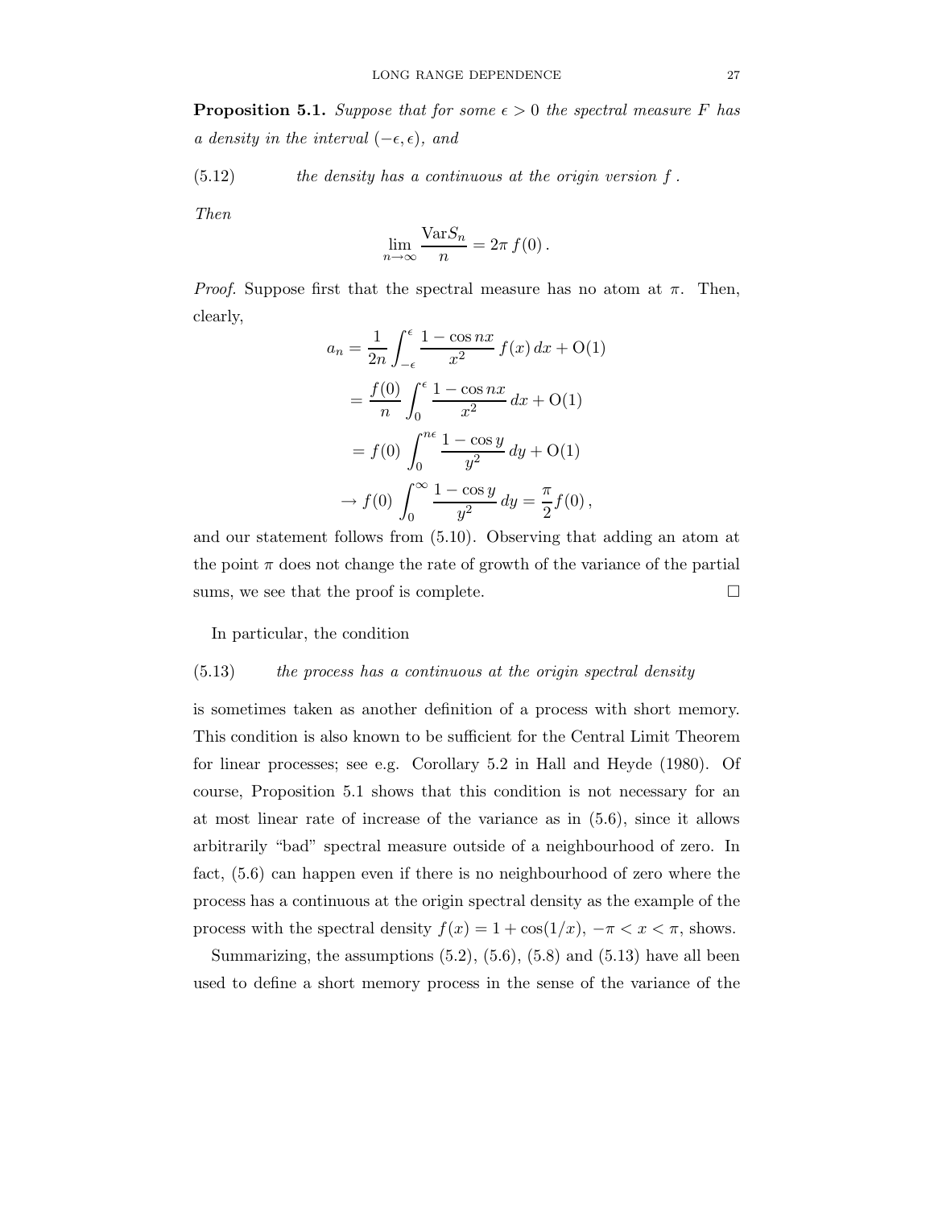**Proposition 5.1.** *Suppose that for some $\epsilon > 0$ the spectral measure $F$ has a density in the interval $(-\epsilon, \epsilon)$, and*

(5.12) *the density has a continuous at the origin version $f$.*

*Then*

$$\lim_{n\to\infty} \frac{\mathrm{Var} S_n}{n} = 2\pi\, f(0)\,.$$

*Proof.* Suppose first that the spectral measure has no atom at $\pi$. Then, clearly,

$$\begin{aligned}
a_n &= \frac{1}{2n}\int_{-\epsilon}^{\epsilon} \frac{1-\cos nx}{x^2}\, f(x)\, dx + \mathrm{O}(1) \\
&= \frac{f(0)}{n}\int_{0}^{\epsilon} \frac{1-\cos nx}{x^2}\, dx + \mathrm{O}(1) \\
&= f(0)\int_{0}^{n\epsilon} \frac{1-\cos y}{y^2}\, dy + \mathrm{O}(1) \\
&\to f(0)\int_{0}^{\infty} \frac{1-\cos y}{y^2}\, dy = \frac{\pi}{2} f(0)\,,
\end{aligned}$$

and our statement follows from (5.10). Observing that adding an atom at the point $\pi$ does not change the rate of growth of the variance of the partial sums, we see that the proof is complete. $\square$

In particular, the condition

(5.13) *the process has a continuous at the origin spectral density*

is sometimes taken as another definition of a process with short memory. This condition is also known to be sufficient for the Central Limit Theorem for linear processes; see e.g. Corollary 5.2 in Hall and Heyde (1980). Of course, Proposition 5.1 shows that this condition is not necessary for an at most linear rate of increase of the variance as in (5.6), since it allows arbitrarily "bad" spectral measure outside of a neighbourhood of zero. In fact, (5.6) can happen even if there is no neighbourhood of zero where the process has a continuous at the origin spectral density as the example of the process with the spectral density $f(x) = 1 + \cos(1/x)$, $-\pi < x < \pi$, shows.

Summarizing, the assumptions (5.2), (5.6), (5.8) and (5.13) have all been used to define a short memory process in the sense of the variance of the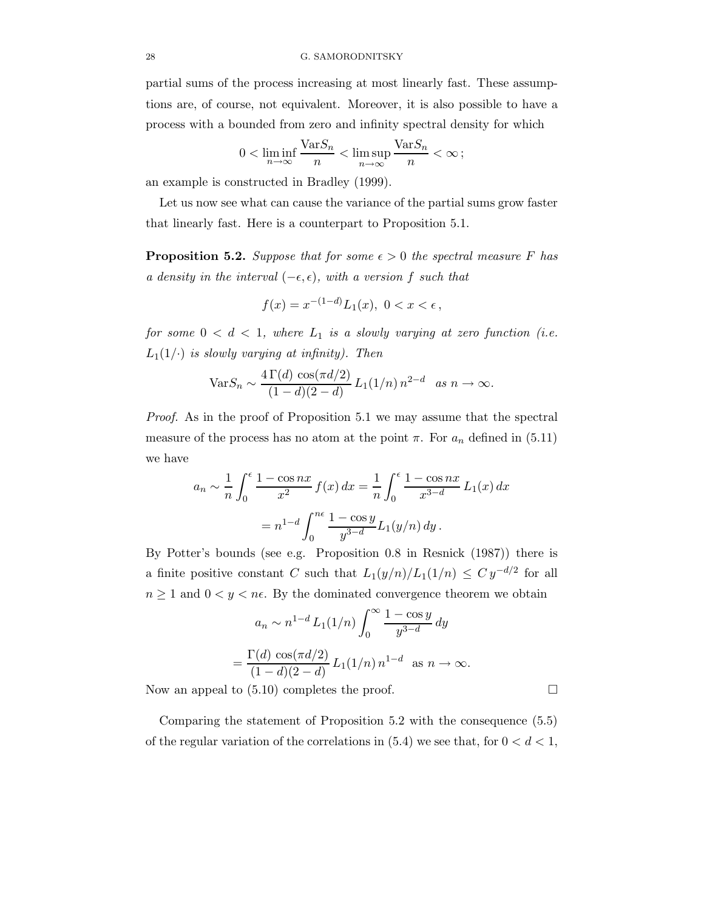partial sums of the process increasing at most linearly fast. These assumptions are, of course, not equivalent. Moreover, it is also possible to have a process with a bounded from zero and infinity spectral density for which

$$0 < \liminf_{n\to\infty} \frac{\mathrm{Var} S_n}{n} < \limsup_{n\to\infty} \frac{\mathrm{Var} S_n}{n} < \infty\,;$$

an example is constructed in Bradley (1999).

Let us now see what can cause the variance of the partial sums grow faster that linearly fast. Here is a counterpart to Proposition 5.1.

**Proposition 5.2.** *Suppose that for some $\epsilon > 0$ the spectral measure $F$ has a density in the interval $(-\epsilon, \epsilon)$, with a version $f$ such that*

$$f(x) = x^{-(1-d)} L_1(x), \; 0 < x < \epsilon\,,$$

*for some $0 < d < 1$, where $L_1$ is a slowly varying at zero function (i.e. $L_1(1/\cdot)$ is slowly varying at infinity). Then*

$$\mathrm{Var} S_n \sim \frac{4\,\Gamma(d)\,\cos(\pi d/2)}{(1-d)(2-d)}\, L_1(1/n)\, n^{2-d} \quad \text{as } n \to \infty.$$

*Proof.* As in the proof of Proposition 5.1 we may assume that the spectral measure of the process has no atom at the point $\pi$. For $a_n$ defined in (5.11) we have

$$a_n \sim \frac{1}{n}\int_0^\epsilon \frac{1-\cos nx}{x^2}\, f(x)\, dx = \frac{1}{n}\int_0^\epsilon \frac{1-\cos nx}{x^{3-d}}\, L_1(x)\, dx$$

$$= n^{1-d}\int_0^{n\epsilon} \frac{1-\cos y}{y^{3-d}} L_1(y/n)\, dy\,.$$

By Potter's bounds (see e.g. Proposition 0.8 in Resnick (1987)) there is a finite positive constant $C$ such that $L_1(y/n)/L_1(1/n) \le C\, y^{-d/2}$ for all $n \ge 1$ and $0 < y < n\epsilon$. By the dominated convergence theorem we obtain

$$a_n \sim n^{1-d}\, L_1(1/n) \int_0^\infty \frac{1-\cos y}{y^{3-d}}\, dy$$

$$= \frac{\Gamma(d)\,\cos(\pi d/2)}{(1-d)(2-d)}\, L_1(1/n)\, n^{1-d} \quad \text{as } n \to \infty.$$

Now an appeal to (5.10) completes the proof. □

Comparing the statement of Proposition 5.2 with the consequence (5.5) of the regular variation of the correlations in (5.4) we see that, for $0 < d < 1$,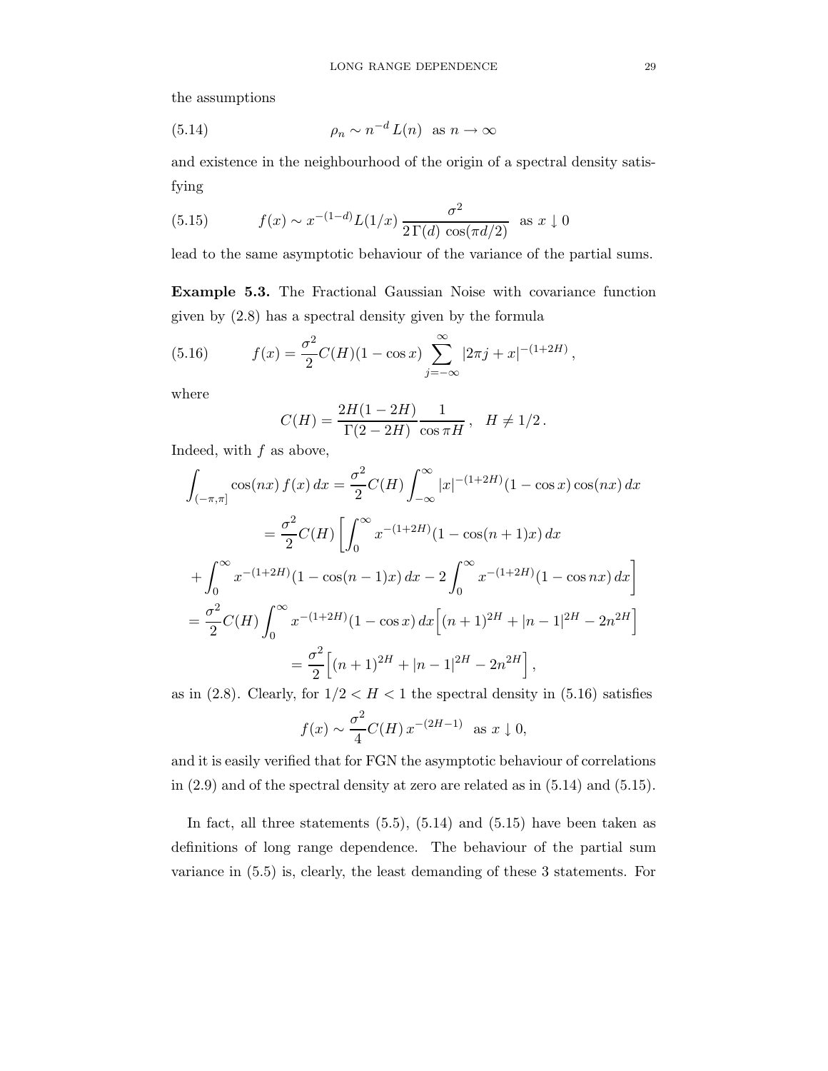the assumptions

$$\rho_n \sim n^{-d} L(n) \quad \text{as } n \to \infty \tag{5.14}$$

and existence in the neighbourhood of the origin of a spectral density satisfying

$$f(x) \sim x^{-(1-d)} L(1/x) \, \frac{\sigma^2}{2\,\Gamma(d)\,\cos(\pi d/2)} \quad \text{as } x \downarrow 0 \tag{5.15}$$

lead to the same asymptotic behaviour of the variance of the partial sums.

**Example 5.3.** The Fractional Gaussian Noise with covariance function given by (2.8) has a spectral density given by the formula

$$f(x) = \frac{\sigma^2}{2} C(H)(1-\cos x) \sum_{j=-\infty}^{\infty} |2\pi j + x|^{-(1+2H)}, \tag{5.16}$$

where

$$C(H) = \frac{2H(1-2H)}{\Gamma(2-2H)} \frac{1}{\cos \pi H}, \quad H \neq 1/2 .$$

Indeed, with $f$ as above,

$$\begin{aligned}
\int_{(-\pi,\pi]} \cos(nx)\, f(x)\, dx &= \frac{\sigma^2}{2} C(H) \int_{-\infty}^{\infty} |x|^{-(1+2H)} (1-\cos x) \cos(nx)\, dx \\
&= \frac{\sigma^2}{2} C(H) \left[ \int_0^\infty x^{-(1+2H)} (1-\cos(n+1)x)\, dx \right. \\
&\quad \left. + \int_0^\infty x^{-(1+2H)} (1-\cos(n-1)x)\, dx - 2\int_0^\infty x^{-(1+2H)} (1-\cos nx)\, dx \right] \\
&= \frac{\sigma^2}{2} C(H) \int_0^\infty x^{-(1+2H)} (1-\cos x)\, dx \Big[ (n+1)^{2H} + |n-1|^{2H} - 2n^{2H} \Big] \\
&= \frac{\sigma^2}{2} \Big[ (n+1)^{2H} + |n-1|^{2H} - 2n^{2H} \Big],
\end{aligned}$$

as in (2.8). Clearly, for $1/2 < H < 1$ the spectral density in (5.16) satisfies

$$f(x) \sim \frac{\sigma^2}{4} C(H)\, x^{-(2H-1)} \quad \text{as } x \downarrow 0,$$

and it is easily verified that for FGN the asymptotic behaviour of correlations in (2.9) and of the spectral density at zero are related as in (5.14) and (5.15).

In fact, all three statements (5.5), (5.14) and (5.15) have been taken as definitions of long range dependence. The behaviour of the partial sum variance in (5.5) is, clearly, the least demanding of these 3 statements. For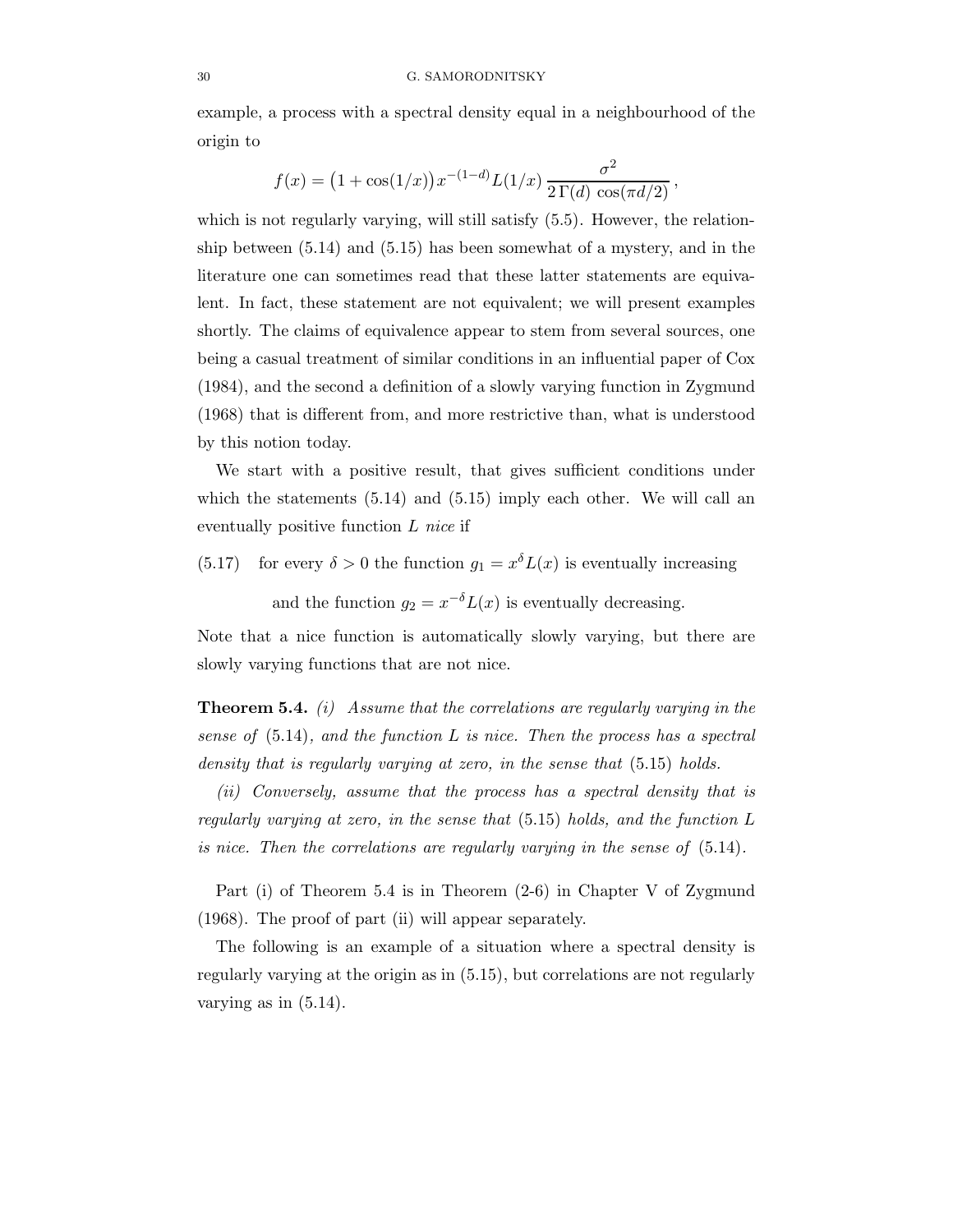example, a process with a spectral density equal in a neighbourhood of the origin to

$$f(x) = \big(1 + \cos(1/x)\big) x^{-(1-d)} L(1/x) \, \frac{\sigma^2}{2\,\Gamma(d)\, \cos(\pi d/2)}\,,$$

which is not regularly varying, will still satisfy (5.5). However, the relationship between (5.14) and (5.15) has been somewhat of a mystery, and in the literature one can sometimes read that these latter statements are equivalent. In fact, these statement are not equivalent; we will present examples shortly. The claims of equivalence appear to stem from several sources, one being a casual treatment of similar conditions in an influential paper of Cox (1984), and the second a definition of a slowly varying function in Zygmund (1968) that is different from, and more restrictive than, what is understood by this notion today.

We start with a positive result, that gives sufficient conditions under which the statements (5.14) and (5.15) imply each other. We will call an eventually positive function $L$ *nice* if

$$\text{for every } \delta > 0 \text{ the function } g_1 = x^{\delta} L(x) \text{ is eventually increasing} \tag{5.17}$$

$$\text{and the function } g_2 = x^{-\delta} L(x) \text{ is eventually decreasing.}$$

Note that a nice function is automatically slowly varying, but there are slowly varying functions that are not nice.

**Theorem 5.4.** *(i) Assume that the correlations are regularly varying in the sense of* (5.14)*, and the function $L$ is nice. Then the process has a spectral density that is regularly varying at zero, in the sense that* (5.15) *holds.*

*(ii) Conversely, assume that the process has a spectral density that is regularly varying at zero, in the sense that* (5.15) *holds, and the function $L$ is nice. Then the correlations are regularly varying in the sense of* (5.14).

Part (i) of Theorem 5.4 is in Theorem (2-6) in Chapter V of Zygmund (1968). The proof of part (ii) will appear separately.

The following is an example of a situation where a spectral density is regularly varying at the origin as in (5.15), but correlations are not regularly varying as in (5.14).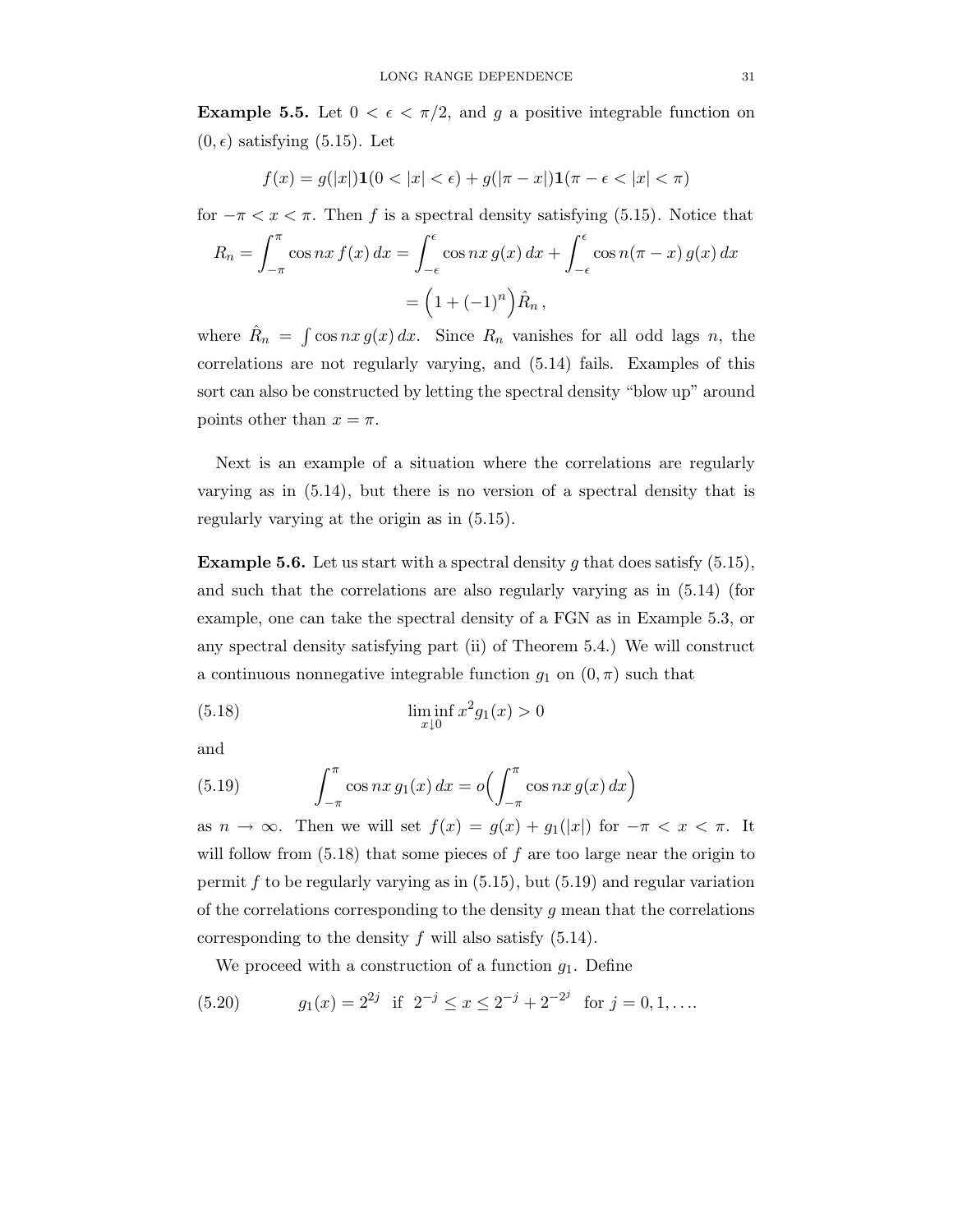**Example 5.5.** Let $0 < \epsilon < \pi/2$, and $g$ a positive integrable function on $(0, \epsilon)$ satisfying (5.15). Let

$$f(x) = g(|x|)\mathbf{1}(0 < |x| < \epsilon) + g(|\pi - x|)\mathbf{1}(\pi - \epsilon < |x| < \pi)$$

for $-\pi < x < \pi$. Then $f$ is a spectral density satisfying (5.15). Notice that

$$R_n = \int_{-\pi}^{\pi} \cos nx\, f(x)\, dx = \int_{-\epsilon}^{\epsilon} \cos nx\, g(x)\, dx + \int_{-\epsilon}^{\epsilon} \cos n(\pi - x)\, g(x)\, dx$$
$$= \Big(1 + (-1)^n\Big)\hat{R}_n\,,$$

where $\hat{R}_n = \int \cos nx\, g(x)\, dx$. Since $R_n$ vanishes for all odd lags $n$, the correlations are not regularly varying, and (5.14) fails. Examples of this sort can also be constructed by letting the spectral density "blow up" around points other than $x = \pi$.

Next is an example of a situation where the correlations are regularly varying as in (5.14), but there is no version of a spectral density that is regularly varying at the origin as in (5.15).

**Example 5.6.** Let us start with a spectral density $g$ that does satisfy (5.15), and such that the correlations are also regularly varying as in (5.14) (for example, one can take the spectral density of a FGN as in Example 5.3, or any spectral density satisfying part (ii) of Theorem 5.4.) We will construct a continuous nonnegative integrable function $g_1$ on $(0, \pi)$ such that

$$\liminf_{x \downarrow 0} x^2 g_1(x) > 0 \tag{5.18}$$

and

$$\int_{-\pi}^{\pi} \cos nx\, g_1(x)\, dx = o\Big(\int_{-\pi}^{\pi} \cos nx\, g(x)\, dx\Big) \tag{5.19}$$

as $n \to \infty$. Then we will set $f(x) = g(x) + g_1(|x|)$ for $-\pi < x < \pi$. It will follow from (5.18) that some pieces of $f$ are too large near the origin to permit $f$ to be regularly varying as in (5.15), but (5.19) and regular variation of the correlations corresponding to the density $g$ mean that the correlations corresponding to the density $f$ will also satisfy (5.14).

We proceed with a construction of a function $g_1$. Define

$$g_1(x) = 2^{2j} \ \text{ if } \ 2^{-j} \le x \le 2^{-j} + 2^{-2^j} \ \text{ for } j = 0, 1, \ldots. \tag{5.20}$$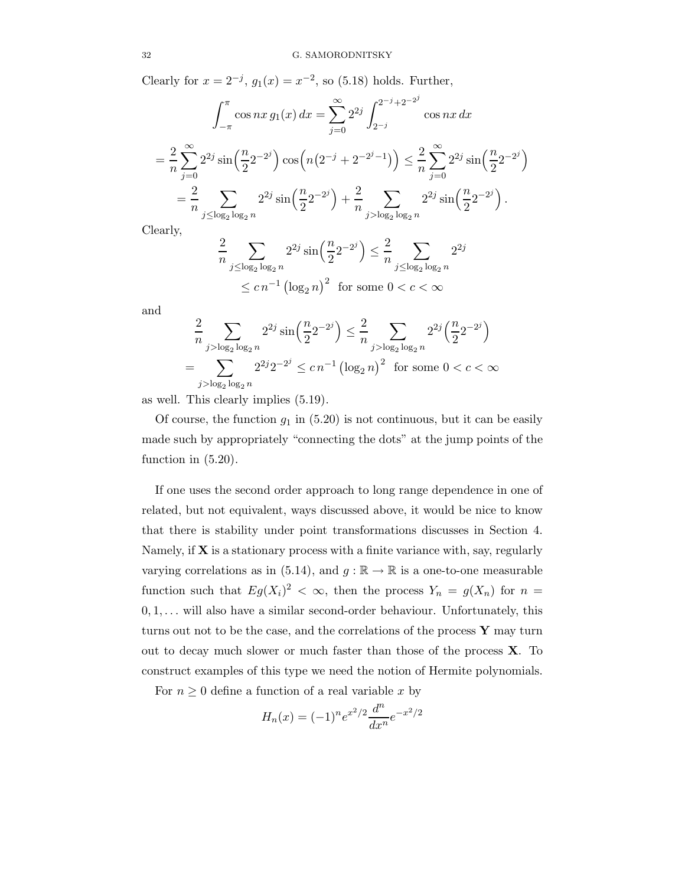Clearly for $x = 2^{-j}$, $g_1(x) = x^{-2}$, so (5.18) holds. Further,

$$\int_{-\pi}^{\pi} \cos nx \, g_1(x) \, dx = \sum_{j=0}^{\infty} 2^{2j} \int_{2^{-j}}^{2^{-j}+2^{-2^j}} \cos nx \, dx$$

$$= \frac{2}{n} \sum_{j=0}^{\infty} 2^{2j} \sin\Bigl(\frac{n}{2} 2^{-2^j}\Bigr) \cos\Bigl(n\bigl(2^{-j} + 2^{-2^j-1}\bigr)\Bigr) \leq \frac{2}{n} \sum_{j=0}^{\infty} 2^{2j} \sin\Bigl(\frac{n}{2} 2^{-2^j}\Bigr)$$

$$= \frac{2}{n} \sum_{j \leq \log_2 \log_2 n} 2^{2j} \sin\Bigl(\frac{n}{2} 2^{-2^j}\Bigr) + \frac{2}{n} \sum_{j > \log_2 \log_2 n} 2^{2j} \sin\Bigl(\frac{n}{2} 2^{-2^j}\Bigr).$$

Clearly,

$$\frac{2}{n} \sum_{j \leq \log_2 \log_2 n} 2^{2j} \sin\Bigl(\frac{n}{2} 2^{-2^j}\Bigr) \leq \frac{2}{n} \sum_{j \leq \log_2 \log_2 n} 2^{2j}$$

$$\leq c \, n^{-1} \bigl(\log_2 n\bigr)^2 \ \text{ for some } 0 < c < \infty$$

and

$$\frac{2}{n} \sum_{j > \log_2 \log_2 n} 2^{2j} \sin\Bigl(\frac{n}{2} 2^{-2^j}\Bigr) \leq \frac{2}{n} \sum_{j > \log_2 \log_2 n} 2^{2j} \Bigl(\frac{n}{2} 2^{-2^j}\Bigr)$$

$$= \sum_{j > \log_2 \log_2 n} 2^{2j} 2^{-2^j} \leq c \, n^{-1} \bigl(\log_2 n\bigr)^2 \ \text{ for some } 0 < c < \infty$$

as well. This clearly implies (5.19).

Of course, the function $g_1$ in (5.20) is not continuous, but it can be easily made such by appropriately "connecting the dots" at the jump points of the function in (5.20).

If one uses the second order approach to long range dependence in one of related, but not equivalent, ways discussed above, it would be nice to know that there is stability under point transformations discusses in Section 4. Namely, if $\mathbf{X}$ is a stationary process with a finite variance with, say, regularly varying correlations as in (5.14), and $g : \mathbb{R} \to \mathbb{R}$ is a one-to-one measurable function such that $Eg(X_i)^2 < \infty$, then the process $Y_n = g(X_n)$ for $n = 0, 1, \ldots$ will also have a similar second-order behaviour. Unfortunately, this turns out not to be the case, and the correlations of the process $\mathbf{Y}$ may turn out to decay much slower or much faster than those of the process $\mathbf{X}$. To construct examples of this type we need the notion of Hermite polynomials.

For $n \geq 0$ define a function of a real variable $x$ by

$$H_n(x) = (-1)^n e^{x^2/2} \frac{d^n}{dx^n} e^{-x^2/2}$$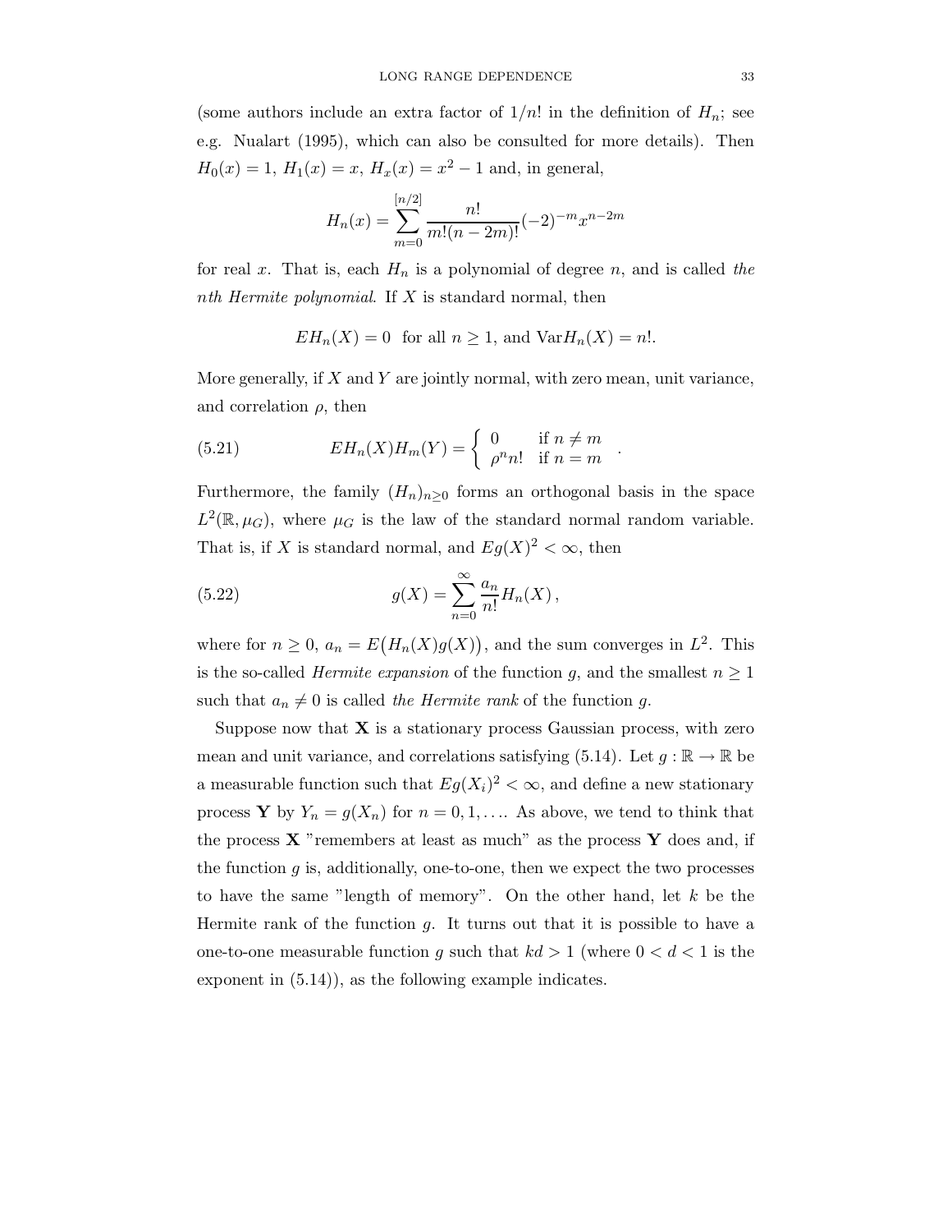(some authors include an extra factor of $1/n!$ in the definition of $H_n$; see e.g. Nualart (1995), which can also be consulted for more details). Then $H_0(x) = 1$, $H_1(x) = x$, $H_x(x) = x^2 - 1$ and, in general,

$$H_n(x) = \sum_{m=0}^{[n/2]} \frac{n!}{m!(n-2m)!}(-2)^{-m} x^{n-2m}$$

for real $x$. That is, each $H_n$ is a polynomial of degree $n$, and is called *the nth Hermite polynomial*. If $X$ is standard normal, then

$$EH_n(X) = 0 \text{ for all } n \geq 1, \text{ and } \operatorname{Var} H_n(X) = n!.$$

More generally, if $X$ and $Y$ are jointly normal, with zero mean, unit variance, and correlation $\rho$, then

$$EH_n(X)H_m(Y) = \begin{cases} 0 & \text{if } n \neq m \\ \rho^n n! & \text{if } n = m \end{cases} . \tag{5.21}$$

Furthermore, the family $(H_n)_{n\geq 0}$ forms an orthogonal basis in the space $L^2(\mathbb{R}, \mu_G)$, where $\mu_G$ is the law of the standard normal random variable. That is, if $X$ is standard normal, and $Eg(X)^2 < \infty$, then

$$g(X) = \sum_{n=0}^{\infty} \frac{a_n}{n!} H_n(X) \,, \tag{5.22}$$

where for $n \geq 0$, $a_n = E\big(H_n(X)g(X)\big)$, and the sum converges in $L^2$. This is the so-called *Hermite expansion* of the function $g$, and the smallest $n \geq 1$ such that $a_n \neq 0$ is called *the Hermite rank* of the function $g$.

Suppose now that $\mathbf{X}$ is a stationary process Gaussian process, with zero mean and unit variance, and correlations satisfying (5.14). Let $g : \mathbb{R} \to \mathbb{R}$ be a measurable function such that $Eg(X_i)^2 < \infty$, and define a new stationary process $\mathbf{Y}$ by $Y_n = g(X_n)$ for $n = 0, 1, \ldots$. As above, we tend to think that the process $\mathbf{X}$ "remembers at least as much" as the process $\mathbf{Y}$ does and, if the function $g$ is, additionally, one-to-one, then we expect the two processes to have the same "length of memory". On the other hand, let $k$ be the Hermite rank of the function $g$. It turns out that it is possible to have a one-to-one measurable function $g$ such that $kd > 1$ (where $0 < d < 1$ is the exponent in (5.14)), as the following example indicates.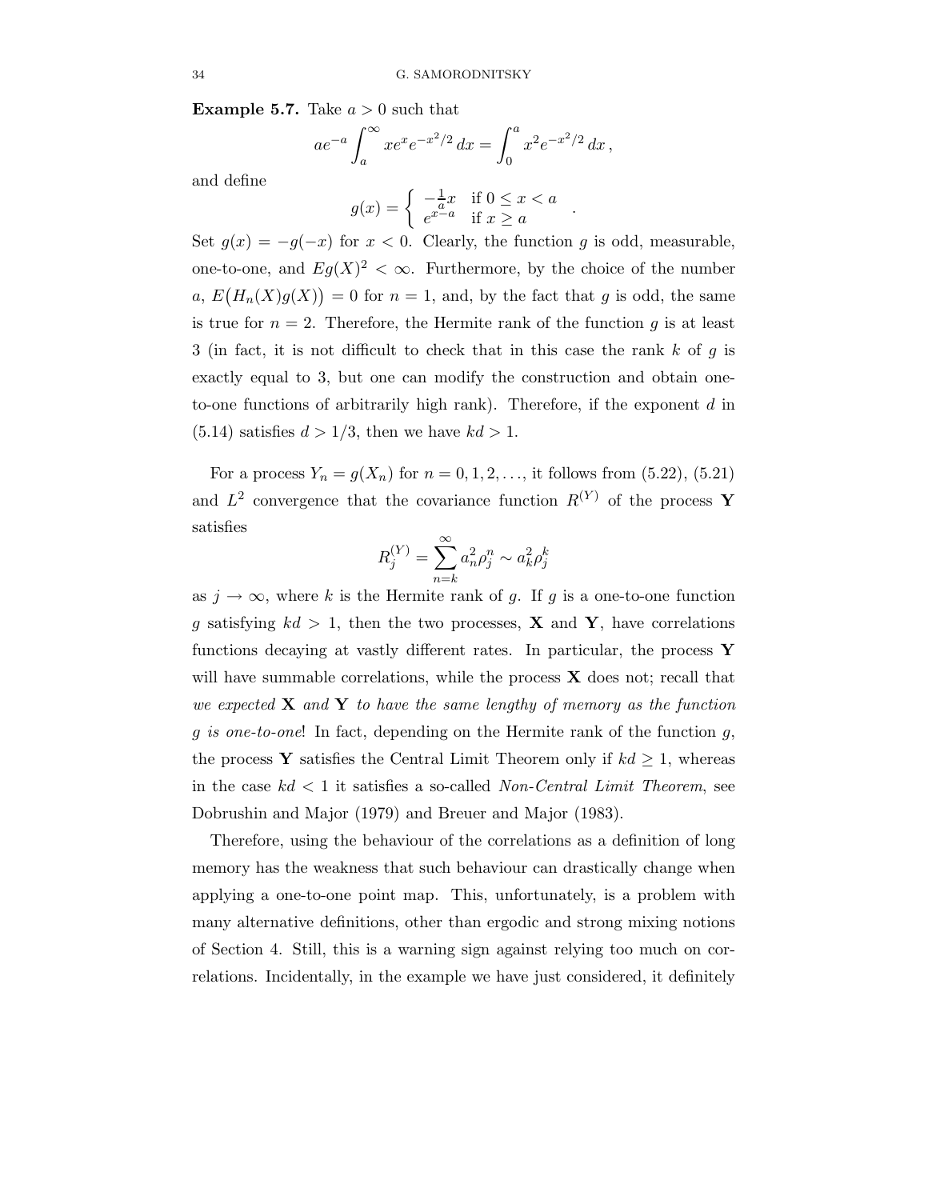**Example 5.7.** Take $a > 0$ such that

$$ae^{-a} \int_a^\infty x e^x e^{-x^2/2}\, dx = \int_0^a x^2 e^{-x^2/2}\, dx\,,$$

and define

$$g(x) = \begin{cases} -\frac{1}{a}x & \text{if } 0 \le x < a \\ e^{x-a} & \text{if } x \ge a \end{cases}\,.$$

Set $g(x) = -g(-x)$ for $x < 0$. Clearly, the function $g$ is odd, measurable, one-to-one, and $Eg(X)^2 < \infty$. Furthermore, by the choice of the number $a$, $E\big(H_n(X)g(X)\big) = 0$ for $n = 1$, and, by the fact that $g$ is odd, the same is true for $n = 2$. Therefore, the Hermite rank of the function $g$ is at least 3 (in fact, it is not difficult to check that in this case the rank $k$ of $g$ is exactly equal to 3, but one can modify the construction and obtain one-to-one functions of arbitrarily high rank). Therefore, if the exponent $d$ in (5.14) satisfies $d > 1/3$, then we have $kd > 1$.

For a process $Y_n = g(X_n)$ for $n = 0, 1, 2, \ldots$, it follows from (5.22), (5.21) and $L^2$ convergence that the covariance function $R^{(Y)}$ of the process $\mathbf{Y}$ satisfies

$$R_j^{(Y)} = \sum_{n=k}^\infty a_n^2 \rho_j^n \sim a_k^2 \rho_j^k$$

as $j \to \infty$, where $k$ is the Hermite rank of $g$. If $g$ is a one-to-one function $g$ satisfying $kd > 1$, then the two processes, $\mathbf{X}$ and $\mathbf{Y}$, have correlations functions decaying at vastly different rates. In particular, the process $\mathbf{Y}$ will have summable correlations, while the process $\mathbf{X}$ does not; recall that *we expected* $\mathbf{X}$ *and* $\mathbf{Y}$ *to have the same lengthy of memory as the function* $g$ *is one-to-one*! In fact, depending on the Hermite rank of the function $g$, the process $\mathbf{Y}$ satisfies the Central Limit Theorem only if $kd \ge 1$, whereas in the case $kd < 1$ it satisfies a so-called *Non-Central Limit Theorem*, see Dobrushin and Major (1979) and Breuer and Major (1983).

Therefore, using the behaviour of the correlations as a definition of long memory has the weakness that such behaviour can drastically change when applying a one-to-one point map. This, unfortunately, is a problem with many alternative definitions, other than ergodic and strong mixing notions of Section 4. Still, this is a warning sign against relying too much on correlations. Incidentally, in the example we have just considered, it definitely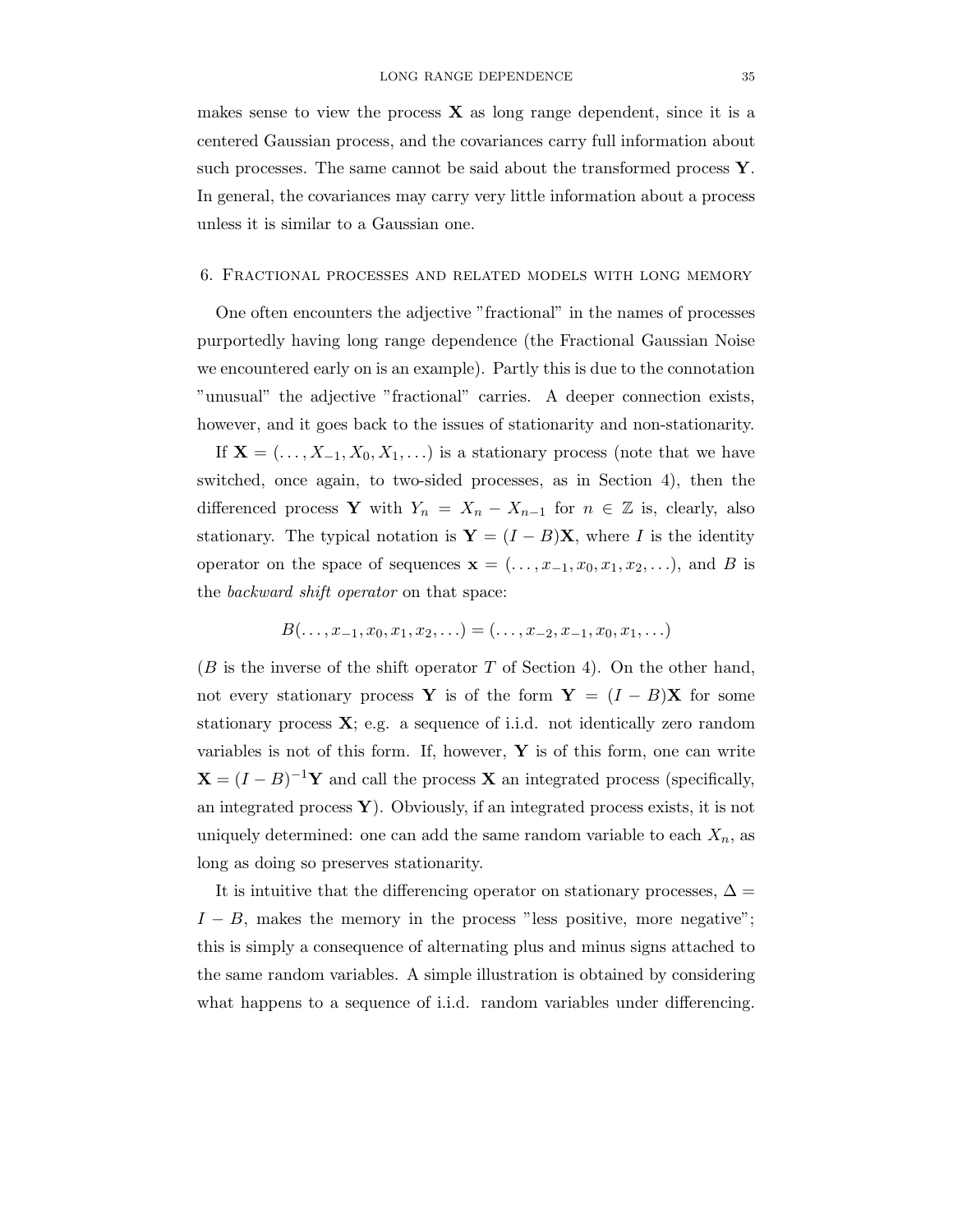makes sense to view the process $\mathbf{X}$ as long range dependent, since it is a centered Gaussian process, and the covariances carry full information about such processes. The same cannot be said about the transformed process $\mathbf{Y}$. In general, the covariances may carry very little information about a process unless it is similar to a Gaussian one.

## 6. Fractional processes and related models with long memory

One often encounters the adjective "fractional" in the names of processes purportedly having long range dependence (the Fractional Gaussian Noise we encountered early on is an example). Partly this is due to the connotation "unusual" the adjective "fractional" carries. A deeper connection exists, however, and it goes back to the issues of stationarity and non-stationarity.

If $\mathbf{X} = (\ldots, X_{-1}, X_0, X_1, \ldots)$ is a stationary process (note that we have switched, once again, to two-sided processes, as in Section 4), then the differenced process $\mathbf{Y}$ with $Y_n = X_n - X_{n-1}$ for $n \in \mathbb{Z}$ is, clearly, also stationary. The typical notation is $\mathbf{Y} = (I - B)\mathbf{X}$, where $I$ is the identity operator on the space of sequences $\mathbf{x} = (\ldots, x_{-1}, x_0, x_1, x_2, \ldots)$, and $B$ is the *backward shift operator* on that space:

$$B(\ldots, x_{-1}, x_0, x_1, x_2, \ldots) = (\ldots, x_{-2}, x_{-1}, x_0, x_1, \ldots)$$

($B$ is the inverse of the shift operator $T$ of Section 4). On the other hand, not every stationary process $\mathbf{Y}$ is of the form $\mathbf{Y} = (I - B)\mathbf{X}$ for some stationary process $\mathbf{X}$; e.g. a sequence of i.i.d. not identically zero random variables is not of this form. If, however, $\mathbf{Y}$ is of this form, one can write $\mathbf{X} = (I - B)^{-1}\mathbf{Y}$ and call the process $\mathbf{X}$ an integrated process (specifically, an integrated process $\mathbf{Y}$). Obviously, if an integrated process exists, it is not uniquely determined: one can add the same random variable to each $X_n$, as long as doing so preserves stationarity.

It is intuitive that the differencing operator on stationary processes, $\Delta = I - B$, makes the memory in the process "less positive, more negative"; this is simply a consequence of alternating plus and minus signs attached to the same random variables. A simple illustration is obtained by considering what happens to a sequence of i.i.d. random variables under differencing.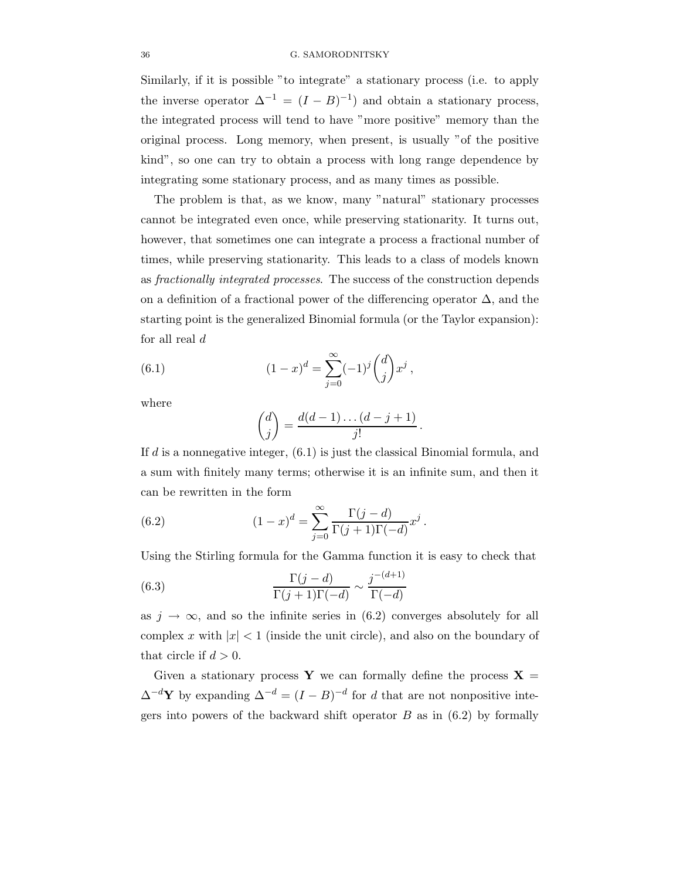Similarly, if it is possible "to integrate" a stationary process (i.e. to apply the inverse operator $\Delta^{-1} = (I - B)^{-1}$) and obtain a stationary process, the integrated process will tend to have "more positive" memory than the original process. Long memory, when present, is usually "of the positive kind", so one can try to obtain a process with long range dependence by integrating some stationary process, and as many times as possible.

The problem is that, as we know, many "natural" stationary processes cannot be integrated even once, while preserving stationarity. It turns out, however, that sometimes one can integrate a process a fractional number of times, while preserving stationarity. This leads to a class of models known as *fractionally integrated processes*. The success of the construction depends on a definition of a fractional power of the differencing operator $\Delta$, and the starting point is the generalized Binomial formula (or the Taylor expansion): for all real $d$

$$(1-x)^d = \sum_{j=0}^{\infty} (-1)^j \binom{d}{j} x^j \,, \tag{6.1}$$

where

$$\binom{d}{j} = \frac{d(d-1)\dots(d-j+1)}{j!} \,.$$

If $d$ is a nonnegative integer, (6.1) is just the classical Binomial formula, and a sum with finitely many terms; otherwise it is an infinite sum, and then it can be rewritten in the form

$$(1-x)^d = \sum_{j=0}^{\infty} \frac{\Gamma(j-d)}{\Gamma(j+1)\Gamma(-d)} x^j \,. \tag{6.2}$$

Using the Stirling formula for the Gamma function it is easy to check that

$$\frac{\Gamma(j-d)}{\Gamma(j+1)\Gamma(-d)} \sim \frac{j^{-(d+1)}}{\Gamma(-d)} \tag{6.3}$$

as $j \to \infty$, and so the infinite series in (6.2) converges absolutely for all complex $x$ with $|x| < 1$ (inside the unit circle), and also on the boundary of that circle if $d > 0$.

Given a stationary process $\mathbf{Y}$ we can formally define the process $\mathbf{X} = \Delta^{-d}\mathbf{Y}$ by expanding $\Delta^{-d} = (I - B)^{-d}$ for $d$ that are not nonpositive integers into powers of the backward shift operator $B$ as in (6.2) by formally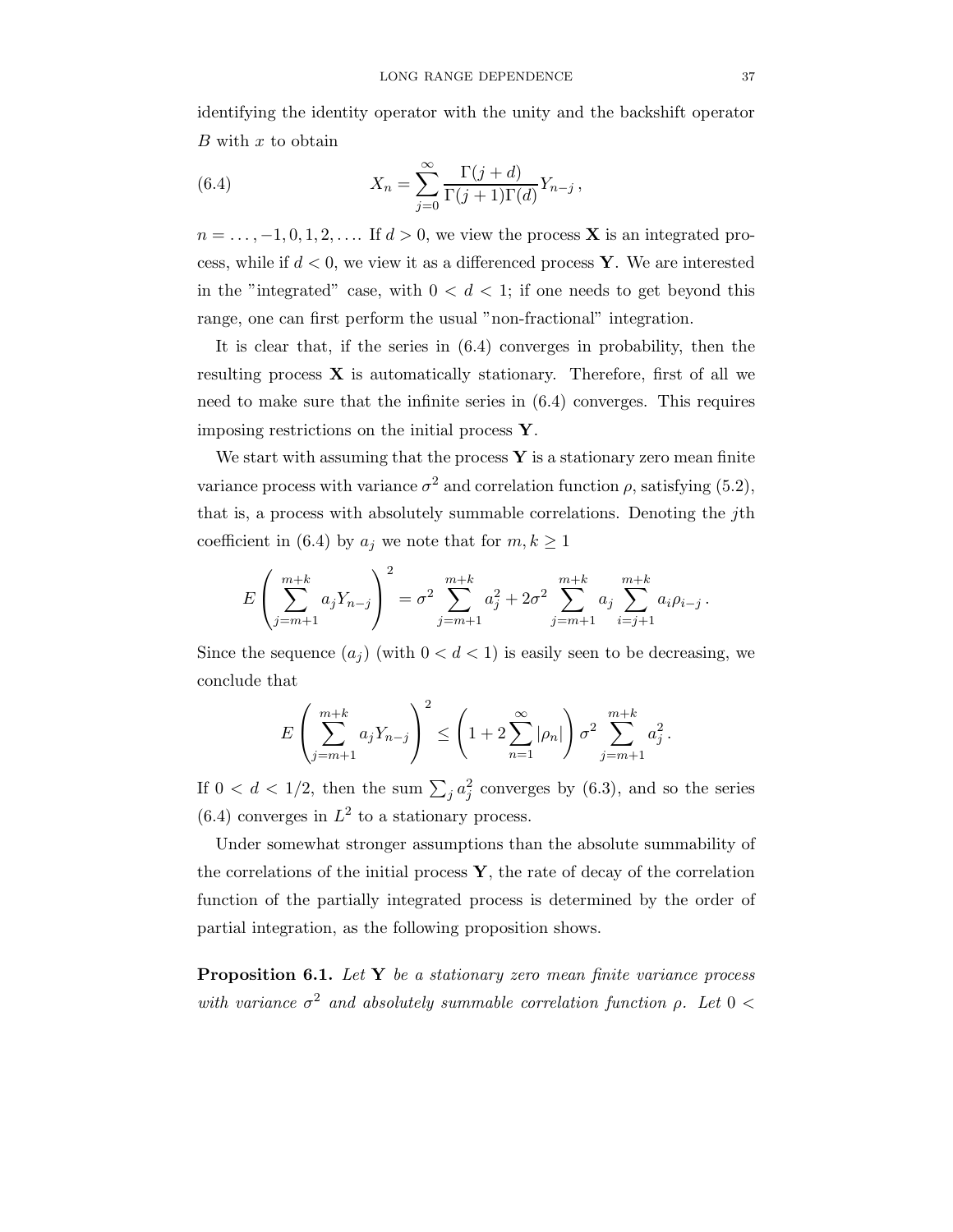identifying the identity operator with the unity and the backshift operator $B$ with $x$ to obtain

$$
X_n = \sum_{j=0}^{\infty} \frac{\Gamma(j+d)}{\Gamma(j+1)\Gamma(d)} Y_{n-j}\,, \tag{6.4}
$$

$n = \ldots, -1, 0, 1, 2, \ldots$. If $d > 0$, we view the process $\mathbf{X}$ is an integrated process, while if $d < 0$, we view it as a differenced process $\mathbf{Y}$. We are interested in the "integrated" case, with $0 < d < 1$; if one needs to get beyond this range, one can first perform the usual "non-fractional" integration.

It is clear that, if the series in (6.4) converges in probability, then the resulting process $\mathbf{X}$ is automatically stationary. Therefore, first of all we need to make sure that the infinite series in (6.4) converges. This requires imposing restrictions on the initial process $\mathbf{Y}$.

We start with assuming that the process $\mathbf{Y}$ is a stationary zero mean finite variance process with variance $\sigma^2$ and correlation function $\rho$, satisfying (5.2), that is, a process with absolutely summable correlations. Denoting the $j$th coefficient in (6.4) by $a_j$ we note that for $m, k \geq 1$

$$
E\left(\sum_{j=m+1}^{m+k} a_j Y_{n-j}\right)^2 = \sigma^2 \sum_{j=m+1}^{m+k} a_j^2 + 2\sigma^2 \sum_{j=m+1}^{m+k} a_j \sum_{i=j+1}^{m+k} a_i \rho_{i-j}\,.
$$

Since the sequence $(a_j)$ (with $0 < d < 1$) is easily seen to be decreasing, we conclude that

$$
E\left(\sum_{j=m+1}^{m+k} a_j Y_{n-j}\right)^2 \leq \left(1 + 2\sum_{n=1}^{\infty} |\rho_n|\right) \sigma^2 \sum_{j=m+1}^{m+k} a_j^2\,.
$$

If $0 < d < 1/2$, then the sum $\sum_j a_j^2$ converges by (6.3), and so the series (6.4) converges in $L^2$ to a stationary process.

Under somewhat stronger assumptions than the absolute summability of the correlations of the initial process $\mathbf{Y}$, the rate of decay of the correlation function of the partially integrated process is determined by the order of partial integration, as the following proposition shows.

**Proposition 6.1.** *Let $\mathbf{Y}$ be a stationary zero mean finite variance process with variance $\sigma^2$ and absolutely summable correlation function $\rho$. Let $0 <$*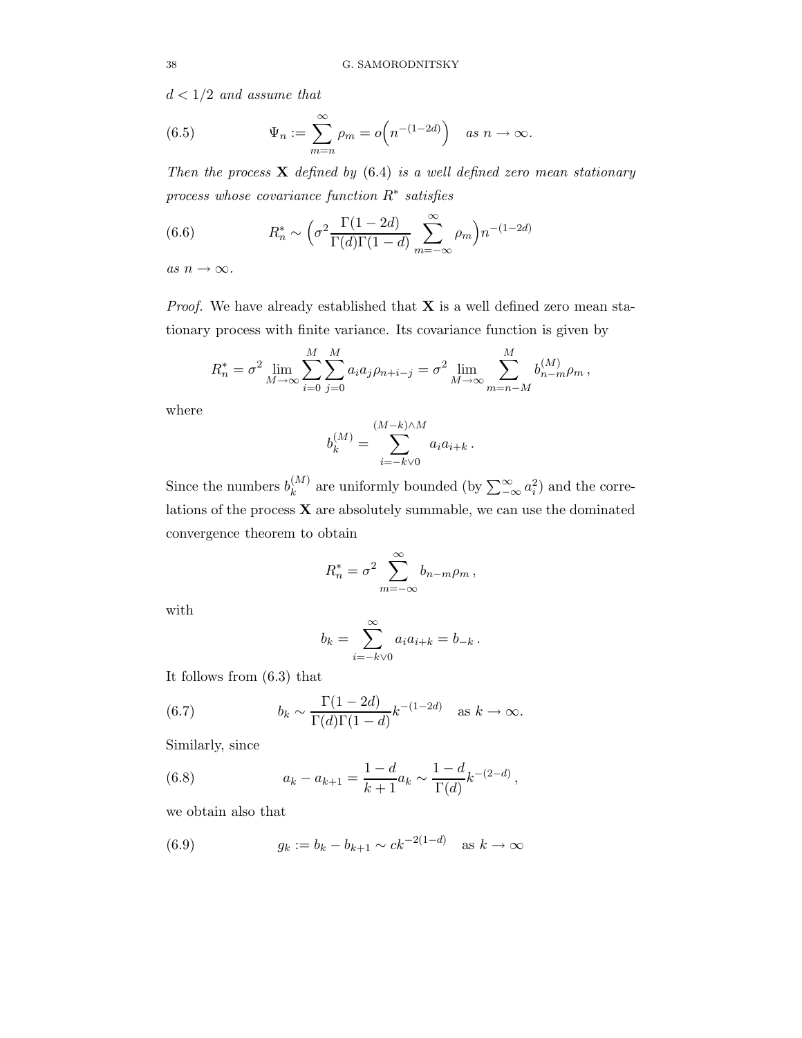*$d < 1/2$ and assume that*

$$\Psi_n := \sum_{m=n}^{\infty} \rho_m = o\Big(n^{-(1-2d)}\Big) \quad \text{as } n \to \infty. \tag{6.5}$$

*Then the process $\mathbf{X}$ defined by (6.4) is a well defined zero mean stationary process whose covariance function $R^*$ satisfies*

$$R^*_n \sim \Big(\sigma^2 \frac{\Gamma(1-2d)}{\Gamma(d)\Gamma(1-d)} \sum_{m=-\infty}^{\infty} \rho_m\Big) n^{-(1-2d)} \tag{6.6}$$

*as $n \to \infty$.*

*Proof.* We have already established that $\mathbf{X}$ is a well defined zero mean stationary process with finite variance. Its covariance function is given by

$$R^*_n = \sigma^2 \lim_{M\to\infty} \sum_{i=0}^{M}\sum_{j=0}^{M} a_i a_j \rho_{n+i-j} = \sigma^2 \lim_{M\to\infty} \sum_{m=n-M}^{M} b^{(M)}_{n-m}\rho_m\,,$$

where

$$b^{(M)}_k = \sum_{i=-k\vee 0}^{(M-k)\wedge M} a_i a_{i+k}\,.$$

Since the numbers $b^{(M)}_k$ are uniformly bounded (by $\sum_{-\infty}^{\infty} a_i^2$) and the correlations of the process $\mathbf{X}$ are absolutely summable, we can use the dominated convergence theorem to obtain

$$R^*_n = \sigma^2 \sum_{m=-\infty}^{\infty} b_{n-m}\rho_m\,,$$

with

$$b_k = \sum_{i=-k\vee 0}^{\infty} a_i a_{i+k} = b_{-k}\,.$$

It follows from (6.3) that

$$b_k \sim \frac{\Gamma(1-2d)}{\Gamma(d)\Gamma(1-d)} k^{-(1-2d)} \quad \text{as } k \to \infty. \tag{6.7}$$

Similarly, since

$$a_k - a_{k+1} = \frac{1-d}{k+1} a_k \sim \frac{1-d}{\Gamma(d)} k^{-(2-d)}\,, \tag{6.8}$$

we obtain also that

$$g_k := b_k - b_{k+1} \sim c k^{-2(1-d)} \quad \text{as } k \to \infty \tag{6.9}$$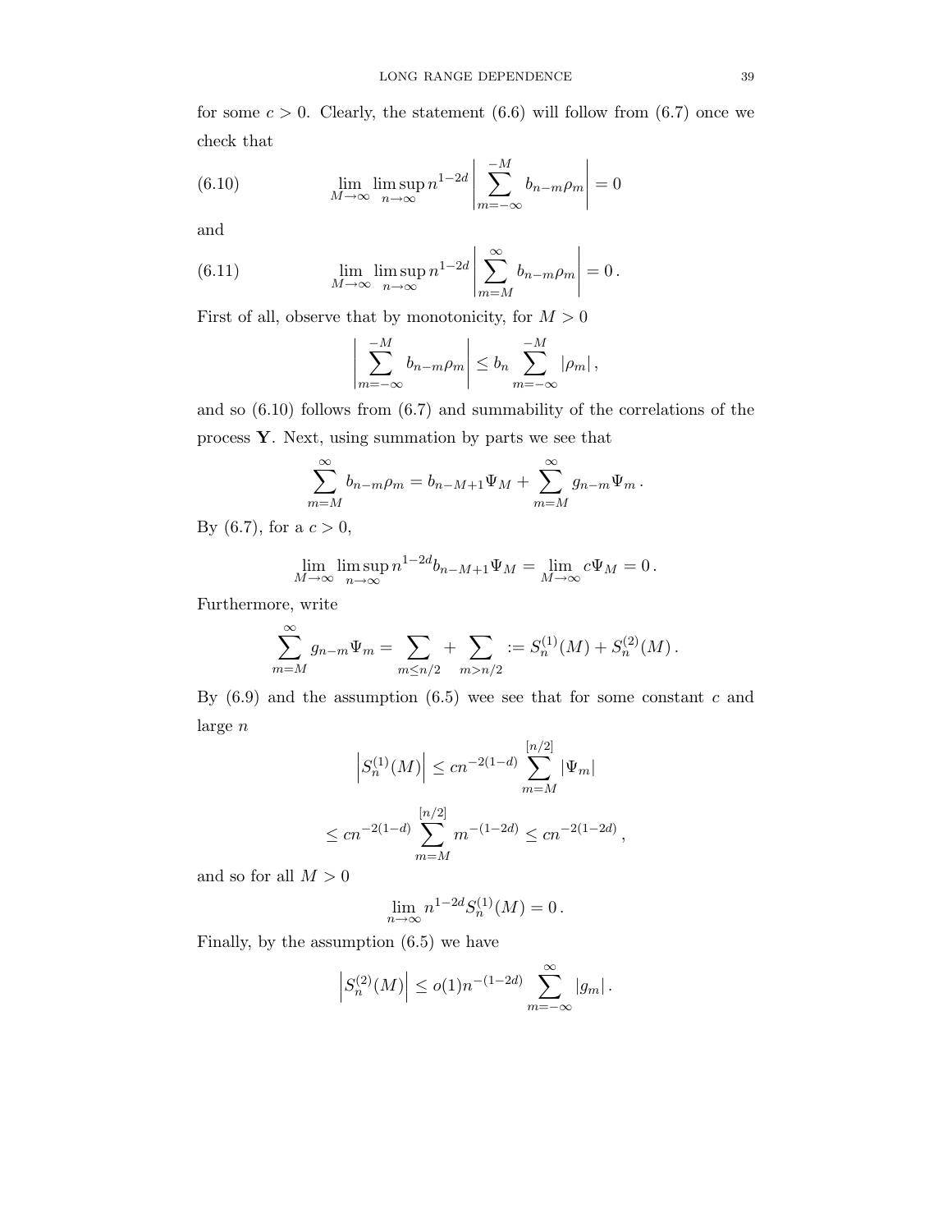for some $c > 0$. Clearly, the statement (6.6) will follow from (6.7) once we check that

$$\lim_{M\to\infty} \limsup_{n\to\infty} n^{1-2d} \left| \sum_{m=-\infty}^{-M} b_{n-m}\rho_m \right| = 0 \tag{6.10}$$

and

$$\lim_{M\to\infty} \limsup_{n\to\infty} n^{1-2d} \left| \sum_{m=M}^{\infty} b_{n-m}\rho_m \right| = 0 \,. \tag{6.11}$$

First of all, observe that by monotonicity, for $M > 0$

$$\left| \sum_{m=-\infty}^{-M} b_{n-m}\rho_m \right| \le b_n \sum_{m=-\infty}^{-M} |\rho_m| \,,$$

and so (6.10) follows from (6.7) and summability of the correlations of the process $\mathbf{Y}$. Next, using summation by parts we see that

$$\sum_{m=M}^{\infty} b_{n-m}\rho_m = b_{n-M+1}\Psi_M + \sum_{m=M}^{\infty} g_{n-m}\Psi_m \,.$$

By (6.7), for a $c > 0$,

$$\lim_{M\to\infty} \limsup_{n\to\infty} n^{1-2d} b_{n-M+1}\Psi_M = \lim_{M\to\infty} c\Psi_M = 0 \,.$$

Furthermore, write

$$\sum_{m=M}^{\infty} g_{n-m}\Psi_m = \sum_{m\le n/2} + \sum_{m>n/2} := S_n^{(1)}(M) + S_n^{(2)}(M) \,.$$

By (6.9) and the assumption (6.5) wee see that for some constant $c$ and large $n$

$$\left| S_n^{(1)}(M) \right| \le cn^{-2(1-d)} \sum_{m=M}^{[n/2]} |\Psi_m|$$

$$\le cn^{-2(1-d)} \sum_{m=M}^{[n/2]} m^{-(1-2d)} \le cn^{-2(1-2d)} \,,$$

and so for all $M > 0$

$$\lim_{n\to\infty} n^{1-2d} S_n^{(1)}(M) = 0 \,.$$

Finally, by the assumption (6.5) we have

$$\left| S_n^{(2)}(M) \right| \le o(1) n^{-(1-2d)} \sum_{m=-\infty}^{\infty} |g_m| \,.$$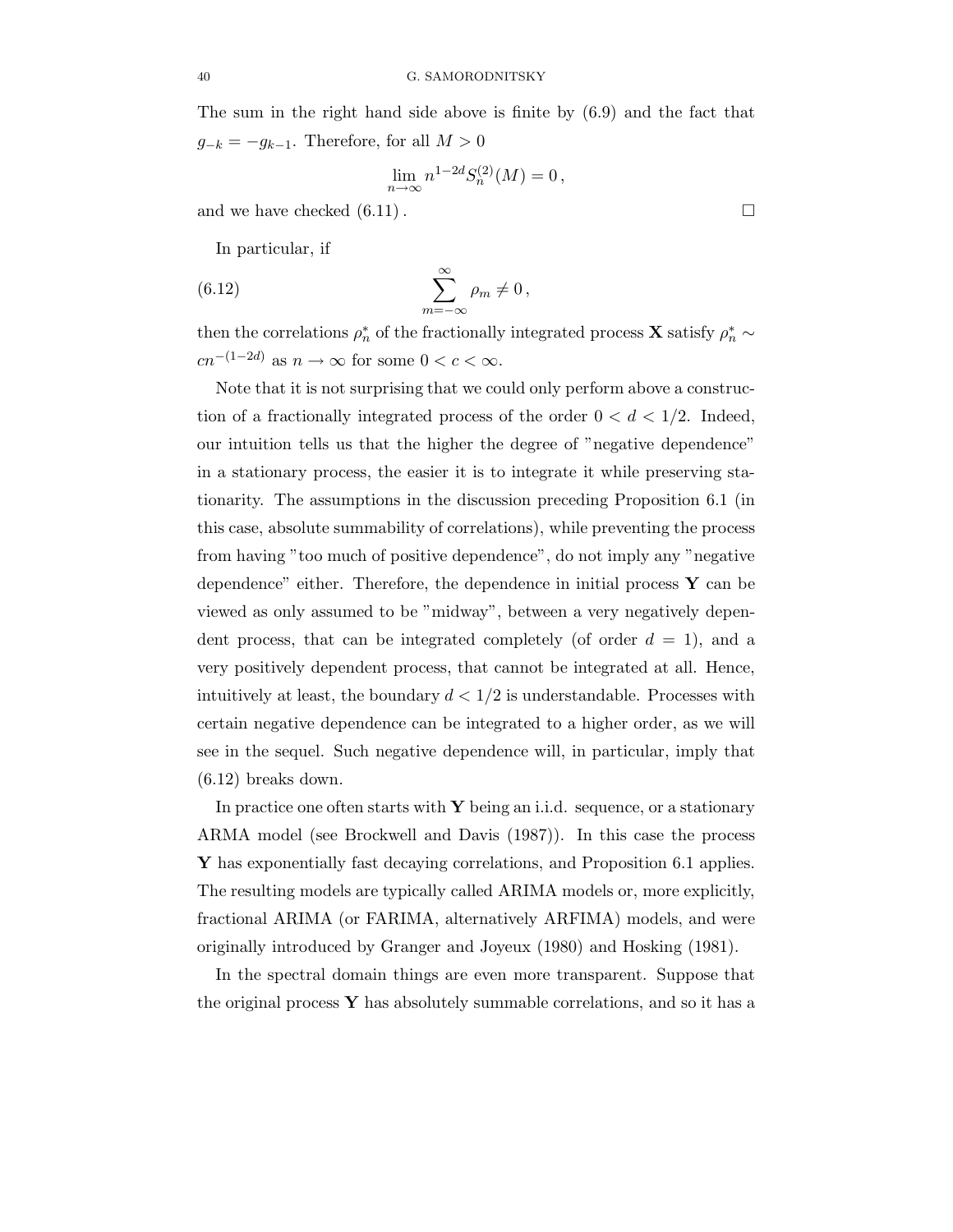The sum in the right hand side above is finite by (6.9) and the fact that $g_{-k} = -g_{k-1}$. Therefore, for all $M > 0$

$$\lim_{n\to\infty} n^{1-2d} S_n^{(2)}(M) = 0 \,,$$

and we have checked (6.11) . □

In particular, if

$$\sum_{m=-\infty}^{\infty} \rho_m \neq 0 \,, \tag{6.12}$$

then the correlations $\rho_n^*$ of the fractionally integrated process $\mathbf{X}$ satisfy $\rho_n^* \sim cn^{-(1-2d)}$ as $n \to \infty$ for some $0 < c < \infty$.

Note that it is not surprising that we could only perform above a construction of a fractionally integrated process of the order $0 < d < 1/2$. Indeed, our intuition tells us that the higher the degree of "negative dependence" in a stationary process, the easier it is to integrate it while preserving stationarity. The assumptions in the discussion preceding Proposition 6.1 (in this case, absolute summability of correlations), while preventing the process from having "too much of positive dependence", do not imply any "negative dependence" either. Therefore, the dependence in initial process $\mathbf{Y}$ can be viewed as only assumed to be "midway", between a very negatively dependent process, that can be integrated completely (of order $d = 1$), and a very positively dependent process, that cannot be integrated at all. Hence, intuitively at least, the boundary $d < 1/2$ is understandable. Processes with certain negative dependence can be integrated to a higher order, as we will see in the sequel. Such negative dependence will, in particular, imply that (6.12) breaks down.

In practice one often starts with $\mathbf{Y}$ being an i.i.d. sequence, or a stationary ARMA model (see Brockwell and Davis (1987)). In this case the process $\mathbf{Y}$ has exponentially fast decaying correlations, and Proposition 6.1 applies. The resulting models are typically called ARIMA models or, more explicitly, fractional ARIMA (or FARIMA, alternatively ARFIMA) models, and were originally introduced by Granger and Joyeux (1980) and Hosking (1981).

In the spectral domain things are even more transparent. Suppose that the original process $\mathbf{Y}$ has absolutely summable correlations, and so it has a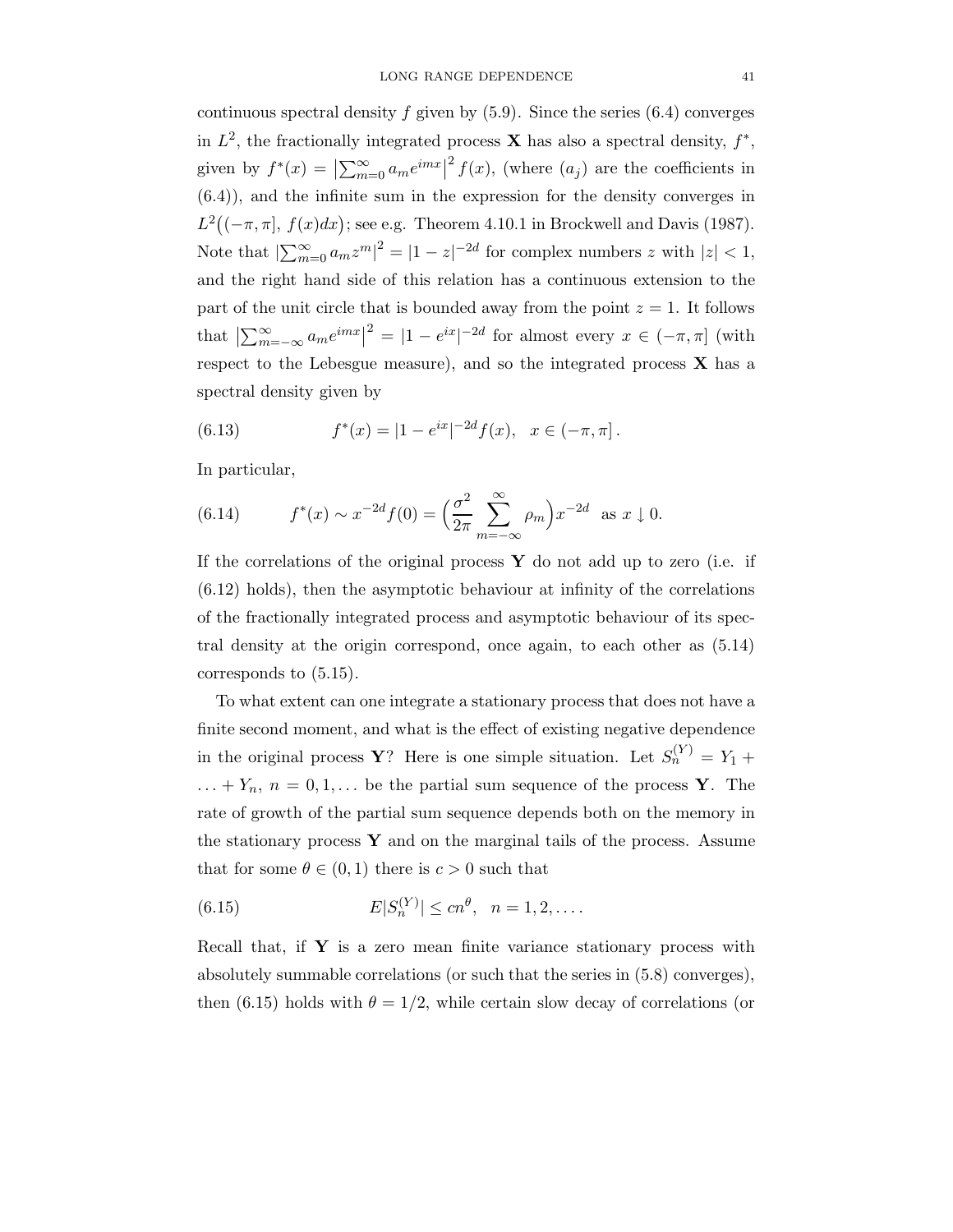continuous spectral density $f$ given by (5.9). Since the series (6.4) converges in $L^2$, the fractionally integrated process $\mathbf{X}$ has also a spectral density, $f^*$, given by $f^*(x) = \left|\sum_{m=0}^{\infty} a_m e^{imx}\right|^2 f(x)$, (where $(a_j)$ are the coefficients in (6.4)), and the infinite sum in the expression for the density converges in $L^2\big((-\pi,\pi],\, f(x)dx\big)$; see e.g. Theorem 4.10.1 in Brockwell and Davis (1987). Note that $\left|\sum_{m=0}^{\infty} a_m z^m\right|^2 = |1-z|^{-2d}$ for complex numbers $z$ with $|z|<1$, and the right hand side of this relation has a continuous extension to the part of the unit circle that is bounded away from the point $z=1$. It follows that $\left|\sum_{m=-\infty}^{\infty} a_m e^{imx}\right|^2 = |1-e^{ix}|^{-2d}$ for almost every $x \in (-\pi,\pi]$ (with respect to the Lebesgue measure), and so the integrated process $\mathbf{X}$ has a spectral density given by

$$
f^*(x) = |1-e^{ix}|^{-2d} f(x), \quad x \in (-\pi,\pi]\,. \tag{6.13}
$$

In particular,

$$
f^*(x) \sim x^{-2d} f(0) = \Big(\frac{\sigma^2}{2\pi}\sum_{m=-\infty}^{\infty}\rho_m\Big) x^{-2d} \quad \text{as } x \downarrow 0. \tag{6.14}
$$

If the correlations of the original process $\mathbf{Y}$ do not add up to zero (i.e. if (6.12) holds), then the asymptotic behaviour at infinity of the correlations of the fractionally integrated process and asymptotic behaviour of its spectral density at the origin correspond, once again, to each other as (5.14) corresponds to (5.15).

To what extent can one integrate a stationary process that does not have a finite second moment, and what is the effect of existing negative dependence in the original process $\mathbf{Y}$? Here is one simple situation. Let $S_n^{(Y)} = Y_1 + \ldots + Y_n$, $n = 0, 1, \ldots$ be the partial sum sequence of the process $\mathbf{Y}$. The rate of growth of the partial sum sequence depends both on the memory in the stationary process $\mathbf{Y}$ and on the marginal tails of the process. Assume that for some $\theta \in (0,1)$ there is $c > 0$ such that

$$
E|S_n^{(Y)}| \le c n^{\theta}, \quad n = 1, 2, \ldots. \tag{6.15}
$$

Recall that, if $\mathbf{Y}$ is a zero mean finite variance stationary process with absolutely summable correlations (or such that the series in (5.8) converges), then (6.15) holds with $\theta = 1/2$, while certain slow decay of correlations (or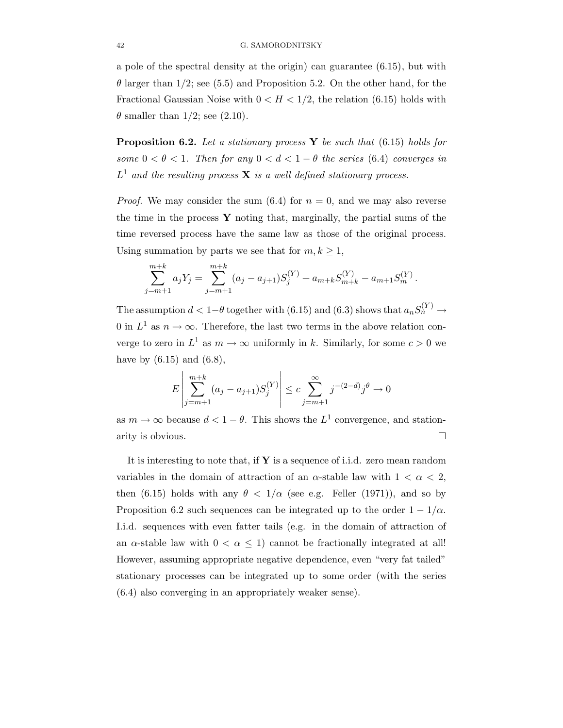a pole of the spectral density at the origin) can guarantee (6.15), but with $\theta$ larger than $1/2$; see (5.5) and Proposition 5.2. On the other hand, for the Fractional Gaussian Noise with $0 < H < 1/2$, the relation (6.15) holds with $\theta$ smaller than $1/2$; see (2.10).

**Proposition 6.2.** *Let a stationary process* $\mathbf{Y}$ *be such that* (6.15) *holds for some* $0 < \theta < 1$. *Then for any* $0 < d < 1 - \theta$ *the series* (6.4) *converges in* $L^1$ *and the resulting process* $\mathbf{X}$ *is a well defined stationary process.*

*Proof.* We may consider the sum (6.4) for $n = 0$, and we may also reverse the time in the process $\mathbf{Y}$ noting that, marginally, the partial sums of the time reversed process have the same law as those of the original process. Using summation by parts we see that for $m, k \geq 1$,

$$\sum_{j=m+1}^{m+k} a_j Y_j = \sum_{j=m+1}^{m+k} (a_j - a_{j+1}) S_j^{(Y)} + a_{m+k} S_{m+k}^{(Y)} - a_{m+1} S_m^{(Y)} .$$

The assumption $d < 1-\theta$ together with (6.15) and (6.3) shows that $a_n S_n^{(Y)} \to 0$ in $L^1$ as $n \to \infty$. Therefore, the last two terms in the above relation converge to zero in $L^1$ as $m \to \infty$ uniformly in $k$. Similarly, for some $c > 0$ we have by (6.15) and (6.8),

$$E \left| \sum_{j=m+1}^{m+k} (a_j - a_{j+1}) S_j^{(Y)} \right| \leq c \sum_{j=m+1}^{\infty} j^{-(2-d)} j^{\theta} \to 0$$

as $m \to \infty$ because $d < 1 - \theta$. This shows the $L^1$ convergence, and stationarity is obvious. $\square$

It is interesting to note that, if $\mathbf{Y}$ is a sequence of i.i.d. zero mean random variables in the domain of attraction of an $\alpha$-stable law with $1 < \alpha < 2$, then (6.15) holds with any $\theta < 1/\alpha$ (see e.g. Feller (1971)), and so by Proposition 6.2 such sequences can be integrated up to the order $1 - 1/\alpha$. I.i.d. sequences with even fatter tails (e.g. in the domain of attraction of an $\alpha$-stable law with $0 < \alpha \leq 1$) cannot be fractionally integrated at all! However, assuming appropriate negative dependence, even "very fat tailed" stationary processes can be integrated up to some order (with the series (6.4) also converging in an appropriately weaker sense).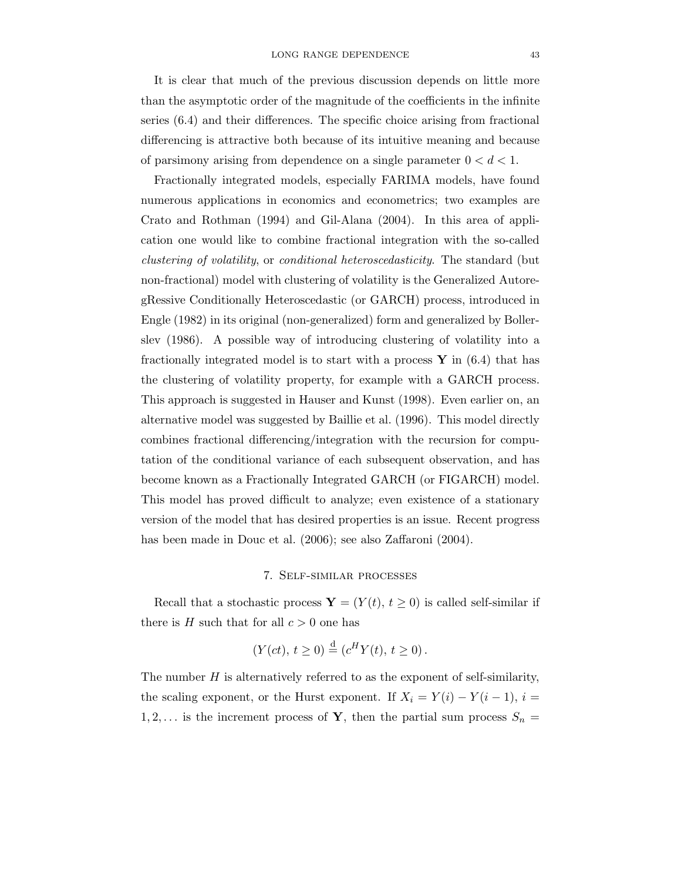It is clear that much of the previous discussion depends on little more than the asymptotic order of the magnitude of the coefficients in the infinite series (6.4) and their differences. The specific choice arising from fractional differencing is attractive both because of its intuitive meaning and because of parsimony arising from dependence on a single parameter $0 < d < 1$.

Fractionally integrated models, especially FARIMA models, have found numerous applications in economics and econometrics; two examples are Crato and Rothman (1994) and Gil-Alana (2004). In this area of application one would like to combine fractional integration with the so-called *clustering of volatility*, or *conditional heteroscedasticity*. The standard (but non-fractional) model with clustering of volatility is the Generalized AutoregRessive Conditionally Heteroscedastic (or GARCH) process, introduced in Engle (1982) in its original (non-generalized) form and generalized by Bollerslev (1986). A possible way of introducing clustering of volatility into a fractionally integrated model is to start with a process $\mathbf{Y}$ in (6.4) that has the clustering of volatility property, for example with a GARCH process. This approach is suggested in Hauser and Kunst (1998). Even earlier on, an alternative model was suggested by Baillie et al. (1996). This model directly combines fractional differencing/integration with the recursion for computation of the conditional variance of each subsequent observation, and has become known as a Fractionally Integrated GARCH (or FIGARCH) model. This model has proved difficult to analyze; even existence of a stationary version of the model that has desired properties is an issue. Recent progress has been made in Douc et al. (2006); see also Zaffaroni (2004).

## 7. Self-similar processes

Recall that a stochastic process $\mathbf{Y} = (Y(t),\, t \geq 0)$ is called self-similar if there is $H$ such that for all $c > 0$ one has

$$(Y(ct),\, t \geq 0) \stackrel{\mathrm{d}}{=} (c^H Y(t),\, t \geq 0)\,.$$

The number $H$ is alternatively referred to as the exponent of self-similarity, the scaling exponent, or the Hurst exponent. If $X_i = Y(i) - Y(i-1)$, $i = 1, 2, \ldots$ is the increment process of $\mathbf{Y}$, then the partial sum process $S_n =$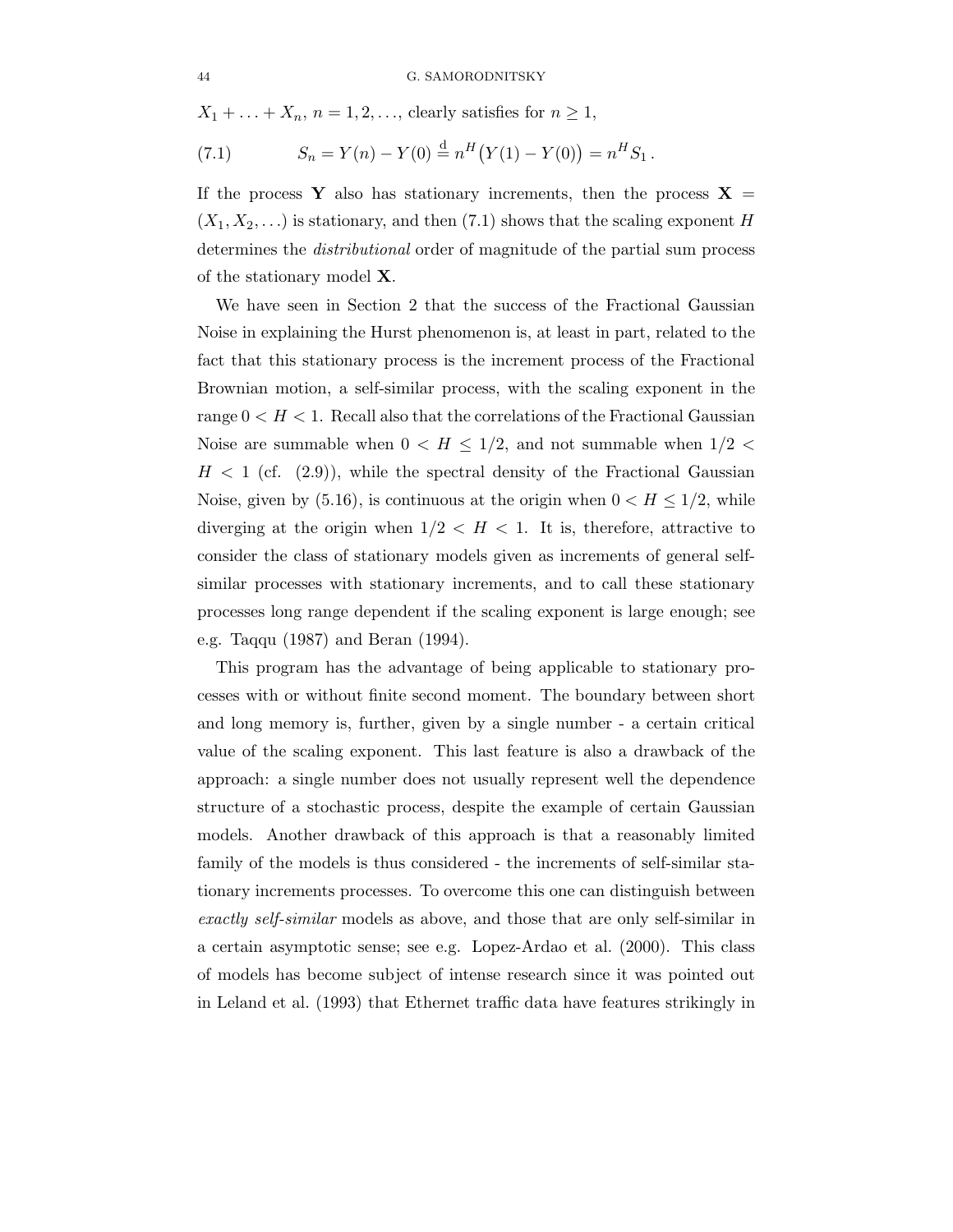$X_1 + \ldots + X_n$, $n = 1, 2, \ldots$, clearly satisfies for $n \geq 1$,

$$S_n = Y(n) - Y(0) \stackrel{\mathrm{d}}{=} n^H\big(Y(1) - Y(0)\big) = n^H S_1\,. \tag{7.1}$$

If the process $\mathbf{Y}$ also has stationary increments, then the process $\mathbf{X} = (X_1, X_2, \ldots)$ is stationary, and then (7.1) shows that the scaling exponent $H$ determines the *distributional* order of magnitude of the partial sum process of the stationary model $\mathbf{X}$.

We have seen in Section 2 that the success of the Fractional Gaussian Noise in explaining the Hurst phenomenon is, at least in part, related to the fact that this stationary process is the increment process of the Fractional Brownian motion, a self-similar process, with the scaling exponent in the range $0 < H < 1$. Recall also that the correlations of the Fractional Gaussian Noise are summable when $0 < H \leq 1/2$, and not summable when $1/2 < H < 1$ (cf. (2.9)), while the spectral density of the Fractional Gaussian Noise, given by (5.16), is continuous at the origin when $0 < H \leq 1/2$, while diverging at the origin when $1/2 < H < 1$. It is, therefore, attractive to consider the class of stationary models given as increments of general self-similar processes with stationary increments, and to call these stationary processes long range dependent if the scaling exponent is large enough; see e.g. Taqqu (1987) and Beran (1994).

This program has the advantage of being applicable to stationary processes with or without finite second moment. The boundary between short and long memory is, further, given by a single number - a certain critical value of the scaling exponent. This last feature is also a drawback of the approach: a single number does not usually represent well the dependence structure of a stochastic process, despite the example of certain Gaussian models. Another drawback of this approach is that a reasonably limited family of the models is thus considered - the increments of self-similar stationary increments processes. To overcome this one can distinguish between *exactly self-similar* models as above, and those that are only self-similar in a certain asymptotic sense; see e.g. Lopez-Ardao et al. (2000). This class of models has become subject of intense research since it was pointed out in Leland et al. (1993) that Ethernet traffic data have features strikingly in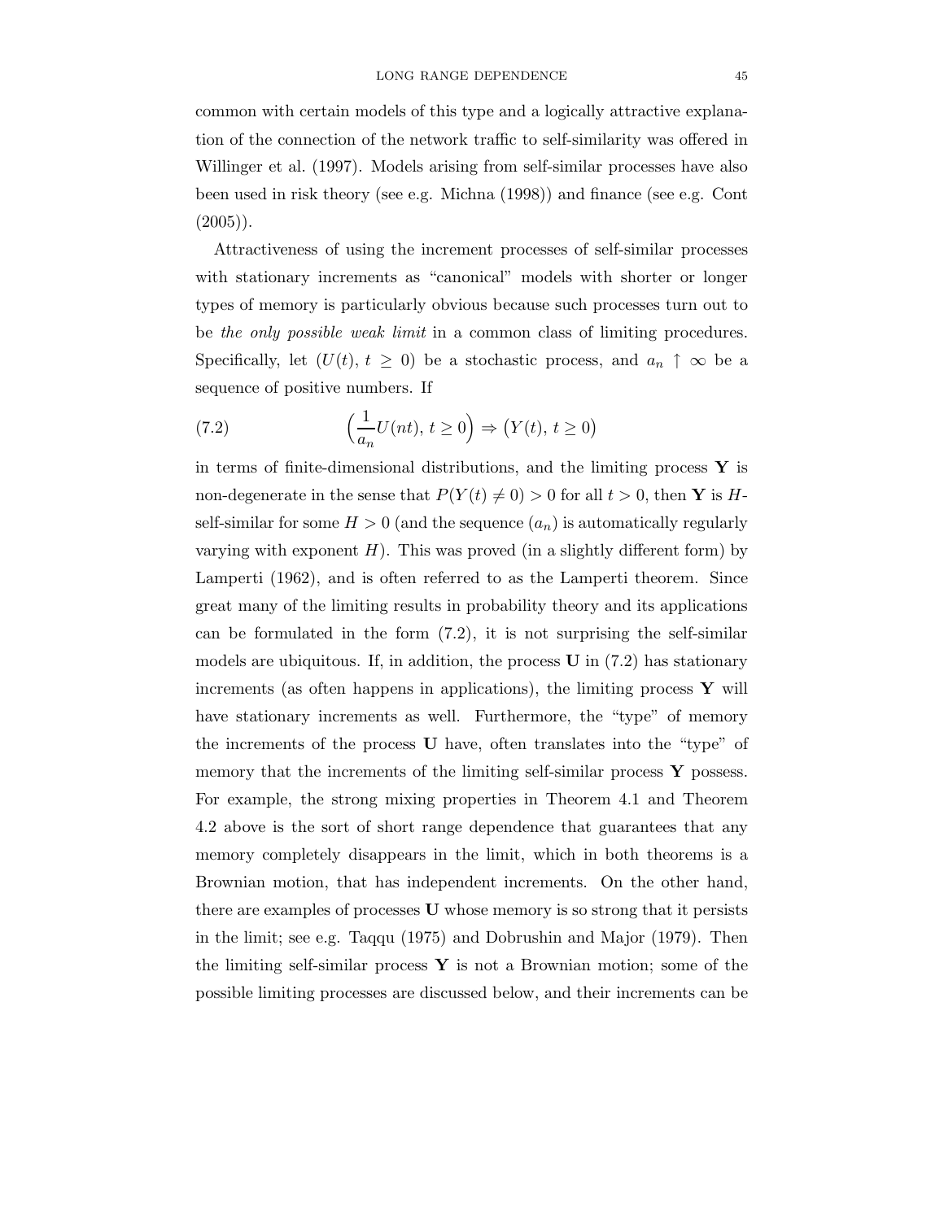common with certain models of this type and a logically attractive explanation of the connection of the network traffic to self-similarity was offered in Willinger et al. (1997). Models arising from self-similar processes have also been used in risk theory (see e.g. Michna (1998)) and finance (see e.g. Cont (2005)).

Attractiveness of using the increment processes of self-similar processes with stationary increments as "canonical" models with shorter or longer types of memory is particularly obvious because such processes turn out to be *the only possible weak limit* in a common class of limiting procedures. Specifically, let $(U(t),\, t \geq 0)$ be a stochastic process, and $a_n \uparrow \infty$ be a sequence of positive numbers. If

$$
\Big(\frac{1}{a_n} U(nt),\, t \geq 0\Big) \Rightarrow \big(Y(t),\, t \geq 0\big) \tag{7.2}
$$

in terms of finite-dimensional distributions, and the limiting process $\mathbf{Y}$ is non-degenerate in the sense that $P(Y(t) \neq 0) > 0$ for all $t > 0$, then $\mathbf{Y}$ is $H$-self-similar for some $H > 0$ (and the sequence $(a_n)$ is automatically regularly varying with exponent $H$). This was proved (in a slightly different form) by Lamperti (1962), and is often referred to as the Lamperti theorem. Since great many of the limiting results in probability theory and its applications can be formulated in the form (7.2), it is not surprising the self-similar models are ubiquitous. If, in addition, the process $\mathbf{U}$ in (7.2) has stationary increments (as often happens in applications), the limiting process $\mathbf{Y}$ will have stationary increments as well. Furthermore, the "type" of memory the increments of the process $\mathbf{U}$ have, often translates into the "type" of memory that the increments of the limiting self-similar process $\mathbf{Y}$ possess. For example, the strong mixing properties in Theorem 4.1 and Theorem 4.2 above is the sort of short range dependence that guarantees that any memory completely disappears in the limit, which in both theorems is a Brownian motion, that has independent increments. On the other hand, there are examples of processes $\mathbf{U}$ whose memory is so strong that it persists in the limit; see e.g. Taqqu (1975) and Dobrushin and Major (1979). Then the limiting self-similar process $\mathbf{Y}$ is not a Brownian motion; some of the possible limiting processes are discussed below, and their increments can be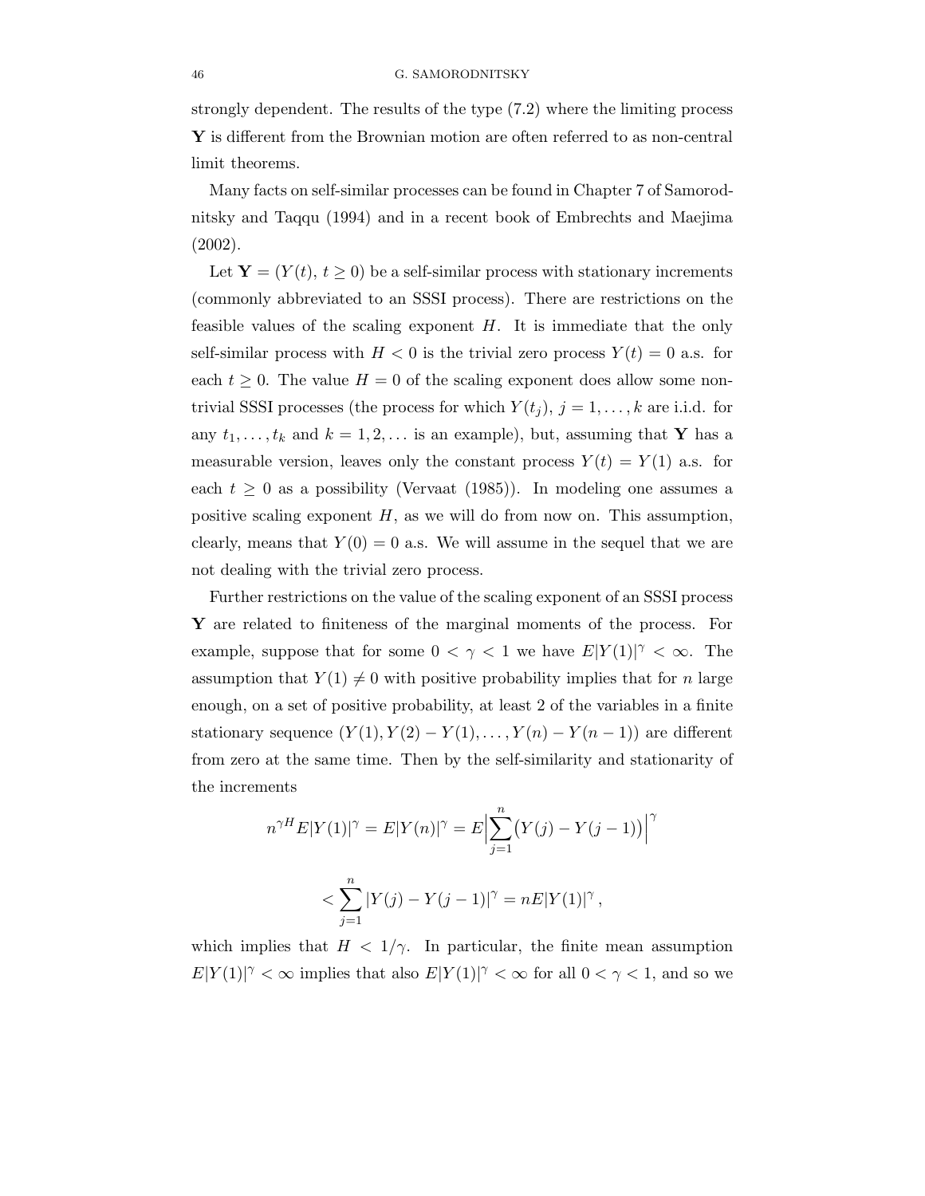strongly dependent. The results of the type (7.2) where the limiting process $\mathbf{Y}$ is different from the Brownian motion are often referred to as non-central limit theorems.

Many facts on self-similar processes can be found in Chapter 7 of Samorodnitsky and Taqqu (1994) and in a recent book of Embrechts and Maejima (2002).

Let $\mathbf{Y} = (Y(t),\, t \geq 0)$ be a self-similar process with stationary increments (commonly abbreviated to an SSSI process). There are restrictions on the feasible values of the scaling exponent $H$. It is immediate that the only self-similar process with $H < 0$ is the trivial zero process $Y(t) = 0$ a.s. for each $t \geq 0$. The value $H = 0$ of the scaling exponent does allow some non-trivial SSSI processes (the process for which $Y(t_j)$, $j = 1, \ldots, k$ are i.i.d. for any $t_1, \ldots, t_k$ and $k = 1, 2, \ldots$ is an example), but, assuming that $\mathbf{Y}$ has a measurable version, leaves only the constant process $Y(t) = Y(1)$ a.s. for each $t \geq 0$ as a possibility (Vervaat (1985)). In modeling one assumes a positive scaling exponent $H$, as we will do from now on. This assumption, clearly, means that $Y(0) = 0$ a.s. We will assume in the sequel that we are not dealing with the trivial zero process.

Further restrictions on the value of the scaling exponent of an SSSI process $\mathbf{Y}$ are related to finiteness of the marginal moments of the process. For example, suppose that for some $0 < \gamma < 1$ we have $E|Y(1)|^\gamma < \infty$. The assumption that $Y(1) \neq 0$ with positive probability implies that for $n$ large enough, on a set of positive probability, at least 2 of the variables in a finite stationary sequence $(Y(1), Y(2) - Y(1), \ldots, Y(n) - Y(n-1))$ are different from zero at the same time. Then by the self-similarity and stationarity of the increments

$$n^{\gamma H} E|Y(1)|^\gamma = E|Y(n)|^\gamma = E\Big|\sum_{j=1}^{n} \big(Y(j) - Y(j-1)\big)\Big|^\gamma$$

$$< \sum_{j=1}^{n} |Y(j) - Y(j-1)|^\gamma = nE|Y(1)|^\gamma\,,$$

which implies that $H < 1/\gamma$. In particular, the finite mean assumption $E|Y(1)|^\gamma < \infty$ implies that also $E|Y(1)|^\gamma < \infty$ for all $0 < \gamma < 1$, and so we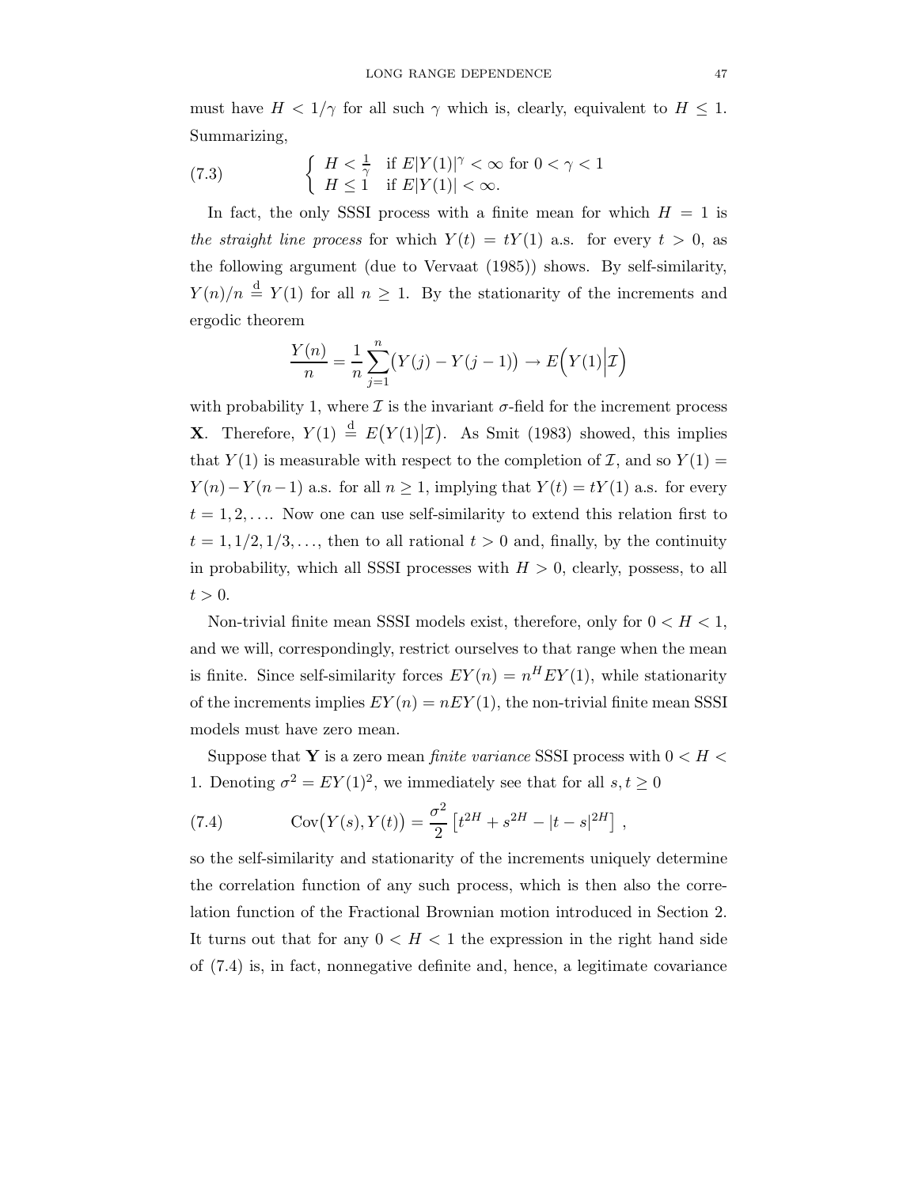must have $H < 1/\gamma$ for all such $\gamma$ which is, clearly, equivalent to $H \le 1$. Summarizing,

$$\begin{cases} H < \frac{1}{\gamma} & \text{if } E|Y(1)|^\gamma < \infty \text{ for } 0 < \gamma < 1 \\ H \le 1 & \text{if } E|Y(1)| < \infty. \end{cases} \tag{7.3}$$

In fact, the only SSSI process with a finite mean for which $H = 1$ is *the straight line process* for which $Y(t) = tY(1)$ a.s. for every $t > 0$, as the following argument (due to Vervaat (1985)) shows. By self-similarity, $Y(n)/n \stackrel{d}{=} Y(1)$ for all $n \ge 1$. By the stationarity of the increments and ergodic theorem

$$\frac{Y(n)}{n} = \frac{1}{n}\sum_{j=1}^{n}\bigl(Y(j) - Y(j-1)\bigr) \to E\Bigl(Y(1)\Big|\mathcal{I}\Bigr)$$

with probability 1, where $\mathcal{I}$ is the invariant $\sigma$-field for the increment process $\mathbf{X}$. Therefore, $Y(1) \stackrel{d}{=} E\bigl(Y(1)\big|\mathcal{I}\bigr)$. As Smit (1983) showed, this implies that $Y(1)$ is measurable with respect to the completion of $\mathcal{I}$, and so $Y(1) = Y(n) - Y(n-1)$ a.s. for all $n \ge 1$, implying that $Y(t) = tY(1)$ a.s. for every $t = 1, 2, \ldots$. Now one can use self-similarity to extend this relation first to $t = 1, 1/2, 1/3, \ldots$, then to all rational $t > 0$ and, finally, by the continuity in probability, which all SSSI processes with $H > 0$, clearly, possess, to all $t > 0$.

Non-trivial finite mean SSSI models exist, therefore, only for $0 < H < 1$, and we will, correspondingly, restrict ourselves to that range when the mean is finite. Since self-similarity forces $EY(n) = n^H EY(1)$, while stationarity of the increments implies $EY(n) = nEY(1)$, the non-trivial finite mean SSSI models must have zero mean.

Suppose that $\mathbf{Y}$ is a zero mean *finite variance* SSSI process with $0 < H < 1$. Denoting $\sigma^2 = EY(1)^2$, we immediately see that for all $s, t \ge 0$

$$\operatorname{Cov}\bigl(Y(s), Y(t)\bigr) = \frac{\sigma^2}{2}\left[t^{2H} + s^{2H} - |t-s|^{2H}\right], \tag{7.4}$$

so the self-similarity and stationarity of the increments uniquely determine the correlation function of any such process, which is then also the correlation function of the Fractional Brownian motion introduced in Section 2. It turns out that for any $0 < H < 1$ the expression in the right hand side of (7.4) is, in fact, nonnegative definite and, hence, a legitimate covariance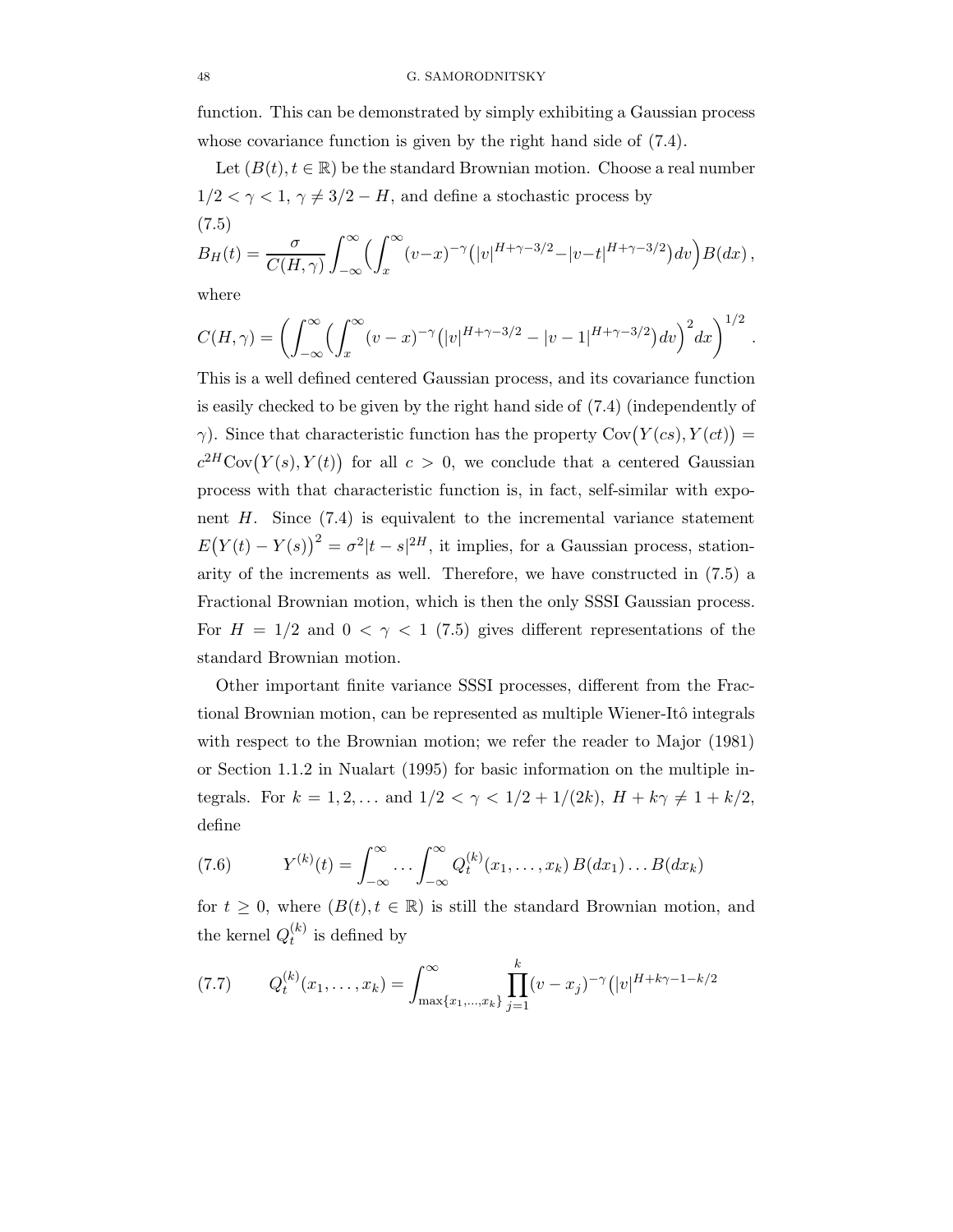function. This can be demonstrated by simply exhibiting a Gaussian process whose covariance function is given by the right hand side of (7.4).

Let $(B(t), t \in \mathbb{R})$ be the standard Brownian motion. Choose a real number $1/2 < \gamma < 1$, $\gamma \neq 3/2 - H$, and define a stochastic process by

(7.5)

$$B_H(t) = \frac{\sigma}{C(H,\gamma)} \int_{-\infty}^{\infty} \Big( \int_x^{\infty} (v-x)^{-\gamma} \big(|v|^{H+\gamma-3/2} - |v-t|^{H+\gamma-3/2}\big) dv \Big) B(dx) \,,$$

where

$$C(H,\gamma) = \left( \int_{-\infty}^{\infty} \Big( \int_x^{\infty} (v-x)^{-\gamma} \big(|v|^{H+\gamma-3/2} - |v-1|^{H+\gamma-3/2}\big) dv \Big)^2 dx \right)^{1/2}.$$

This is a well defined centered Gaussian process, and its covariance function is easily checked to be given by the right hand side of (7.4) (independently of $\gamma$). Since that characteristic function has the property $\mathrm{Cov}\big(Y(cs), Y(ct)\big) = c^{2H}\mathrm{Cov}\big(Y(s), Y(t)\big)$ for all $c > 0$, we conclude that a centered Gaussian process with that characteristic function is, in fact, self-similar with exponent $H$. Since (7.4) is equivalent to the incremental variance statement $E\big(Y(t) - Y(s)\big)^2 = \sigma^2 |t-s|^{2H}$, it implies, for a Gaussian process, stationarity of the increments as well. Therefore, we have constructed in (7.5) a Fractional Brownian motion, which is then the only SSSI Gaussian process. For $H = 1/2$ and $0 < \gamma < 1$ (7.5) gives different representations of the standard Brownian motion.

Other important finite variance SSSI processes, different from the Fractional Brownian motion, can be represented as multiple Wiener-Itô integrals with respect to the Brownian motion; we refer the reader to Major (1981) or Section 1.1.2 in Nualart (1995) for basic information on the multiple integrals. For $k = 1, 2, \ldots$ and $1/2 < \gamma < 1/2 + 1/(2k)$, $H + k\gamma \neq 1 + k/2$, define

$$Y^{(k)}(t) = \int_{-\infty}^{\infty} \cdots \int_{-\infty}^{\infty} Q_t^{(k)}(x_1, \ldots, x_k)\, B(dx_1) \ldots B(dx_k) \tag{7.6}$$

for $t \geq 0$, where $(B(t), t \in \mathbb{R})$ is still the standard Brownian motion, and the kernel $Q_t^{(k)}$ is defined by

$$Q_t^{(k)}(x_1, \ldots, x_k) = \int_{\max\{x_1,\ldots,x_k\}}^{\infty} \prod_{j=1}^{k} (v - x_j)^{-\gamma} \big(|v|^{H+k\gamma-1-k/2} \tag{7.7}$$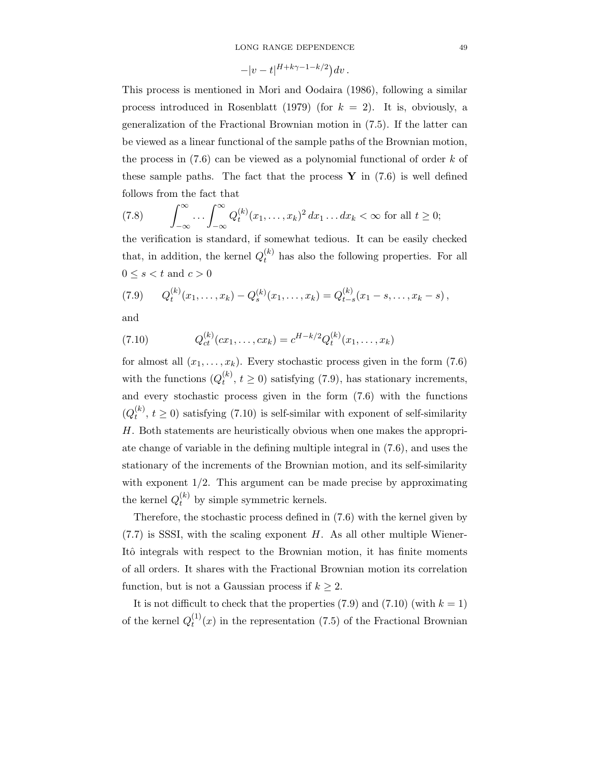$$-|v-t|^{H+k\gamma-1-k/2}\big)\,dv\,.$$

This process is mentioned in Mori and Oodaira (1986), following a similar process introduced in Rosenblatt (1979) (for $k = 2$). It is, obviously, a generalization of the Fractional Brownian motion in (7.5). If the latter can be viewed as a linear functional of the sample paths of the Brownian motion, the process in (7.6) can be viewed as a polynomial functional of order $k$ of these sample paths. The fact that the process $\mathbf{Y}$ in (7.6) is well defined follows from the fact that

$$\int_{-\infty}^{\infty}\ldots\int_{-\infty}^{\infty} Q_t^{(k)}(x_1,\ldots,x_k)^2\,dx_1\ldots dx_k<\infty \text{ for all } t\geq 0; \tag{7.8}$$

the verification is standard, if somewhat tedious. It can be easily checked that, in addition, the kernel $Q_t^{(k)}$ has also the following properties. For all $0\leq s<t$ and $c>0$

$$Q_t^{(k)}(x_1,\ldots,x_k)-Q_s^{(k)}(x_1,\ldots,x_k)=Q_{t-s}^{(k)}(x_1-s,\ldots,x_k-s)\,, \tag{7.9}$$

and

$$Q_{ct}^{(k)}(cx_1,\ldots,cx_k)=c^{H-k/2}Q_t^{(k)}(x_1,\ldots,x_k) \tag{7.10}$$

for almost all $(x_1,\ldots,x_k)$. Every stochastic process given in the form (7.6) with the functions $(Q_t^{(k)},\,t\geq 0)$ satisfying (7.9), has stationary increments, and every stochastic process given in the form (7.6) with the functions $(Q_t^{(k)},\,t\geq 0)$ satisfying (7.10) is self-similar with exponent of self-similarity $H$. Both statements are heuristically obvious when one makes the appropriate change of variable in the defining multiple integral in (7.6), and uses the stationary of the increments of the Brownian motion, and its self-similarity with exponent $1/2$. This argument can be made precise by approximating the kernel $Q_t^{(k)}$ by simple symmetric kernels.

Therefore, the stochastic process defined in (7.6) with the kernel given by (7.7) is SSSI, with the scaling exponent $H$. As all other multiple Wiener-Itô integrals with respect to the Brownian motion, it has finite moments of all orders. It shares with the Fractional Brownian motion its correlation function, but is not a Gaussian process if $k\geq 2$.

It is not difficult to check that the properties (7.9) and (7.10) (with $k=1$) of the kernel $Q_t^{(1)}(x)$ in the representation (7.5) of the Fractional Brownian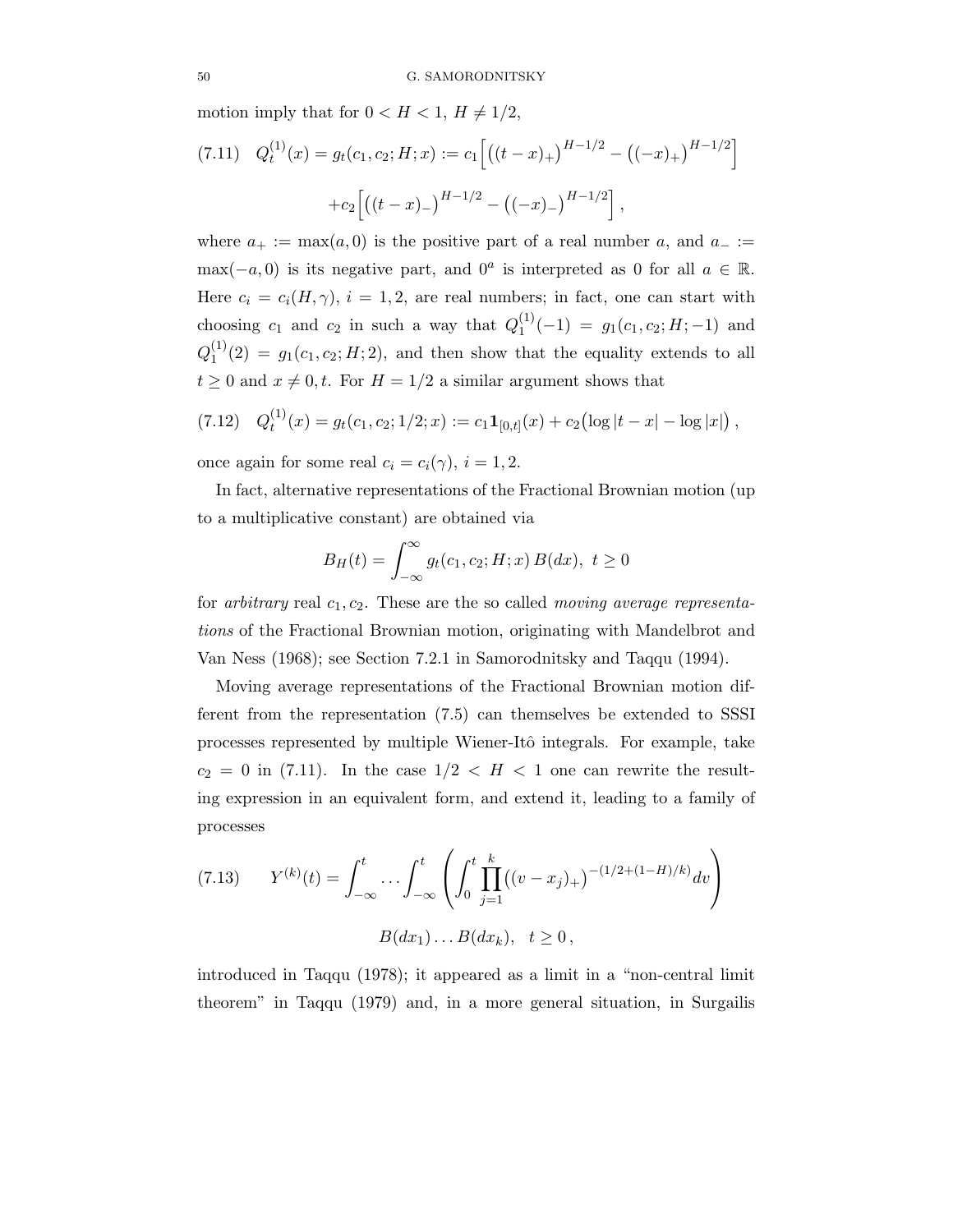motion imply that for $0 < H < 1$, $H \neq 1/2$,

$$
(7.11) \quad Q_t^{(1)}(x) = g_t(c_1, c_2; H; x) := c_1 \Big[ \big((t-x)_+\big)^{H-1/2} - \big((-x)_+\big)^{H-1/2} \Big] + c_2 \Big[ \big((t-x)_-\big)^{H-1/2} - \big((-x)_-\big)^{H-1/2} \Big] ,
$$

where $a_+ := \max(a, 0)$ is the positive part of a real number $a$, and $a_- := \max(-a, 0)$ is its negative part, and $0^a$ is interpreted as 0 for all $a \in \mathbb{R}$. Here $c_i = c_i(H, \gamma)$, $i = 1, 2$, are real numbers; in fact, one can start with choosing $c_1$ and $c_2$ in such a way that $Q_1^{(1)}(-1) = g_1(c_1, c_2; H; -1)$ and $Q_1^{(1)}(2) = g_1(c_1, c_2; H; 2)$, and then show that the equality extends to all $t \geq 0$ and $x \neq 0, t$. For $H = 1/2$ a similar argument shows that

$$
(7.12) \quad Q_t^{(1)}(x) = g_t(c_1, c_2; 1/2; x) := c_1 \mathbf{1}_{[0,t]}(x) + c_2 \big( \log |t-x| - \log |x| \big) ,
$$

once again for some real $c_i = c_i(\gamma)$, $i = 1, 2$.

In fact, alternative representations of the Fractional Brownian motion (up to a multiplicative constant) are obtained via

$$
B_H(t) = \int_{-\infty}^{\infty} g_t(c_1, c_2; H; x) \, B(dx), \ t \geq 0
$$

for *arbitrary* real $c_1, c_2$. These are the so called *moving average representations* of the Fractional Brownian motion, originating with Mandelbrot and Van Ness (1968); see Section 7.2.1 in Samorodnitsky and Taqqu (1994).

Moving average representations of the Fractional Brownian motion different from the representation (7.5) can themselves be extended to SSSI processes represented by multiple Wiener-Itô integrals. For example, take $c_2 = 0$ in (7.11). In the case $1/2 < H < 1$ one can rewrite the resulting expression in an equivalent form, and extend it, leading to a family of processes

$$
(7.13) \qquad Y^{(k)}(t) = \int_{-\infty}^{t} \cdots \int_{-\infty}^{t} \left( \int_0^t \prod_{j=1}^{k} \big( (v - x_j)_+ \big)^{-(1/2 + (1-H)/k)} dv \right) B(dx_1) \ldots B(dx_k), \quad t \geq 0 ,
$$

introduced in Taqqu (1978); it appeared as a limit in a "non-central limit theorem" in Taqqu (1979) and, in a more general situation, in Surgailis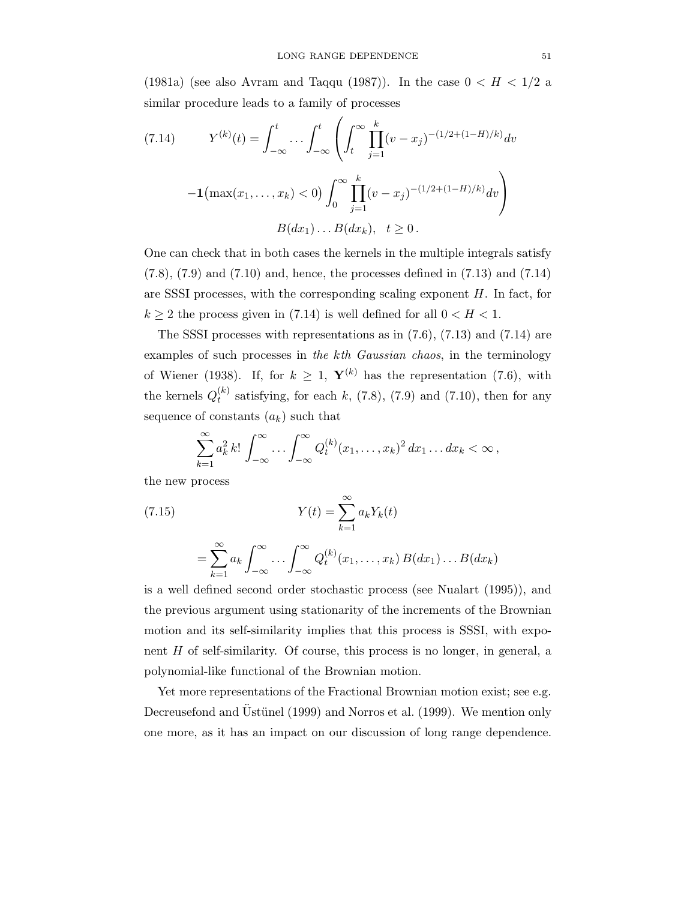(1981a) (see also Avram and Taqqu (1987)). In the case $0 < H < 1/2$ a similar procedure leads to a family of processes

$$
\begin{aligned}
(7.14) \qquad Y^{(k)}(t) = \int_{-\infty}^{t} \cdots \int_{-\infty}^{t} \Bigg( \int_{t}^{\infty} \prod_{j=1}^{k} (v - x_j)^{-(1/2+(1-H)/k)} dv \\
- \mathbf{1}\big(\max(x_1, \ldots, x_k) < 0\big) \int_{0}^{\infty} \prod_{j=1}^{k} (v - x_j)^{-(1/2+(1-H)/k)} dv \Bigg) \\
B(dx_1) \ldots B(dx_k), \quad t \geq 0 .
\end{aligned}
$$

One can check that in both cases the kernels in the multiple integrals satisfy (7.8), (7.9) and (7.10) and, hence, the processes defined in (7.13) and (7.14) are SSSI processes, with the corresponding scaling exponent $H$. In fact, for $k \geq 2$ the process given in (7.14) is well defined for all $0 < H < 1$.

The SSSI processes with representations as in (7.6), (7.13) and (7.14) are examples of such processes in *the kth Gaussian chaos*, in the terminology of Wiener (1938). If, for $k \geq 1$, $\mathbf{Y}^{(k)}$ has the representation (7.6), with the kernels $Q_t^{(k)}$ satisfying, for each $k$, (7.8), (7.9) and (7.10), then for any sequence of constants $(a_k)$ such that

$$
\sum_{k=1}^{\infty} a_k^2 \, k! \int_{-\infty}^{\infty} \cdots \int_{-\infty}^{\infty} Q_t^{(k)}(x_1, \ldots, x_k)^2 \, dx_1 \ldots dx_k < \infty ,
$$

the new process

$$
\begin{aligned}
(7.15) \qquad Y(t) &= \sum_{k=1}^{\infty} a_k Y_k(t) \\
&= \sum_{k=1}^{\infty} a_k \int_{-\infty}^{\infty} \cdots \int_{-\infty}^{\infty} Q_t^{(k)}(x_1, \ldots, x_k) \, B(dx_1) \ldots B(dx_k)
\end{aligned}
$$

is a well defined second order stochastic process (see Nualart (1995)), and the previous argument using stationarity of the increments of the Brownian motion and its self-similarity implies that this process is SSSI, with exponent $H$ of self-similarity. Of course, this process is no longer, in general, a polynomial-like functional of the Brownian motion.

Yet more representations of the Fractional Brownian motion exist; see e.g. Decreusefond and Üstünel (1999) and Norros et al. (1999). We mention only one more, as it has an impact on our discussion of long range dependence.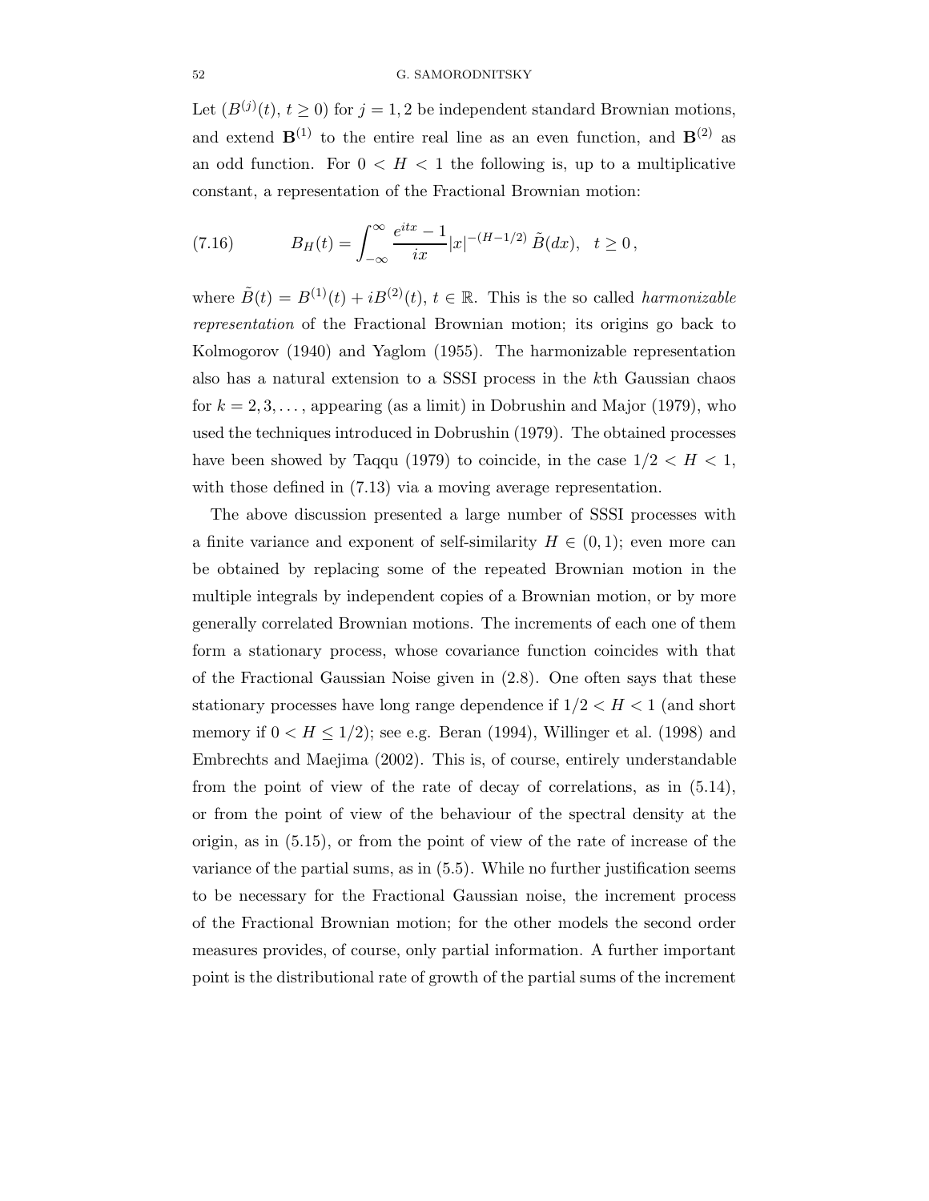Let $(B^{(j)}(t),\, t \geq 0)$ for $j = 1, 2$ be independent standard Brownian motions, and extend $\mathbf{B}^{(1)}$ to the entire real line as an even function, and $\mathbf{B}^{(2)}$ as an odd function. For $0 < H < 1$ the following is, up to a multiplicative constant, a representation of the Fractional Brownian motion:

$$
B_H(t) = \int_{-\infty}^{\infty} \frac{e^{itx} - 1}{ix} |x|^{-(H-1/2)} \, \tilde{B}(dx), \quad t \geq 0 \,, \tag{7.16}
$$

where $\tilde{B}(t) = B^{(1)}(t) + iB^{(2)}(t)$, $t \in \mathbb{R}$. This is the so called *harmonizable representation* of the Fractional Brownian motion; its origins go back to Kolmogorov (1940) and Yaglom (1955). The harmonizable representation also has a natural extension to a SSSI process in the $k$th Gaussian chaos for $k = 2, 3, \ldots$, appearing (as a limit) in Dobrushin and Major (1979), who used the techniques introduced in Dobrushin (1979). The obtained processes have been showed by Taqqu (1979) to coincide, in the case $1/2 < H < 1$, with those defined in (7.13) via a moving average representation.

The above discussion presented a large number of SSSI processes with a finite variance and exponent of self-similarity $H \in (0, 1)$; even more can be obtained by replacing some of the repeated Brownian motion in the multiple integrals by independent copies of a Brownian motion, or by more generally correlated Brownian motions. The increments of each one of them form a stationary process, whose covariance function coincides with that of the Fractional Gaussian Noise given in (2.8). One often says that these stationary processes have long range dependence if $1/2 < H < 1$ (and short memory if $0 < H \leq 1/2$); see e.g. Beran (1994), Willinger et al. (1998) and Embrechts and Maejima (2002). This is, of course, entirely understandable from the point of view of the rate of decay of correlations, as in (5.14), or from the point of view of the behaviour of the spectral density at the origin, as in (5.15), or from the point of view of the rate of increase of the variance of the partial sums, as in (5.5). While no further justification seems to be necessary for the Fractional Gaussian noise, the increment process of the Fractional Brownian motion; for the other models the second order measures provides, of course, only partial information. A further important point is the distributional rate of growth of the partial sums of the increment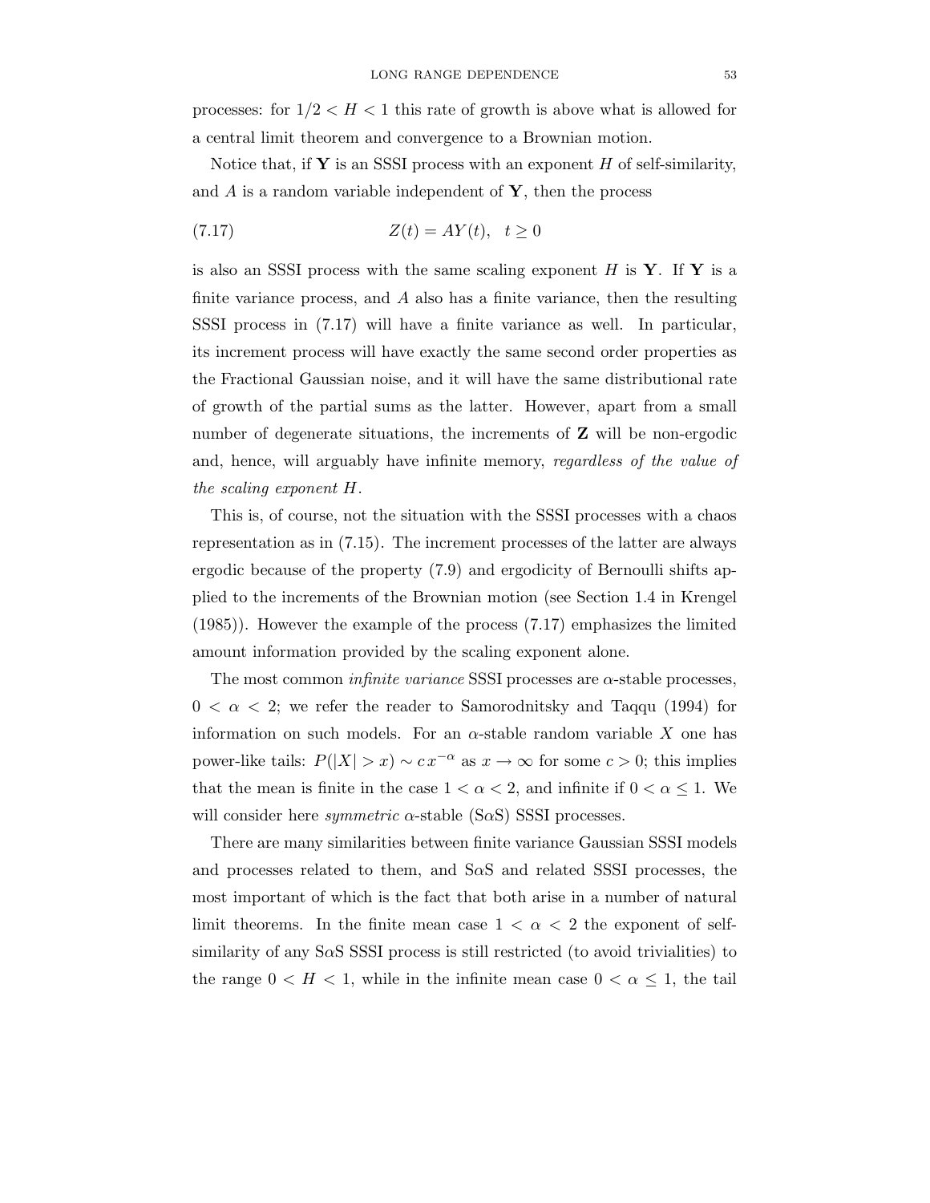processes: for $1/2 < H < 1$ this rate of growth is above what is allowed for a central limit theorem and convergence to a Brownian motion.

Notice that, if $\mathbf{Y}$ is an SSSI process with an exponent $H$ of self-similarity, and $A$ is a random variable independent of $\mathbf{Y}$, then the process

$$Z(t) = AY(t), \quad t \geq 0 \tag{7.17}$$

is also an SSSI process with the same scaling exponent $H$ is $\mathbf{Y}$. If $\mathbf{Y}$ is a finite variance process, and $A$ also has a finite variance, then the resulting SSSI process in (7.17) will have a finite variance as well. In particular, its increment process will have exactly the same second order properties as the Fractional Gaussian noise, and it will have the same distributional rate of growth of the partial sums as the latter. However, apart from a small number of degenerate situations, the increments of $\mathbf{Z}$ will be non-ergodic and, hence, will arguably have infinite memory, *regardless of the value of the scaling exponent $H$*.

This is, of course, not the situation with the SSSI processes with a chaos representation as in (7.15). The increment processes of the latter are always ergodic because of the property (7.9) and ergodicity of Bernoulli shifts applied to the increments of the Brownian motion (see Section 1.4 in Krengel (1985)). However the example of the process (7.17) emphasizes the limited amount information provided by the scaling exponent alone.

The most common *infinite variance* SSSI processes are $\alpha$-stable processes, $0 < \alpha < 2$; we refer the reader to Samorodnitsky and Taqqu (1994) for information on such models. For an $\alpha$-stable random variable $X$ one has power-like tails: $P(|X| > x) \sim c\, x^{-\alpha}$ as $x \to \infty$ for some $c > 0$; this implies that the mean is finite in the case $1 < \alpha < 2$, and infinite if $0 < \alpha \leq 1$. We will consider here *symmetric* $\alpha$-stable (S$\alpha$S) SSSI processes.

There are many similarities between finite variance Gaussian SSSI models and processes related to them, and S$\alpha$S and related SSSI processes, the most important of which is the fact that both arise in a number of natural limit theorems. In the finite mean case $1 < \alpha < 2$ the exponent of self-similarity of any S$\alpha$S SSSI process is still restricted (to avoid trivialities) to the range $0 < H < 1$, while in the infinite mean case $0 < \alpha \leq 1$, the tail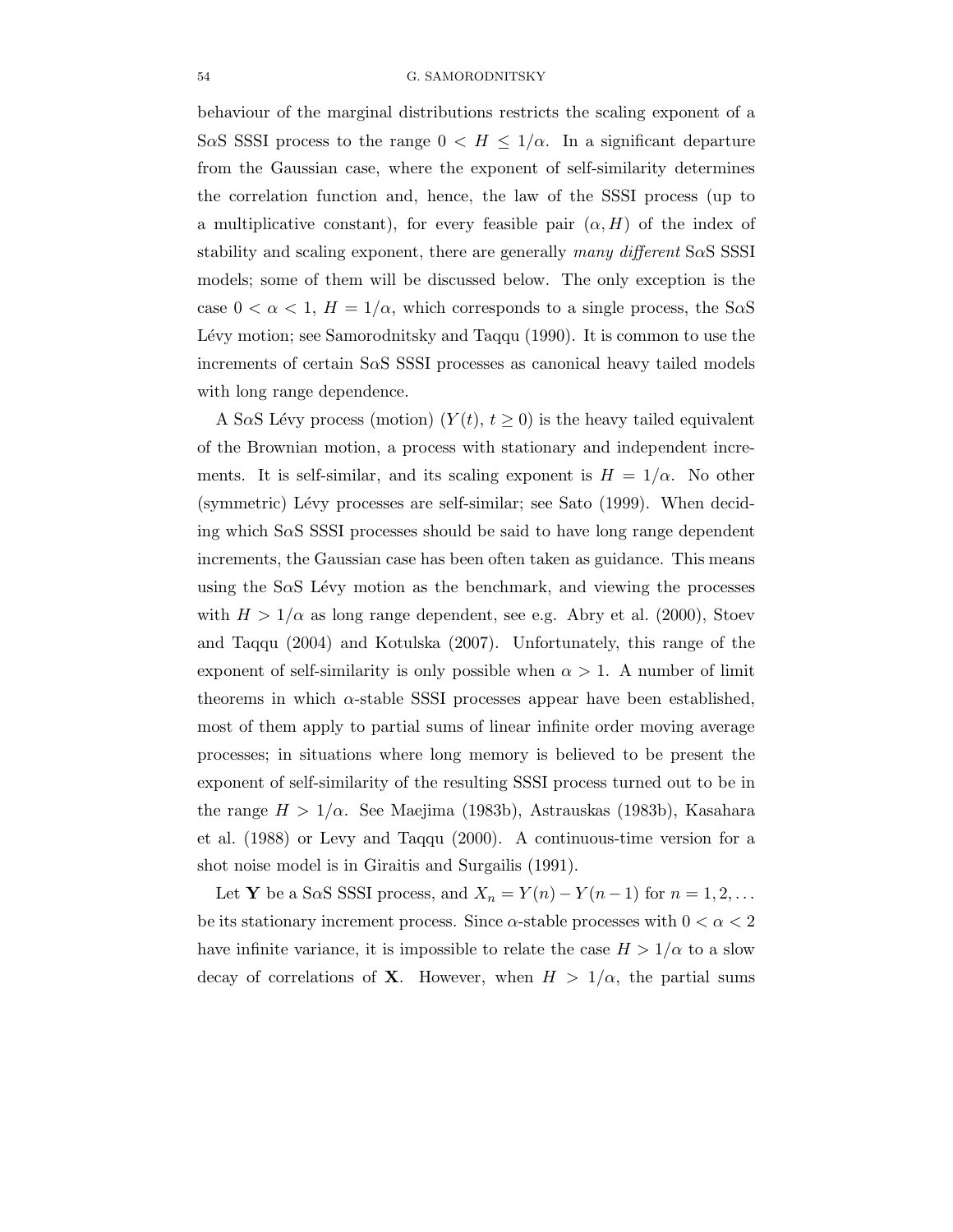behaviour of the marginal distributions restricts the scaling exponent of a S$\alpha$S SSSI process to the range $0 < H \le 1/\alpha$. In a significant departure from the Gaussian case, where the exponent of self-similarity determines the correlation function and, hence, the law of the SSSI process (up to a multiplicative constant), for every feasible pair $(\alpha, H)$ of the index of stability and scaling exponent, there are generally *many different* S$\alpha$S SSSI models; some of them will be discussed below. The only exception is the case $0 < \alpha < 1$, $H = 1/\alpha$, which corresponds to a single process, the S$\alpha$S Lévy motion; see Samorodnitsky and Taqqu (1990). It is common to use the increments of certain S$\alpha$S SSSI processes as canonical heavy tailed models with long range dependence.

A S$\alpha$S Lévy process (motion) $(Y(t),\, t \ge 0)$ is the heavy tailed equivalent of the Brownian motion, a process with stationary and independent increments. It is self-similar, and its scaling exponent is $H = 1/\alpha$. No other (symmetric) Lévy processes are self-similar; see Sato (1999). When deciding which S$\alpha$S SSSI processes should be said to have long range dependent increments, the Gaussian case has been often taken as guidance. This means using the S$\alpha$S Lévy motion as the benchmark, and viewing the processes with $H > 1/\alpha$ as long range dependent, see e.g. Abry et al. (2000), Stoev and Taqqu (2004) and Kotulska (2007). Unfortunately, this range of the exponent of self-similarity is only possible when $\alpha > 1$. A number of limit theorems in which $\alpha$-stable SSSI processes appear have been established, most of them apply to partial sums of linear infinite order moving average processes; in situations where long memory is believed to be present the exponent of self-similarity of the resulting SSSI process turned out to be in the range $H > 1/\alpha$. See Maejima (1983b), Astrauskas (1983b), Kasahara et al. (1988) or Levy and Taqqu (2000). A continuous-time version for a shot noise model is in Giraitis and Surgailis (1991).

Let $\mathbf{Y}$ be a S$\alpha$S SSSI process, and $X_n = Y(n) - Y(n-1)$ for $n = 1, 2, \ldots$ be its stationary increment process. Since $\alpha$-stable processes with $0 < \alpha < 2$ have infinite variance, it is impossible to relate the case $H > 1/\alpha$ to a slow decay of correlations of $\mathbf{X}$. However, when $H > 1/\alpha$, the partial sums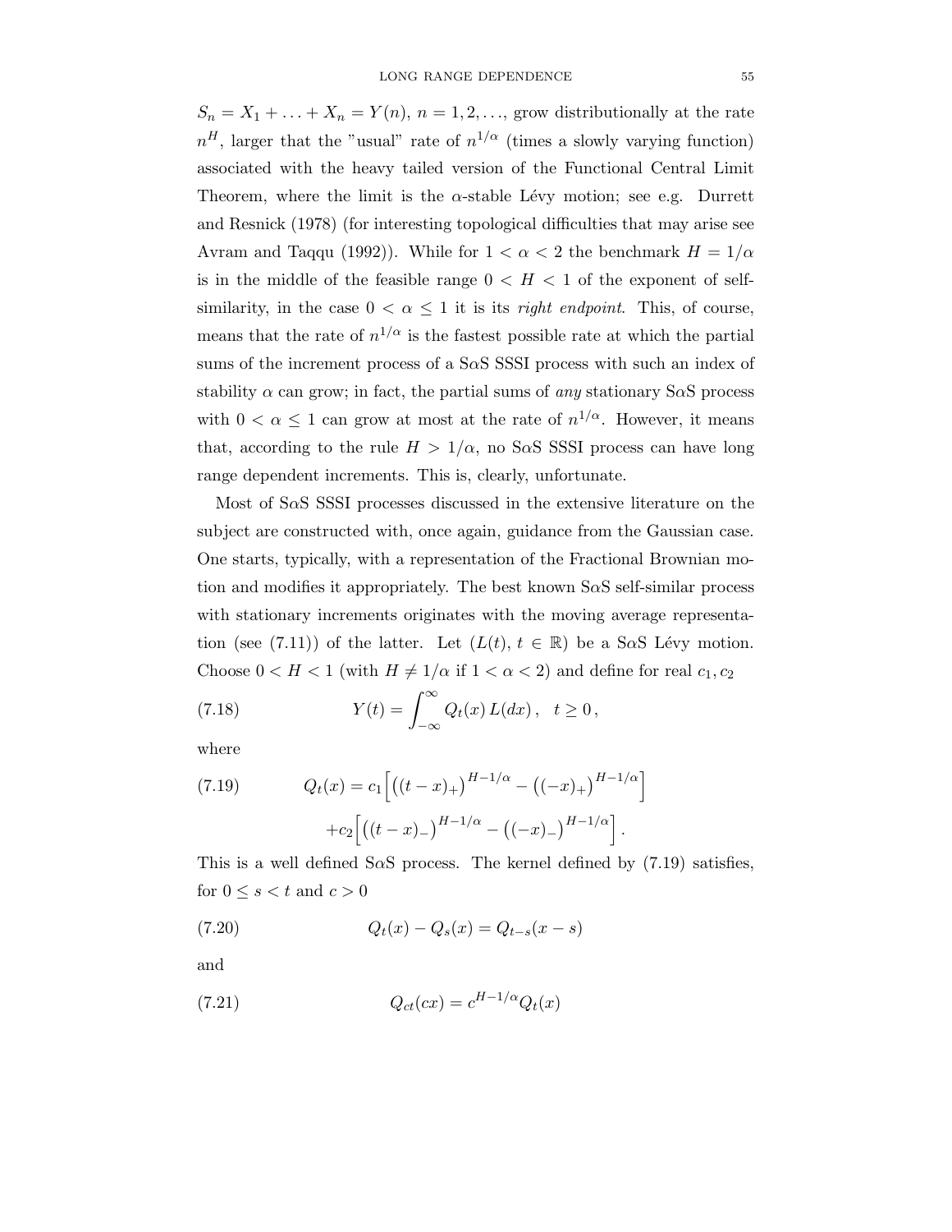$S_n = X_1 + \ldots + X_n = Y(n)$, $n = 1, 2, \ldots$, grow distributionally at the rate $n^H$, larger that the "usual" rate of $n^{1/\alpha}$ (times a slowly varying function) associated with the heavy tailed version of the Functional Central Limit Theorem, where the limit is the $\alpha$-stable Lévy motion; see e.g. Durrett and Resnick (1978) (for interesting topological difficulties that may arise see Avram and Taqqu (1992)). While for $1 < \alpha < 2$ the benchmark $H = 1/\alpha$ is in the middle of the feasible range $0 < H < 1$ of the exponent of self-similarity, in the case $0 < \alpha \leq 1$ it is its *right endpoint*. This, of course, means that the rate of $n^{1/\alpha}$ is the fastest possible rate at which the partial sums of the increment process of a S$\alpha$S SSSI process with such an index of stability $\alpha$ can grow; in fact, the partial sums of *any* stationary S$\alpha$S process with $0 < \alpha \leq 1$ can grow at most at the rate of $n^{1/\alpha}$. However, it means that, according to the rule $H > 1/\alpha$, no S$\alpha$S SSSI process can have long range dependent increments. This is, clearly, unfortunate.

Most of S$\alpha$S SSSI processes discussed in the extensive literature on the subject are constructed with, once again, guidance from the Gaussian case. One starts, typically, with a representation of the Fractional Brownian motion and modifies it appropriately. The best known S$\alpha$S self-similar process with stationary increments originates with the moving average representation (see (7.11)) of the latter. Let $(L(t), t \in \mathbb{R})$ be a S$\alpha$S Lévy motion. Choose $0 < H < 1$ (with $H \neq 1/\alpha$ if $1 < \alpha < 2$) and define for real $c_1, c_2$

$$Y(t) = \int_{-\infty}^{\infty} Q_t(x)\, L(dx)\,, \quad t \geq 0\,, \tag{7.18}$$

where

$$\begin{aligned} Q_t(x) = c_1 \Big[ \big((t-x)_+\big)^{H-1/\alpha} - \big((-x)_+\big)^{H-1/\alpha} \Big] \\ + c_2 \Big[ \big((t-x)_-\big)^{H-1/\alpha} - \big((-x)_-\big)^{H-1/\alpha} \Big]\,. \end{aligned} \tag{7.19}$$

This is a well defined S$\alpha$S process. The kernel defined by (7.19) satisfies, for $0 \leq s < t$ and $c > 0$

$$Q_t(x) - Q_s(x) = Q_{t-s}(x - s) \tag{7.20}$$

and

$$Q_{ct}(cx) = c^{H-1/\alpha} Q_t(x) \tag{7.21}$$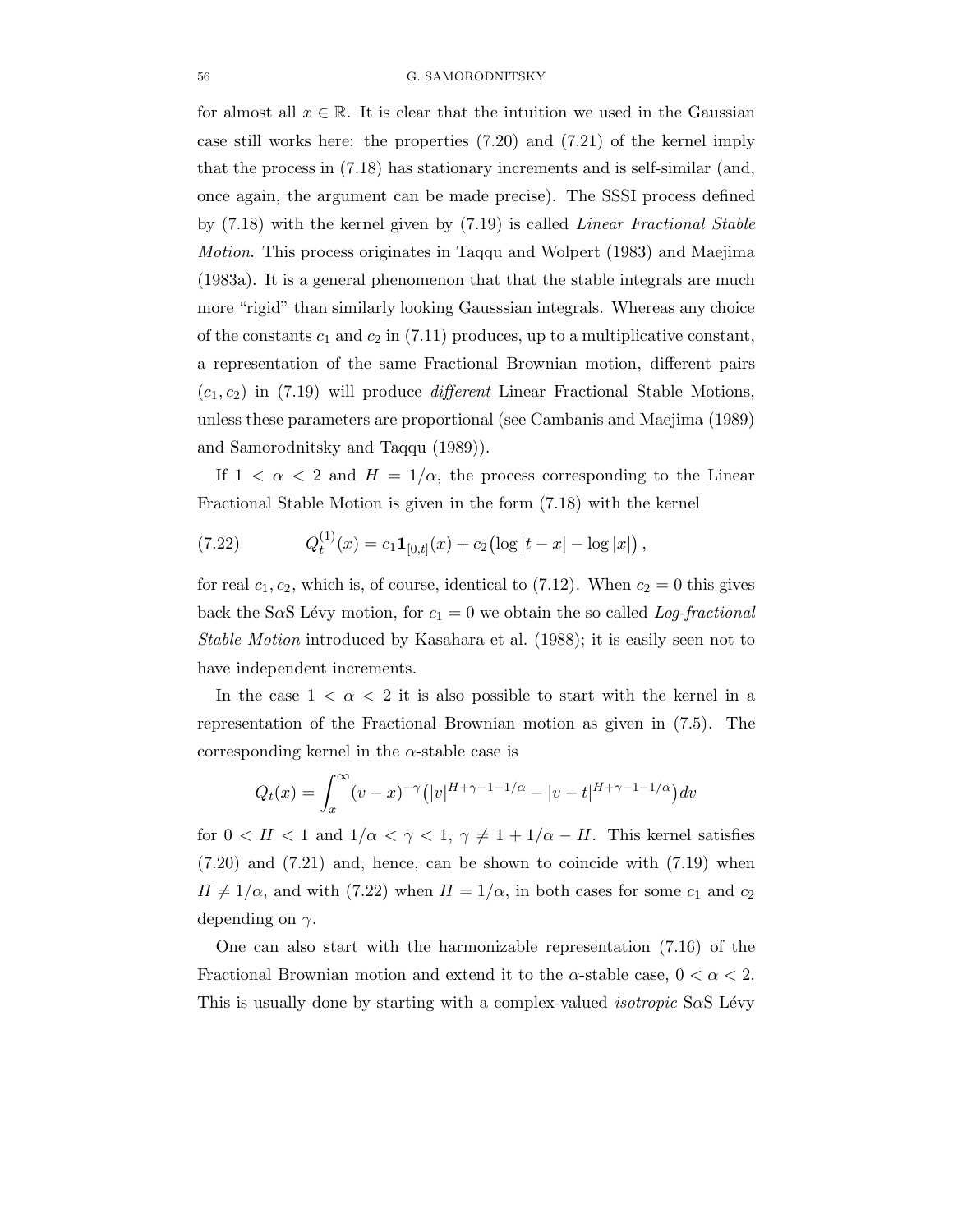for almost all $x \in \mathbb{R}$. It is clear that the intuition we used in the Gaussian case still works here: the properties (7.20) and (7.21) of the kernel imply that the process in (7.18) has stationary increments and is self-similar (and, once again, the argument can be made precise). The SSSI process defined by (7.18) with the kernel given by (7.19) is called *Linear Fractional Stable Motion*. This process originates in Taqqu and Wolpert (1983) and Maejima (1983a). It is a general phenomenon that that the stable integrals are much more "rigid" than similarly looking Gausssian integrals. Whereas any choice of the constants $c_1$ and $c_2$ in (7.11) produces, up to a multiplicative constant, a representation of the same Fractional Brownian motion, different pairs $(c_1, c_2)$ in (7.19) will produce *different* Linear Fractional Stable Motions, unless these parameters are proportional (see Cambanis and Maejima (1989) and Samorodnitsky and Taqqu (1989)).

If $1 < \alpha < 2$ and $H = 1/\alpha$, the process corresponding to the Linear Fractional Stable Motion is given in the form (7.18) with the kernel

$$Q_t^{(1)}(x) = c_1 \mathbf{1}_{[0,t]}(x) + c_2\big(\log|t-x| - \log|x|\big)\,, \tag{7.22}$$

for real $c_1, c_2$, which is, of course, identical to (7.12). When $c_2 = 0$ this gives back the S$\alpha$S Lévy motion, for $c_1 = 0$ we obtain the so called *Log-fractional Stable Motion* introduced by Kasahara et al. (1988); it is easily seen not to have independent increments.

In the case $1 < \alpha < 2$ it is also possible to start with the kernel in a representation of the Fractional Brownian motion as given in (7.5). The corresponding kernel in the $\alpha$-stable case is

$$Q_t(x) = \int_x^\infty (v-x)^{-\gamma}\big(|v|^{H+\gamma-1-1/\alpha} - |v-t|^{H+\gamma-1-1/\alpha}\big)dv$$

for $0 < H < 1$ and $1/\alpha < \gamma < 1$, $\gamma \neq 1 + 1/\alpha - H$. This kernel satisfies (7.20) and (7.21) and, hence, can be shown to coincide with (7.19) when $H \neq 1/\alpha$, and with (7.22) when $H = 1/\alpha$, in both cases for some $c_1$ and $c_2$ depending on $\gamma$.

One can also start with the harmonizable representation (7.16) of the Fractional Brownian motion and extend it to the $\alpha$-stable case, $0 < \alpha < 2$. This is usually done by starting with a complex-valued *isotropic* S$\alpha$S Lévy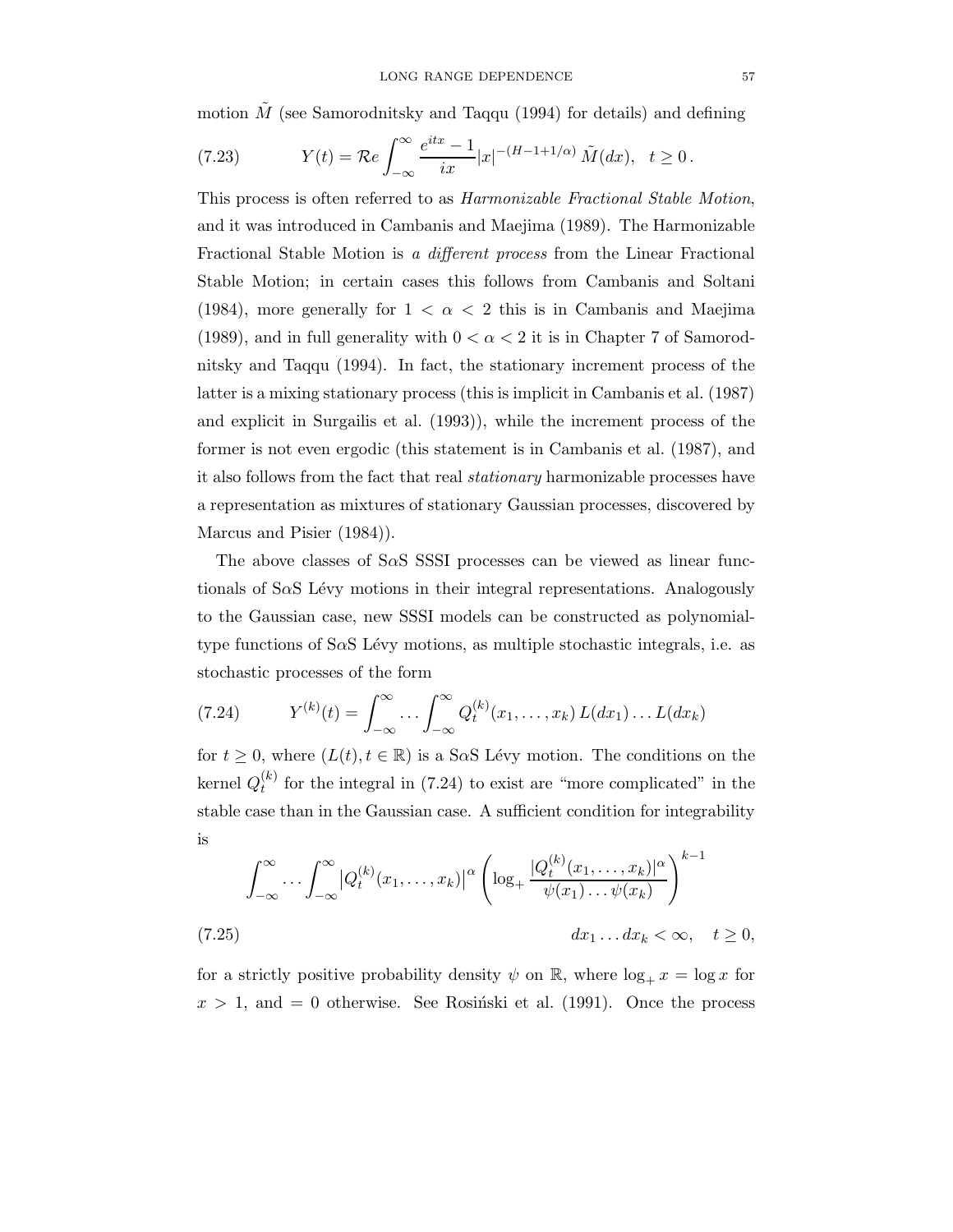motion $\tilde{M}$ (see Samorodnitsky and Taqqu (1994) for details) and defining

$$Y(t) = \mathcal{R}e \int_{-\infty}^{\infty} \frac{e^{itx} - 1}{ix} |x|^{-(H-1+1/\alpha)} \, \tilde{M}(dx), \quad t \geq 0 \,. \tag{7.23}$$

This process is often referred to as *Harmonizable Fractional Stable Motion*, and it was introduced in Cambanis and Maejima (1989). The Harmonizable Fractional Stable Motion is *a different process* from the Linear Fractional Stable Motion; in certain cases this follows from Cambanis and Soltani (1984), more generally for $1 < \alpha < 2$ this is in Cambanis and Maejima (1989), and in full generality with $0 < \alpha < 2$ it is in Chapter 7 of Samorodnitsky and Taqqu (1994). In fact, the stationary increment process of the latter is a mixing stationary process (this is implicit in Cambanis et al. (1987) and explicit in Surgailis et al. (1993)), while the increment process of the former is not even ergodic (this statement is in Cambanis et al. (1987), and it also follows from the fact that real *stationary* harmonizable processes have a representation as mixtures of stationary Gaussian processes, discovered by Marcus and Pisier (1984)).

The above classes of S$\alpha$S SSSI processes can be viewed as linear functionals of S$\alpha$S Lévy motions in their integral representations. Analogously to the Gaussian case, new SSSI models can be constructed as polynomial-type functions of S$\alpha$S Lévy motions, as multiple stochastic integrals, i.e. as stochastic processes of the form

$$Y^{(k)}(t) = \int_{-\infty}^{\infty} \cdots \int_{-\infty}^{\infty} Q_t^{(k)}(x_1, \ldots, x_k) \, L(dx_1) \ldots L(dx_k) \tag{7.24}$$

for $t \geq 0$, where $(L(t), t \in \mathbb{R})$ is a S$\alpha$S Lévy motion. The conditions on the kernel $Q_t^{(k)}$ for the integral in (7.24) to exist are "more complicated" in the stable case than in the Gaussian case. A sufficient condition for integrability is

$$\int_{-\infty}^{\infty} \cdots \int_{-\infty}^{\infty} \left| Q_t^{(k)}(x_1, \ldots, x_k) \right|^{\alpha} \left( \log_+ \frac{|Q_t^{(k)}(x_1, \ldots, x_k)|^{\alpha}}{\psi(x_1) \ldots \psi(x_k)} \right)^{k-1} dx_1 \ldots dx_k < \infty, \quad t \geq 0, \tag{7.25}$$

for a strictly positive probability density $\psi$ on $\mathbb{R}$, where $\log_+ x = \log x$ for $x > 1$, and $= 0$ otherwise. See Rosiński et al. (1991). Once the process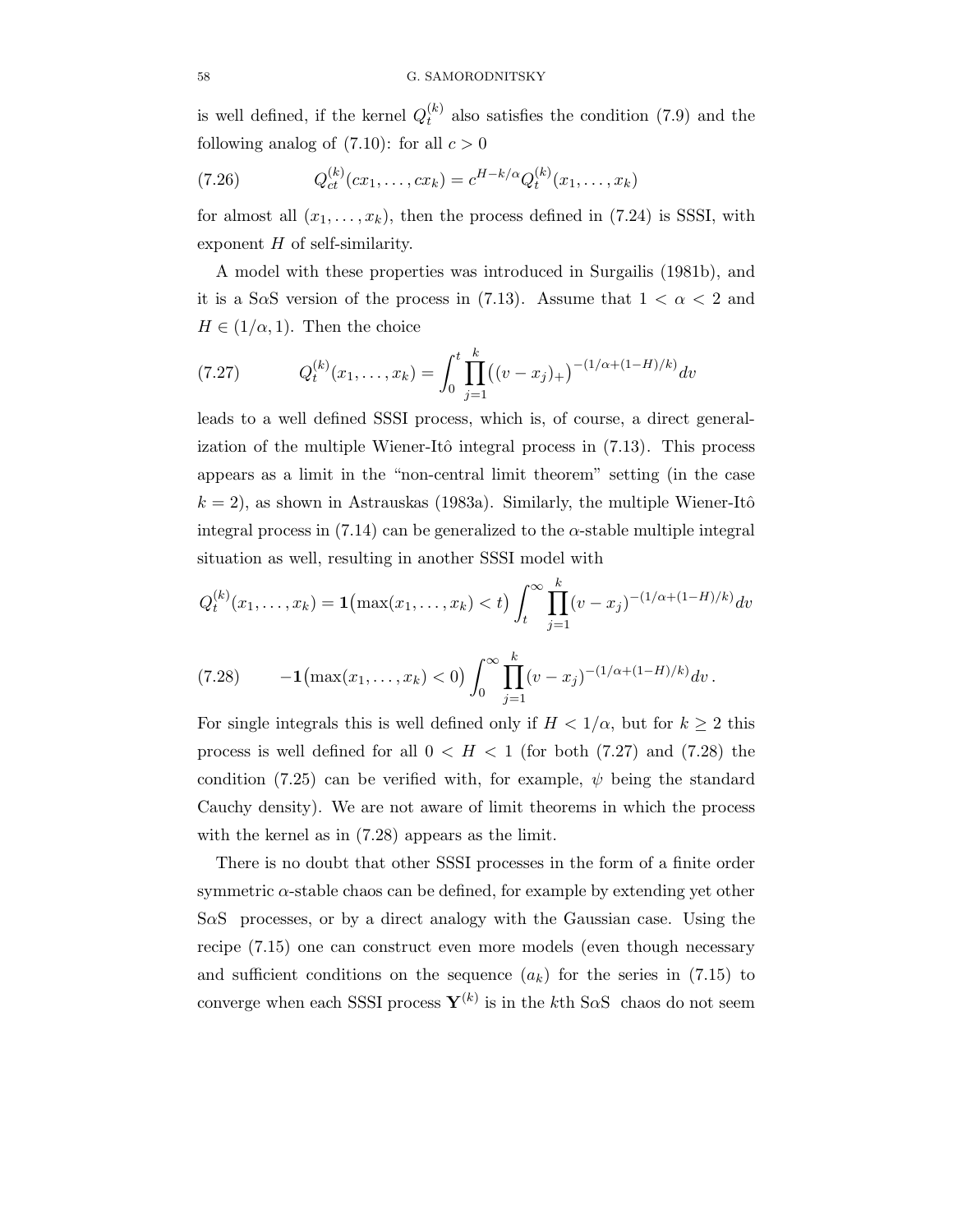is well defined, if the kernel $Q_t^{(k)}$ also satisfies the condition (7.9) and the following analog of (7.10): for all $c > 0$

$$
Q_{ct}^{(k)}(cx_1, \ldots, cx_k) = c^{H-k/\alpha} Q_t^{(k)}(x_1, \ldots, x_k) \tag{7.26}
$$

for almost all $(x_1, \ldots, x_k)$, then the process defined in (7.24) is SSSI, with exponent $H$ of self-similarity.

A model with these properties was introduced in Surgailis (1981b), and it is a S$\alpha$S version of the process in (7.13). Assume that $1 < \alpha < 2$ and $H \in (1/\alpha, 1)$. Then the choice

$$
Q_t^{(k)}(x_1, \ldots, x_k) = \int_0^t \prod_{j=1}^k \big((v - x_j)_+\big)^{-(1/\alpha + (1-H)/k)} dv \tag{7.27}
$$

leads to a well defined SSSI process, which is, of course, a direct generalization of the multiple Wiener-Itô integral process in (7.13). This process appears as a limit in the "non-central limit theorem" setting (in the case $k = 2$), as shown in Astrauskas (1983a). Similarly, the multiple Wiener-Itô integral process in (7.14) can be generalized to the $\alpha$-stable multiple integral situation as well, resulting in another SSSI model with

$$
Q_t^{(k)}(x_1, \ldots, x_k) = \mathbf{1}\big(\max(x_1, \ldots, x_k) < t\big) \int_t^\infty \prod_{j=1}^k (v - x_j)^{-(1/\alpha + (1-H)/k)} dv
$$

$$
-\mathbf{1}\big(\max(x_1, \ldots, x_k) < 0\big) \int_0^\infty \prod_{j=1}^k (v - x_j)^{-(1/\alpha + (1-H)/k)} dv \,. \tag{7.28}
$$

For single integrals this is well defined only if $H < 1/\alpha$, but for $k \geq 2$ this process is well defined for all $0 < H < 1$ (for both (7.27) and (7.28) the condition (7.25) can be verified with, for example, $\psi$ being the standard Cauchy density). We are not aware of limit theorems in which the process with the kernel as in (7.28) appears as the limit.

There is no doubt that other SSSI processes in the form of a finite order symmetric $\alpha$-stable chaos can be defined, for example by extending yet other S$\alpha$S processes, or by a direct analogy with the Gaussian case. Using the recipe (7.15) one can construct even more models (even though necessary and sufficient conditions on the sequence $(a_k)$ for the series in (7.15) to converge when each SSSI process $\mathbf{Y}^{(k)}$ is in the $k$th S$\alpha$S chaos do not seem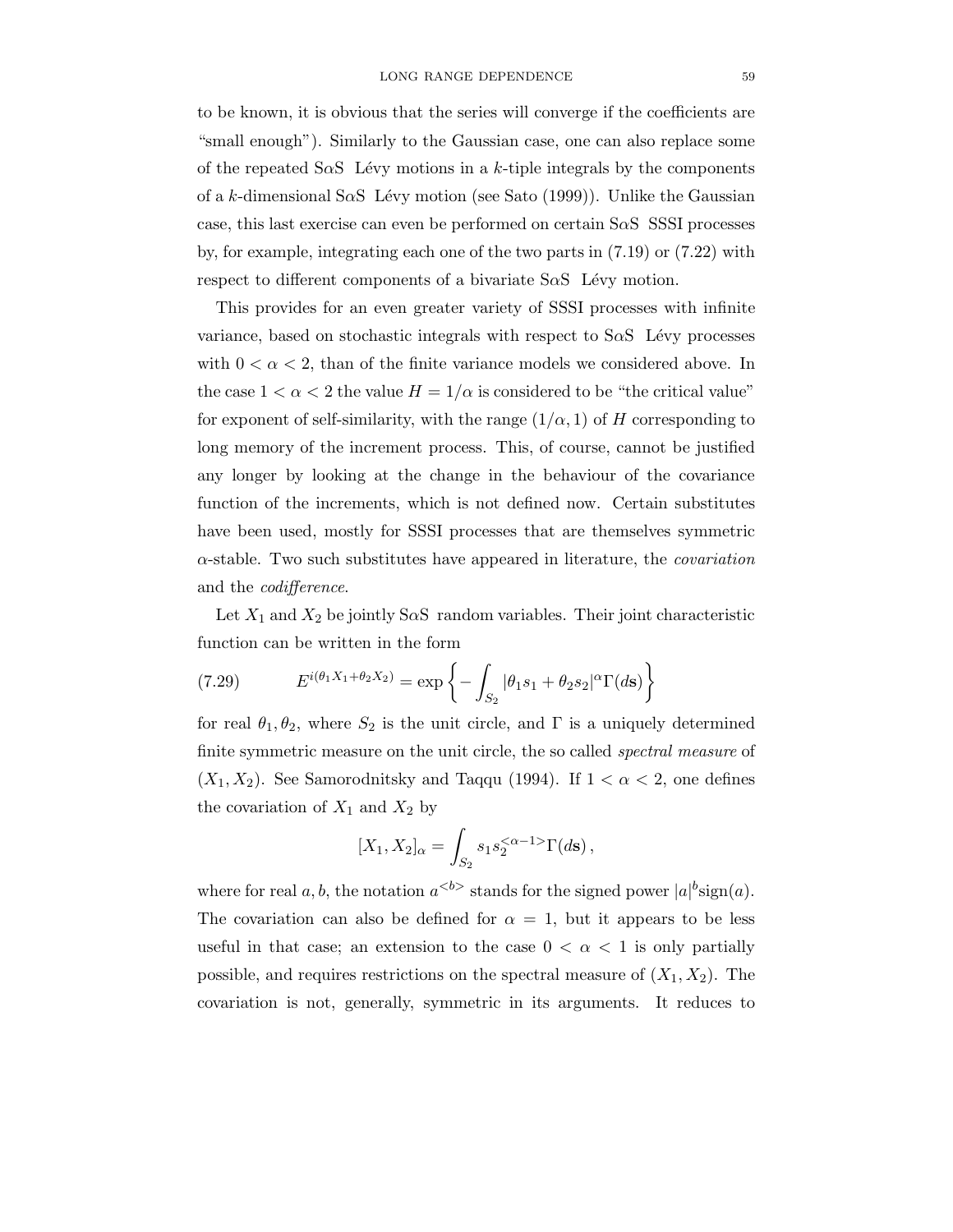to be known, it is obvious that the series will converge if the coefficients are "small enough"). Similarly to the Gaussian case, one can also replace some of the repeated S$\alpha$S Lévy motions in a $k$-tiple integrals by the components of a $k$-dimensional S$\alpha$S Lévy motion (see Sato (1999)). Unlike the Gaussian case, this last exercise can even be performed on certain S$\alpha$S SSSI processes by, for example, integrating each one of the two parts in (7.19) or (7.22) with respect to different components of a bivariate S$\alpha$S Lévy motion.

This provides for an even greater variety of SSSI processes with infinite variance, based on stochastic integrals with respect to S$\alpha$S Lévy processes with $0 < \alpha < 2$, than of the finite variance models we considered above. In the case $1 < \alpha < 2$ the value $H = 1/\alpha$ is considered to be "the critical value" for exponent of self-similarity, with the range $(1/\alpha, 1)$ of $H$ corresponding to long memory of the increment process. This, of course, cannot be justified any longer by looking at the change in the behaviour of the covariance function of the increments, which is not defined now. Certain substitutes have been used, mostly for SSSI processes that are themselves symmetric $\alpha$-stable. Two such substitutes have appeared in literature, the *covariation* and the *codifference*.

Let $X_1$ and $X_2$ be jointly S$\alpha$S random variables. Their joint characteristic function can be written in the form

$$E^{i(\theta_1 X_1 + \theta_2 X_2)} = \exp\left\{ -\int_{S_2} |\theta_1 s_1 + \theta_2 s_2|^{\alpha} \Gamma(d\mathbf{s}) \right\} \tag{7.29}$$

for real $\theta_1, \theta_2$, where $S_2$ is the unit circle, and $\Gamma$ is a uniquely determined finite symmetric measure on the unit circle, the so called *spectral measure* of $(X_1, X_2)$. See Samorodnitsky and Taqqu (1994). If $1 < \alpha < 2$, one defines the covariation of $X_1$ and $X_2$ by

$$[X_1, X_2]_\alpha = \int_{S_2} s_1 s_2^{<\alpha-1>} \Gamma(d\mathbf{s}),$$

where for real $a, b$, the notation $a^{<b>}$ stands for the signed power $|a|^b \mathrm{sign}(a)$. The covariation can also be defined for $\alpha = 1$, but it appears to be less useful in that case; an extension to the case $0 < \alpha < 1$ is only partially possible, and requires restrictions on the spectral measure of $(X_1, X_2)$. The covariation is not, generally, symmetric in its arguments. It reduces to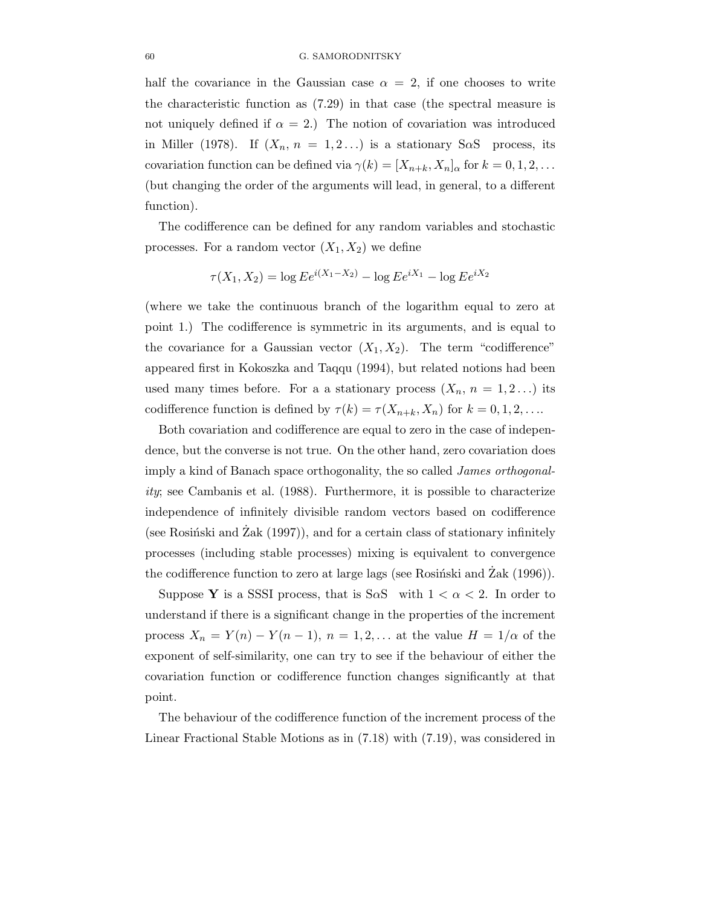half the covariance in the Gaussian case $\alpha = 2$, if one chooses to write the characteristic function as (7.29) in that case (the spectral measure is not uniquely defined if $\alpha = 2$.) The notion of covariation was introduced in Miller (1978). If $(X_n,\, n = 1, 2 \ldots)$ is a stationary S$\alpha$S process, its covariation function can be defined via $\gamma(k) = [X_{n+k}, X_n]_\alpha$ for $k = 0, 1, 2, \ldots$ (but changing the order of the arguments will lead, in general, to a different function).

The codifference can be defined for any random variables and stochastic processes. For a random vector $(X_1, X_2)$ we define

$$\tau(X_1, X_2) = \log Ee^{i(X_1 - X_2)} - \log Ee^{iX_1} - \log Ee^{iX_2}$$

(where we take the continuous branch of the logarithm equal to zero at point 1.) The codifference is symmetric in its arguments, and is equal to the covariance for a Gaussian vector $(X_1, X_2)$. The term "codifference" appeared first in Kokoszka and Taqqu (1994), but related notions had been used many times before. For a a stationary process $(X_n,\, n = 1, 2 \ldots)$ its codifference function is defined by $\tau(k) = \tau(X_{n+k}, X_n)$ for $k = 0, 1, 2, \ldots$.

Both covariation and codifference are equal to zero in the case of independence, but the converse is not true. On the other hand, zero covariation does imply a kind of Banach space orthogonality, the so called *James orthogonality*; see Cambanis et al. (1988). Furthermore, it is possible to characterize independence of infinitely divisible random vectors based on codifference (see Rosiński and Żak (1997)), and for a certain class of stationary infinitely processes (including stable processes) mixing is equivalent to convergence the codifference function to zero at large lags (see Rosiński and Żak (1996)).

Suppose $\mathbf{Y}$ is a SSSI process, that is S$\alpha$S with $1 < \alpha < 2$. In order to understand if there is a significant change in the properties of the increment process $X_n = Y(n) - Y(n-1)$, $n = 1, 2, \ldots$ at the value $H = 1/\alpha$ of the exponent of self-similarity, one can try to see if the behaviour of either the covariation function or codifference function changes significantly at that point.

The behaviour of the codifference function of the increment process of the Linear Fractional Stable Motions as in (7.18) with (7.19), was considered in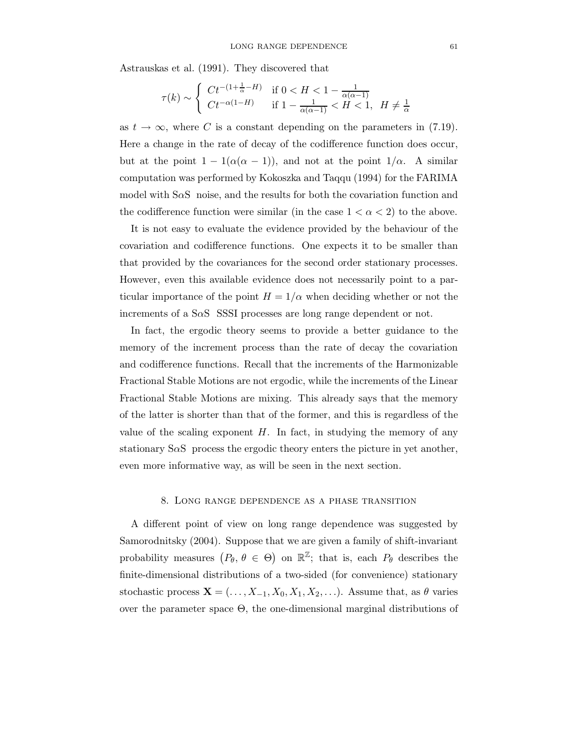Astrauskas et al. (1991). They discovered that

$$\tau(k) \sim \begin{cases} Ct^{-(1+\frac{1}{\alpha}-H)} & \text{if } 0 < H < 1 - \frac{1}{\alpha(\alpha-1)} \\ Ct^{-\alpha(1-H)} & \text{if } 1 - \frac{1}{\alpha(\alpha-1)} < H < 1, \;\; H \neq \frac{1}{\alpha} \end{cases}$$

as $t \to \infty$, where $C$ is a constant depending on the parameters in (7.19). Here a change in the rate of decay of the codifference function does occur, but at the point $1 - 1(\alpha(\alpha - 1))$, and not at the point $1/\alpha$. A similar computation was performed by Kokoszka and Taqqu (1994) for the FARIMA model with S$\alpha$S noise, and the results for both the covariation function and the codifference function were similar (in the case $1 < \alpha < 2$) to the above.

It is not easy to evaluate the evidence provided by the behaviour of the covariation and codifference functions. One expects it to be smaller than that provided by the covariances for the second order stationary processes. However, even this available evidence does not necessarily point to a particular importance of the point $H = 1/\alpha$ when deciding whether or not the increments of a S$\alpha$S SSSI processes are long range dependent or not.

In fact, the ergodic theory seems to provide a better guidance to the memory of the increment process than the rate of decay the covariation and codifference functions. Recall that the increments of the Harmonizable Fractional Stable Motions are not ergodic, while the increments of the Linear Fractional Stable Motions are mixing. This already says that the memory of the latter is shorter than that of the former, and this is regardless of the value of the scaling exponent $H$. In fact, in studying the memory of any stationary S$\alpha$S process the ergodic theory enters the picture in yet another, even more informative way, as will be seen in the next section.

## 8. Long range dependence as a phase transition

A different point of view on long range dependence was suggested by Samorodnitsky (2004). Suppose that we are given a family of shift-invariant probability measures $\left(P_\theta, \, \theta \in \Theta\right)$ on $\mathbb{R}^{\mathbb{Z}}$; that is, each $P_\theta$ describes the finite-dimensional distributions of a two-sided (for convenience) stationary stochastic process $\mathbf{X} = (\ldots, X_{-1}, X_0, X_1, X_2, \ldots)$. Assume that, as $\theta$ varies over the parameter space $\Theta$, the one-dimensional marginal distributions of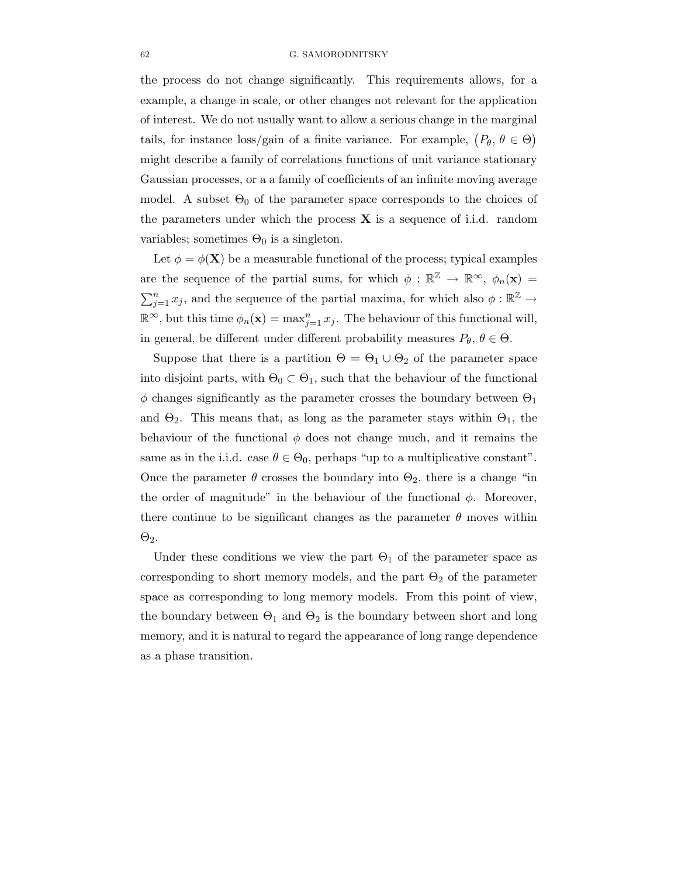the process do not change significantly. This requirements allows, for a example, a change in scale, or other changes not relevant for the application of interest. We do not usually want to allow a serious change in the marginal tails, for instance loss/gain of a finite variance. For example, $\big(P_\theta,\, \theta \in \Theta\big)$ might describe a family of correlations functions of unit variance stationary Gaussian processes, or a a family of coefficients of an infinite moving average model. A subset $\Theta_0$ of the parameter space corresponds to the choices of the parameters under which the process $\mathbf{X}$ is a sequence of i.i.d. random variables; sometimes $\Theta_0$ is a singleton.

Let $\phi = \phi(\mathbf{X})$ be a measurable functional of the process; typical examples are the sequence of the partial sums, for which $\phi : \mathbb{R}^{\mathbb{Z}} \to \mathbb{R}^{\infty}$, $\phi_n(\mathbf{x}) = \sum_{j=1}^{n} x_j$, and the sequence of the partial maxima, for which also $\phi : \mathbb{R}^{\mathbb{Z}} \to \mathbb{R}^{\infty}$, but this time $\phi_n(\mathbf{x}) = \max_{j=1}^{n} x_j$. The behaviour of this functional will, in general, be different under different probability measures $P_\theta$, $\theta \in \Theta$.

Suppose that there is a partition $\Theta = \Theta_1 \cup \Theta_2$ of the parameter space into disjoint parts, with $\Theta_0 \subset \Theta_1$, such that the behaviour of the functional $\phi$ changes significantly as the parameter crosses the boundary between $\Theta_1$ and $\Theta_2$. This means that, as long as the parameter stays within $\Theta_1$, the behaviour of the functional $\phi$ does not change much, and it remains the same as in the i.i.d. case $\theta \in \Theta_0$, perhaps "up to a multiplicative constant". Once the parameter $\theta$ crosses the boundary into $\Theta_2$, there is a change "in the order of magnitude" in the behaviour of the functional $\phi$. Moreover, there continue to be significant changes as the parameter $\theta$ moves within $\Theta_2$.

Under these conditions we view the part $\Theta_1$ of the parameter space as corresponding to short memory models, and the part $\Theta_2$ of the parameter space as corresponding to long memory models. From this point of view, the boundary between $\Theta_1$ and $\Theta_2$ is the boundary between short and long memory, and it is natural to regard the appearance of long range dependence as a phase transition.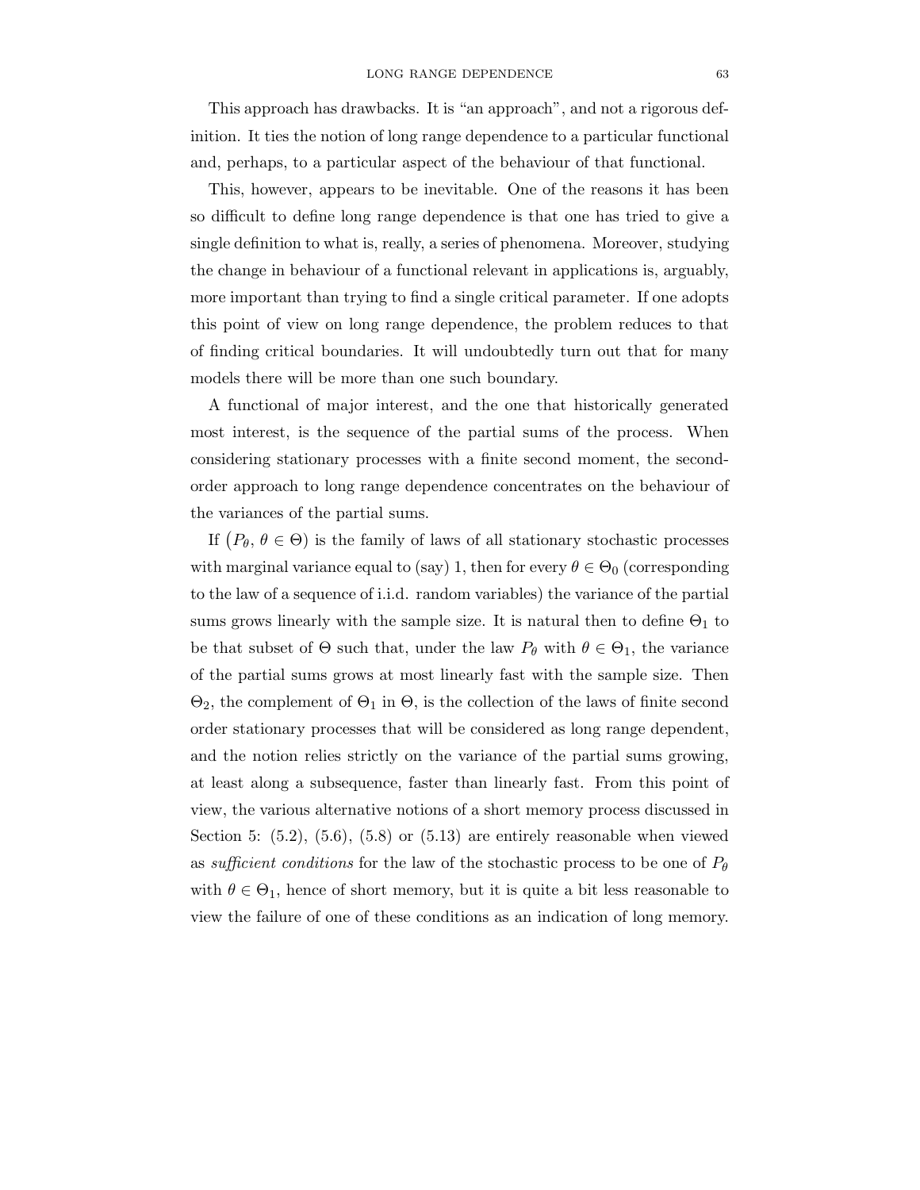This approach has drawbacks. It is "an approach", and not a rigorous definition. It ties the notion of long range dependence to a particular functional and, perhaps, to a particular aspect of the behaviour of that functional.

This, however, appears to be inevitable. One of the reasons it has been so difficult to define long range dependence is that one has tried to give a single definition to what is, really, a series of phenomena. Moreover, studying the change in behaviour of a functional relevant in applications is, arguably, more important than trying to find a single critical parameter. If one adopts this point of view on long range dependence, the problem reduces to that of finding critical boundaries. It will undoubtedly turn out that for many models there will be more than one such boundary.

A functional of major interest, and the one that historically generated most interest, is the sequence of the partial sums of the process. When considering stationary processes with a finite second moment, the second-order approach to long range dependence concentrates on the behaviour of the variances of the partial sums.

If $(P_\theta,\, \theta \in \Theta)$ is the family of laws of all stationary stochastic processes with marginal variance equal to (say) 1, then for every $\theta \in \Theta_0$ (corresponding to the law of a sequence of i.i.d. random variables) the variance of the partial sums grows linearly with the sample size. It is natural then to define $\Theta_1$ to be that subset of $\Theta$ such that, under the law $P_\theta$ with $\theta \in \Theta_1$, the variance of the partial sums grows at most linearly fast with the sample size. Then $\Theta_2$, the complement of $\Theta_1$ in $\Theta$, is the collection of the laws of finite second order stationary processes that will be considered as long range dependent, and the notion relies strictly on the variance of the partial sums growing, at least along a subsequence, faster than linearly fast. From this point of view, the various alternative notions of a short memory process discussed in Section 5: (5.2), (5.6), (5.8) or (5.13) are entirely reasonable when viewed as *sufficient conditions* for the law of the stochastic process to be one of $P_\theta$ with $\theta \in \Theta_1$, hence of short memory, but it is quite a bit less reasonable to view the failure of one of these conditions as an indication of long memory.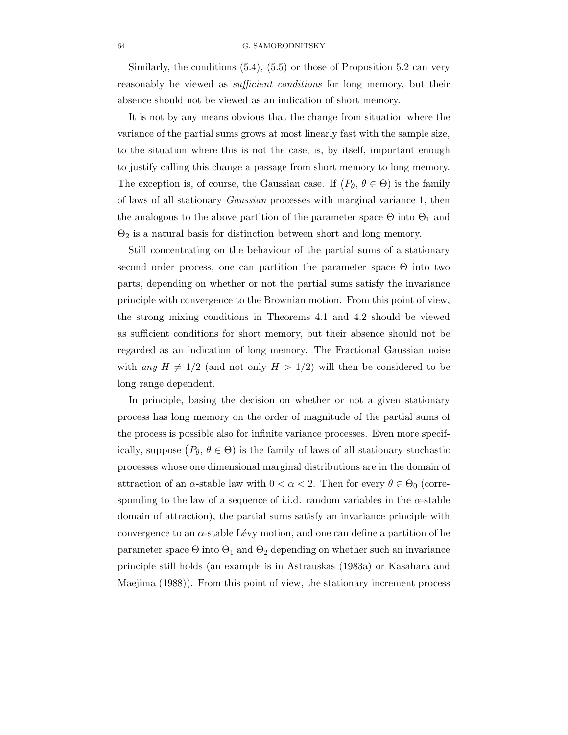Similarly, the conditions (5.4), (5.5) or those of Proposition 5.2 can very reasonably be viewed as *sufficient conditions* for long memory, but their absence should not be viewed as an indication of short memory.

It is not by any means obvious that the change from situation where the variance of the partial sums grows at most linearly fast with the sample size, to the situation where this is not the case, is, by itself, important enough to justify calling this change a passage from short memory to long memory. The exception is, of course, the Gaussian case. If $\left(P_\theta,\, \theta \in \Theta\right)$ is the family of laws of all stationary *Gaussian* processes with marginal variance 1, then the analogous to the above partition of the parameter space $\Theta$ into $\Theta_1$ and $\Theta_2$ is a natural basis for distinction between short and long memory.

Still concentrating on the behaviour of the partial sums of a stationary second order process, one can partition the parameter space $\Theta$ into two parts, depending on whether or not the partial sums satisfy the invariance principle with convergence to the Brownian motion. From this point of view, the strong mixing conditions in Theorems 4.1 and 4.2 should be viewed as sufficient conditions for short memory, but their absence should not be regarded as an indication of long memory. The Fractional Gaussian noise with *any* $H \neq 1/2$ (and not only $H > 1/2$) will then be considered to be long range dependent.

In principle, basing the decision on whether or not a given stationary process has long memory on the order of magnitude of the partial sums of the process is possible also for infinite variance processes. Even more specifically, suppose $\left(P_\theta,\, \theta \in \Theta\right)$ is the family of laws of all stationary stochastic processes whose one dimensional marginal distributions are in the domain of attraction of an $\alpha$-stable law with $0 < \alpha < 2$. Then for every $\theta \in \Theta_0$ (corresponding to the law of a sequence of i.i.d. random variables in the $\alpha$-stable domain of attraction), the partial sums satisfy an invariance principle with convergence to an $\alpha$-stable Lévy motion, and one can define a partition of he parameter space $\Theta$ into $\Theta_1$ and $\Theta_2$ depending on whether such an invariance principle still holds (an example is in Astrauskas (1983a) or Kasahara and Maejima (1988)). From this point of view, the stationary increment process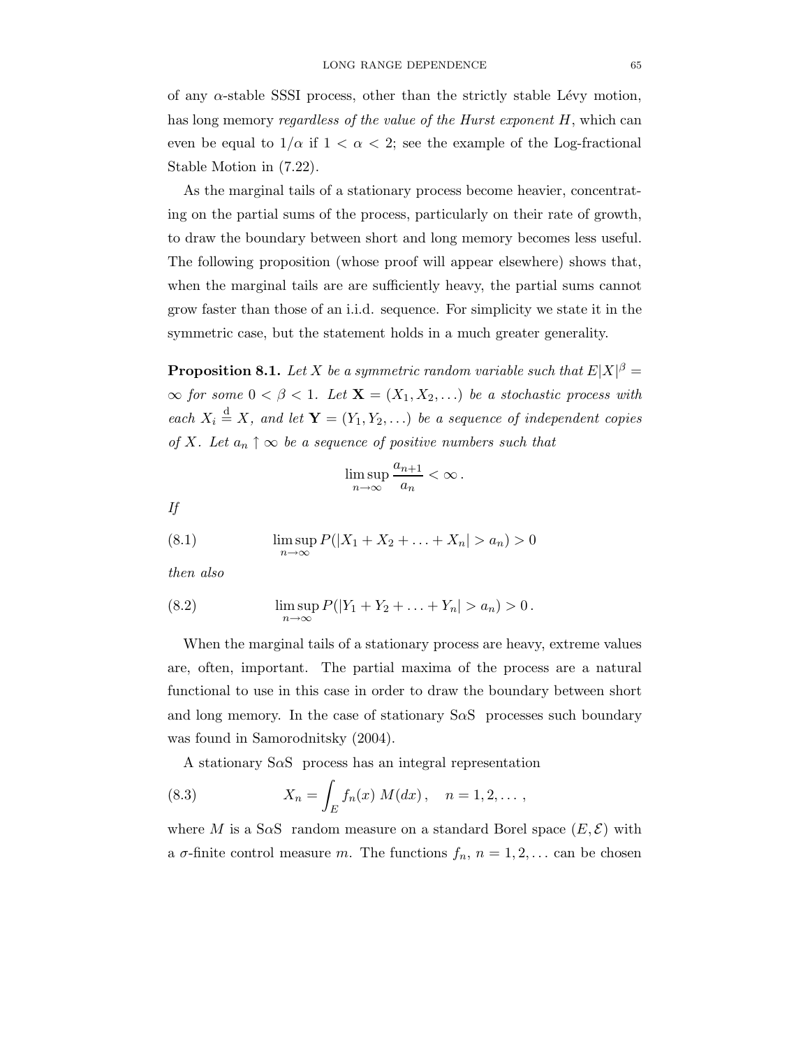of any $\alpha$-stable SSSI process, other than the strictly stable Lévy motion, has long memory *regardless of the value of the Hurst exponent $H$*, which can even be equal to $1/\alpha$ if $1 < \alpha < 2$; see the example of the Log-fractional Stable Motion in (7.22).

As the marginal tails of a stationary process become heavier, concentrating on the partial sums of the process, particularly on their rate of growth, to draw the boundary between short and long memory becomes less useful. The following proposition (whose proof will appear elsewhere) shows that, when the marginal tails are are sufficiently heavy, the partial sums cannot grow faster than those of an i.i.d. sequence. For simplicity we state it in the symmetric case, but the statement holds in a much greater generality.

**Proposition 8.1.** *Let $X$ be a symmetric random variable such that $E|X|^\beta = \infty$ for some $0 < \beta < 1$. Let $\mathbf{X} = (X_1, X_2, \ldots)$ be a stochastic process with each $X_i \overset{d}{=} X$, and let $\mathbf{Y} = (Y_1, Y_2, \ldots)$ be a sequence of independent copies of $X$. Let $a_n \uparrow \infty$ be a sequence of positive numbers such that*

$$\limsup_{n\to\infty} \frac{a_{n+1}}{a_n} < \infty \, .$$

*If*

$$\limsup_{n\to\infty} P(|X_1 + X_2 + \ldots + X_n| > a_n) > 0 \tag{8.1}$$

*then also*

$$\limsup_{n\to\infty} P(|Y_1 + Y_2 + \ldots + Y_n| > a_n) > 0 \, . \tag{8.2}$$

When the marginal tails of a stationary process are heavy, extreme values are, often, important. The partial maxima of the process are a natural functional to use in this case in order to draw the boundary between short and long memory. In the case of stationary S$\alpha$S processes such boundary was found in Samorodnitsky (2004).

A stationary S$\alpha$S process has an integral representation

$$X_n = \int_E f_n(x) \, M(dx) \, , \quad n = 1, 2, \ldots \, , \tag{8.3}$$

where $M$ is a S$\alpha$S random measure on a standard Borel space $(E, \mathcal{E})$ with a $\sigma$-finite control measure $m$. The functions $f_n$, $n = 1, 2, \ldots$ can be chosen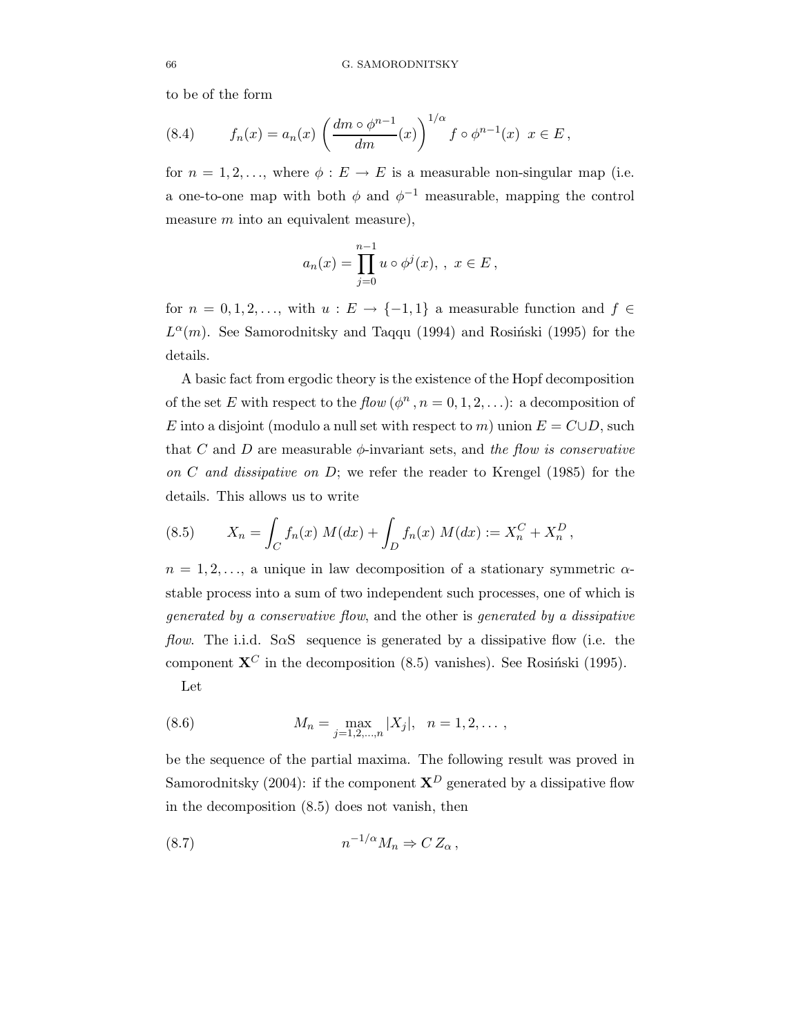to be of the form

$$f_n(x) = a_n(x) \left( \frac{dm \circ \phi^{n-1}}{dm}(x) \right)^{1/\alpha} f \circ \phi^{n-1}(x) \;\; x \in E \,, \tag{8.4}$$

for $n = 1, 2, \ldots$, where $\phi : E \to E$ is a measurable non-singular map (i.e. a one-to-one map with both $\phi$ and $\phi^{-1}$ measurable, mapping the control measure $m$ into an equivalent measure),

$$a_n(x) = \prod_{j=0}^{n-1} u \circ \phi^j(x), \; , \; x \in E \,,$$

for $n = 0, 1, 2, \ldots$, with $u : E \to \{-1, 1\}$ a measurable function and $f \in L^\alpha(m)$. See Samorodnitsky and Taqqu (1994) and Rosiński (1995) for the details.

A basic fact from ergodic theory is the existence of the Hopf decomposition of the set $E$ with respect to the *flow* $(\phi^n \,, n = 0, 1, 2, \ldots)$: a decomposition of $E$ into a disjoint (modulo a null set with respect to $m$) union $E = C \cup D$, such that $C$ and $D$ are measurable $\phi$-invariant sets, and *the flow is conservative on $C$ and dissipative on $D$*; we refer the reader to Krengel (1985) for the details. This allows us to write

$$X_n = \int_C f_n(x) \; M(dx) + \int_D f_n(x) \; M(dx) := X_n^C + X_n^D \,, \tag{8.5}$$

$n = 1, 2, \ldots$, a unique in law decomposition of a stationary symmetric $\alpha$-stable process into a sum of two independent such processes, one of which is *generated by a conservative flow*, and the other is *generated by a dissipative flow*. The i.i.d. S$\alpha$S sequence is generated by a dissipative flow (i.e. the component $\mathbf{X}^C$ in the decomposition (8.5) vanishes). See Rosiński (1995).

Let

$$M_n = \max_{j=1,2,\ldots,n} |X_j|, \quad n = 1, 2, \ldots \,, \tag{8.6}$$

be the sequence of the partial maxima. The following result was proved in Samorodnitsky (2004): if the component $\mathbf{X}^D$ generated by a dissipative flow in the decomposition (8.5) does not vanish, then

$$n^{-1/\alpha} M_n \Rightarrow C \, Z_\alpha \,, \tag{8.7}$$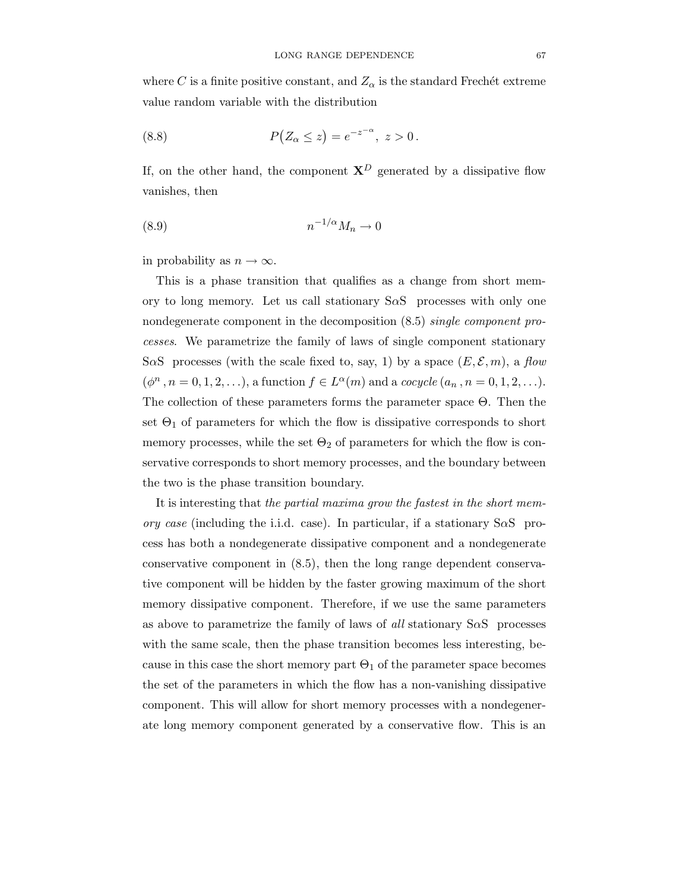where $C$ is a finite positive constant, and $Z_\alpha$ is the standard Frechét extreme value random variable with the distribution

$$P\big(Z_\alpha \le z\big) = e^{-z^{-\alpha}},\ z > 0\,. \tag{8.8}$$

If, on the other hand, the component $\mathbf{X}^D$ generated by a dissipative flow vanishes, then

$$n^{-1/\alpha} M_n \to 0 \tag{8.9}$$

in probability as $n \to \infty$.

This is a phase transition that qualifies as a change from short memory to long memory. Let us call stationary S$\alpha$S processes with only one nondegenerate component in the decomposition (8.5) *single component processes*. We parametrize the family of laws of single component stationary S$\alpha$S processes (with the scale fixed to, say, 1) by a space $(E, \mathcal{E}, m)$, a *flow* $(\phi^n\,, n = 0, 1, 2, \ldots)$, a function $f \in L^\alpha(m)$ and a *cocycle* $(a_n\,, n = 0, 1, 2, \ldots)$. The collection of these parameters forms the parameter space $\Theta$. Then the set $\Theta_1$ of parameters for which the flow is dissipative corresponds to short memory processes, while the set $\Theta_2$ of parameters for which the flow is conservative corresponds to short memory processes, and the boundary between the two is the phase transition boundary.

It is interesting that *the partial maxima grow the fastest in the short memory case* (including the i.i.d. case). In particular, if a stationary S$\alpha$S process has both a nondegenerate dissipative component and a nondegenerate conservative component in (8.5), then the long range dependent conservative component will be hidden by the faster growing maximum of the short memory dissipative component. Therefore, if we use the same parameters as above to parametrize the family of laws of *all* stationary S$\alpha$S processes with the same scale, then the phase transition becomes less interesting, because in this case the short memory part $\Theta_1$ of the parameter space becomes the set of the parameters in which the flow has a non-vanishing dissipative component. This will allow for short memory processes with a nondegenerate long memory component generated by a conservative flow. This is an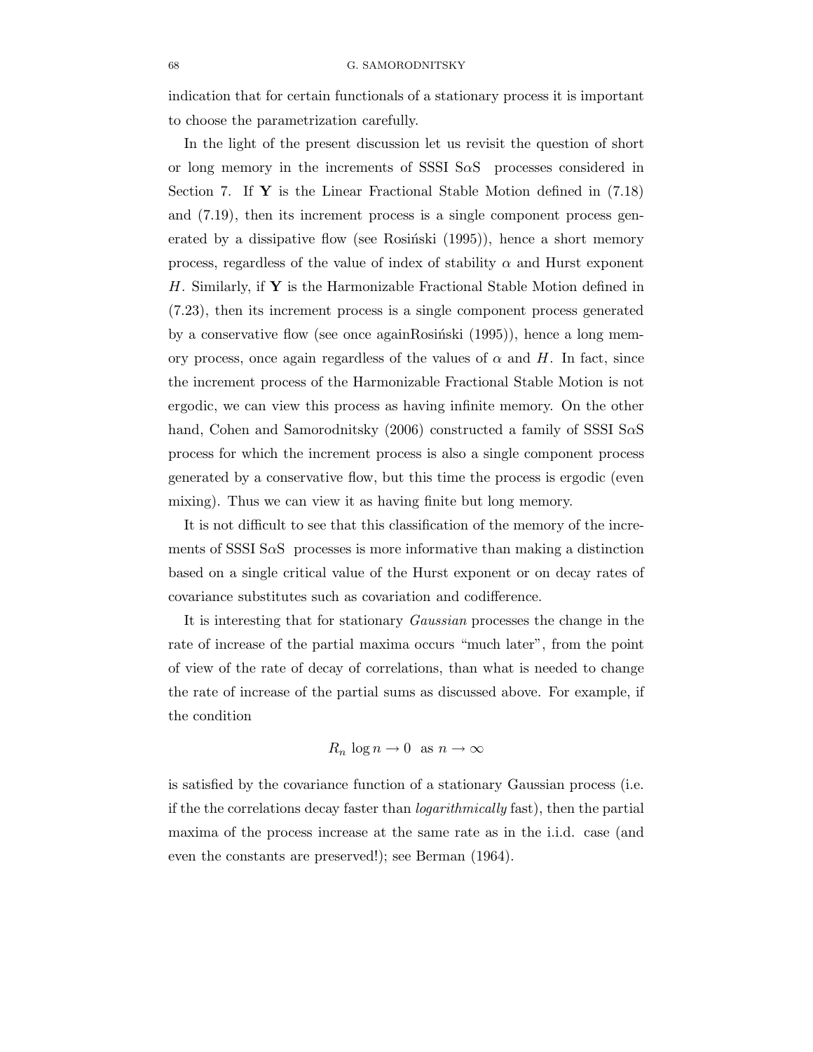indication that for certain functionals of a stationary process it is important to choose the parametrization carefully.

In the light of the present discussion let us revisit the question of short or long memory in the increments of SSSI S$\alpha$S processes considered in Section 7. If $\mathbf{Y}$ is the Linear Fractional Stable Motion defined in (7.18) and (7.19), then its increment process is a single component process generated by a dissipative flow (see Rosiński (1995)), hence a short memory process, regardless of the value of index of stability $\alpha$ and Hurst exponent $H$. Similarly, if $\mathbf{Y}$ is the Harmonizable Fractional Stable Motion defined in (7.23), then its increment process is a single component process generated by a conservative flow (see once againRosiński (1995)), hence a long memory process, once again regardless of the values of $\alpha$ and $H$. In fact, since the increment process of the Harmonizable Fractional Stable Motion is not ergodic, we can view this process as having infinite memory. On the other hand, Cohen and Samorodnitsky (2006) constructed a family of SSSI S$\alpha$S process for which the increment process is also a single component process generated by a conservative flow, but this time the process is ergodic (even mixing). Thus we can view it as having finite but long memory.

It is not difficult to see that this classification of the memory of the increments of SSSI S$\alpha$S processes is more informative than making a distinction based on a single critical value of the Hurst exponent or on decay rates of covariance substitutes such as covariation and codifference.

It is interesting that for stationary *Gaussian* processes the change in the rate of increase of the partial maxima occurs "much later", from the point of view of the rate of decay of correlations, than what is needed to change the rate of increase of the partial sums as discussed above. For example, if the condition

$$R_n \log n \to 0 \ \text{ as } n \to \infty$$

is satisfied by the covariance function of a stationary Gaussian process (i.e. if the the correlations decay faster than *logarithmically* fast), then the partial maxima of the process increase at the same rate as in the i.i.d. case (and even the constants are preserved!); see Berman (1964).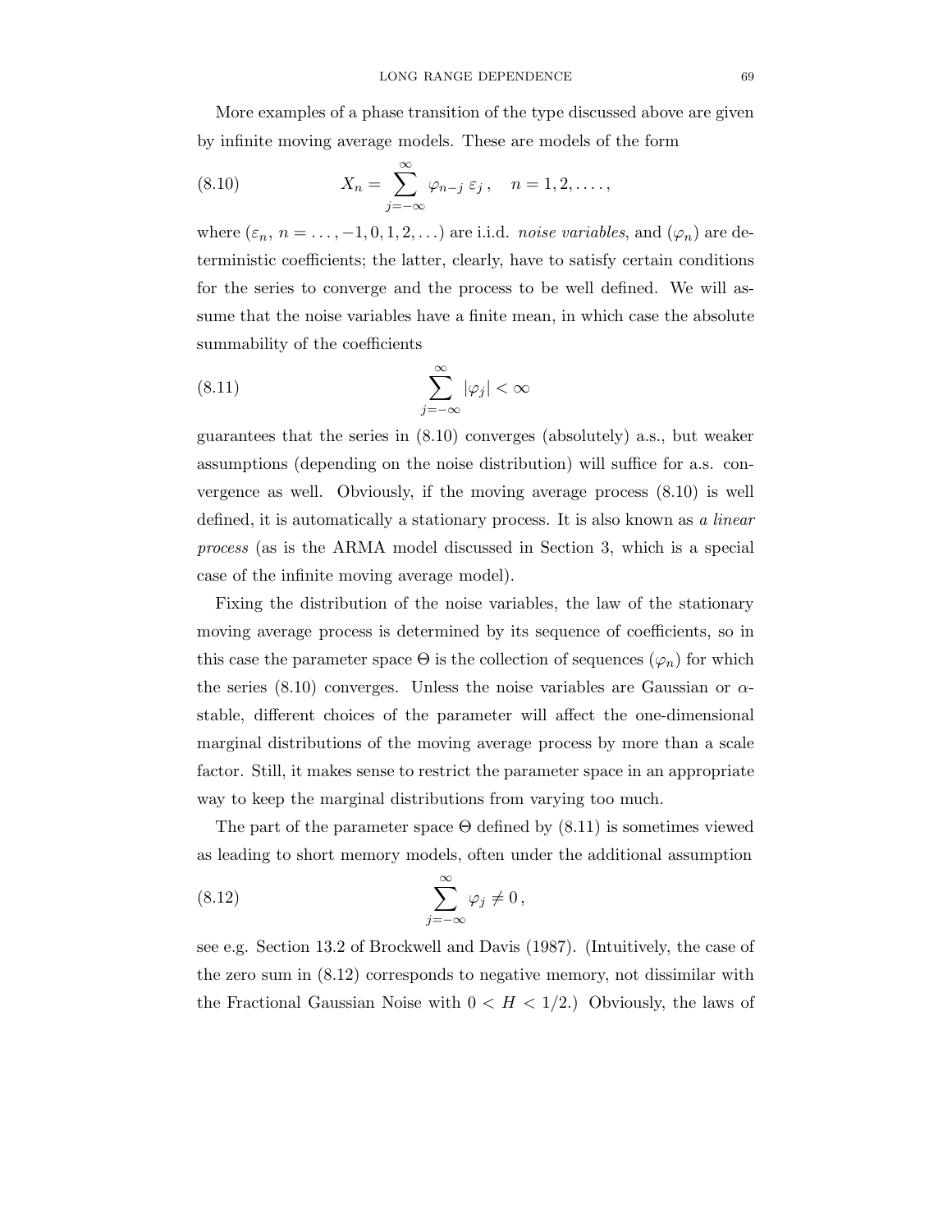More examples of a phase transition of the type discussed above are given by infinite moving average models. These are models of the form

$$X_n = \sum_{j=-\infty}^{\infty} \varphi_{n-j}\, \varepsilon_j\,, \quad n = 1, 2, \ldots, \tag{8.10}$$

where $(\varepsilon_n,\, n = \ldots, -1, 0, 1, 2, \ldots)$ are i.i.d. *noise variables*, and $(\varphi_n)$ are deterministic coefficients; the latter, clearly, have to satisfy certain conditions for the series to converge and the process to be well defined. We will assume that the noise variables have a finite mean, in which case the absolute summability of the coefficients

$$\sum_{j=-\infty}^{\infty} |\varphi_j| < \infty \tag{8.11}$$

guarantees that the series in (8.10) converges (absolutely) a.s., but weaker assumptions (depending on the noise distribution) will suffice for a.s. convergence as well. Obviously, if the moving average process (8.10) is well defined, it is automatically a stationary process. It is also known as *a linear process* (as is the ARMA model discussed in Section 3, which is a special case of the infinite moving average model).

Fixing the distribution of the noise variables, the law of the stationary moving average process is determined by its sequence of coefficients, so in this case the parameter space $\Theta$ is the collection of sequences $(\varphi_n)$ for which the series (8.10) converges. Unless the noise variables are Gaussian or $\alpha$-stable, different choices of the parameter will affect the one-dimensional marginal distributions of the moving average process by more than a scale factor. Still, it makes sense to restrict the parameter space in an appropriate way to keep the marginal distributions from varying too much.

The part of the parameter space $\Theta$ defined by (8.11) is sometimes viewed as leading to short memory models, often under the additional assumption

$$\sum_{j=-\infty}^{\infty} \varphi_j \neq 0\,, \tag{8.12}$$

see e.g. Section 13.2 of Brockwell and Davis (1987). (Intuitively, the case of the zero sum in (8.12) corresponds to negative memory, not dissimilar with the Fractional Gaussian Noise with $0 < H < 1/2$.) Obviously, the laws of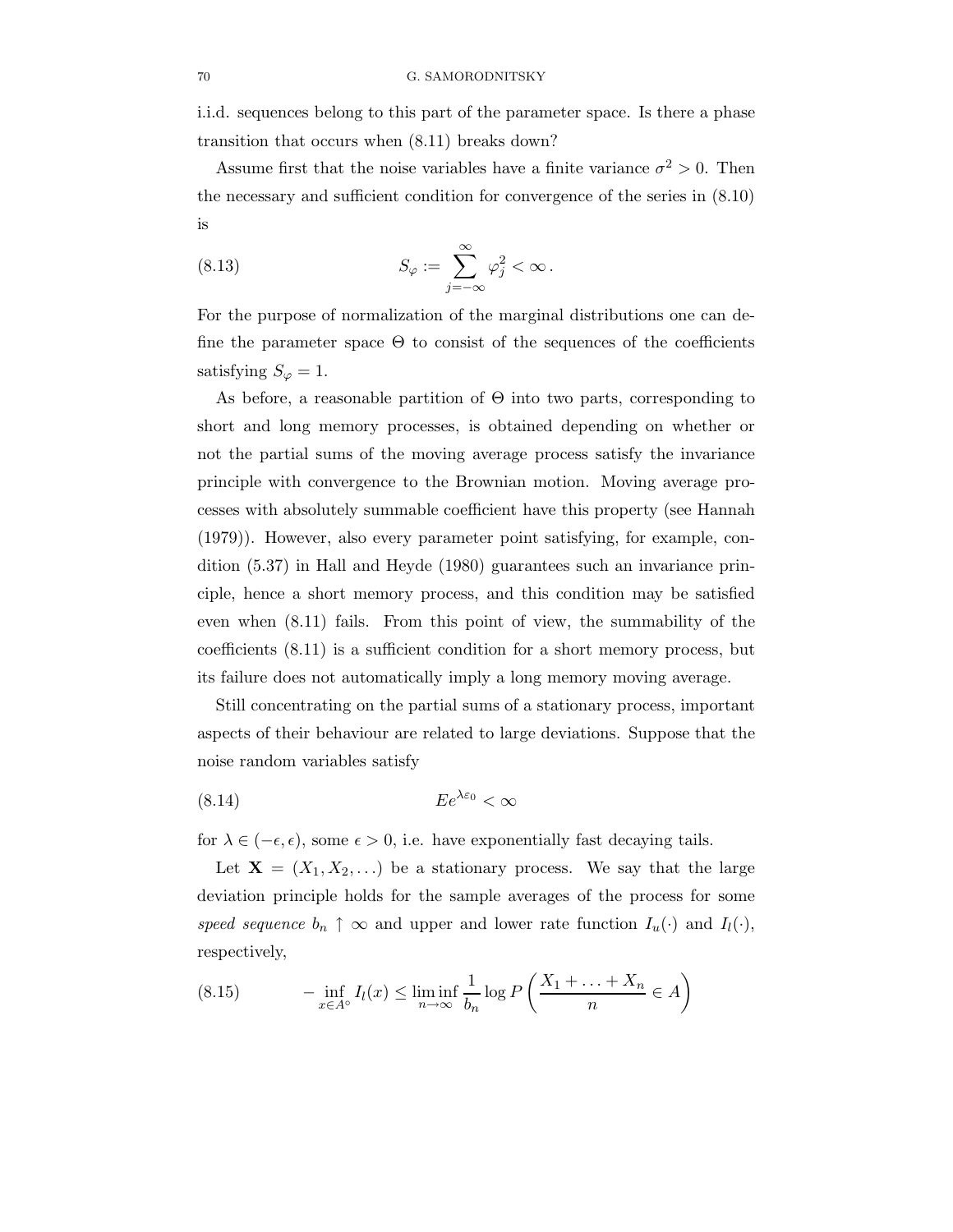i.i.d. sequences belong to this part of the parameter space. Is there a phase transition that occurs when (8.11) breaks down?

Assume first that the noise variables have a finite variance $\sigma^2 > 0$. Then the necessary and sufficient condition for convergence of the series in (8.10) is

$$S_\varphi := \sum_{j=-\infty}^{\infty} \varphi_j^2 < \infty \,. \tag{8.13}$$

For the purpose of normalization of the marginal distributions one can define the parameter space $\Theta$ to consist of the sequences of the coefficients satisfying $S_\varphi = 1$.

As before, a reasonable partition of $\Theta$ into two parts, corresponding to short and long memory processes, is obtained depending on whether or not the partial sums of the moving average process satisfy the invariance principle with convergence to the Brownian motion. Moving average processes with absolutely summable coefficient have this property (see Hannah (1979)). However, also every parameter point satisfying, for example, condition (5.37) in Hall and Heyde (1980) guarantees such an invariance principle, hence a short memory process, and this condition may be satisfied even when (8.11) fails. From this point of view, the summability of the coefficients (8.11) is a sufficient condition for a short memory process, but its failure does not automatically imply a long memory moving average.

Still concentrating on the partial sums of a stationary process, important aspects of their behaviour are related to large deviations. Suppose that the noise random variables satisfy

$$Ee^{\lambda\varepsilon_0} < \infty \tag{8.14}$$

for $\lambda \in (-\epsilon, \epsilon)$, some $\epsilon > 0$, i.e. have exponentially fast decaying tails.

Let $\mathbf{X} = (X_1, X_2, \ldots)$ be a stationary process. We say that the large deviation principle holds for the sample averages of the process for some *speed sequence* $b_n \uparrow \infty$ and upper and lower rate function $I_u(\cdot)$ and $I_l(\cdot)$, respectively,

$$-\inf_{x\in A^\circ} I_l(x) \leq \liminf_{n\to\infty} \frac{1}{b_n} \log P\left(\frac{X_1 + \ldots + X_n}{n} \in A\right) \tag{8.15}$$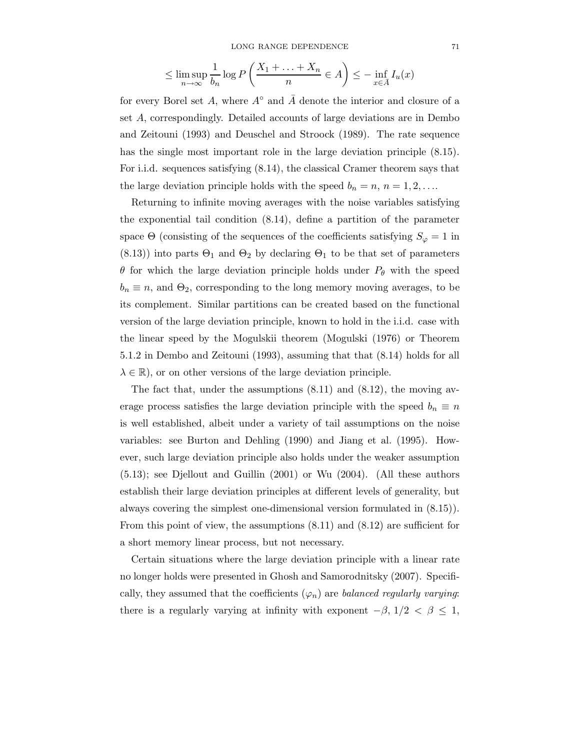$$\leq \limsup_{n\to\infty} \frac{1}{b_n} \log P\left( \frac{X_1 + \ldots + X_n}{n} \in A \right) \leq - \inf_{x\in \bar{A}} I_u(x)$$

for every Borel set $A$, where $A^\circ$ and $\bar{A}$ denote the interior and closure of a set $A$, correspondingly. Detailed accounts of large deviations are in Dembo and Zeitouni (1993) and Deuschel and Stroock (1989). The rate sequence has the single most important role in the large deviation principle (8.15). For i.i.d. sequences satisfying (8.14), the classical Cramer theorem says that the large deviation principle holds with the speed $b_n = n$, $n = 1, 2, \ldots$.

Returning to infinite moving averages with the noise variables satisfying the exponential tail condition (8.14), define a partition of the parameter space $\Theta$ (consisting of the sequences of the coefficients satisfying $S_\varphi = 1$ in (8.13)) into parts $\Theta_1$ and $\Theta_2$ by declaring $\Theta_1$ to be that set of parameters $\theta$ for which the large deviation principle holds under $P_\theta$ with the speed $b_n \equiv n$, and $\Theta_2$, corresponding to the long memory moving averages, to be its complement. Similar partitions can be created based on the functional version of the large deviation principle, known to hold in the i.i.d. case with the linear speed by the Mogulskii theorem (Mogulski (1976) or Theorem 5.1.2 in Dembo and Zeitouni (1993), assuming that that (8.14) holds for all $\lambda \in \mathbb{R}$), or on other versions of the large deviation principle.

The fact that, under the assumptions (8.11) and (8.12), the moving average process satisfies the large deviation principle with the speed $b_n \equiv n$ is well established, albeit under a variety of tail assumptions on the noise variables: see Burton and Dehling (1990) and Jiang et al. (1995). However, such large deviation principle also holds under the weaker assumption (5.13); see Djellout and Guillin (2001) or Wu (2004). (All these authors establish their large deviation principles at different levels of generality, but always covering the simplest one-dimensional version formulated in (8.15)). From this point of view, the assumptions (8.11) and (8.12) are sufficient for a short memory linear process, but not necessary.

Certain situations where the large deviation principle with a linear rate no longer holds were presented in Ghosh and Samorodnitsky (2007). Specifically, they assumed that the coefficients $(\varphi_n)$ are *balanced regularly varying*: there is a regularly varying at infinity with exponent $-\beta$, $1/2 < \beta \leq 1$,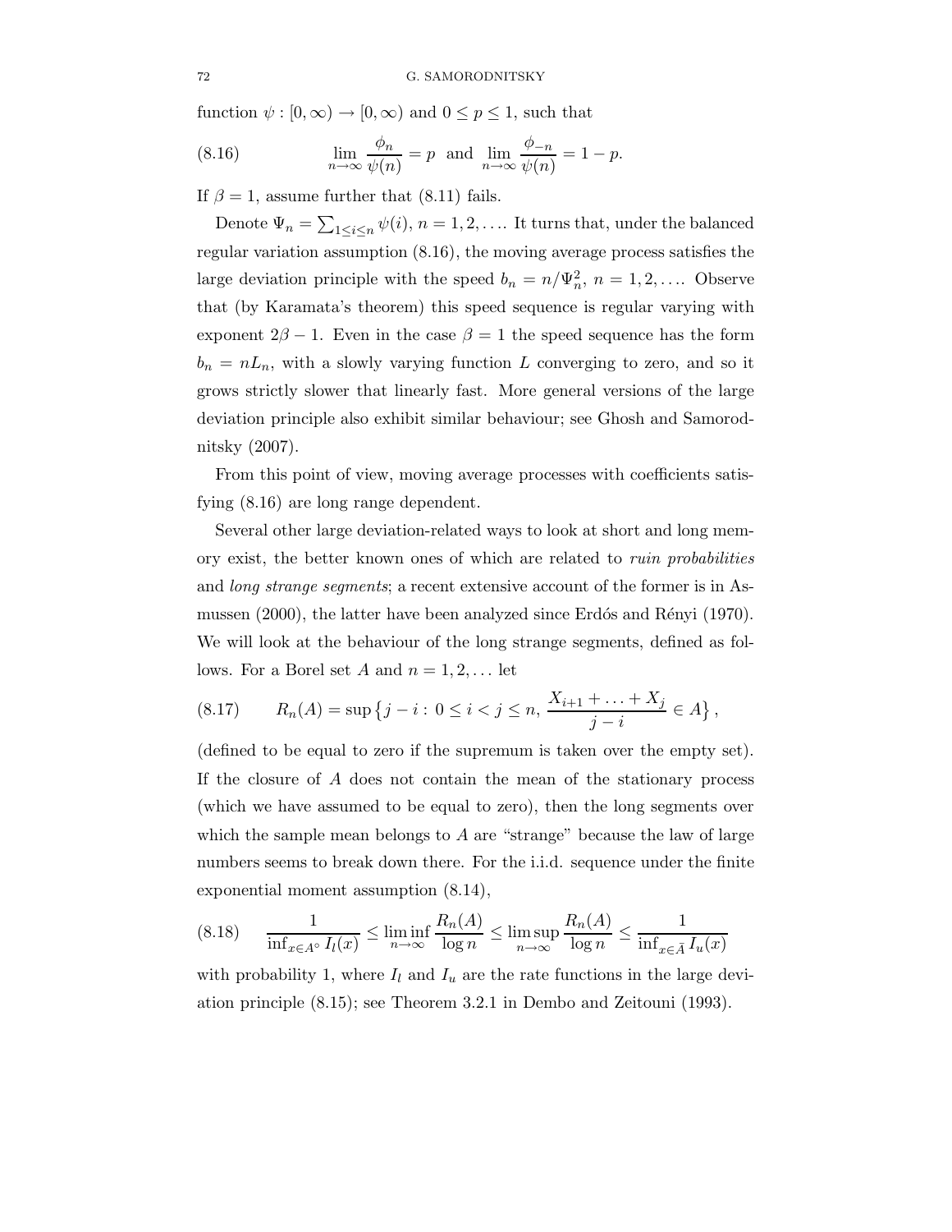function $\psi : [0, \infty) \to [0, \infty)$ and $0 \le p \le 1$, such that

$$\lim_{n\to\infty} \frac{\phi_n}{\psi(n)} = p \quad \text{and} \quad \lim_{n\to\infty} \frac{\phi_{-n}}{\psi(n)} = 1 - p. \tag{8.16}$$

If $\beta = 1$, assume further that (8.11) fails.

Denote $\Psi_n = \sum_{1 \le i \le n} \psi(i)$, $n = 1, 2, \ldots$. It turns that, under the balanced regular variation assumption (8.16), the moving average process satisfies the large deviation principle with the speed $b_n = n/\Psi_n^2$, $n = 1, 2, \ldots$. Observe that (by Karamata's theorem) this speed sequence is regular varying with exponent $2\beta - 1$. Even in the case $\beta = 1$ the speed sequence has the form $b_n = nL_n$, with a slowly varying function $L$ converging to zero, and so it grows strictly slower that linearly fast. More general versions of the large deviation principle also exhibit similar behaviour; see Ghosh and Samorodnitsky (2007).

From this point of view, moving average processes with coefficients satisfying (8.16) are long range dependent.

Several other large deviation-related ways to look at short and long memory exist, the better known ones of which are related to *ruin probabilities* and *long strange segments*; a recent extensive account of the former is in Asmussen (2000), the latter have been analyzed since Erdós and Rényi (1970). We will look at the behaviour of the long strange segments, defined as follows. For a Borel set $A$ and $n = 1, 2, \ldots$ let

$$R_n(A) = \sup\left\{ j - i : \, 0 \le i < j \le n, \, \frac{X_{i+1} + \ldots + X_j}{j - i} \in A \right\}, \tag{8.17}$$

(defined to be equal to zero if the supremum is taken over the empty set). If the closure of $A$ does not contain the mean of the stationary process (which we have assumed to be equal to zero), then the long segments over which the sample mean belongs to $A$ are "strange" because the law of large numbers seems to break down there. For the i.i.d. sequence under the finite exponential moment assumption (8.14),

$$\frac{1}{\inf_{x \in A^\circ} I_l(x)} \le \liminf_{n\to\infty} \frac{R_n(A)}{\log n} \le \limsup_{n\to\infty} \frac{R_n(A)}{\log n} \le \frac{1}{\inf_{x \in \bar{A}} I_u(x)} \tag{8.18}$$

with probability 1, where $I_l$ and $I_u$ are the rate functions in the large deviation principle (8.15); see Theorem 3.2.1 in Dembo and Zeitouni (1993).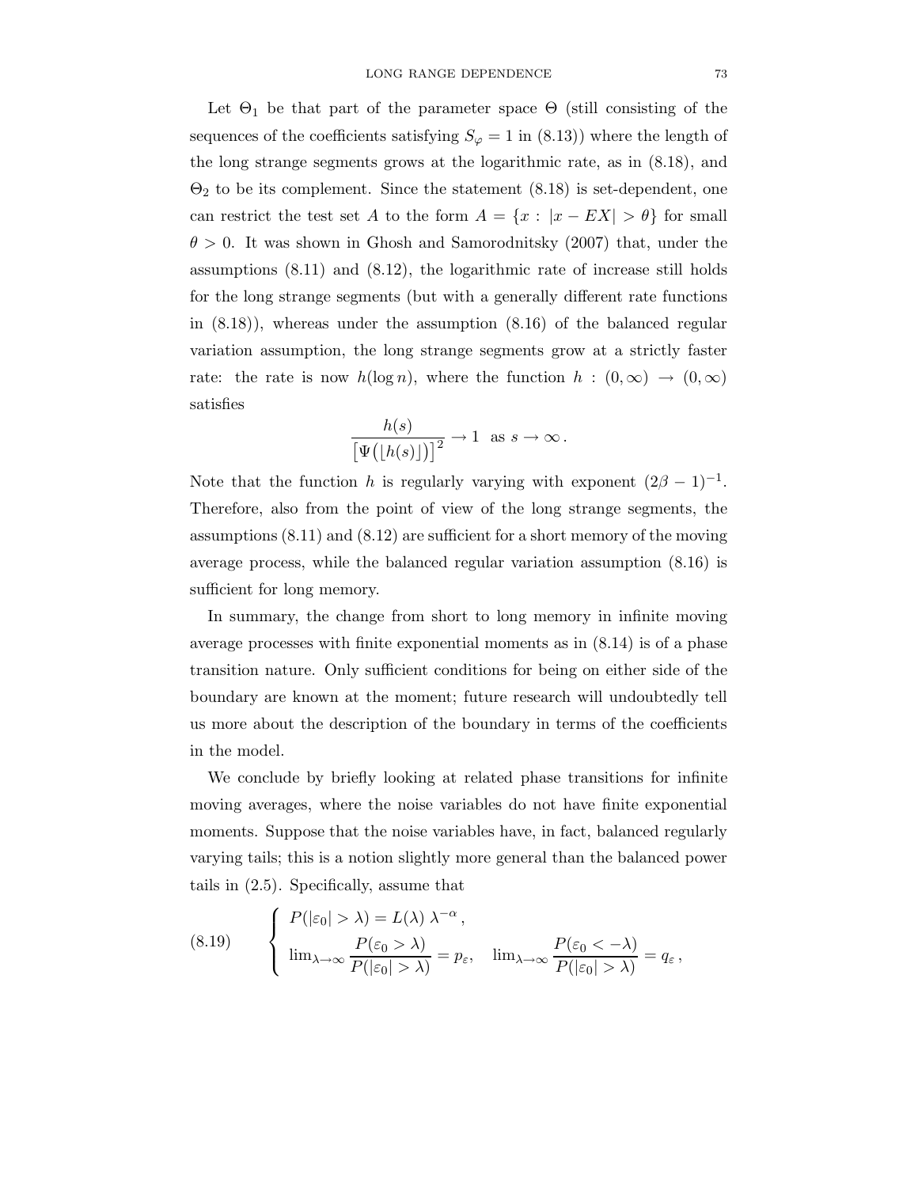Let $\Theta_1$ be that part of the parameter space $\Theta$ (still consisting of the sequences of the coefficients satisfying $S_\varphi = 1$ in (8.13)) where the length of the long strange segments grows at the logarithmic rate, as in (8.18), and $\Theta_2$ to be its complement. Since the statement (8.18) is set-dependent, one can restrict the test set $A$ to the form $A = \{x : |x - EX| > \theta\}$ for small $\theta > 0$. It was shown in Ghosh and Samorodnitsky (2007) that, under the assumptions (8.11) and (8.12), the logarithmic rate of increase still holds for the long strange segments (but with a generally different rate functions in (8.18)), whereas under the assumption (8.16) of the balanced regular variation assumption, the long strange segments grow at a strictly faster rate: the rate is now $h(\log n)$, where the function $h : (0, \infty) \to (0, \infty)$ satisfies

$$\frac{h(s)}{\left[\Psi\big(\lfloor h(s) \rfloor\big)\right]^2} \to 1 \quad \text{as } s \to \infty\,.$$

Note that the function $h$ is regularly varying with exponent $(2\beta - 1)^{-1}$. Therefore, also from the point of view of the long strange segments, the assumptions (8.11) and (8.12) are sufficient for a short memory of the moving average process, while the balanced regular variation assumption (8.16) is sufficient for long memory.

In summary, the change from short to long memory in infinite moving average processes with finite exponential moments as in (8.14) is of a phase transition nature. Only sufficient conditions for being on either side of the boundary are known at the moment; future research will undoubtedly tell us more about the description of the boundary in terms of the coefficients in the model.

We conclude by briefly looking at related phase transitions for infinite moving averages, where the noise variables do not have finite exponential moments. Suppose that the noise variables have, in fact, balanced regularly varying tails; this is a notion slightly more general than the balanced power tails in (2.5). Specifically, assume that

$$\text{(8.19)} \qquad \begin{cases} P(|\varepsilon_0| > \lambda) = L(\lambda)\, \lambda^{-\alpha}\,, \\ \lim_{\lambda \to \infty} \dfrac{P(\varepsilon_0 > \lambda)}{P(|\varepsilon_0| > \lambda)} = p_\varepsilon, \quad \lim_{\lambda \to \infty} \dfrac{P(\varepsilon_0 < -\lambda)}{P(|\varepsilon_0| > \lambda)} = q_\varepsilon\,, \end{cases}$$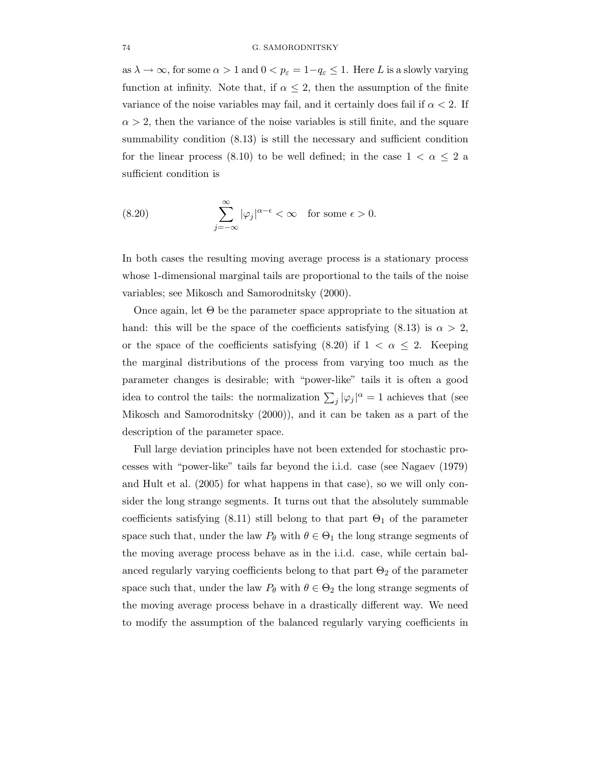as $\lambda \to \infty$, for some $\alpha > 1$ and $0 < p_\varepsilon = 1 - q_\varepsilon \le 1$. Here $L$ is a slowly varying function at infinity. Note that, if $\alpha \le 2$, then the assumption of the finite variance of the noise variables may fail, and it certainly does fail if $\alpha < 2$. If $\alpha > 2$, then the variance of the noise variables is still finite, and the square summability condition (8.13) is still the necessary and sufficient condition for the linear process (8.10) to be well defined; in the case $1 < \alpha \le 2$ a sufficient condition is

$$\sum_{j=-\infty}^{\infty} |\varphi_j|^{\alpha - \epsilon} < \infty \quad \text{for some } \epsilon > 0. \tag{8.20}$$

In both cases the resulting moving average process is a stationary process whose 1-dimensional marginal tails are proportional to the tails of the noise variables; see Mikosch and Samorodnitsky (2000).

Once again, let $\Theta$ be the parameter space appropriate to the situation at hand: this will be the space of the coefficients satisfying (8.13) is $\alpha > 2$, or the space of the coefficients satisfying (8.20) if $1 < \alpha \le 2$. Keeping the marginal distributions of the process from varying too much as the parameter changes is desirable; with "power-like" tails it is often a good idea to control the tails: the normalization $\sum_j |\varphi_j|^\alpha = 1$ achieves that (see Mikosch and Samorodnitsky (2000)), and it can be taken as a part of the description of the parameter space.

Full large deviation principles have not been extended for stochastic processes with "power-like" tails far beyond the i.i.d. case (see Nagaev (1979) and Hult et al. (2005) for what happens in that case), so we will only consider the long strange segments. It turns out that the absolutely summable coefficients satisfying (8.11) still belong to that part $\Theta_1$ of the parameter space such that, under the law $P_\theta$ with $\theta \in \Theta_1$ the long strange segments of the moving average process behave as in the i.i.d. case, while certain balanced regularly varying coefficients belong to that part $\Theta_2$ of the parameter space such that, under the law $P_\theta$ with $\theta \in \Theta_2$ the long strange segments of the moving average process behave in a drastically different way. We need to modify the assumption of the balanced regularly varying coefficients in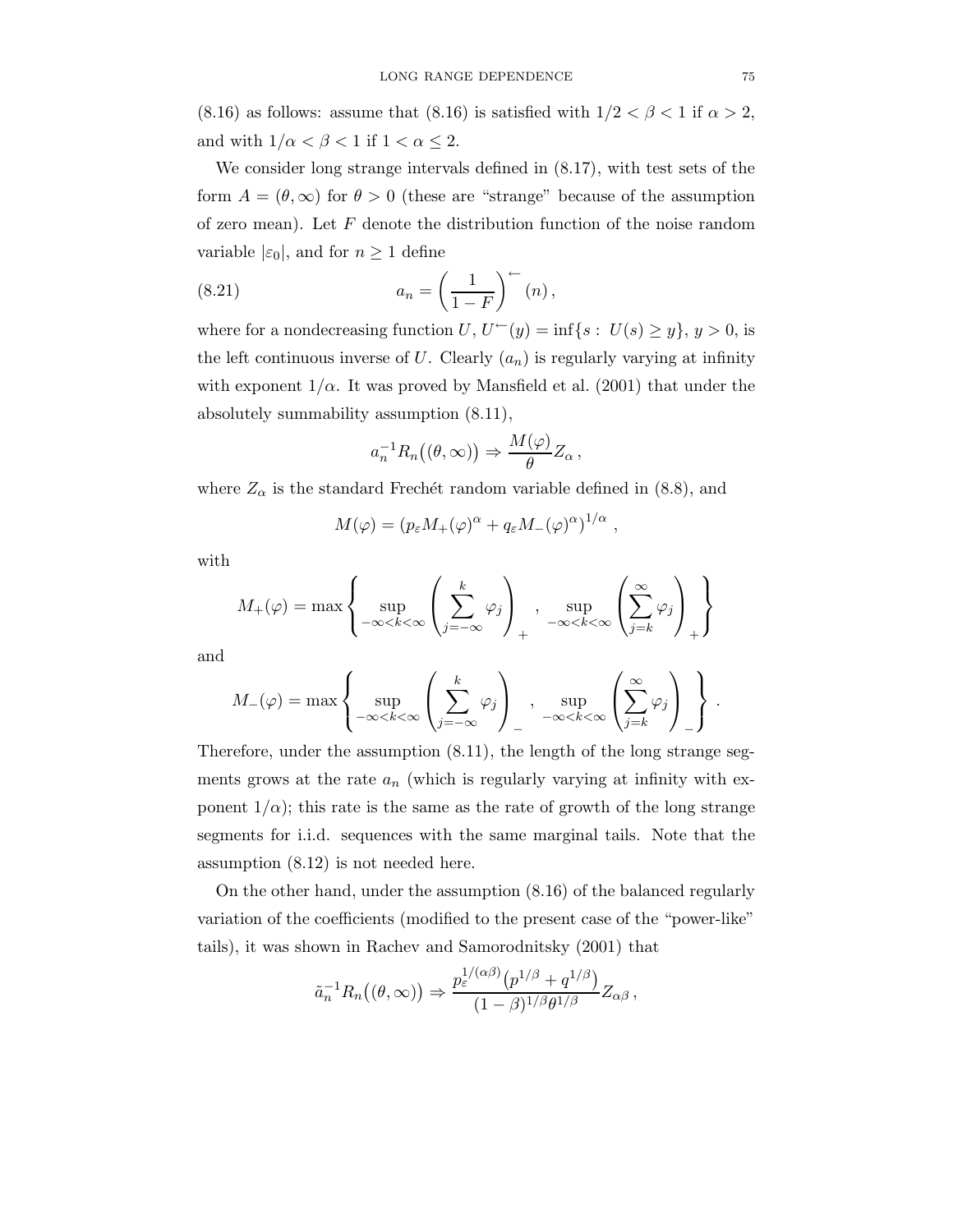(8.16) as follows: assume that (8.16) is satisfied with $1/2 < \beta < 1$ if $\alpha > 2$, and with $1/\alpha < \beta < 1$ if $1 < \alpha \leq 2$.

We consider long strange intervals defined in (8.17), with test sets of the form $A = (\theta, \infty)$ for $\theta > 0$ (these are "strange" because of the assumption of zero mean). Let $F$ denote the distribution function of the noise random variable $|\varepsilon_0|$, and for $n \geq 1$ define

$$a_n = \left(\frac{1}{1-F}\right)^{\leftarrow}(n)\,, \tag{8.21}$$

where for a nondecreasing function $U$, $U^{\leftarrow}(y) = \inf\{s : U(s) \geq y\}$, $y > 0$, is the left continuous inverse of $U$. Clearly $(a_n)$ is regularly varying at infinity with exponent $1/\alpha$. It was proved by Mansfield et al. (2001) that under the absolutely summability assumption (8.11),

$$a_n^{-1} R_n\big((\theta,\infty)\big) \Rightarrow \frac{M(\varphi)}{\theta} Z_\alpha\,,$$

where $Z_\alpha$ is the standard Frechét random variable defined in (8.8), and

$$M(\varphi) = \left(p_\varepsilon M_+(\varphi)^\alpha + q_\varepsilon M_-(\varphi)^\alpha\right)^{1/\alpha}\,,$$

with

$$M_+(\varphi) = \max\left\{ \sup_{-\infty<k<\infty}\left(\sum_{j=-\infty}^{k}\varphi_j\right)_+ \,,\ \sup_{-\infty<k<\infty}\left(\sum_{j=k}^{\infty}\varphi_j\right)_+ \right\}$$

and

$$M_-(\varphi) = \max\left\{ \sup_{-\infty<k<\infty}\left(\sum_{j=-\infty}^{k}\varphi_j\right)_- \,,\ \sup_{-\infty<k<\infty}\left(\sum_{j=k}^{\infty}\varphi_j\right)_- \right\}.$$

Therefore, under the assumption (8.11), the length of the long strange segments grows at the rate $a_n$ (which is regularly varying at infinity with exponent $1/\alpha$); this rate is the same as the rate of growth of the long strange segments for i.i.d. sequences with the same marginal tails. Note that the assumption (8.12) is not needed here.

On the other hand, under the assumption (8.16) of the balanced regularly variation of the coefficients (modified to the present case of the "power-like" tails), it was shown in Rachev and Samorodnitsky (2001) that

$$\tilde{a}_n^{-1} R_n\big((\theta,\infty)\big) \Rightarrow \frac{p_\varepsilon^{1/(\alpha\beta)}\big(p^{1/\beta} + q^{1/\beta}\big)}{(1-\beta)^{1/\beta}\theta^{1/\beta}} Z_{\alpha\beta}\,,$$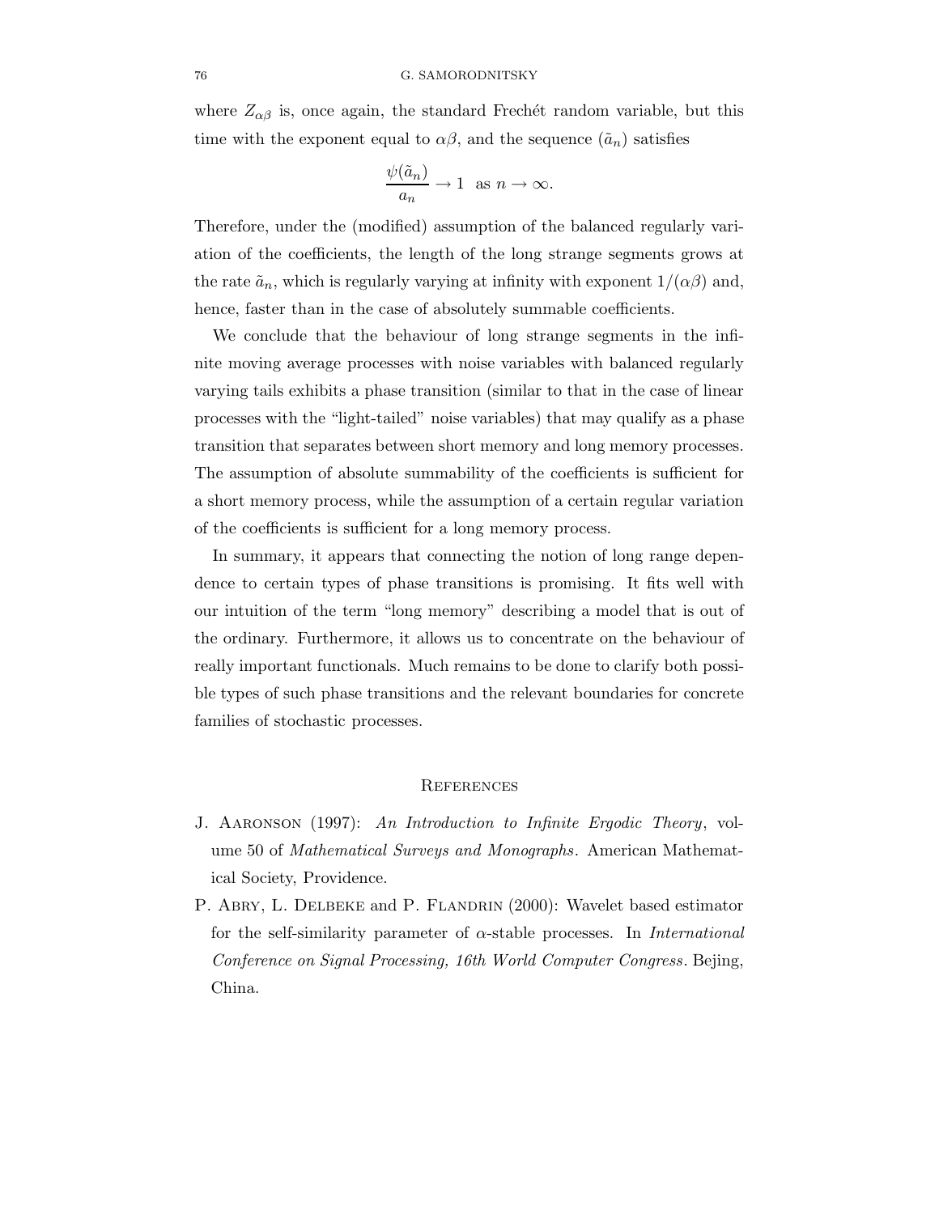where $Z_{\alpha\beta}$ is, once again, the standard Frechét random variable, but this time with the exponent equal to $\alpha\beta$, and the sequence $(\tilde{a}_n)$ satisfies

$$\frac{\psi(\tilde{a}_n)}{a_n} \to 1 \text{ as } n \to \infty.$$

Therefore, under the (modified) assumption of the balanced regularly variation of the coefficients, the length of the long strange segments grows at the rate $\tilde{a}_n$, which is regularly varying at infinity with exponent $1/(\alpha\beta)$ and, hence, faster than in the case of absolutely summable coefficients.

We conclude that the behaviour of long strange segments in the infinite moving average processes with noise variables with balanced regularly varying tails exhibits a phase transition (similar to that in the case of linear processes with the "light-tailed" noise variables) that may qualify as a phase transition that separates between short memory and long memory processes. The assumption of absolute summability of the coefficients is sufficient for a short memory process, while the assumption of a certain regular variation of the coefficients is sufficient for a long memory process.

In summary, it appears that connecting the notion of long range dependence to certain types of phase transitions is promising. It fits well with our intuition of the term "long memory" describing a model that is out of the ordinary. Furthermore, it allows us to concentrate on the behaviour of really important functionals. Much remains to be done to clarify both possible types of such phase transitions and the relevant boundaries for concrete families of stochastic processes.

## References

J. Aaronson (1997): *An Introduction to Infinite Ergodic Theory*, volume 50 of *Mathematical Surveys and Monographs*. American Mathematical Society, Providence.

P. Abry, L. Delbeke and P. Flandrin (2000): Wavelet based estimator for the self-similarity parameter of $\alpha$-stable processes. In *International Conference on Signal Processing, 16th World Computer Congress*. Bejing, China.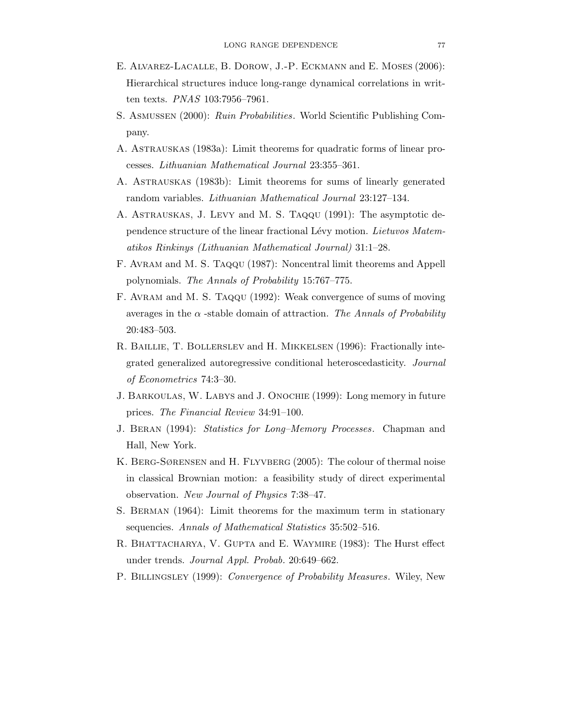E. Alvarez-Lacalle, B. Dorow, J.-P. Eckmann and E. Moses (2006): Hierarchical structures induce long-range dynamical correlations in written texts. *PNAS* 103:7956–7961.

S. Asmussen (2000): *Ruin Probabilities*. World Scientific Publishing Company.

A. Astrauskas (1983a): Limit theorems for quadratic forms of linear processes. *Lithuanian Mathematical Journal* 23:355–361.

A. Astrauskas (1983b): Limit theorems for sums of linearly generated random variables. *Lithuanian Mathematical Journal* 23:127–134.

A. Astrauskas, J. Levy and M. S. Taqqu (1991): The asymptotic dependence structure of the linear fractional Lévy motion. *Lietuvos Matematikos Rinkinys (Lithuanian Mathematical Journal)* 31:1–28.

F. Avram and M. S. Taqqu (1987): Noncentral limit theorems and Appell polynomials. *The Annals of Probability* 15:767–775.

F. Avram and M. S. Taqqu (1992): Weak convergence of sums of moving averages in the $\alpha$ -stable domain of attraction. *The Annals of Probability* 20:483–503.

R. Baillie, T. Bollerslev and H. Mikkelsen (1996): Fractionally integrated generalized autoregressive conditional heteroscedasticity. *Journal of Econometrics* 74:3–30.

J. Barkoulas, W. Labys and J. Onochie (1999): Long memory in future prices. *The Financial Review* 34:91–100.

J. Beran (1994): *Statistics for Long–Memory Processes*. Chapman and Hall, New York.

K. Berg-Sørensen and H. Flyvberg (2005): The colour of thermal noise in classical Brownian motion: a feasibility study of direct experimental observation. *New Journal of Physics* 7:38–47.

S. Berman (1964): Limit theorems for the maximum term in stationary sequencies. *Annals of Mathematical Statistics* 35:502–516.

R. Bhattacharya, V. Gupta and E. Waymire (1983): The Hurst effect under trends. *Journal Appl. Probab.* 20:649–662.

P. Billingsley (1999): *Convergence of Probability Measures*. Wiley, New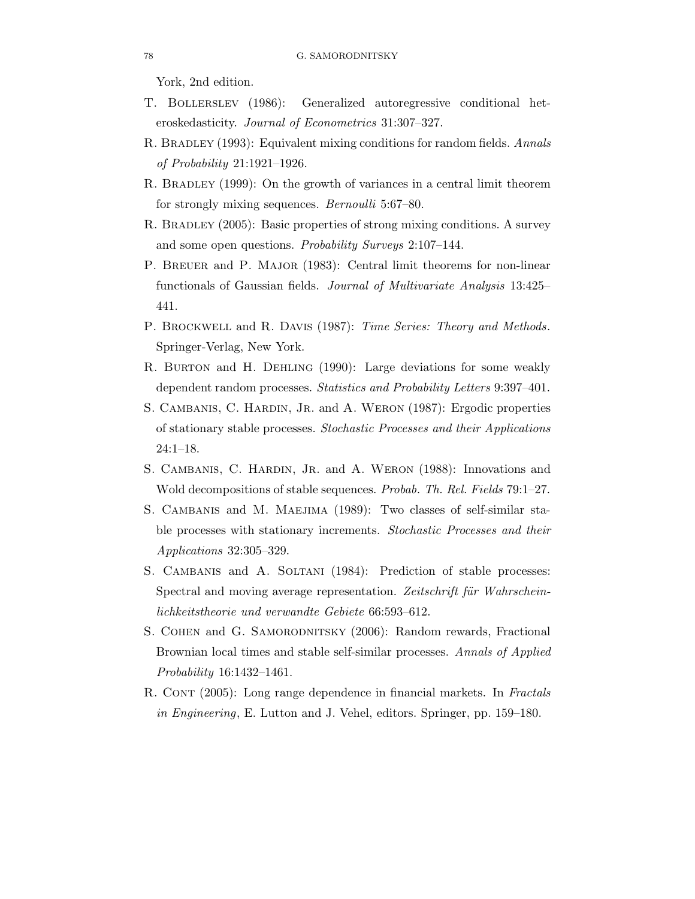York, 2nd edition.

T. Bollerslev (1986): Generalized autoregressive conditional heteroskedasticity. *Journal of Econometrics* 31:307–327.

R. Bradley (1993): Equivalent mixing conditions for random fields. *Annals of Probability* 21:1921–1926.

R. Bradley (1999): On the growth of variances in a central limit theorem for strongly mixing sequences. *Bernoulli* 5:67–80.

R. Bradley (2005): Basic properties of strong mixing conditions. A survey and some open questions. *Probability Surveys* 2:107–144.

P. Breuer and P. Major (1983): Central limit theorems for non-linear functionals of Gaussian fields. *Journal of Multivariate Analysis* 13:425–441.

P. Brockwell and R. Davis (1987): *Time Series: Theory and Methods*. Springer-Verlag, New York.

R. Burton and H. Dehling (1990): Large deviations for some weakly dependent random processes. *Statistics and Probability Letters* 9:397–401.

S. Cambanis, C. Hardin, Jr. and A. Weron (1987): Ergodic properties of stationary stable processes. *Stochastic Processes and their Applications* 24:1–18.

S. Cambanis, C. Hardin, Jr. and A. Weron (1988): Innovations and Wold decompositions of stable sequences. *Probab. Th. Rel. Fields* 79:1–27.

S. Cambanis and M. Maejima (1989): Two classes of self-similar stable processes with stationary increments. *Stochastic Processes and their Applications* 32:305–329.

S. Cambanis and A. Soltani (1984): Prediction of stable processes: Spectral and moving average representation. *Zeitschrift für Wahrscheinlichkeitstheorie und verwandte Gebiete* 66:593–612.

S. Cohen and G. Samorodnitsky (2006): Random rewards, Fractional Brownian local times and stable self-similar processes. *Annals of Applied Probability* 16:1432–1461.

R. Cont (2005): Long range dependence in financial markets. In *Fractals in Engineering*, E. Lutton and J. Vehel, editors. Springer, pp. 159–180.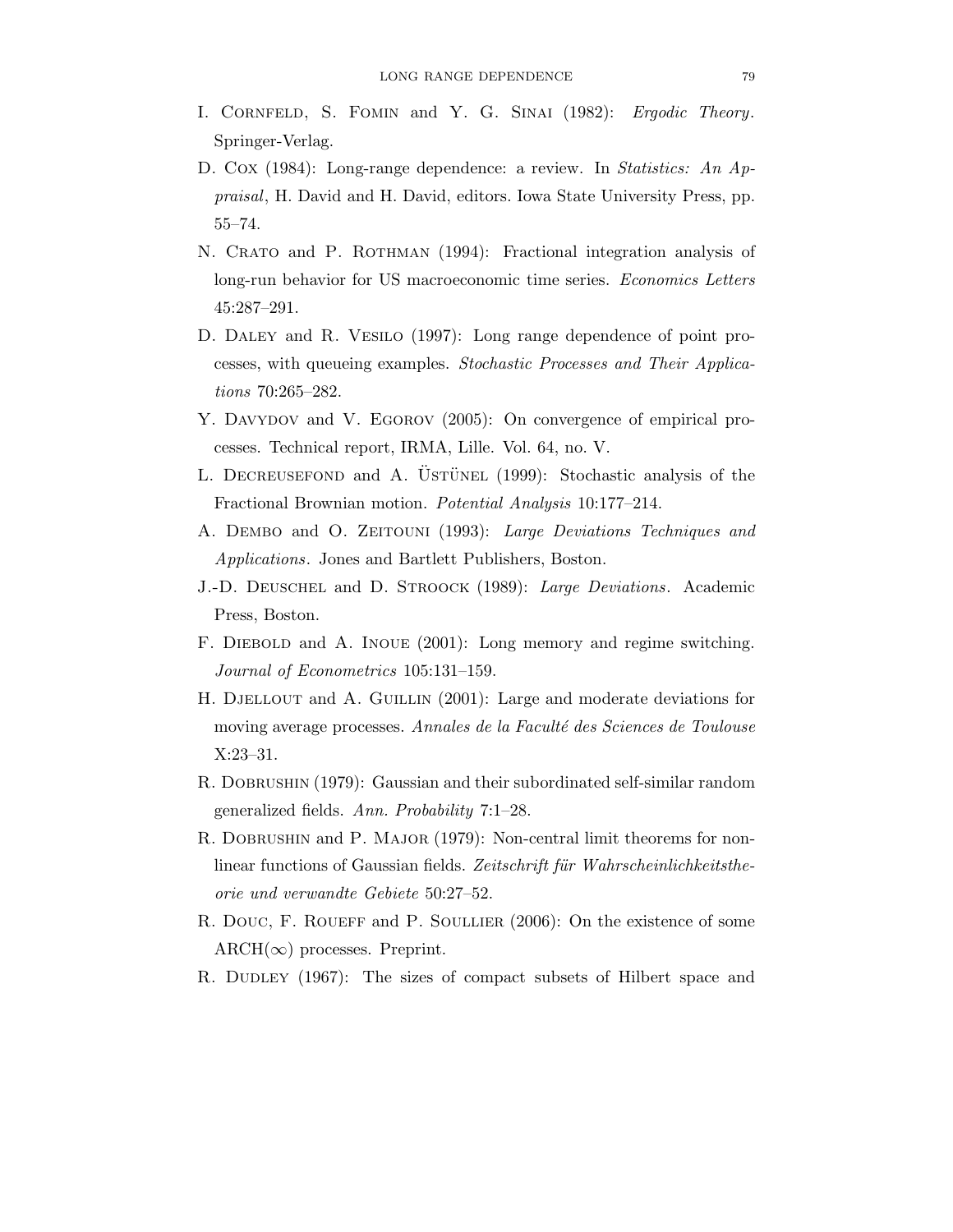I. Cornfeld, S. Fomin and Y. G. Sinai (1982): *Ergodic Theory*. Springer-Verlag.

D. Cox (1984): Long-range dependence: a review. In *Statistics: An Appraisal*, H. David and H. David, editors. Iowa State University Press, pp. 55–74.

N. Crato and P. Rothman (1994): Fractional integration analysis of long-run behavior for US macroeconomic time series. *Economics Letters* 45:287–291.

D. Daley and R. Vesilo (1997): Long range dependence of point processes, with queueing examples. *Stochastic Processes and Their Applications* 70:265–282.

Y. Davydov and V. Egorov (2005): On convergence of empirical processes. Technical report, IRMA, Lille. Vol. 64, no. V.

L. Decreusefond and A. Üstünel (1999): Stochastic analysis of the Fractional Brownian motion. *Potential Analysis* 10:177–214.

A. Dembo and O. Zeitouni (1993): *Large Deviations Techniques and Applications*. Jones and Bartlett Publishers, Boston.

J.-D. Deuschel and D. Stroock (1989): *Large Deviations*. Academic Press, Boston.

F. Diebold and A. Inoue (2001): Long memory and regime switching. *Journal of Econometrics* 105:131–159.

H. Djellout and A. Guillin (2001): Large and moderate deviations for moving average processes. *Annales de la Faculté des Sciences de Toulouse* X:23–31.

R. Dobrushin (1979): Gaussian and their subordinated self-similar random generalized fields. *Ann. Probability* 7:1–28.

R. Dobrushin and P. Major (1979): Non-central limit theorems for non-linear functions of Gaussian fields. *Zeitschrift für Wahrscheinlichkeitstheorie und verwandte Gebiete* 50:27–52.

R. Douc, F. Roueff and P. Soullier (2006): On the existence of some ARCH($\infty$) processes. Preprint.

R. Dudley (1967): The sizes of compact subsets of Hilbert space and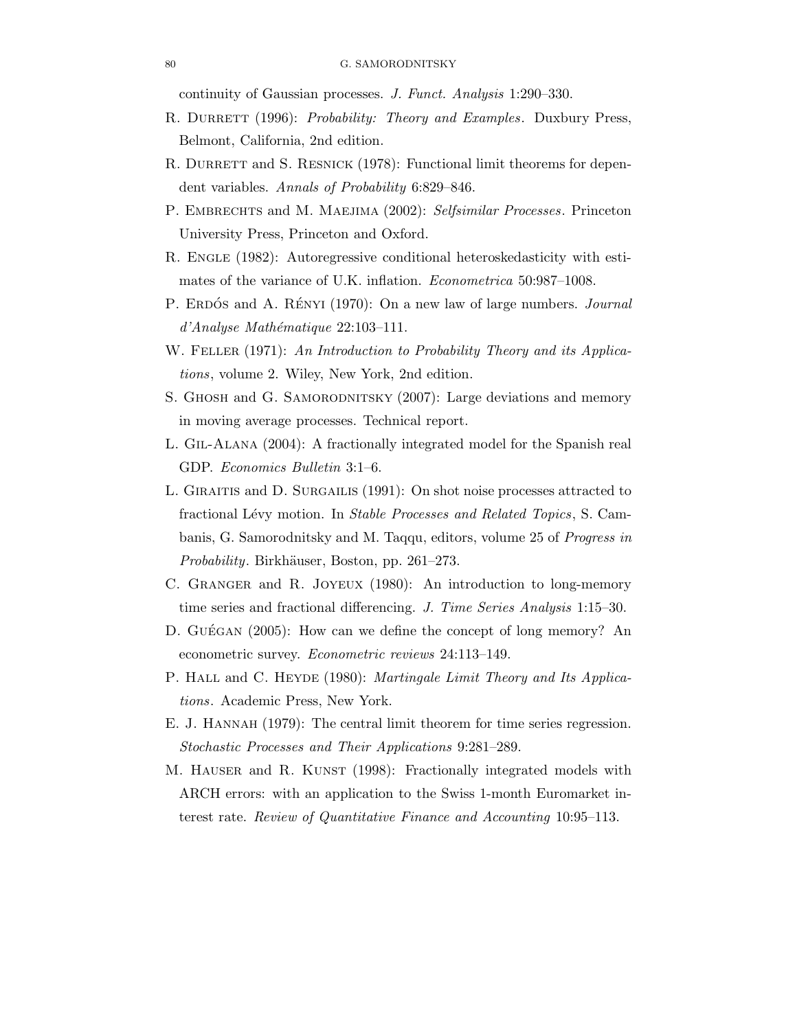continuity of Gaussian processes. *J. Funct. Analysis* 1:290–330.

R. Durrett (1996): *Probability: Theory and Examples*. Duxbury Press, Belmont, California, 2nd edition.

R. Durrett and S. Resnick (1978): Functional limit theorems for dependent variables. *Annals of Probability* 6:829–846.

P. Embrechts and M. Maejima (2002): *Selfsimilar Processes*. Princeton University Press, Princeton and Oxford.

R. Engle (1982): Autoregressive conditional heteroskedasticity with estimates of the variance of U.K. inflation. *Econometrica* 50:987–1008.

P. Erdős and A. Rényi (1970): On a new law of large numbers. *Journal d'Analyse Mathématique* 22:103–111.

W. Feller (1971): *An Introduction to Probability Theory and its Applications*, volume 2. Wiley, New York, 2nd edition.

S. Ghosh and G. Samorodnitsky (2007): Large deviations and memory in moving average processes. Technical report.

L. Gil-Alana (2004): A fractionally integrated model for the Spanish real GDP. *Economics Bulletin* 3:1–6.

L. Giraitis and D. Surgailis (1991): On shot noise processes attracted to fractional Lévy motion. In *Stable Processes and Related Topics*, S. Cambanis, G. Samorodnitsky and M. Taqqu, editors, volume 25 of *Progress in Probability*. Birkhäuser, Boston, pp. 261–273.

C. Granger and R. Joyeux (1980): An introduction to long-memory time series and fractional differencing. *J. Time Series Analysis* 1:15–30.

D. Guégan (2005): How can we define the concept of long memory? An econometric survey. *Econometric reviews* 24:113–149.

P. Hall and C. Heyde (1980): *Martingale Limit Theory and Its Applications*. Academic Press, New York.

E. J. Hannah (1979): The central limit theorem for time series regression. *Stochastic Processes and Their Applications* 9:281–289.

M. Hauser and R. Kunst (1998): Fractionally integrated models with ARCH errors: with an application to the Swiss 1-month Euromarket interest rate. *Review of Quantitative Finance and Accounting* 10:95–113.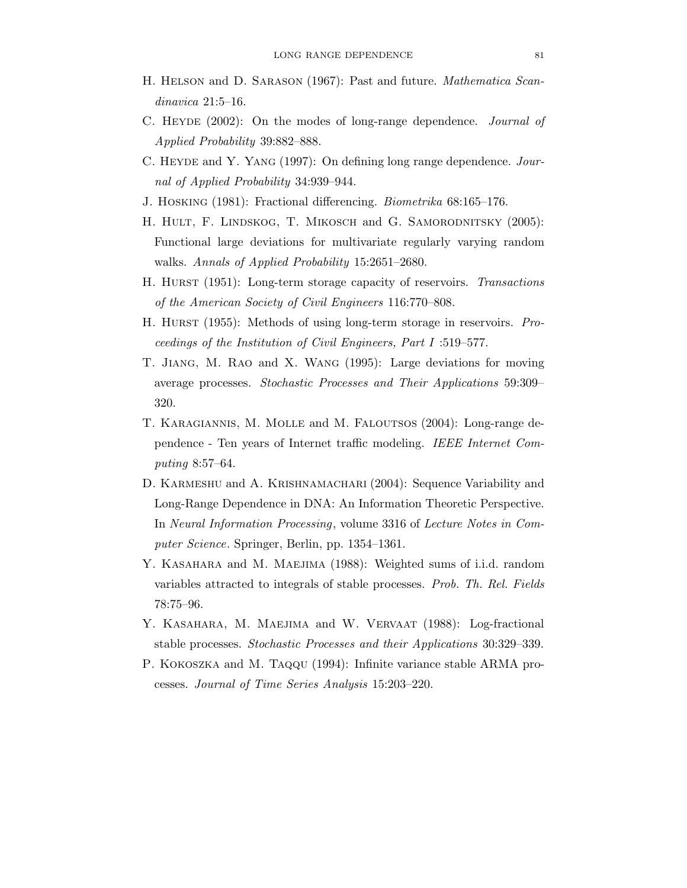H. Helson and D. Sarason (1967): Past and future. *Mathematica Scandinavica* 21:5–16.

C. Heyde (2002): On the modes of long-range dependence. *Journal of Applied Probability* 39:882–888.

C. Heyde and Y. Yang (1997): On defining long range dependence. *Journal of Applied Probability* 34:939–944.

J. Hosking (1981): Fractional differencing. *Biometrika* 68:165–176.

H. Hult, F. Lindskog, T. Mikosch and G. Samorodnitsky (2005): Functional large deviations for multivariate regularly varying random walks. *Annals of Applied Probability* 15:2651–2680.

H. Hurst (1951): Long-term storage capacity of reservoirs. *Transactions of the American Society of Civil Engineers* 116:770–808.

H. Hurst (1955): Methods of using long-term storage in reservoirs. *Proceedings of the Institution of Civil Engineers, Part I* :519–577.

T. Jiang, M. Rao and X. Wang (1995): Large deviations for moving average processes. *Stochastic Processes and Their Applications* 59:309–320.

T. Karagiannis, M. Molle and M. Faloutsos (2004): Long-range dependence - Ten years of Internet traffic modeling. *IEEE Internet Computing* 8:57–64.

D. Karmeshu and A. Krishnamachari (2004): Sequence Variability and Long-Range Dependence in DNA: An Information Theoretic Perspective. In *Neural Information Processing*, volume 3316 of *Lecture Notes in Computer Science*. Springer, Berlin, pp. 1354–1361.

Y. Kasahara and M. Maejima (1988): Weighted sums of i.i.d. random variables attracted to integrals of stable processes. *Prob. Th. Rel. Fields* 78:75–96.

Y. Kasahara, M. Maejima and W. Vervaat (1988): Log-fractional stable processes. *Stochastic Processes and their Applications* 30:329–339.

P. Kokoszka and M. Taqqu (1994): Infinite variance stable ARMA processes. *Journal of Time Series Analysis* 15:203–220.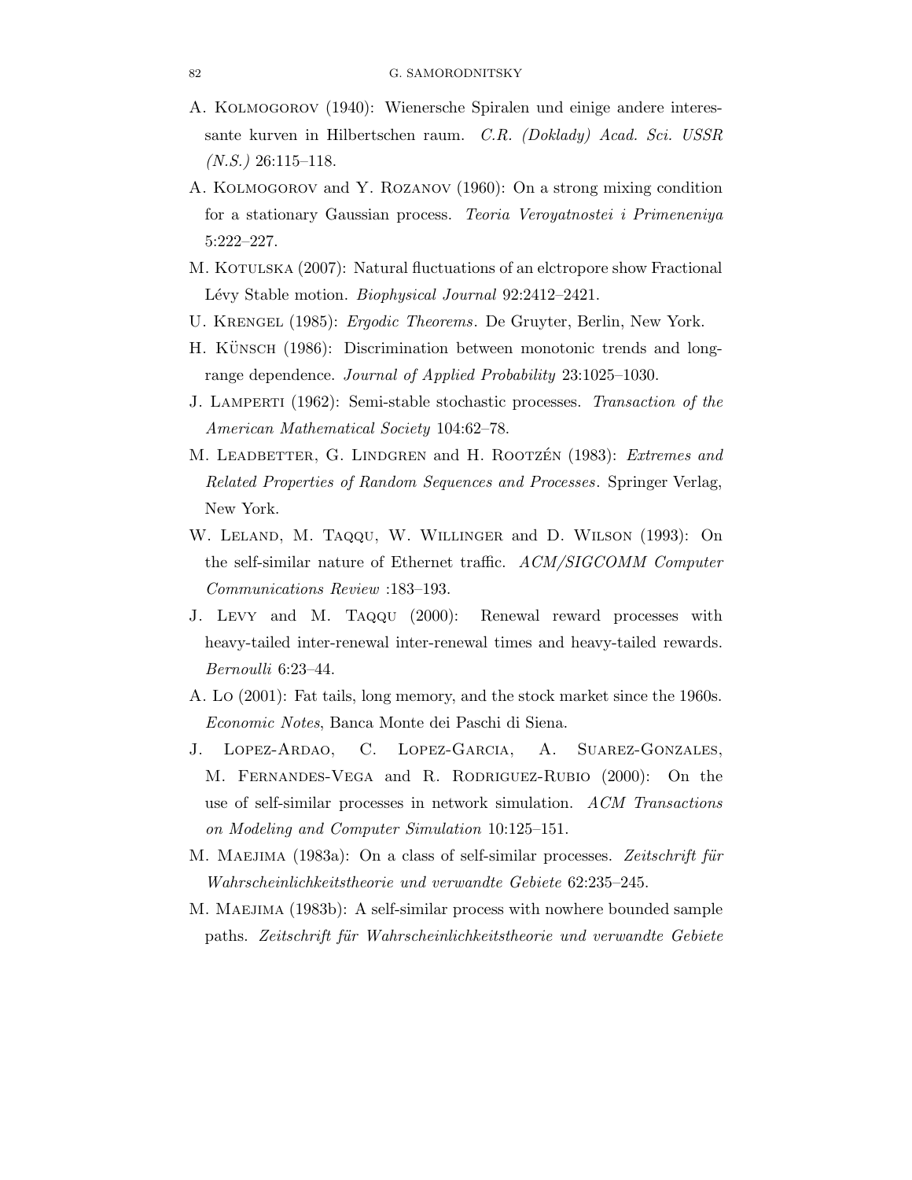A. Kolmogorov (1940): Wienersche Spiralen und einige andere interessante kurven in Hilbertschen raum. *C.R. (Doklady) Acad. Sci. USSR (N.S.)* 26:115–118.

A. Kolmogorov and Y. Rozanov (1960): On a strong mixing condition for a stationary Gaussian process. *Teoria Veroyatnostei i Primeneniya* 5:222–227.

M. Kotulska (2007): Natural fluctuations of an elctropore show Fractional Lévy Stable motion. *Biophysical Journal* 92:2412–2421.

U. Krengel (1985): *Ergodic Theorems*. De Gruyter, Berlin, New York.

H. Künsch (1986): Discrimination between monotonic trends and long-range dependence. *Journal of Applied Probability* 23:1025–1030.

J. Lamperti (1962): Semi-stable stochastic processes. *Transaction of the American Mathematical Society* 104:62–78.

M. Leadbetter, G. Lindgren and H. Rootzén (1983): *Extremes and Related Properties of Random Sequences and Processes*. Springer Verlag, New York.

W. Leland, M. Taqqu, W. Willinger and D. Wilson (1993): On the self-similar nature of Ethernet traffic. *ACM/SIGCOMM Computer Communications Review* :183–193.

J. Levy and M. Taqqu (2000): Renewal reward processes with heavy-tailed inter-renewal inter-renewal times and heavy-tailed rewards. *Bernoulli* 6:23–44.

A. Lo (2001): Fat tails, long memory, and the stock market since the 1960s. *Economic Notes*, Banca Monte dei Paschi di Siena.

J. Lopez-Ardao, C. Lopez-Garcia, A. Suarez-Gonzales, M. Fernandes-Vega and R. Rodriguez-Rubio (2000): On the use of self-similar processes in network simulation. *ACM Transactions on Modeling and Computer Simulation* 10:125–151.

M. Maejima (1983a): On a class of self-similar processes. *Zeitschrift für Wahrscheinlichkeitstheorie und verwandte Gebiete* 62:235–245.

M. Maejima (1983b): A self-similar process with nowhere bounded sample paths. *Zeitschrift für Wahrscheinlichkeitstheorie und verwandte Gebiete*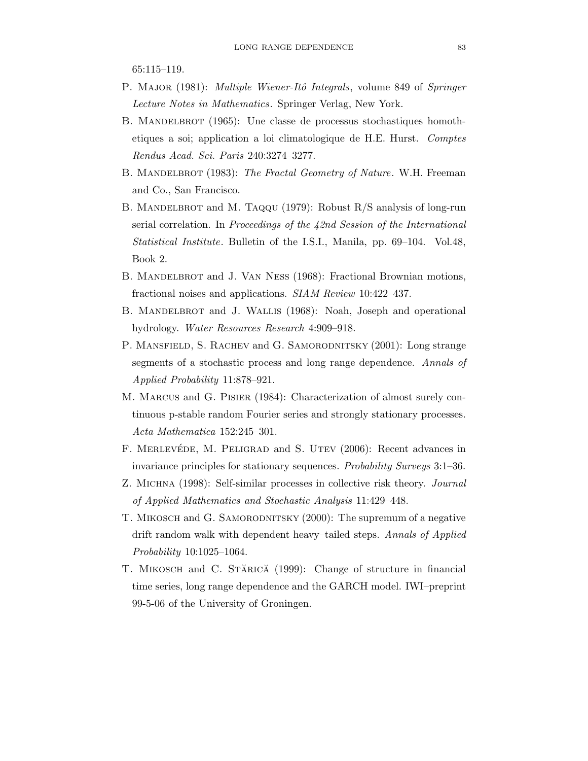65:115–119.

P. Major (1981): *Multiple Wiener-Itô Integrals*, volume 849 of *Springer Lecture Notes in Mathematics*. Springer Verlag, New York.

B. Mandelbrot (1965): Une classe de processus stochastiques homothetiques a soi; application a loi climatologique de H.E. Hurst. *Comptes Rendus Acad. Sci. Paris* 240:3274–3277.

B. Mandelbrot (1983): *The Fractal Geometry of Nature*. W.H. Freeman and Co., San Francisco.

B. Mandelbrot and M. Taqqu (1979): Robust R/S analysis of long-run serial correlation. In *Proceedings of the 42nd Session of the International Statistical Institute*. Bulletin of the I.S.I., Manila, pp. 69–104. Vol.48, Book 2.

B. Mandelbrot and J. Van Ness (1968): Fractional Brownian motions, fractional noises and applications. *SIAM Review* 10:422–437.

B. Mandelbrot and J. Wallis (1968): Noah, Joseph and operational hydrology. *Water Resources Research* 4:909–918.

P. Mansfield, S. Rachev and G. Samorodnitsky (2001): Long strange segments of a stochastic process and long range dependence. *Annals of Applied Probability* 11:878–921.

M. Marcus and G. Pisier (1984): Characterization of almost surely continuous p-stable random Fourier series and strongly stationary processes. *Acta Mathematica* 152:245–301.

F. Merlevéde, M. Peligrad and S. Utev (2006): Recent advances in invariance principles for stationary sequences. *Probability Surveys* 3:1–36.

Z. Michna (1998): Self-similar processes in collective risk theory. *Journal of Applied Mathematics and Stochastic Analysis* 11:429–448.

T. Mikosch and G. Samorodnitsky (2000): The supremum of a negative drift random walk with dependent heavy–tailed steps. *Annals of Applied Probability* 10:1025–1064.

T. Mikosch and C. Stărică (1999): Change of structure in financial time series, long range dependence and the GARCH model. IWI–preprint 99-5-06 of the University of Groningen.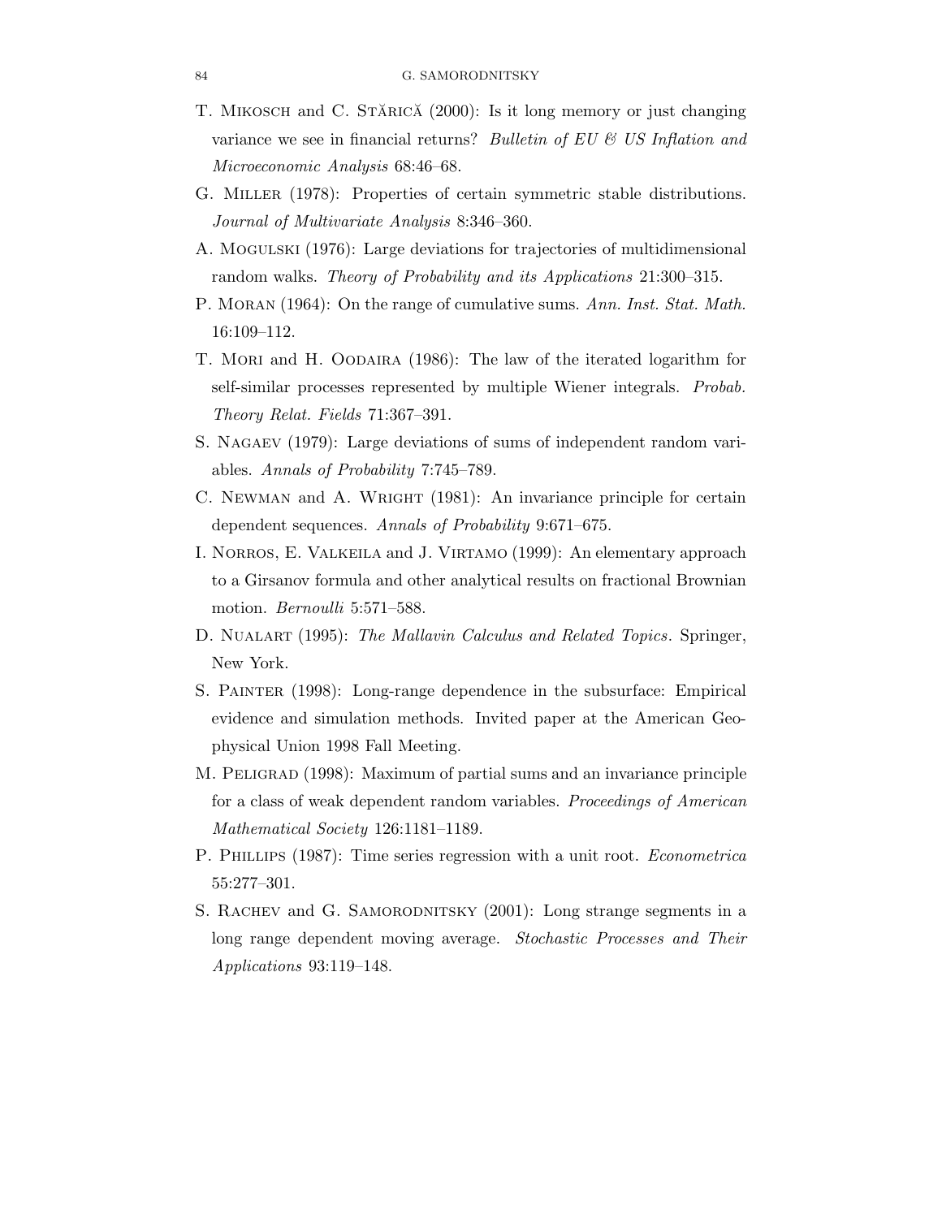T. Mikosch and C. Stărică (2000): Is it long memory or just changing variance we see in financial returns? *Bulletin of EU & US Inflation and Microeconomic Analysis* 68:46–68.

G. Miller (1978): Properties of certain symmetric stable distributions. *Journal of Multivariate Analysis* 8:346–360.

A. Mogulski (1976): Large deviations for trajectories of multidimensional random walks. *Theory of Probability and its Applications* 21:300–315.

P. Moran (1964): On the range of cumulative sums. *Ann. Inst. Stat. Math.* 16:109–112.

T. Mori and H. Oodaira (1986): The law of the iterated logarithm for self-similar processes represented by multiple Wiener integrals. *Probab. Theory Relat. Fields* 71:367–391.

S. Nagaev (1979): Large deviations of sums of independent random variables. *Annals of Probability* 7:745–789.

C. Newman and A. Wright (1981): An invariance principle for certain dependent sequences. *Annals of Probability* 9:671–675.

I. Norros, E. Valkeila and J. Virtamo (1999): An elementary approach to a Girsanov formula and other analytical results on fractional Brownian motion. *Bernoulli* 5:571–588.

D. Nualart (1995): *The Mallavin Calculus and Related Topics*. Springer, New York.

S. Painter (1998): Long-range dependence in the subsurface: Empirical evidence and simulation methods. Invited paper at the American Geophysical Union 1998 Fall Meeting.

M. Peligrad (1998): Maximum of partial sums and an invariance principle for a class of weak dependent random variables. *Proceedings of American Mathematical Society* 126:1181–1189.

P. Phillips (1987): Time series regression with a unit root. *Econometrica* 55:277–301.

S. Rachev and G. Samorodnitsky (2001): Long strange segments in a long range dependent moving average. *Stochastic Processes and Their Applications* 93:119–148.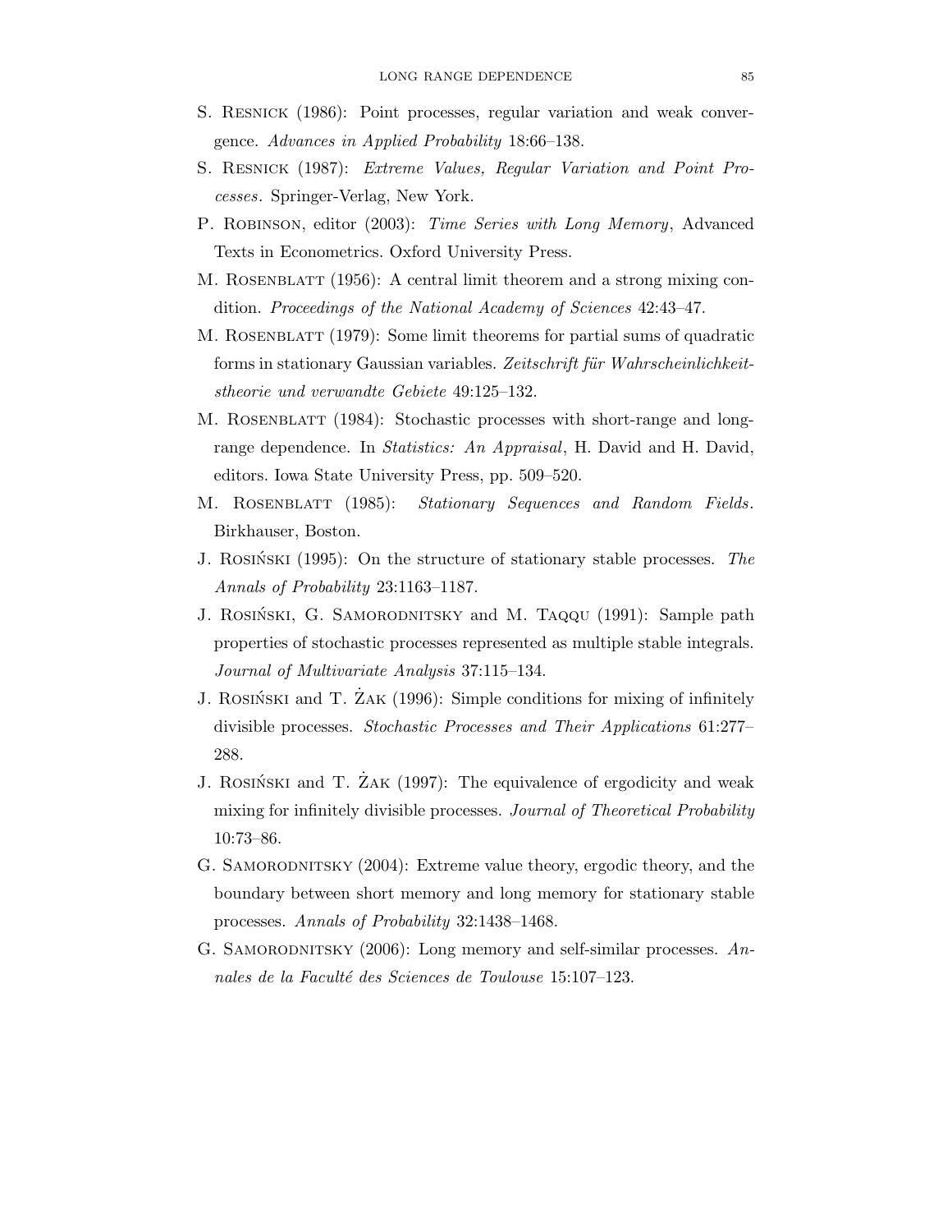S. Resnick (1986): Point processes, regular variation and weak convergence. *Advances in Applied Probability* 18:66–138.

S. Resnick (1987): *Extreme Values, Regular Variation and Point Processes*. Springer-Verlag, New York.

P. Robinson, editor (2003): *Time Series with Long Memory*, Advanced Texts in Econometrics. Oxford University Press.

M. Rosenblatt (1956): A central limit theorem and a strong mixing condition. *Proceedings of the National Academy of Sciences* 42:43–47.

M. Rosenblatt (1979): Some limit theorems for partial sums of quadratic forms in stationary Gaussian variables. *Zeitschrift für Wahrscheinlichkeitstheorie und verwandte Gebiete* 49:125–132.

M. Rosenblatt (1984): Stochastic processes with short-range and long-range dependence. In *Statistics: An Appraisal*, H. David and H. David, editors. Iowa State University Press, pp. 509–520.

M. Rosenblatt (1985): *Stationary Sequences and Random Fields*. Birkhauser, Boston.

J. Rosiński (1995): On the structure of stationary stable processes. *The Annals of Probability* 23:1163–1187.

J. Rosiński, G. Samorodnitsky and M. Taqqu (1991): Sample path properties of stochastic processes represented as multiple stable integrals. *Journal of Multivariate Analysis* 37:115–134.

J. Rosiński and T. Żak (1996): Simple conditions for mixing of infinitely divisible processes. *Stochastic Processes and Their Applications* 61:277–288.

J. Rosiński and T. Żak (1997): The equivalence of ergodicity and weak mixing for infinitely divisible processes. *Journal of Theoretical Probability* 10:73–86.

G. Samorodnitsky (2004): Extreme value theory, ergodic theory, and the boundary between short memory and long memory for stationary stable processes. *Annals of Probability* 32:1438–1468.

G. Samorodnitsky (2006): Long memory and self-similar processes. *Annales de la Faculté des Sciences de Toulouse* 15:107–123.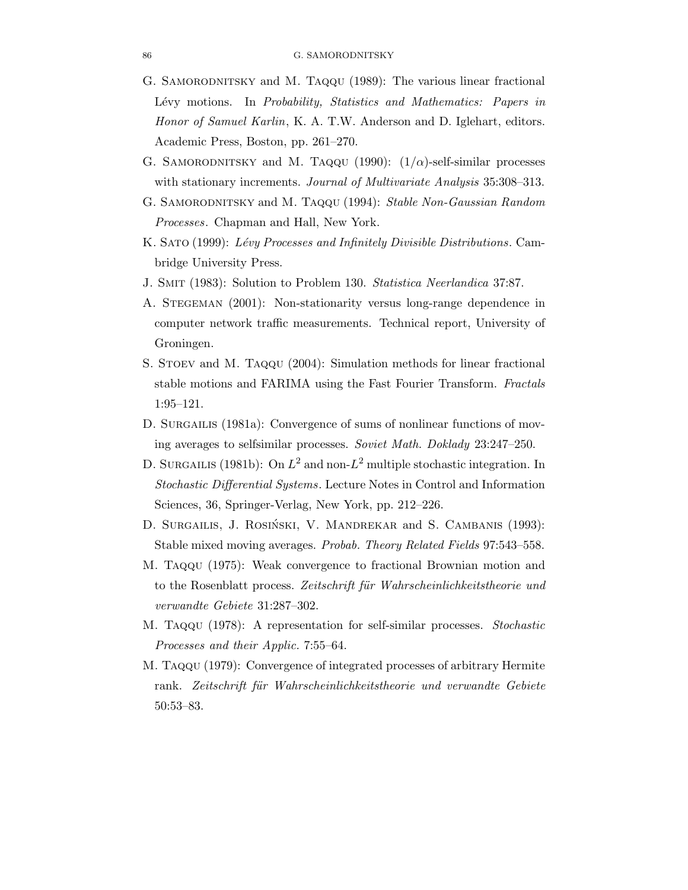G. Samorodnitsky and M. Taqqu (1989): The various linear fractional Lévy motions. In *Probability, Statistics and Mathematics: Papers in Honor of Samuel Karlin*, K. A. T.W. Anderson and D. Iglehart, editors. Academic Press, Boston, pp. 261–270.

G. Samorodnitsky and M. Taqqu (1990): $(1/\alpha)$-self-similar processes with stationary increments. *Journal of Multivariate Analysis* 35:308–313.

G. Samorodnitsky and M. Taqqu (1994): *Stable Non-Gaussian Random Processes*. Chapman and Hall, New York.

K. Sato (1999): *Lévy Processes and Infinitely Divisible Distributions*. Cambridge University Press.

J. Smit (1983): Solution to Problem 130. *Statistica Neerlandica* 37:87.

A. Stegeman (2001): Non-stationarity versus long-range dependence in computer network traffic measurements. Technical report, University of Groningen.

S. Stoev and M. Taqqu (2004): Simulation methods for linear fractional stable motions and FARIMA using the Fast Fourier Transform. *Fractals* 1:95–121.

D. Surgailis (1981a): Convergence of sums of nonlinear functions of moving averages to selfsimilar processes. *Soviet Math. Doklady* 23:247–250.

D. Surgailis (1981b): On $L^2$ and non-$L^2$ multiple stochastic integration. In *Stochastic Differential Systems*. Lecture Notes in Control and Information Sciences, 36, Springer-Verlag, New York, pp. 212–226.

D. Surgailis, J. Rosiński, V. Mandrekar and S. Cambanis (1993): Stable mixed moving averages. *Probab. Theory Related Fields* 97:543–558.

M. Taqqu (1975): Weak convergence to fractional Brownian motion and to the Rosenblatt process. *Zeitschrift für Wahrscheinlichkeitstheorie und verwandte Gebiete* 31:287–302.

M. Taqqu (1978): A representation for self-similar processes. *Stochastic Processes and their Applic.* 7:55–64.

M. Taqqu (1979): Convergence of integrated processes of arbitrary Hermite rank. *Zeitschrift für Wahrscheinlichkeitstheorie und verwandte Gebiete* 50:53–83.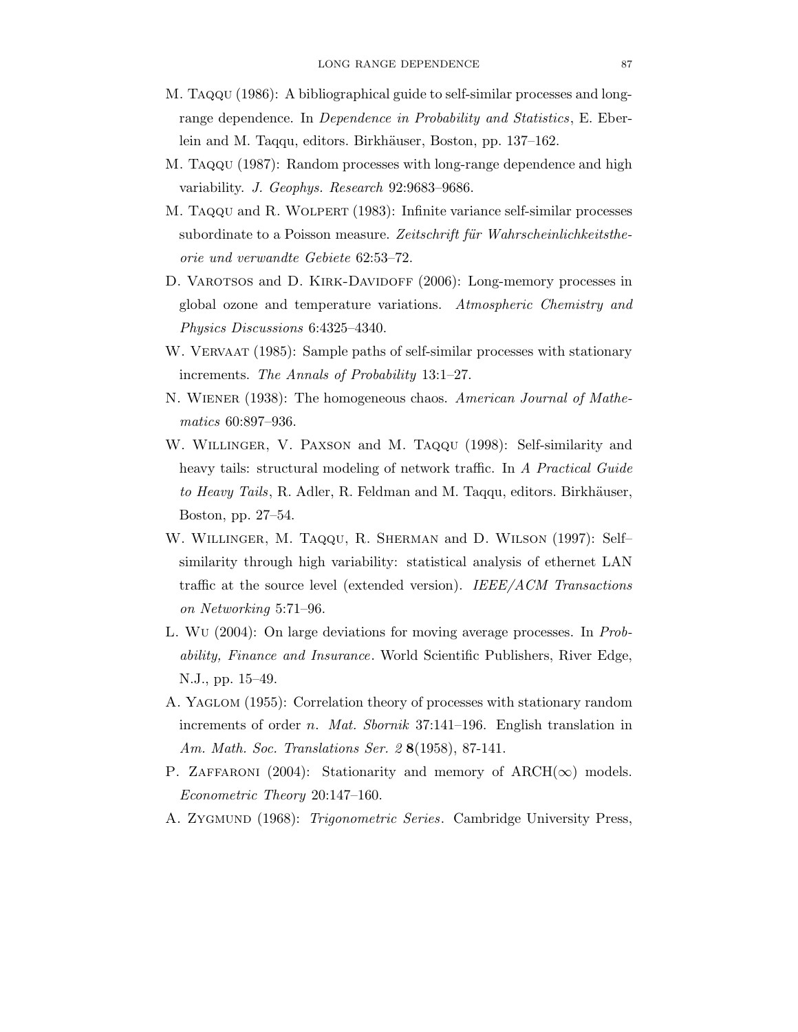M. Taqqu (1986): A bibliographical guide to self-similar processes and long-range dependence. In *Dependence in Probability and Statistics*, E. Eberlein and M. Taqqu, editors. Birkhäuser, Boston, pp. 137–162.

M. Taqqu (1987): Random processes with long-range dependence and high variability. *J. Geophys. Research* 92:9683–9686.

M. Taqqu and R. Wolpert (1983): Infinite variance self-similar processes subordinate to a Poisson measure. *Zeitschrift für Wahrscheinlichkeitstheorie und verwandte Gebiete* 62:53–72.

D. Varotsos and D. Kirk-Davidoff (2006): Long-memory processes in global ozone and temperature variations. *Atmospheric Chemistry and Physics Discussions* 6:4325–4340.

W. Vervaat (1985): Sample paths of self-similar processes with stationary increments. *The Annals of Probability* 13:1–27.

N. Wiener (1938): The homogeneous chaos. *American Journal of Mathematics* 60:897–936.

W. Willinger, V. Paxson and M. Taqqu (1998): Self-similarity and heavy tails: structural modeling of network traffic. In *A Practical Guide to Heavy Tails*, R. Adler, R. Feldman and M. Taqqu, editors. Birkhäuser, Boston, pp. 27–54.

W. Willinger, M. Taqqu, R. Sherman and D. Wilson (1997): Self–similarity through high variability: statistical analysis of ethernet LAN traffic at the source level (extended version). *IEEE/ACM Transactions on Networking* 5:71–96.

L. Wu (2004): On large deviations for moving average processes. In *Probability, Finance and Insurance*. World Scientific Publishers, River Edge, N.J., pp. 15–49.

A. Yaglom (1955): Correlation theory of processes with stationary random increments of order $n$. *Mat. Sbornik* 37:141–196. English translation in *Am. Math. Soc. Translations Ser. 2* **8**(1958), 87-141.

P. Zaffaroni (2004): Stationarity and memory of ARCH($\infty$) models. *Econometric Theory* 20:147–160.

A. Zygmund (1968): *Trigonometric Series*. Cambridge University Press,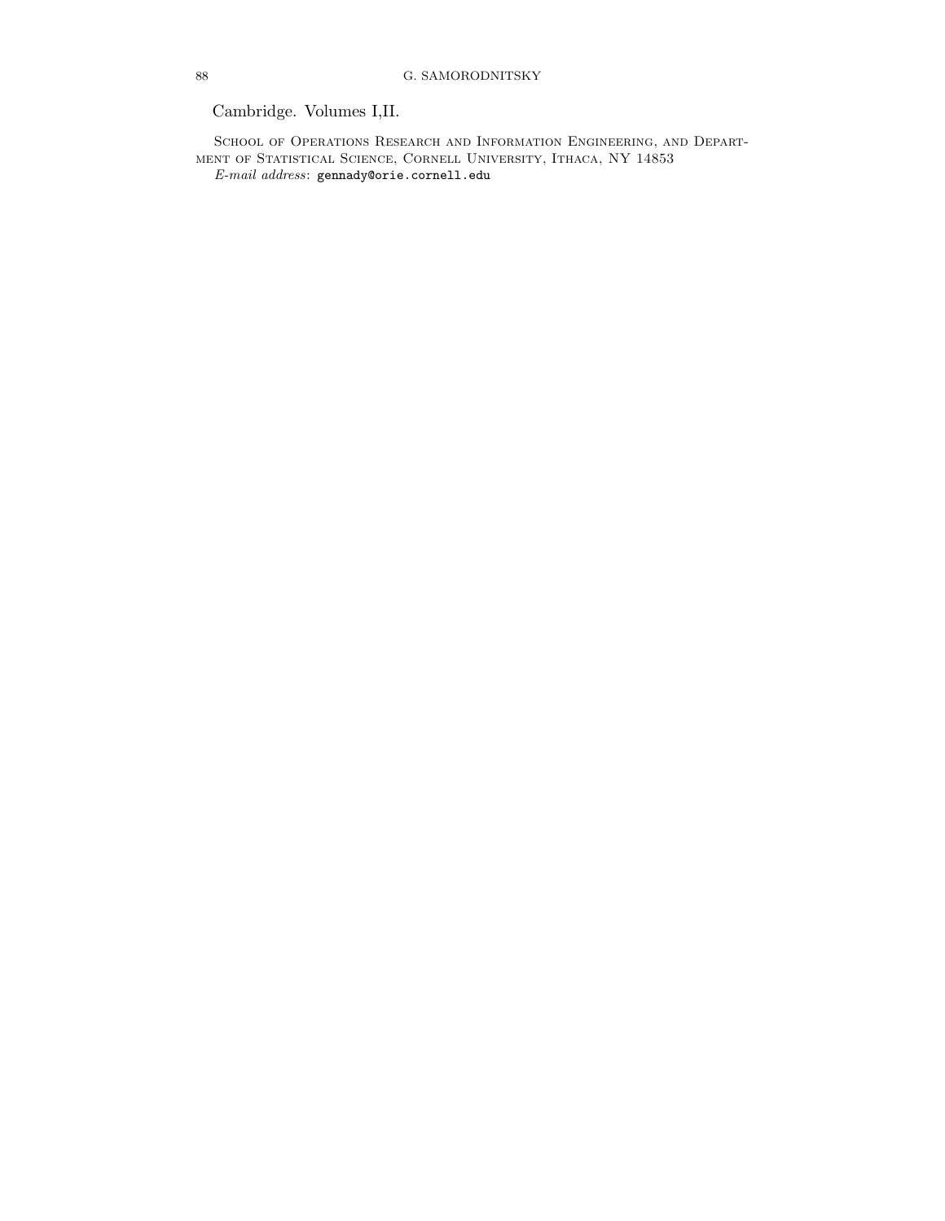Cambridge. Volumes I,II.

School of Operations Research and Information Engineering, and Department of Statistical Science, Cornell University, Ithaca, NY 14853

*E-mail address*: `gennady@orie.cornell.edu`